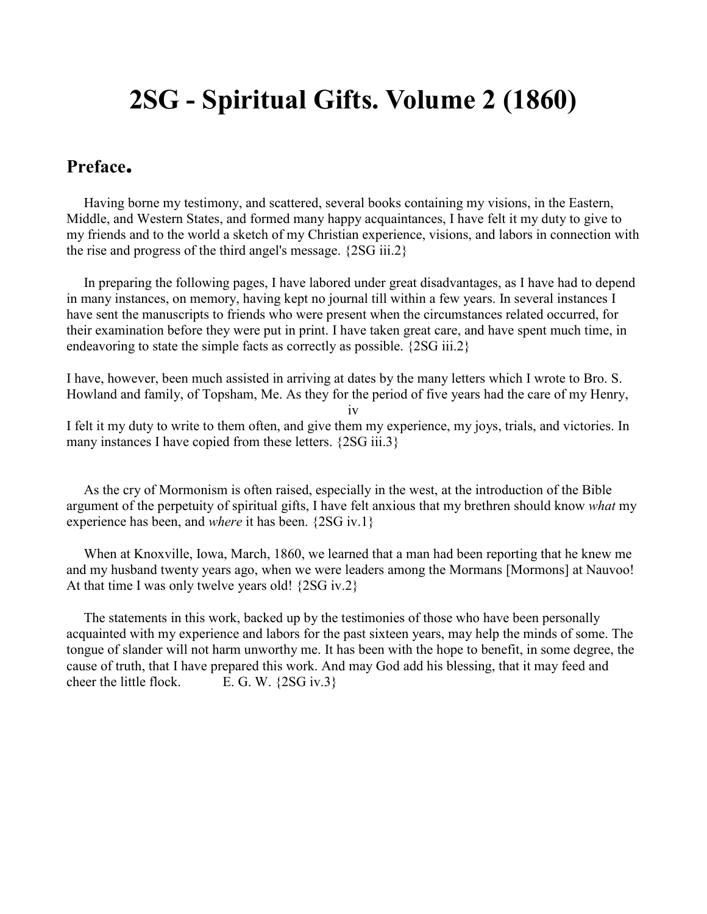# 2SG - Spiritual Gifts. Volume 2 (1860)

## Preface.

Having borne my testimony, and scattered, several books containing my visions, in the Eastern, Middle, and Western States, and formed many happy acquaintances, I have felt it my duty to give to my friends and to the world a sketch of my Christian experience, visions, and labors in connection with the rise and progress of the third angel's message. {2SG iii.2}

In preparing the following pages, I have labored under great disadvantages, as I have had to depend in many instances, on memory, having kept no journal till within a few years. In several instances I have sent the manuscripts to friends who were present when the circumstances related occurred, for their examination before they were put in print. I have taken great care, and have spent much time, in endeavoring to state the simple facts as correctly as possible. {2SG iii.2}

I have, however, been much assisted in arriving at dates by the many letters which I wrote to Bro. S. Howland and family, of Topsham, Me. As they for the period of five years had the care of my Henry, I felt it my duty to write to them often, and give them my experience, my joys, trials, and victories. In many instances I have copied from these letters. {2SG iii.3}

As the cry of Mormonism is often raised, especially in the west, at the introduction of the Bible argument of the perpetuity of spiritual gifts, I have felt anxious that my brethren should know *what* my experience has been, and *where* it has been. {2SG iv.1}

When at Knoxville, Iowa, March, 1860, we learned that a man had been reporting that he knew me and my husband twenty years ago, when we were leaders among the Mormans [Mormons] at Nauvoo! At that time I was only twelve years old! {2SG iv.2}

The statements in this work, backed up by the testimonies of those who have been personally acquainted with my experience and labors for the past sixteen years, may help the minds of some. The tongue of slander will not harm unworthy me. It has been with the hope to benefit, in some degree, the cause of truth, that I have prepared this work. And may God add his blessing, that it may feed and cheer the little flock. E. G. W. {2SG iv.3}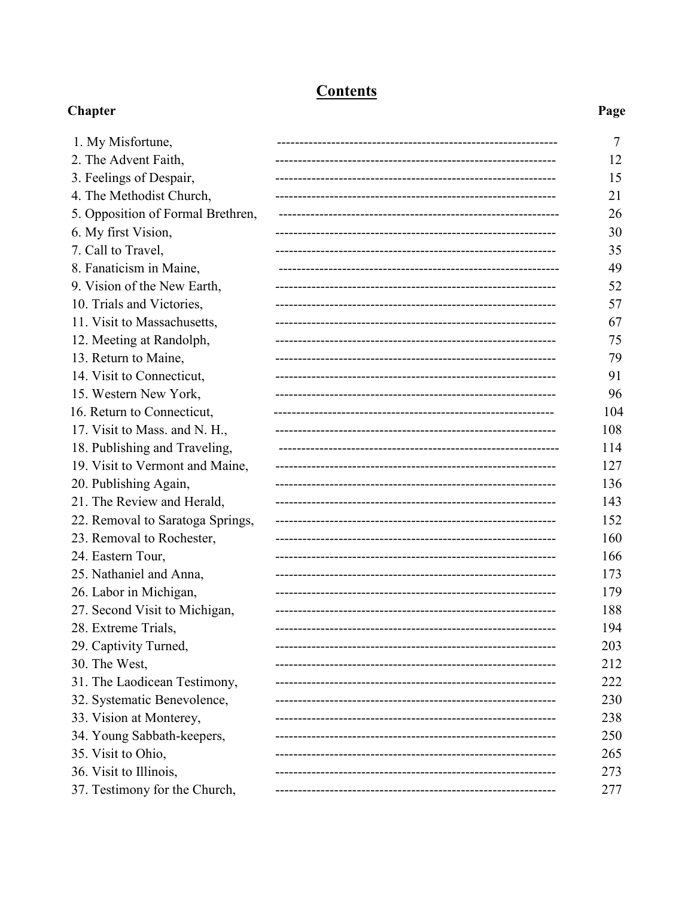# Contents

| Chapter | Page |
|---|---|
| 1. My Misfortune, | 7 |
| 2. The Advent Faith, | 12 |
| 3. Feelings of Despair, | 15 |
| 4. The Methodist Church, | 21 |
| 5. Opposition of Formal Brethren, | 26 |
| 6. My first Vision, | 30 |
| 7. Call to Travel, | 35 |
| 8. Fanaticism in Maine, | 49 |
| 9. Vision of the New Earth, | 52 |
| 10. Trials and Victories, | 57 |
| 11. Visit to Massachusetts, | 67 |
| 12. Meeting at Randolph, | 75 |
| 13. Return to Maine, | 79 |
| 14. Visit to Connecticut, | 91 |
| 15. Western New York, | 96 |
| 16. Return to Connecticut, | 104 |
| 17. Visit to Mass. and N. H., | 108 |
| 18. Publishing and Traveling, | 114 |
| 19. Visit to Vermont and Maine, | 127 |
| 20. Publishing Again, | 136 |
| 21. The Review and Herald, | 143 |
| 22. Removal to Saratoga Springs, | 152 |
| 23. Removal to Rochester, | 160 |
| 24. Eastern Tour, | 166 |
| 25. Nathaniel and Anna, | 173 |
| 26. Labor in Michigan, | 179 |
| 27. Second Visit to Michigan, | 188 |
| 28. Extreme Trials, | 194 |
| 29. Captivity Turned, | 203 |
| 30. The West, | 212 |
| 31. The Laodicean Testimony, | 222 |
| 32. Systematic Benevolence, | 230 |
| 33. Vision at Monterey, | 238 |
| 34. Young Sabbath-keepers, | 250 |
| 35. Visit to Ohio, | 265 |
| 36. Visit to Illinois, | 273 |
| 37. Testimony for the Church, | 277 |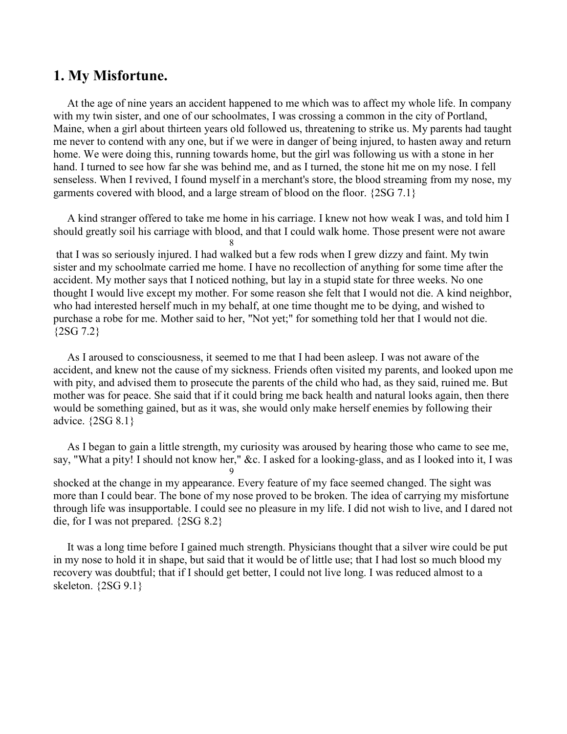## 1. My Misfortune.

At the age of nine years an accident happened to me which was to affect my whole life. In company with my twin sister, and one of our schoolmates, I was crossing a common in the city of Portland, Maine, when a girl about thirteen years old followed us, threatening to strike us. My parents had taught me never to contend with any one, but if we were in danger of being injured, to hasten away and return home. We were doing this, running towards home, but the girl was following us with a stone in her hand. I turned to see how far she was behind me, and as I turned, the stone hit me on my nose. I fell senseless. When I revived, I found myself in a merchant's store, the blood streaming from my nose, my garments covered with blood, and a large stream of blood on the floor. {2SG 7.1}

A kind stranger offered to take me home in his carriage. I knew not how weak I was, and told him I should greatly soil his carriage with blood, and that I could walk home. Those present were not aware that I was so seriously injured. I had walked but a few rods when I grew dizzy and faint. My twin sister and my schoolmate carried me home. I have no recollection of anything for some time after the accident. My mother says that I noticed nothing, but lay in a stupid state for three weeks. No one thought I would live except my mother. For some reason she felt that I would not die. A kind neighbor, who had interested herself much in my behalf, at one time thought me to be dying, and wished to purchase a robe for me. Mother said to her, "Not yet;" for something told her that I would not die. {2SG 7.2}

As I aroused to consciousness, it seemed to me that I had been asleep. I was not aware of the accident, and knew not the cause of my sickness. Friends often visited my parents, and looked upon me with pity, and advised them to prosecute the parents of the child who had, as they said, ruined me. But mother was for peace. She said that if it could bring me back health and natural looks again, then there would be something gained, but as it was, she would only make herself enemies by following their advice. {2SG 8.1}

As I began to gain a little strength, my curiosity was aroused by hearing those who came to see me, say, "What a pity! I should not know her," &c. I asked for a looking-glass, and as I looked into it, I was shocked at the change in my appearance. Every feature of my face seemed changed. The sight was more than I could bear. The bone of my nose proved to be broken. The idea of carrying my misfortune through life was insupportable. I could see no pleasure in my life. I did not wish to live, and I dared not die, for I was not prepared. {2SG 8.2}

It was a long time before I gained much strength. Physicians thought that a silver wire could be put in my nose to hold it in shape, but said that it would be of little use; that I had lost so much blood my recovery was doubtful; that if I should get better, I could not live long. I was reduced almost to a skeleton. {2SG 9.1}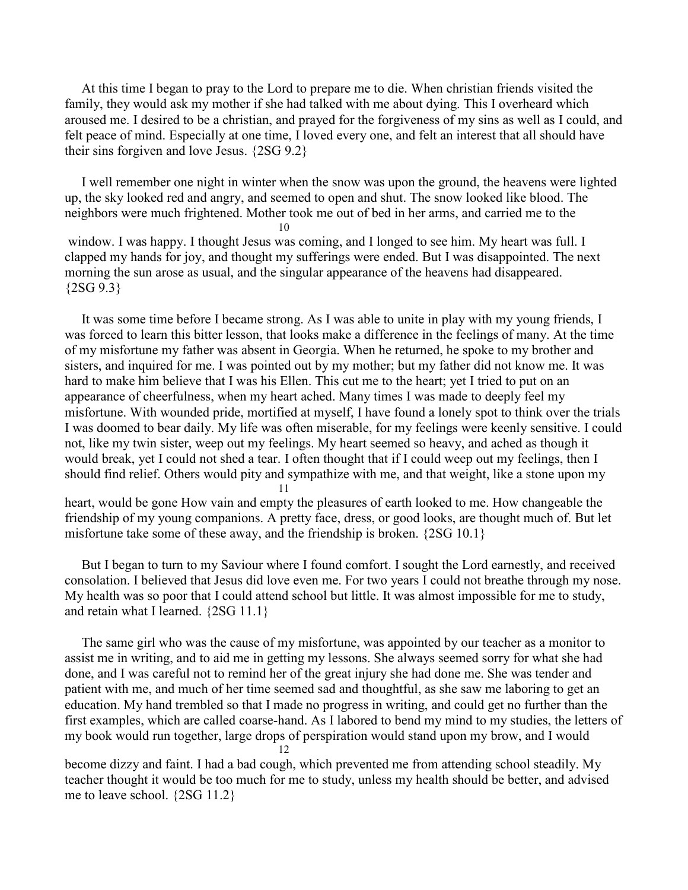At this time I began to pray to the Lord to prepare me to die. When christian friends visited the family, they would ask my mother if she had talked with me about dying. This I overheard which aroused me. I desired to be a christian, and prayed for the forgiveness of my sins as well as I could, and felt peace of mind. Especially at one time, I loved every one, and felt an interest that all should have their sins forgiven and love Jesus. {2SG 9.2}

I well remember one night in winter when the snow was upon the ground, the heavens were lighted up, the sky looked red and angry, and seemed to open and shut. The snow looked like blood. The neighbors were much frightened. Mother took me out of bed in her arms, and carried me to the window. I was happy. I thought Jesus was coming, and I longed to see him. My heart was full. I clapped my hands for joy, and thought my sufferings were ended. But I was disappointed. The next morning the sun arose as usual, and the singular appearance of the heavens had disappeared. {2SG 9.3}

It was some time before I became strong. As I was able to unite in play with my young friends, I was forced to learn this bitter lesson, that looks make a difference in the feelings of many. At the time of my misfortune my father was absent in Georgia. When he returned, he spoke to my brother and sisters, and inquired for me. I was pointed out by my mother; but my father did not know me. It was hard to make him believe that I was his Ellen. This cut me to the heart; yet I tried to put on an appearance of cheerfulness, when my heart ached. Many times I was made to deeply feel my misfortune. With wounded pride, mortified at myself, I have found a lonely spot to think over the trials I was doomed to bear daily. My life was often miserable, for my feelings were keenly sensitive. I could not, like my twin sister, weep out my feelings. My heart seemed so heavy, and ached as though it would break, yet I could not shed a tear. I often thought that if I could weep out my feelings, then I should find relief. Others would pity and sympathize with me, and that weight, like a stone upon my heart, would be gone How vain and empty the pleasures of earth looked to me. How changeable the friendship of my young companions. A pretty face, dress, or good looks, are thought much of. But let misfortune take some of these away, and the friendship is broken. {2SG 10.1}

But I began to turn to my Saviour where I found comfort. I sought the Lord earnestly, and received consolation. I believed that Jesus did love even me. For two years I could not breathe through my nose. My health was so poor that I could attend school but little. It was almost impossible for me to study, and retain what I learned. {2SG 11.1}

The same girl who was the cause of my misfortune, was appointed by our teacher as a monitor to assist me in writing, and to aid me in getting my lessons. She always seemed sorry for what she had done, and I was careful not to remind her of the great injury she had done me. She was tender and patient with me, and much of her time seemed sad and thoughtful, as she saw me laboring to get an education. My hand trembled so that I made no progress in writing, and could get no further than the first examples, which are called coarse-hand. As I labored to bend my mind to my studies, the letters of my book would run together, large drops of perspiration would stand upon my brow, and I would become dizzy and faint. I had a bad cough, which prevented me from attending school steadily. My teacher thought it would be too much for me to study, unless my health should be better, and advised me to leave school. {2SG 11.2}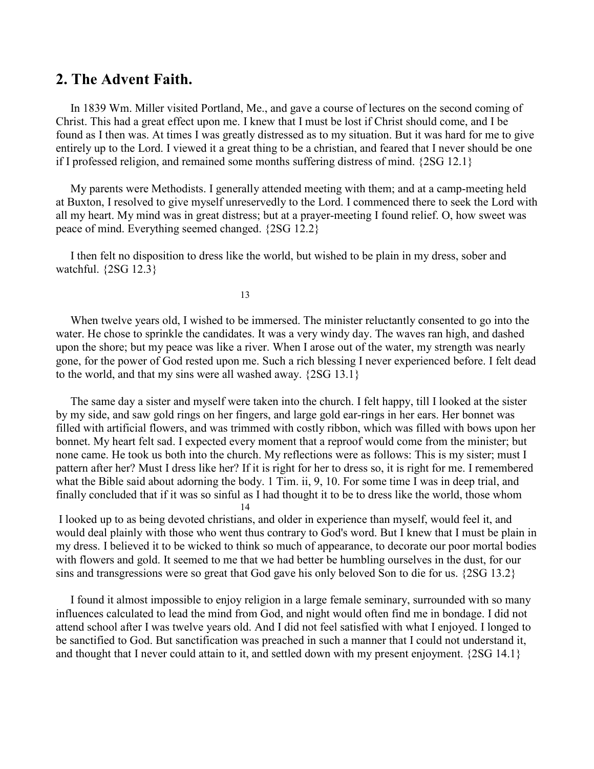## 2. The Advent Faith.

In 1839 Wm. Miller visited Portland, Me., and gave a course of lectures on the second coming of Christ. This had a great effect upon me. I knew that I must be lost if Christ should come, and I be found as I then was. At times I was greatly distressed as to my situation. But it was hard for me to give entirely up to the Lord. I viewed it a great thing to be a christian, and feared that I never should be one if I professed religion, and remained some months suffering distress of mind. {2SG 12.1}

My parents were Methodists. I generally attended meeting with them; and at a camp-meeting held at Buxton, I resolved to give myself unreservedly to the Lord. I commenced there to seek the Lord with all my heart. My mind was in great distress; but at a prayer-meeting I found relief. O, how sweet was peace of mind. Everything seemed changed. {2SG 12.2}

I then felt no disposition to dress like the world, but wished to be plain in my dress, sober and watchful. {2SG 12.3}

When twelve years old, I wished to be immersed. The minister reluctantly consented to go into the water. He chose to sprinkle the candidates. It was a very windy day. The waves ran high, and dashed upon the shore; but my peace was like a river. When I arose out of the water, my strength was nearly gone, for the power of God rested upon me. Such a rich blessing I never experienced before. I felt dead to the world, and that my sins were all washed away. {2SG 13.1}

The same day a sister and myself were taken into the church. I felt happy, till I looked at the sister by my side, and saw gold rings on her fingers, and large gold ear-rings in her ears. Her bonnet was filled with artificial flowers, and was trimmed with costly ribbon, which was filled with bows upon her bonnet. My heart felt sad. I expected every moment that a reproof would come from the minister; but none came. He took us both into the church. My reflections were as follows: This is my sister; must I pattern after her? Must I dress like her? If it is right for her to dress so, it is right for me. I remembered what the Bible said about adorning the body. 1 Tim. ii, 9, 10. For some time I was in deep trial, and finally concluded that if it was so sinful as I had thought it to be to dress like the world, those whom I looked up to as being devoted christians, and older in experience than myself, would feel it, and would deal plainly with those who went thus contrary to God's word. But I knew that I must be plain in my dress. I believed it to be wicked to think so much of appearance, to decorate our poor mortal bodies with flowers and gold. It seemed to me that we had better be humbling ourselves in the dust, for our sins and transgressions were so great that God gave his only beloved Son to die for us. {2SG 13.2}

I found it almost impossible to enjoy religion in a large female seminary, surrounded with so many influences calculated to lead the mind from God, and night would often find me in bondage. I did not attend school after I was twelve years old. And I did not feel satisfied with what I enjoyed. I longed to be sanctified to God. But sanctification was preached in such a manner that I could not understand it, and thought that I never could attain to it, and settled down with my present enjoyment. {2SG 14.1}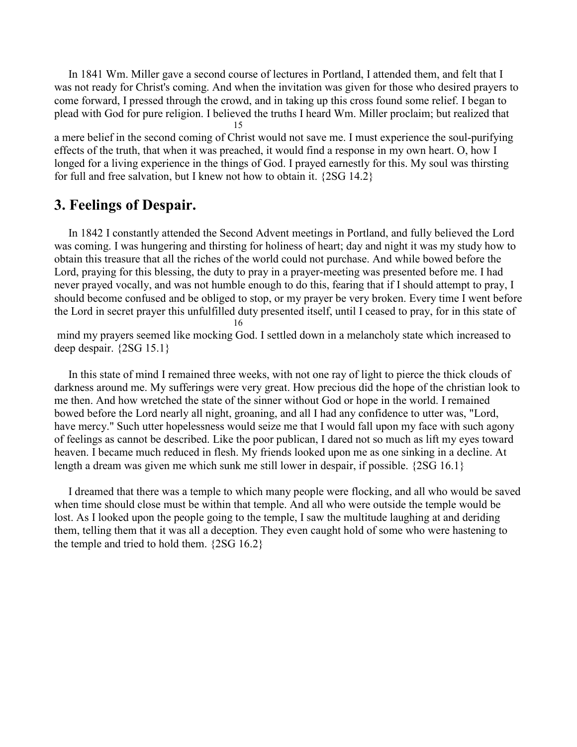In 1841 Wm. Miller gave a second course of lectures in Portland, I attended them, and felt that I was not ready for Christ's coming. And when the invitation was given for those who desired prayers to come forward, I pressed through the crowd, and in taking up this cross found some relief. I began to plead with God for pure religion. I believed the truths I heard Wm. Miller proclaim; but realized that a mere belief in the second coming of Christ would not save me. I must experience the soul-purifying effects of the truth, that when it was preached, it would find a response in my own heart. O, how I longed for a living experience in the things of God. I prayed earnestly for this. My soul was thirsting for full and free salvation, but I knew not how to obtain it. {2SG 14.2}

## 3. Feelings of Despair.

In 1842 I constantly attended the Second Advent meetings in Portland, and fully believed the Lord was coming. I was hungering and thirsting for holiness of heart; day and night it was my study how to obtain this treasure that all the riches of the world could not purchase. And while bowed before the Lord, praying for this blessing, the duty to pray in a prayer-meeting was presented before me. I had never prayed vocally, and was not humble enough to do this, fearing that if I should attempt to pray, I should become confused and be obliged to stop, or my prayer be very broken. Every time I went before the Lord in secret prayer this unfulfilled duty presented itself, until I ceased to pray, for in this state of mind my prayers seemed like mocking God. I settled down in a melancholy state which increased to deep despair. {2SG 15.1}

In this state of mind I remained three weeks, with not one ray of light to pierce the thick clouds of darkness around me. My sufferings were very great. How precious did the hope of the christian look to me then. And how wretched the state of the sinner without God or hope in the world. I remained bowed before the Lord nearly all night, groaning, and all I had any confidence to utter was, "Lord, have mercy." Such utter hopelessness would seize me that I would fall upon my face with such agony of feelings as cannot be described. Like the poor publican, I dared not so much as lift my eyes toward heaven. I became much reduced in flesh. My friends looked upon me as one sinking in a decline. At length a dream was given me which sunk me still lower in despair, if possible. {2SG 16.1}

I dreamed that there was a temple to which many people were flocking, and all who would be saved when time should close must be within that temple. And all who were outside the temple would be lost. As I looked upon the people going to the temple, I saw the multitude laughing at and deriding them, telling them that it was all a deception. They even caught hold of some who were hastening to the temple and tried to hold them. {2SG 16.2}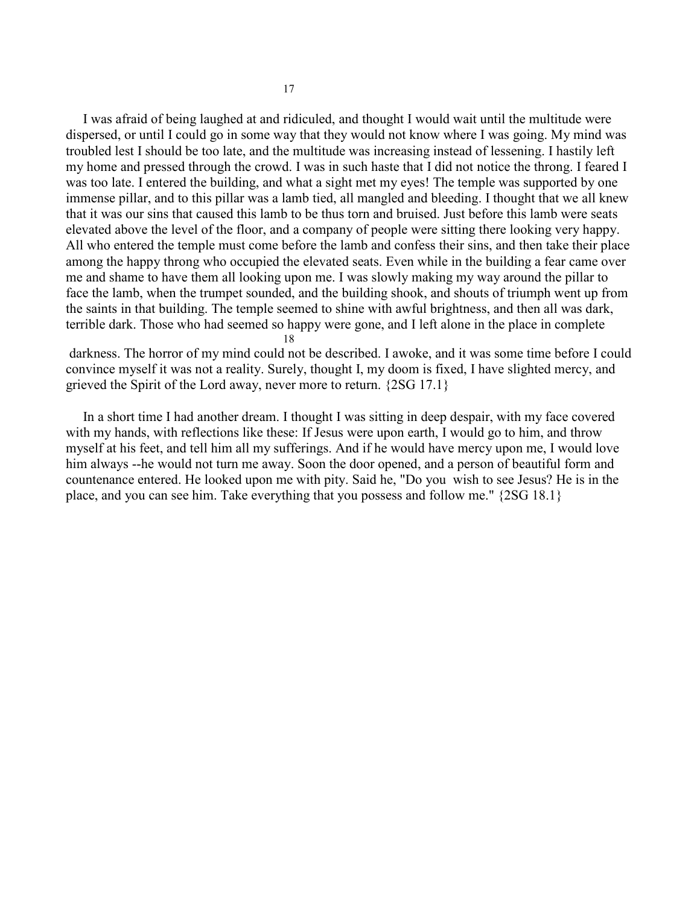I was afraid of being laughed at and ridiculed, and thought I would wait until the multitude were dispersed, or until I could go in some way that they would not know where I was going. My mind was troubled lest I should be too late, and the multitude was increasing instead of lessening. I hastily left my home and pressed through the crowd. I was in such haste that I did not notice the throng. I feared I was too late. I entered the building, and what a sight met my eyes! The temple was supported by one immense pillar, and to this pillar was a lamb tied, all mangled and bleeding. I thought that we all knew that it was our sins that caused this lamb to be thus torn and bruised. Just before this lamb were seats elevated above the level of the floor, and a company of people were sitting there looking very happy. All who entered the temple must come before the lamb and confess their sins, and then take their place among the happy throng who occupied the elevated seats. Even while in the building a fear came over me and shame to have them all looking upon me. I was slowly making my way around the pillar to face the lamb, when the trumpet sounded, and the building shook, and shouts of triumph went up from the saints in that building. The temple seemed to shine with awful brightness, and then all was dark, terrible dark. Those who had seemed so happy were gone, and I left alone in the place in complete darkness. The horror of my mind could not be described. I awoke, and it was some time before I could convince myself it was not a reality. Surely, thought I, my doom is fixed, I have slighted mercy, and grieved the Spirit of the Lord away, never more to return. {2SG 17.1}

In a short time I had another dream. I thought I was sitting in deep despair, with my face covered with my hands, with reflections like these: If Jesus were upon earth, I would go to him, and throw myself at his feet, and tell him all my sufferings. And if he would have mercy upon me, I would love him always --he would not turn me away. Soon the door opened, and a person of beautiful form and countenance entered. He looked upon me with pity. Said he, "Do you wish to see Jesus? He is in the place, and you can see him. Take everything that you possess and follow me." {2SG 18.1}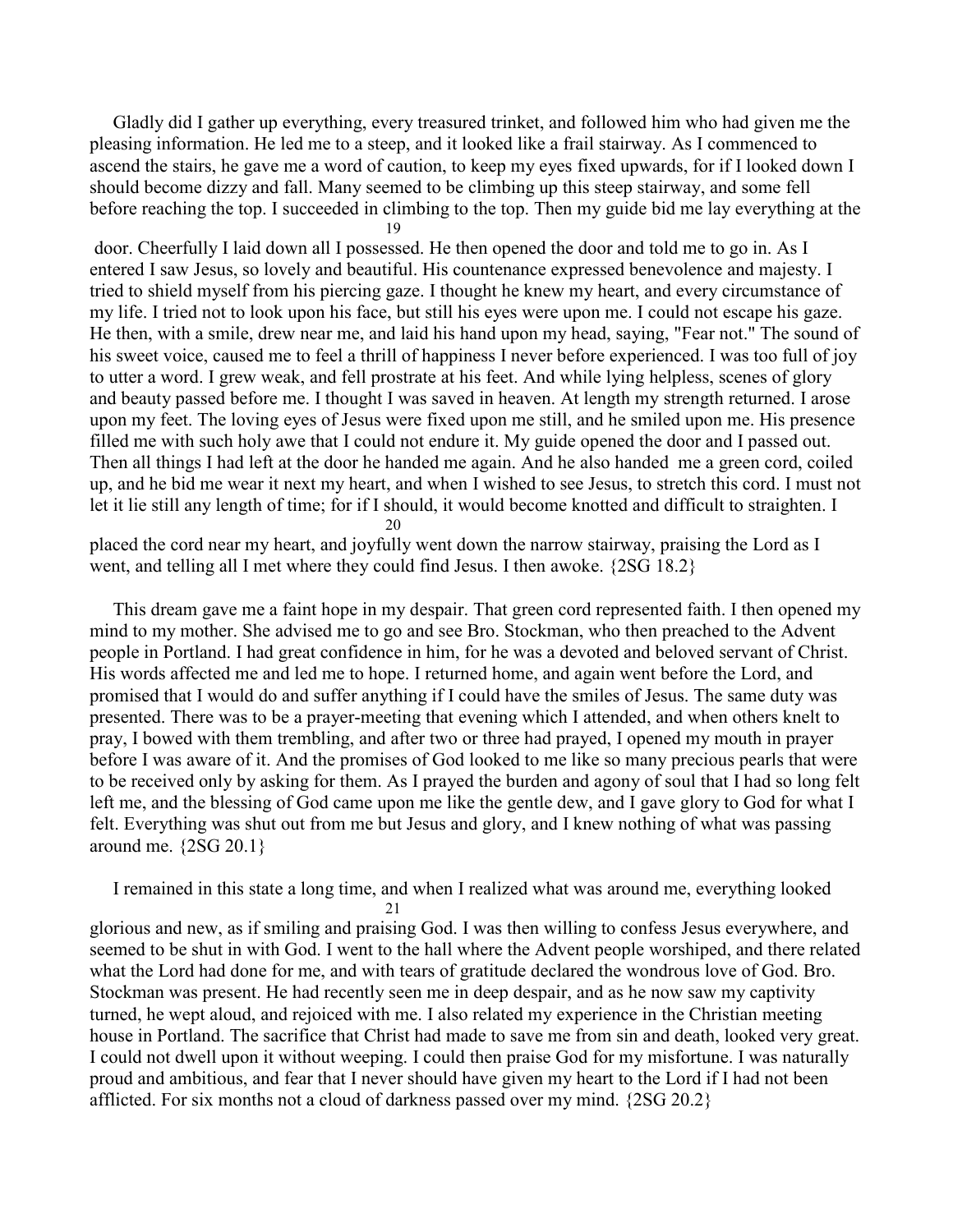Gladly did I gather up everything, every treasured trinket, and followed him who had given me the pleasing information. He led me to a steep, and it looked like a frail stairway. As I commenced to ascend the stairs, he gave me a word of caution, to keep my eyes fixed upwards, for if I looked down I should become dizzy and fall. Many seemed to be climbing up this steep stairway, and some fell before reaching the top. I succeeded in climbing to the top. Then my guide bid me lay everything at the door. Cheerfully I laid down all I possessed. He then opened the door and told me to go in. As I entered I saw Jesus, so lovely and beautiful. His countenance expressed benevolence and majesty. I tried to shield myself from his piercing gaze. I thought he knew my heart, and every circumstance of my life. I tried not to look upon his face, but still his eyes were upon me. I could not escape his gaze. He then, with a smile, drew near me, and laid his hand upon my head, saying, "Fear not." The sound of his sweet voice, caused me to feel a thrill of happiness I never before experienced. I was too full of joy to utter a word. I grew weak, and fell prostrate at his feet. And while lying helpless, scenes of glory and beauty passed before me. I thought I was saved in heaven. At length my strength returned. I arose upon my feet. The loving eyes of Jesus were fixed upon me still, and he smiled upon me. His presence filled me with such holy awe that I could not endure it. My guide opened the door and I passed out. Then all things I had left at the door he handed me again. And he also handed me a green cord, coiled up, and he bid me wear it next my heart, and when I wished to see Jesus, to stretch this cord. I must not let it lie still any length of time; for if I should, it would become knotted and difficult to straighten. I placed the cord near my heart, and joyfully went down the narrow stairway, praising the Lord as I went, and telling all I met where they could find Jesus. I then awoke. {2SG 18.2}

This dream gave me a faint hope in my despair. That green cord represented faith. I then opened my mind to my mother. She advised me to go and see Bro. Stockman, who then preached to the Advent people in Portland. I had great confidence in him, for he was a devoted and beloved servant of Christ. His words affected me and led me to hope. I returned home, and again went before the Lord, and promised that I would do and suffer anything if I could have the smiles of Jesus. The same duty was presented. There was to be a prayer-meeting that evening which I attended, and when others knelt to pray, I bowed with them trembling, and after two or three had prayed, I opened my mouth in prayer before I was aware of it. And the promises of God looked to me like so many precious pearls that were to be received only by asking for them. As I prayed the burden and agony of soul that I had so long felt left me, and the blessing of God came upon me like the gentle dew, and I gave glory to God for what I felt. Everything was shut out from me but Jesus and glory, and I knew nothing of what was passing around me. {2SG 20.1}

I remained in this state a long time, and when I realized what was around me, everything looked glorious and new, as if smiling and praising God. I was then willing to confess Jesus everywhere, and seemed to be shut in with God. I went to the hall where the Advent people worshiped, and there related what the Lord had done for me, and with tears of gratitude declared the wondrous love of God. Bro. Stockman was present. He had recently seen me in deep despair, and as he now saw my captivity turned, he wept aloud, and rejoiced with me. I also related my experience in the Christian meeting house in Portland. The sacrifice that Christ had made to save me from sin and death, looked very great. I could not dwell upon it without weeping. I could then praise God for my misfortune. I was naturally proud and ambitious, and fear that I never should have given my heart to the Lord if I had not been afflicted. For six months not a cloud of darkness passed over my mind. {2SG 20.2}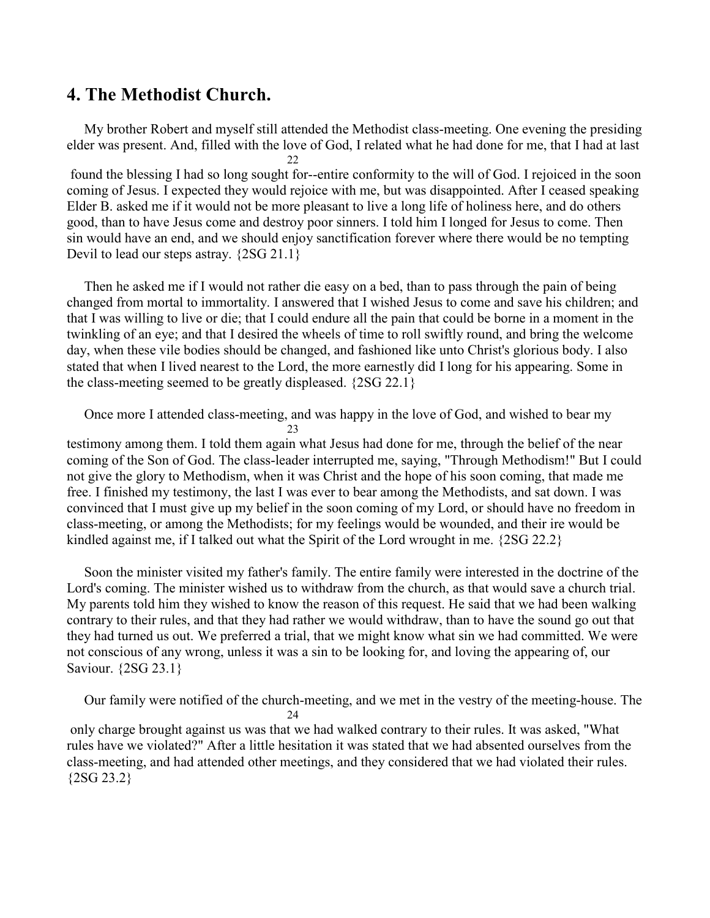## 4. The Methodist Church.

My brother Robert and myself still attended the Methodist class-meeting. One evening the presiding elder was present. And, filled with the love of God, I related what he had done for me, that I had at last found the blessing I had so long sought for--entire conformity to the will of God. I rejoiced in the soon coming of Jesus. I expected they would rejoice with me, but was disappointed. After I ceased speaking Elder B. asked me if it would not be more pleasant to live a long life of holiness here, and do others good, than to have Jesus come and destroy poor sinners. I told him I longed for Jesus to come. Then sin would have an end, and we should enjoy sanctification forever where there would be no tempting Devil to lead our steps astray. {2SG 21.1}

Then he asked me if I would not rather die easy on a bed, than to pass through the pain of being changed from mortal to immortality. I answered that I wished Jesus to come and save his children; and that I was willing to live or die; that I could endure all the pain that could be borne in a moment in the twinkling of an eye; and that I desired the wheels of time to roll swiftly round, and bring the welcome day, when these vile bodies should be changed, and fashioned like unto Christ's glorious body. I also stated that when I lived nearest to the Lord, the more earnestly did I long for his appearing. Some in the class-meeting seemed to be greatly displeased. {2SG 22.1}

Once more I attended class-meeting, and was happy in the love of God, and wished to bear my testimony among them. I told them again what Jesus had done for me, through the belief of the near coming of the Son of God. The class-leader interrupted me, saying, "Through Methodism!" But I could not give the glory to Methodism, when it was Christ and the hope of his soon coming, that made me free. I finished my testimony, the last I was ever to bear among the Methodists, and sat down. I was convinced that I must give up my belief in the soon coming of my Lord, or should have no freedom in class-meeting, or among the Methodists; for my feelings would be wounded, and their ire would be kindled against me, if I talked out what the Spirit of the Lord wrought in me. {2SG 22.2}

Soon the minister visited my father's family. The entire family were interested in the doctrine of the Lord's coming. The minister wished us to withdraw from the church, as that would save a church trial. My parents told him they wished to know the reason of this request. He said that we had been walking contrary to their rules, and that they had rather we would withdraw, than to have the sound go out that they had turned us out. We preferred a trial, that we might know what sin we had committed. We were not conscious of any wrong, unless it was a sin to be looking for, and loving the appearing of, our Saviour. {2SG 23.1}

Our family were notified of the church-meeting, and we met in the vestry of the meeting-house. The only charge brought against us was that we had walked contrary to their rules. It was asked, "What rules have we violated?" After a little hesitation it was stated that we had absented ourselves from the class-meeting, and had attended other meetings, and they considered that we had violated their rules. {2SG 23.2}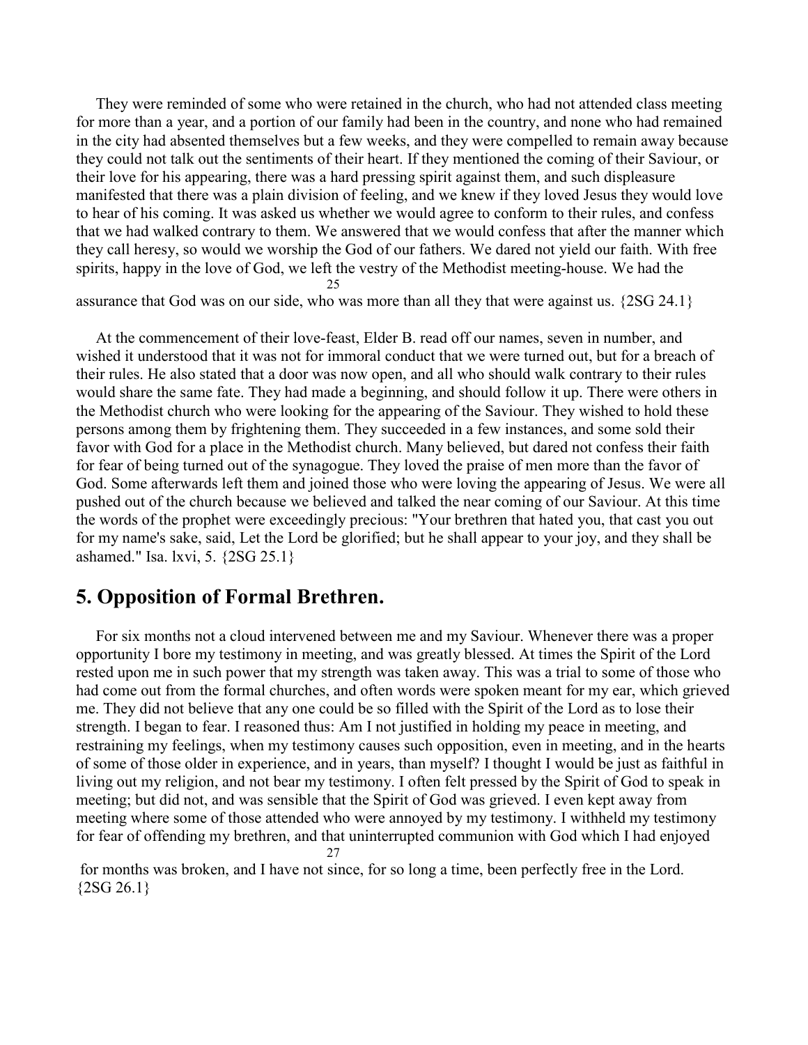They were reminded of some who were retained in the church, who had not attended class meeting for more than a year, and a portion of our family had been in the country, and none who had remained in the city had absented themselves but a few weeks, and they were compelled to remain away because they could not talk out the sentiments of their heart. If they mentioned the coming of their Saviour, or their love for his appearing, there was a hard pressing spirit against them, and such displeasure manifested that there was a plain division of feeling, and we knew if they loved Jesus they would love to hear of his coming. It was asked us whether we would agree to conform to their rules, and confess that we had walked contrary to them. We answered that we would confess that after the manner which they call heresy, so would we worship the God of our fathers. We dared not yield our faith. With free spirits, happy in the love of God, we left the vestry of the Methodist meeting-house. We had the assurance that God was on our side, who was more than all they that were against us. {2SG 24.1}

At the commencement of their love-feast, Elder B. read off our names, seven in number, and wished it understood that it was not for immoral conduct that we were turned out, but for a breach of their rules. He also stated that a door was now open, and all who should walk contrary to their rules would share the same fate. They had made a beginning, and should follow it up. There were others in the Methodist church who were looking for the appearing of the Saviour. They wished to hold these persons among them by frightening them. They succeeded in a few instances, and some sold their favor with God for a place in the Methodist church. Many believed, but dared not confess their faith for fear of being turned out of the synagogue. They loved the praise of men more than the favor of God. Some afterwards left them and joined those who were loving the appearing of Jesus. We were all pushed out of the church because we believed and talked the near coming of our Saviour. At this time the words of the prophet were exceedingly precious: "Your brethren that hated you, that cast you out for my name's sake, said, Let the Lord be glorified; but he shall appear to your joy, and they shall be ashamed." Isa. lxvi, 5. {2SG 25.1}

## 5. Opposition of Formal Brethren.

For six months not a cloud intervened between me and my Saviour. Whenever there was a proper opportunity I bore my testimony in meeting, and was greatly blessed. At times the Spirit of the Lord rested upon me in such power that my strength was taken away. This was a trial to some of those who had come out from the formal churches, and often words were spoken meant for my ear, which grieved me. They did not believe that any one could be so filled with the Spirit of the Lord as to lose their strength. I began to fear. I reasoned thus: Am I not justified in holding my peace in meeting, and restraining my feelings, when my testimony causes such opposition, even in meeting, and in the hearts of some of those older in experience, and in years, than myself? I thought I would be just as faithful in living out my religion, and not bear my testimony. I often felt pressed by the Spirit of God to speak in meeting; but did not, and was sensible that the Spirit of God was grieved. I even kept away from meeting where some of those attended who were annoyed by my testimony. I withheld my testimony for fear of offending my brethren, and that uninterrupted communion with God which I had enjoyed for months was broken, and I have not since, for so long a time, been perfectly free in the Lord. {2SG 26.1}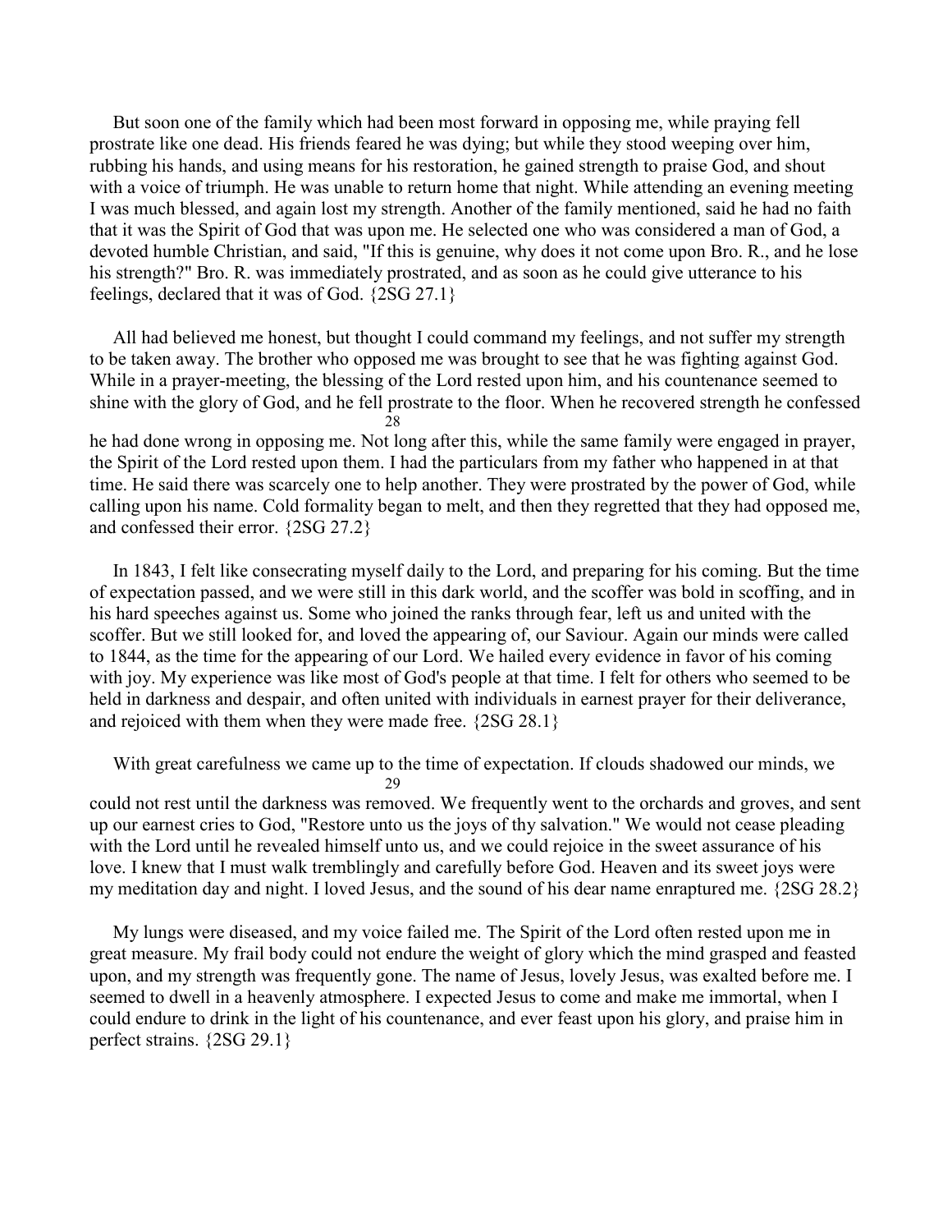But soon one of the family which had been most forward in opposing me, while praying fell prostrate like one dead. His friends feared he was dying; but while they stood weeping over him, rubbing his hands, and using means for his restoration, he gained strength to praise God, and shout with a voice of triumph. He was unable to return home that night. While attending an evening meeting I was much blessed, and again lost my strength. Another of the family mentioned, said he had no faith that it was the Spirit of God that was upon me. He selected one who was considered a man of God, a devoted humble Christian, and said, "If this is genuine, why does it not come upon Bro. R., and he lose his strength?" Bro. R. was immediately prostrated, and as soon as he could give utterance to his feelings, declared that it was of God. {2SG 27.1}

All had believed me honest, but thought I could command my feelings, and not suffer my strength to be taken away. The brother who opposed me was brought to see that he was fighting against God. While in a prayer-meeting, the blessing of the Lord rested upon him, and his countenance seemed to shine with the glory of God, and he fell prostrate to the floor. When he recovered strength he confessed he had done wrong in opposing me. Not long after this, while the same family were engaged in prayer, the Spirit of the Lord rested upon them. I had the particulars from my father who happened in at that time. He said there was scarcely one to help another. They were prostrated by the power of God, while calling upon his name. Cold formality began to melt, and then they regretted that they had opposed me, and confessed their error. {2SG 27.2}

In 1843, I felt like consecrating myself daily to the Lord, and preparing for his coming. But the time of expectation passed, and we were still in this dark world, and the scoffer was bold in scoffing, and in his hard speeches against us. Some who joined the ranks through fear, left us and united with the scoffer. But we still looked for, and loved the appearing of, our Saviour. Again our minds were called to 1844, as the time for the appearing of our Lord. We hailed every evidence in favor of his coming with joy. My experience was like most of God's people at that time. I felt for others who seemed to be held in darkness and despair, and often united with individuals in earnest prayer for their deliverance, and rejoiced with them when they were made free. {2SG 28.1}

With great carefulness we came up to the time of expectation. If clouds shadowed our minds, we could not rest until the darkness was removed. We frequently went to the orchards and groves, and sent up our earnest cries to God, "Restore unto us the joys of thy salvation." We would not cease pleading with the Lord until he revealed himself unto us, and we could rejoice in the sweet assurance of his love. I knew that I must walk tremblingly and carefully before God. Heaven and its sweet joys were my meditation day and night. I loved Jesus, and the sound of his dear name enraptured me. {2SG 28.2}

My lungs were diseased, and my voice failed me. The Spirit of the Lord often rested upon me in great measure. My frail body could not endure the weight of glory which the mind grasped and feasted upon, and my strength was frequently gone. The name of Jesus, lovely Jesus, was exalted before me. I seemed to dwell in a heavenly atmosphere. I expected Jesus to come and make me immortal, when I could endure to drink in the light of his countenance, and ever feast upon his glory, and praise him in perfect strains. {2SG 29.1}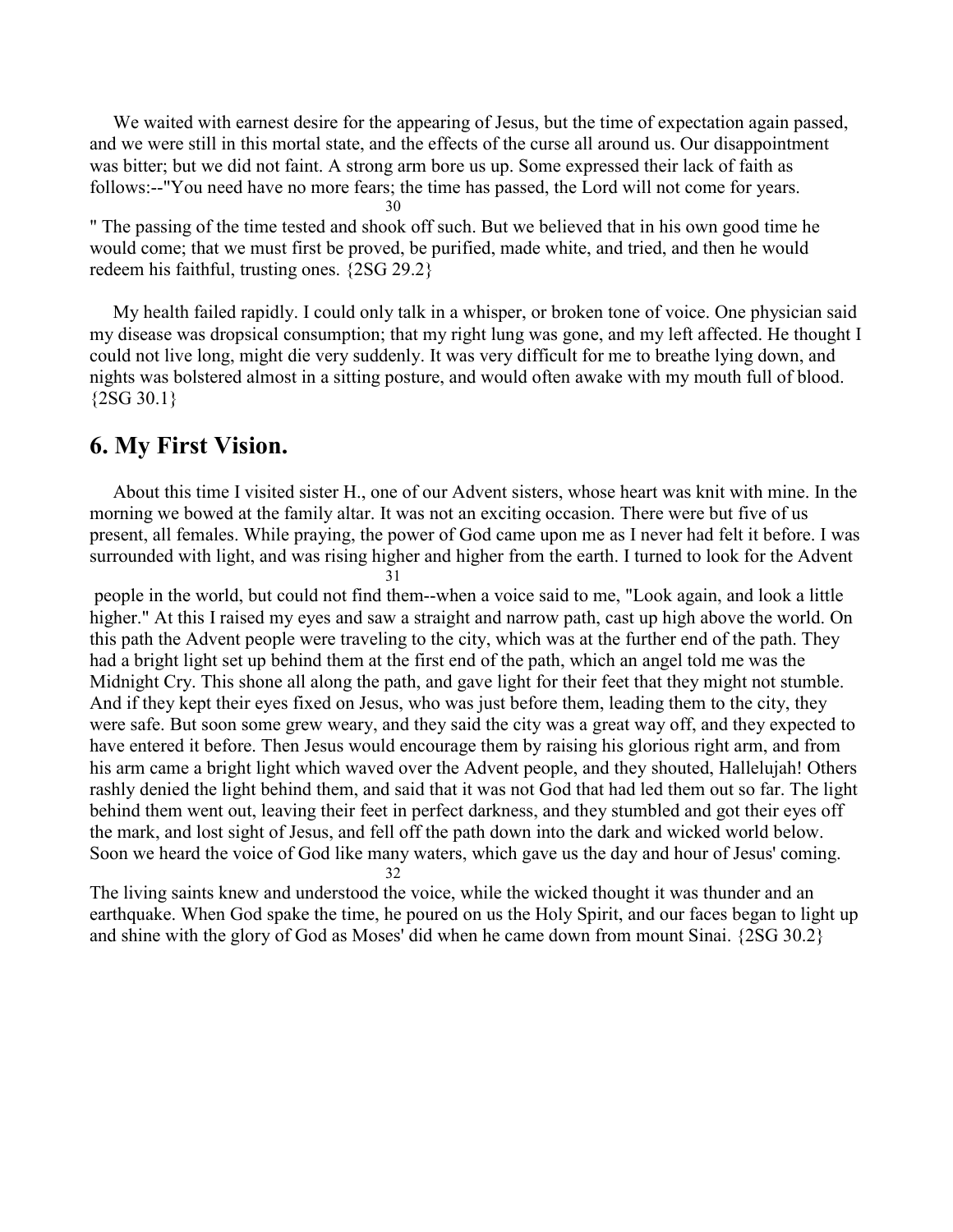We waited with earnest desire for the appearing of Jesus, but the time of expectation again passed, and we were still in this mortal state, and the effects of the curse all around us. Our disappointment was bitter; but we did not faint. A strong arm bore us up. Some expressed their lack of faith as follows:--"You need have no more fears; the time has passed, the Lord will not come for years." The passing of the time tested and shook off such. But we believed that in his own good time he would come; that we must first be proved, be purified, made white, and tried, and then he would redeem his faithful, trusting ones. {2SG 29.2}

My health failed rapidly. I could only talk in a whisper, or broken tone of voice. One physician said my disease was dropsical consumption; that my right lung was gone, and my left affected. He thought I could not live long, might die very suddenly. It was very difficult for me to breathe lying down, and nights was bolstered almost in a sitting posture, and would often awake with my mouth full of blood. {2SG 30.1}

## 6. My First Vision.

About this time I visited sister H., one of our Advent sisters, whose heart was knit with mine. In the morning we bowed at the family altar. It was not an exciting occasion. There were but five of us present, all females. While praying, the power of God came upon me as I never had felt it before. I was surrounded with light, and was rising higher and higher from the earth. I turned to look for the Advent people in the world, but could not find them--when a voice said to me, "Look again, and look a little higher." At this I raised my eyes and saw a straight and narrow path, cast up high above the world. On this path the Advent people were traveling to the city, which was at the further end of the path. They had a bright light set up behind them at the first end of the path, which an angel told me was the Midnight Cry. This shone all along the path, and gave light for their feet that they might not stumble. And if they kept their eyes fixed on Jesus, who was just before them, leading them to the city, they were safe. But soon some grew weary, and they said the city was a great way off, and they expected to have entered it before. Then Jesus would encourage them by raising his glorious right arm, and from his arm came a bright light which waved over the Advent people, and they shouted, Hallelujah! Others rashly denied the light behind them, and said that it was not God that had led them out so far. The light behind them went out, leaving their feet in perfect darkness, and they stumbled and got their eyes off the mark, and lost sight of Jesus, and fell off the path down into the dark and wicked world below. Soon we heard the voice of God like many waters, which gave us the day and hour of Jesus' coming. The living saints knew and understood the voice, while the wicked thought it was thunder and an earthquake. When God spake the time, he poured on us the Holy Spirit, and our faces began to light up and shine with the glory of God as Moses' did when he came down from mount Sinai. {2SG 30.2}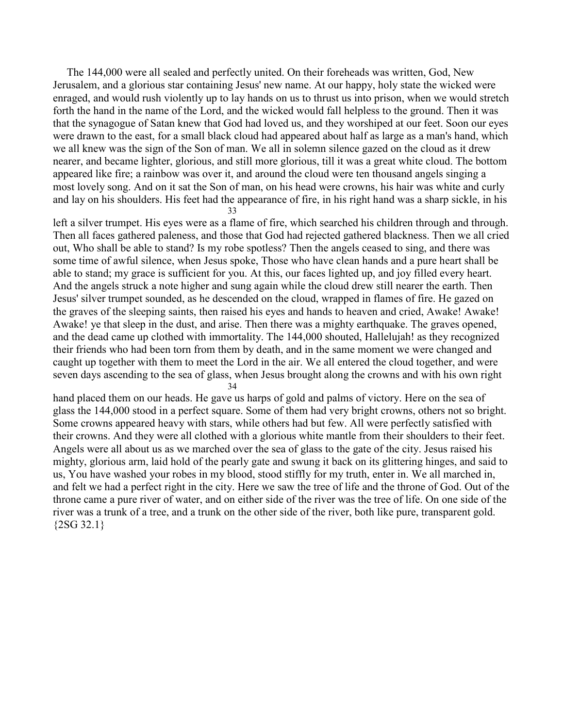The 144,000 were all sealed and perfectly united. On their foreheads was written, God, New Jerusalem, and a glorious star containing Jesus' new name. At our happy, holy state the wicked were enraged, and would rush violently up to lay hands on us to thrust us into prison, when we would stretch forth the hand in the name of the Lord, and the wicked would fall helpless to the ground. Then it was that the synagogue of Satan knew that God had loved us, and they worshiped at our feet. Soon our eyes were drawn to the east, for a small black cloud had appeared about half as large as a man's hand, which we all knew was the sign of the Son of man. We all in solemn silence gazed on the cloud as it drew nearer, and became lighter, glorious, and still more glorious, till it was a great white cloud. The bottom appeared like fire; a rainbow was over it, and around the cloud were ten thousand angels singing a most lovely song. And on it sat the Son of man, on his head were crowns, his hair was white and curly and lay on his shoulders. His feet had the appearance of fire, in his right hand was a sharp sickle, in his left a silver trumpet. His eyes were as a flame of fire, which searched his children through and through. Then all faces gathered paleness, and those that God had rejected gathered blackness. Then we all cried out, Who shall be able to stand? Is my robe spotless? Then the angels ceased to sing, and there was some time of awful silence, when Jesus spoke, Those who have clean hands and a pure heart shall be able to stand; my grace is sufficient for you. At this, our faces lighted up, and joy filled every heart. And the angels struck a note higher and sung again while the cloud drew still nearer the earth. Then Jesus' silver trumpet sounded, as he descended on the cloud, wrapped in flames of fire. He gazed on the graves of the sleeping saints, then raised his eyes and hands to heaven and cried, Awake! Awake! Awake! ye that sleep in the dust, and arise. Then there was a mighty earthquake. The graves opened, and the dead came up clothed with immortality. The 144,000 shouted, Hallelujah! as they recognized their friends who had been torn from them by death, and in the same moment we were changed and caught up together with them to meet the Lord in the air. We all entered the cloud together, and were seven days ascending to the sea of glass, when Jesus brought along the crowns and with his own right hand placed them on our heads. He gave us harps of gold and palms of victory. Here on the sea of glass the 144,000 stood in a perfect square. Some of them had very bright crowns, others not so bright. Some crowns appeared heavy with stars, while others had but few. All were perfectly satisfied with their crowns. And they were all clothed with a glorious white mantle from their shoulders to their feet. Angels were all about us as we marched over the sea of glass to the gate of the city. Jesus raised his mighty, glorious arm, laid hold of the pearly gate and swung it back on its glittering hinges, and said to us, You have washed your robes in my blood, stood stiffly for my truth, enter in. We all marched in, and felt we had a perfect right in the city. Here we saw the tree of life and the throne of God. Out of the throne came a pure river of water, and on either side of the river was the tree of life. On one side of the river was a trunk of a tree, and a trunk on the other side of the river, both like pure, transparent gold. {2SG 32.1}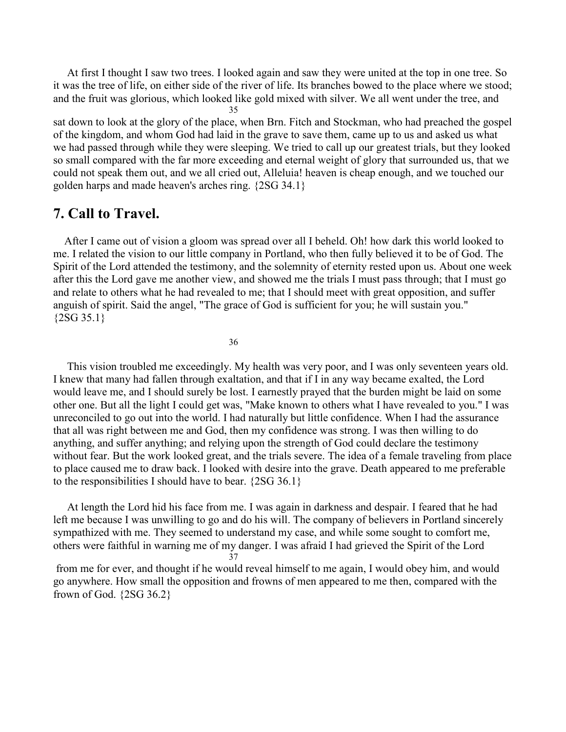At first I thought I saw two trees. I looked again and saw they were united at the top in one tree. So it was the tree of life, on either side of the river of life. Its branches bowed to the place where we stood; and the fruit was glorious, which looked like gold mixed with silver. We all went under the tree, and sat down to look at the glory of the place, when Brn. Fitch and Stockman, who had preached the gospel of the kingdom, and whom God had laid in the grave to save them, came up to us and asked us what we had passed through while they were sleeping. We tried to call up our greatest trials, but they looked so small compared with the far more exceeding and eternal weight of glory that surrounded us, that we could not speak them out, and we all cried out, Alleluia! heaven is cheap enough, and we touched our golden harps and made heaven's arches ring. {2SG 34.1}

## 7. Call to Travel.

After I came out of vision a gloom was spread over all I beheld. Oh! how dark this world looked to me. I related the vision to our little company in Portland, who then fully believed it to be of God. The Spirit of the Lord attended the testimony, and the solemnity of eternity rested upon us. About one week after this the Lord gave me another view, and showed me the trials I must pass through; that I must go and relate to others what he had revealed to me; that I should meet with great opposition, and suffer anguish of spirit. Said the angel, "The grace of God is sufficient for you; he will sustain you." {2SG 35.1}

This vision troubled me exceedingly. My health was very poor, and I was only seventeen years old. I knew that many had fallen through exaltation, and that if I in any way became exalted, the Lord would leave me, and I should surely be lost. I earnestly prayed that the burden might be laid on some other one. But all the light I could get was, "Make known to others what I have revealed to you." I was unreconciled to go out into the world. I had naturally but little confidence. When I had the assurance that all was right between me and God, then my confidence was strong. I was then willing to do anything, and suffer anything; and relying upon the strength of God could declare the testimony without fear. But the work looked great, and the trials severe. The idea of a female traveling from place to place caused me to draw back. I looked with desire into the grave. Death appeared to me preferable to the responsibilities I should have to bear. {2SG 36.1}

At length the Lord hid his face from me. I was again in darkness and despair. I feared that he had left me because I was unwilling to go and do his will. The company of believers in Portland sincerely sympathized with me. They seemed to understand my case, and while some sought to comfort me, others were faithful in warning me of my danger. I was afraid I had grieved the Spirit of the Lord from me for ever, and thought if he would reveal himself to me again, I would obey him, and would go anywhere. How small the opposition and frowns of men appeared to me then, compared with the frown of God. {2SG 36.2}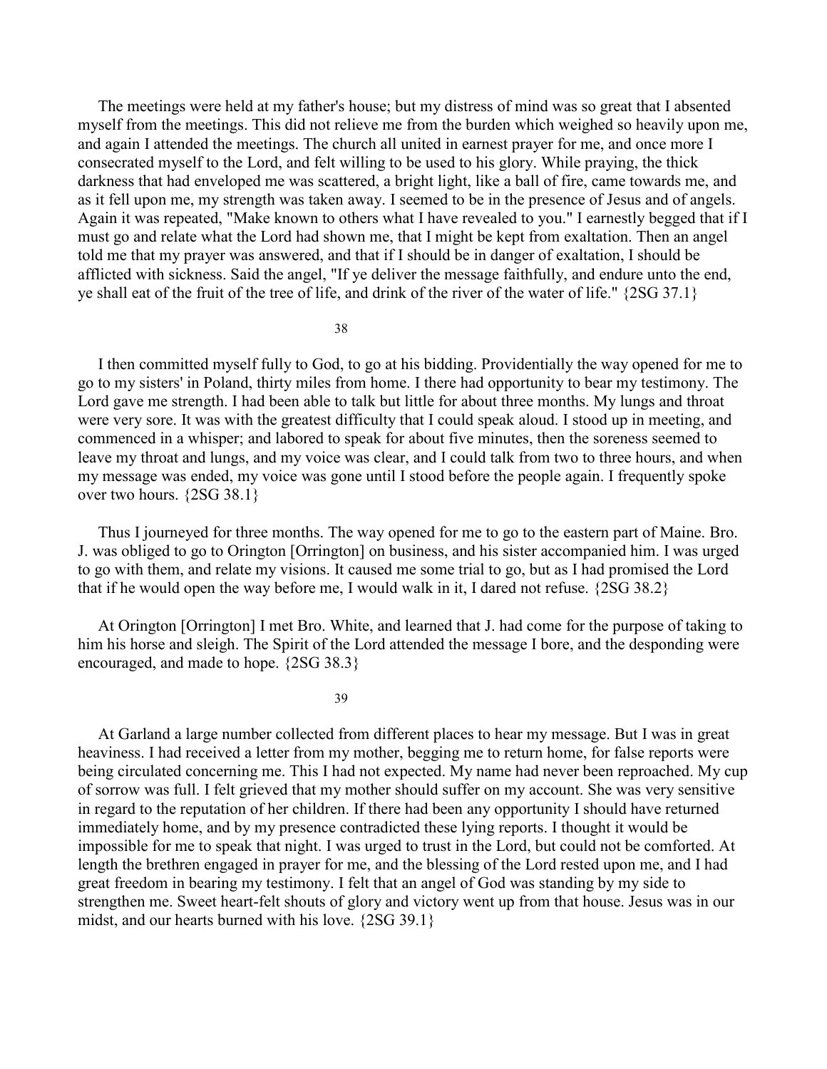The meetings were held at my father's house; but my distress of mind was so great that I absented myself from the meetings. This did not relieve me from the burden which weighed so heavily upon me, and again I attended the meetings. The church all united in earnest prayer for me, and once more I consecrated myself to the Lord, and felt willing to be used to his glory. While praying, the thick darkness that had enveloped me was scattered, a bright light, like a ball of fire, came towards me, and as it fell upon me, my strength was taken away. I seemed to be in the presence of Jesus and of angels. Again it was repeated, "Make known to others what I have revealed to you." I earnestly begged that if I must go and relate what the Lord had shown me, that I might be kept from exaltation. Then an angel told me that my prayer was answered, and that if I should be in danger of exaltation, I should be afflicted with sickness. Said the angel, "If ye deliver the message faithfully, and endure unto the end, ye shall eat of the fruit of the tree of life, and drink of the river of the water of life." {2SG 37.1}

I then committed myself fully to God, to go at his bidding. Providentially the way opened for me to go to my sisters' in Poland, thirty miles from home. I there had opportunity to bear my testimony. The Lord gave me strength. I had been able to talk but little for about three months. My lungs and throat were very sore. It was with the greatest difficulty that I could speak aloud. I stood up in meeting, and commenced in a whisper; and labored to speak for about five minutes, then the soreness seemed to leave my throat and lungs, and my voice was clear, and I could talk from two to three hours, and when my message was ended, my voice was gone until I stood before the people again. I frequently spoke over two hours. {2SG 38.1}

Thus I journeyed for three months. The way opened for me to go to the eastern part of Maine. Bro. J. was obliged to go to Orington [Orrington] on business, and his sister accompanied him. I was urged to go with them, and relate my visions. It caused me some trial to go, but as I had promised the Lord that if he would open the way before me, I would walk in it, I dared not refuse. {2SG 38.2}

At Orington [Orrington] I met Bro. White, and learned that J. had come for the purpose of taking to him his horse and sleigh. The Spirit of the Lord attended the message I bore, and the desponding were encouraged, and made to hope. {2SG 38.3}

At Garland a large number collected from different places to hear my message. But I was in great heaviness. I had received a letter from my mother, begging me to return home, for false reports were being circulated concerning me. This I had not expected. My name had never been reproached. My cup of sorrow was full. I felt grieved that my mother should suffer on my account. She was very sensitive in regard to the reputation of her children. If there had been any opportunity I should have returned immediately home, and by my presence contradicted these lying reports. I thought it would be impossible for me to speak that night. I was urged to trust in the Lord, but could not be comforted. At length the brethren engaged in prayer for me, and the blessing of the Lord rested upon me, and I had great freedom in bearing my testimony. I felt that an angel of God was standing by my side to strengthen me. Sweet heart-felt shouts of glory and victory went up from that house. Jesus was in our midst, and our hearts burned with his love. {2SG 39.1}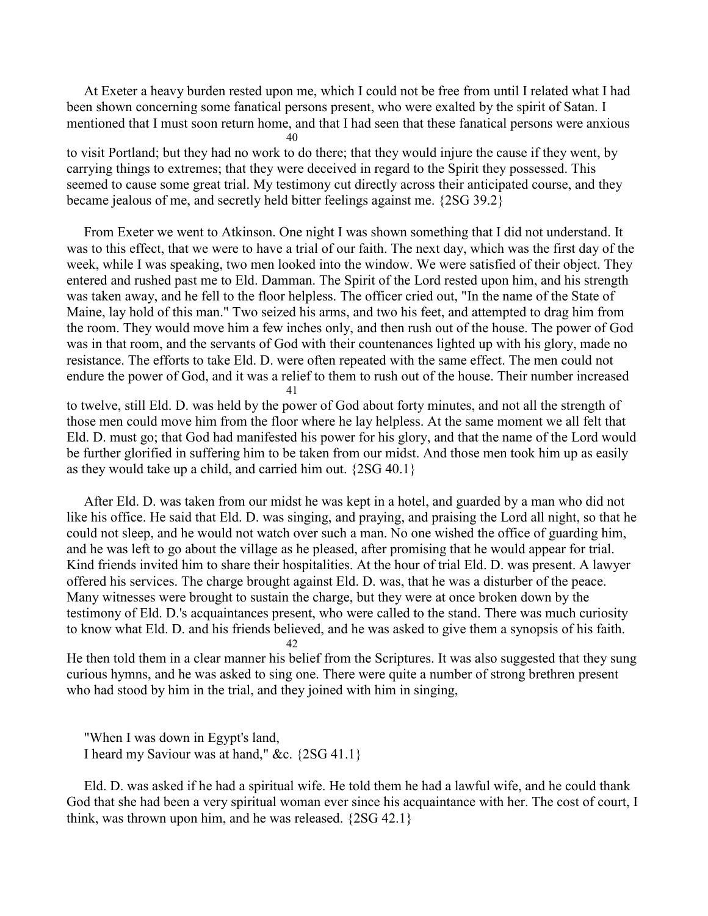At Exeter a heavy burden rested upon me, which I could not be free from until I related what I had been shown concerning some fanatical persons present, who were exalted by the spirit of Satan. I mentioned that I must soon return home, and that I had seen that these fanatical persons were anxious to visit Portland; but they had no work to do there; that they would injure the cause if they went, by carrying things to extremes; that they were deceived in regard to the Spirit they possessed. This seemed to cause some great trial. My testimony cut directly across their anticipated course, and they became jealous of me, and secretly held bitter feelings against me. {2SG 39.2}

From Exeter we went to Atkinson. One night I was shown something that I did not understand. It was to this effect, that we were to have a trial of our faith. The next day, which was the first day of the week, while I was speaking, two men looked into the window. We were satisfied of their object. They entered and rushed past me to Eld. Damman. The Spirit of the Lord rested upon him, and his strength was taken away, and he fell to the floor helpless. The officer cried out, "In the name of the State of Maine, lay hold of this man." Two seized his arms, and two his feet, and attempted to drag him from the room. They would move him a few inches only, and then rush out of the house. The power of God was in that room, and the servants of God with their countenances lighted up with his glory, made no resistance. The efforts to take Eld. D. were often repeated with the same effect. The men could not endure the power of God, and it was a relief to them to rush out of the house. Their number increased to twelve, still Eld. D. was held by the power of God about forty minutes, and not all the strength of those men could move him from the floor where he lay helpless. At the same moment we all felt that Eld. D. must go; that God had manifested his power for his glory, and that the name of the Lord would be further glorified in suffering him to be taken from our midst. And those men took him up as easily as they would take up a child, and carried him out. {2SG 40.1}

After Eld. D. was taken from our midst he was kept in a hotel, and guarded by a man who did not like his office. He said that Eld. D. was singing, and praying, and praising the Lord all night, so that he could not sleep, and he would not watch over such a man. No one wished the office of guarding him, and he was left to go about the village as he pleased, after promising that he would appear for trial. Kind friends invited him to share their hospitalities. At the hour of trial Eld. D. was present. A lawyer offered his services. The charge brought against Eld. D. was, that he was a disturber of the peace. Many witnesses were brought to sustain the charge, but they were at once broken down by the testimony of Eld. D.'s acquaintances present, who were called to the stand. There was much curiosity to know what Eld. D. and his friends believed, and he was asked to give them a synopsis of his faith. He then told them in a clear manner his belief from the Scriptures. It was also suggested that they sung curious hymns, and he was asked to sing one. There were quite a number of strong brethren present who had stood by him in the trial, and they joined with him in singing,

"When I was down in Egypt's land,
I heard my Saviour was at hand," &c. {2SG 41.1}

Eld. D. was asked if he had a spiritual wife. He told them he had a lawful wife, and he could thank God that she had been a very spiritual woman ever since his acquaintance with her. The cost of court, I think, was thrown upon him, and he was released. {2SG 42.1}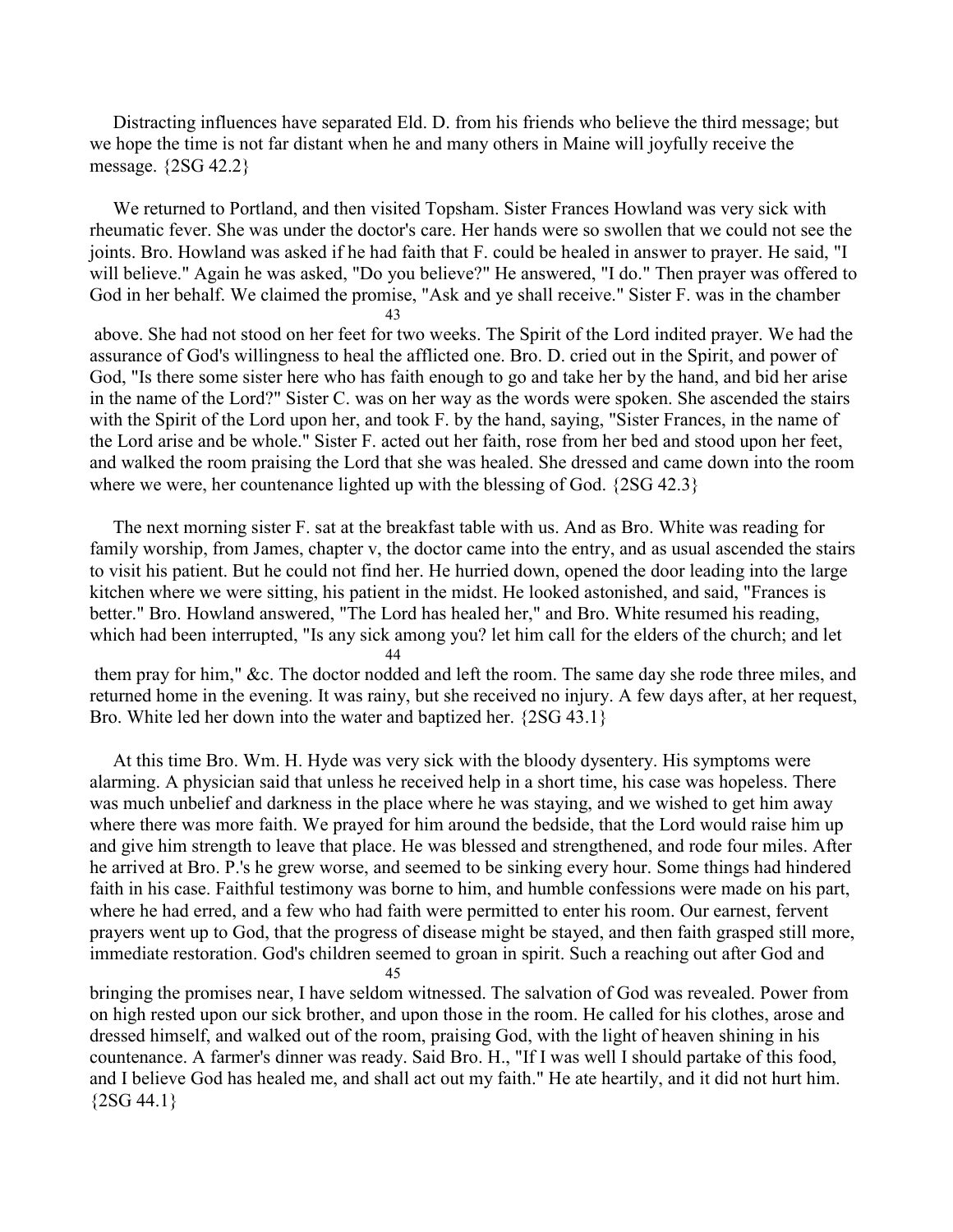Distracting influences have separated Eld. D. from his friends who believe the third message; but we hope the time is not far distant when he and many others in Maine will joyfully receive the message. {2SG 42.2}

We returned to Portland, and then visited Topsham. Sister Frances Howland was very sick with rheumatic fever. She was under the doctor's care. Her hands were so swollen that we could not see the joints. Bro. Howland was asked if he had faith that F. could be healed in answer to prayer. He said, "I will believe." Again he was asked, "Do you believe?" He answered, "I do." Then prayer was offered to God in her behalf. We claimed the promise, "Ask and ye shall receive." Sister F. was in the chamber above. She had not stood on her feet for two weeks. The Spirit of the Lord indited prayer. We had the assurance of God's willingness to heal the afflicted one. Bro. D. cried out in the Spirit, and power of God, "Is there some sister here who has faith enough to go and take her by the hand, and bid her arise in the name of the Lord?" Sister C. was on her way as the words were spoken. She ascended the stairs with the Spirit of the Lord upon her, and took F. by the hand, saying, "Sister Frances, in the name of the Lord arise and be whole." Sister F. acted out her faith, rose from her bed and stood upon her feet, and walked the room praising the Lord that she was healed. She dressed and came down into the room where we were, her countenance lighted up with the blessing of God. {2SG 42.3}

The next morning sister F. sat at the breakfast table with us. And as Bro. White was reading for family worship, from James, chapter v, the doctor came into the entry, and as usual ascended the stairs to visit his patient. But he could not find her. He hurried down, opened the door leading into the large kitchen where we were sitting, his patient in the midst. He looked astonished, and said, "Frances is better." Bro. Howland answered, "The Lord has healed her," and Bro. White resumed his reading, which had been interrupted, "Is any sick among you? let him call for the elders of the church; and let them pray for him," &c. The doctor nodded and left the room. The same day she rode three miles, and returned home in the evening. It was rainy, but she received no injury. A few days after, at her request, Bro. White led her down into the water and baptized her. {2SG 43.1}

At this time Bro. Wm. H. Hyde was very sick with the bloody dysentery. His symptoms were alarming. A physician said that unless he received help in a short time, his case was hopeless. There was much unbelief and darkness in the place where he was staying, and we wished to get him away where there was more faith. We prayed for him around the bedside, that the Lord would raise him up and give him strength to leave that place. He was blessed and strengthened, and rode four miles. After he arrived at Bro. P.'s he grew worse, and seemed to be sinking every hour. Some things had hindered faith in his case. Faithful testimony was borne to him, and humble confessions were made on his part, where he had erred, and a few who had faith were permitted to enter his room. Our earnest, fervent prayers went up to God, that the progress of disease might be stayed, and then faith grasped still more, immediate restoration. God's children seemed to groan in spirit. Such a reaching out after God and bringing the promises near, I have seldom witnessed. The salvation of God was revealed. Power from on high rested upon our sick brother, and upon those in the room. He called for his clothes, arose and dressed himself, and walked out of the room, praising God, with the light of heaven shining in his countenance. A farmer's dinner was ready. Said Bro. H., "If I was well I should partake of this food, and I believe God has healed me, and shall act out my faith." He ate heartily, and it did not hurt him. {2SG 44.1}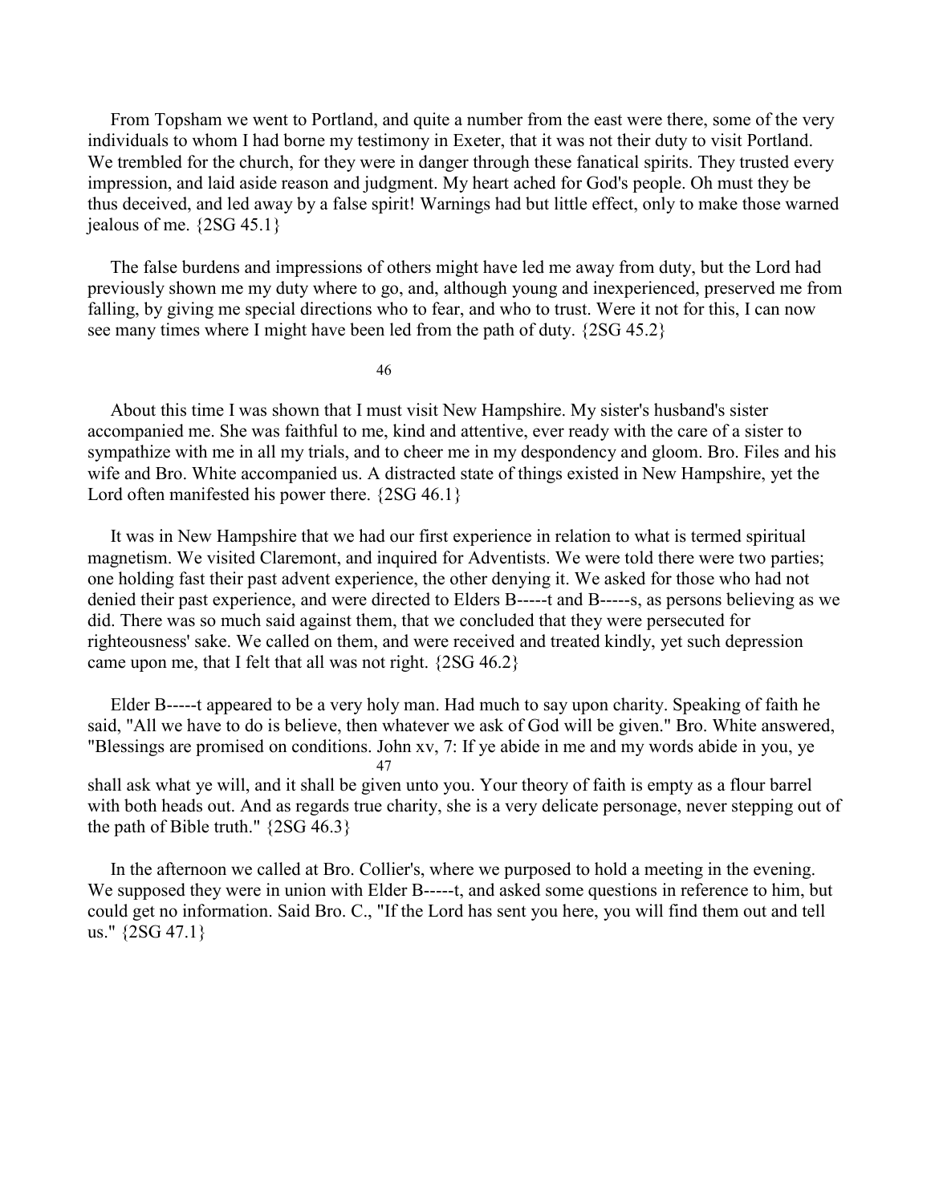From Topsham we went to Portland, and quite a number from the east were there, some of the very individuals to whom I had borne my testimony in Exeter, that it was not their duty to visit Portland. We trembled for the church, for they were in danger through these fanatical spirits. They trusted every impression, and laid aside reason and judgment. My heart ached for God's people. Oh must they be thus deceived, and led away by a false spirit! Warnings had but little effect, only to make those warned jealous of me. {2SG 45.1}

The false burdens and impressions of others might have led me away from duty, but the Lord had previously shown me my duty where to go, and, although young and inexperienced, preserved me from falling, by giving me special directions who to fear, and who to trust. Were it not for this, I can now see many times where I might have been led from the path of duty. {2SG 45.2}

About this time I was shown that I must visit New Hampshire. My sister's husband's sister accompanied me. She was faithful to me, kind and attentive, ever ready with the care of a sister to sympathize with me in all my trials, and to cheer me in my despondency and gloom. Bro. Files and his wife and Bro. White accompanied us. A distracted state of things existed in New Hampshire, yet the Lord often manifested his power there. {2SG 46.1}

It was in New Hampshire that we had our first experience in relation to what is termed spiritual magnetism. We visited Claremont, and inquired for Adventists. We were told there were two parties; one holding fast their past advent experience, the other denying it. We asked for those who had not denied their past experience, and were directed to Elders B-----t and B-----s, as persons believing as we did. There was so much said against them, that we concluded that they were persecuted for righteousness' sake. We called on them, and were received and treated kindly, yet such depression came upon me, that I felt that all was not right. {2SG 46.2}

Elder B-----t appeared to be a very holy man. Had much to say upon charity. Speaking of faith he said, "All we have to do is believe, then whatever we ask of God will be given." Bro. White answered, "Blessings are promised on conditions. John xv, 7: If ye abide in me and my words abide in you, ye shall ask what ye will, and it shall be given unto you. Your theory of faith is empty as a flour barrel with both heads out. And as regards true charity, she is a very delicate personage, never stepping out of the path of Bible truth." {2SG 46.3}

In the afternoon we called at Bro. Collier's, where we purposed to hold a meeting in the evening. We supposed they were in union with Elder B-----t, and asked some questions in reference to him, but could get no information. Said Bro. C., "If the Lord has sent you here, you will find them out and tell us." {2SG 47.1}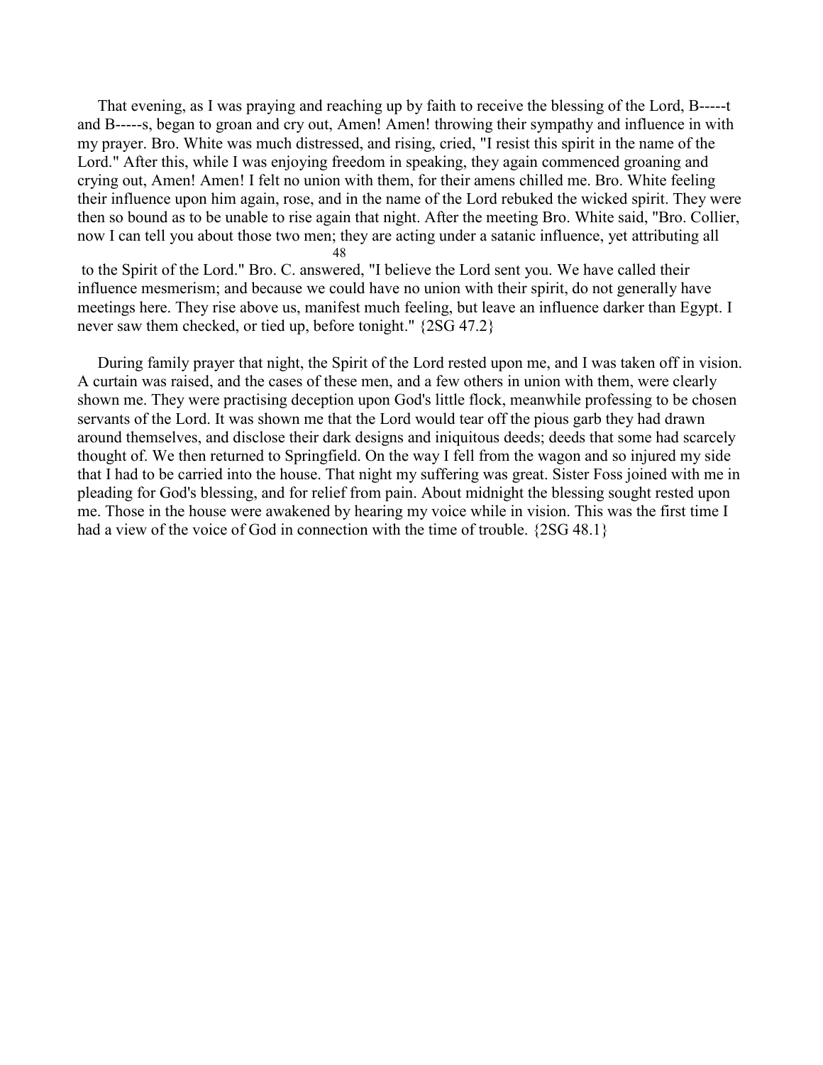That evening, as I was praying and reaching up by faith to receive the blessing of the Lord, B-----t and B-----s, began to groan and cry out, Amen! Amen! throwing their sympathy and influence in with my prayer. Bro. White was much distressed, and rising, cried, "I resist this spirit in the name of the Lord." After this, while I was enjoying freedom in speaking, they again commenced groaning and crying out, Amen! Amen! I felt no union with them, for their amens chilled me. Bro. White feeling their influence upon him again, rose, and in the name of the Lord rebuked the wicked spirit. They were then so bound as to be unable to rise again that night. After the meeting Bro. White said, "Bro. Collier, now I can tell you about those two men; they are acting under a satanic influence, yet attributing all to the Spirit of the Lord." Bro. C. answered, "I believe the Lord sent you. We have called their influence mesmerism; and because we could have no union with their spirit, do not generally have meetings here. They rise above us, manifest much feeling, but leave an influence darker than Egypt. I never saw them checked, or tied up, before tonight." {2SG 47.2}

During family prayer that night, the Spirit of the Lord rested upon me, and I was taken off in vision. A curtain was raised, and the cases of these men, and a few others in union with them, were clearly shown me. They were practising deception upon God's little flock, meanwhile professing to be chosen servants of the Lord. It was shown me that the Lord would tear off the pious garb they had drawn around themselves, and disclose their dark designs and iniquitous deeds; deeds that some had scarcely thought of. We then returned to Springfield. On the way I fell from the wagon and so injured my side that I had to be carried into the house. That night my suffering was great. Sister Foss joined with me in pleading for God's blessing, and for relief from pain. About midnight the blessing sought rested upon me. Those in the house were awakened by hearing my voice while in vision. This was the first time I had a view of the voice of God in connection with the time of trouble. {2SG 48.1}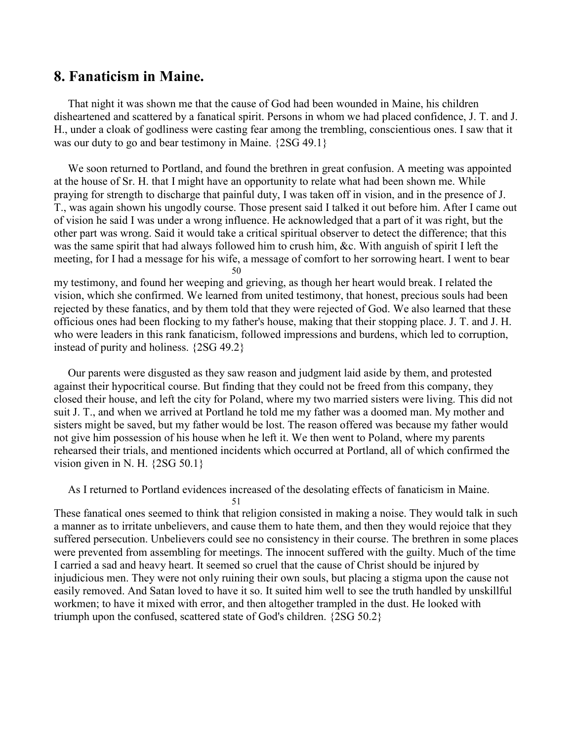## 8. Fanaticism in Maine.

That night it was shown me that the cause of God had been wounded in Maine, his children disheartened and scattered by a fanatical spirit. Persons in whom we had placed confidence, J. T. and J. H., under a cloak of godliness were casting fear among the trembling, conscientious ones. I saw that it was our duty to go and bear testimony in Maine. {2SG 49.1}

We soon returned to Portland, and found the brethren in great confusion. A meeting was appointed at the house of Sr. H. that I might have an opportunity to relate what had been shown me. While praying for strength to discharge that painful duty, I was taken off in vision, and in the presence of J. T., was again shown his ungodly course. Those present said I talked it out before him. After I came out of vision he said I was under a wrong influence. He acknowledged that a part of it was right, but the other part was wrong. Said it would take a critical spiritual observer to detect the difference; that this was the same spirit that had always followed him to crush him, &c. With anguish of spirit I left the meeting, for I had a message for his wife, a message of comfort to her sorrowing heart. I went to bear my testimony, and found her weeping and grieving, as though her heart would break. I related the vision, which she confirmed. We learned from united testimony, that honest, precious souls had been rejected by these fanatics, and by them told that they were rejected of God. We also learned that these officious ones had been flocking to my father's house, making that their stopping place. J. T. and J. H. who were leaders in this rank fanaticism, followed impressions and burdens, which led to corruption, instead of purity and holiness. {2SG 49.2}

Our parents were disgusted as they saw reason and judgment laid aside by them, and protested against their hypocritical course. But finding that they could not be freed from this company, they closed their house, and left the city for Poland, where my two married sisters were living. This did not suit J. T., and when we arrived at Portland he told me my father was a doomed man. My mother and sisters might be saved, but my father would be lost. The reason offered was because my father would not give him possession of his house when he left it. We then went to Poland, where my parents rehearsed their trials, and mentioned incidents which occurred at Portland, all of which confirmed the vision given in N. H. {2SG 50.1}

As I returned to Portland evidences increased of the desolating effects of fanaticism in Maine. These fanatical ones seemed to think that religion consisted in making a noise. They would talk in such a manner as to irritate unbelievers, and cause them to hate them, and then they would rejoice that they suffered persecution. Unbelievers could see no consistency in their course. The brethren in some places were prevented from assembling for meetings. The innocent suffered with the guilty. Much of the time I carried a sad and heavy heart. It seemed so cruel that the cause of Christ should be injured by injudicious men. They were not only ruining their own souls, but placing a stigma upon the cause not easily removed. And Satan loved to have it so. It suited him well to see the truth handled by unskillful workmen; to have it mixed with error, and then altogether trampled in the dust. He looked with triumph upon the confused, scattered state of God's children. {2SG 50.2}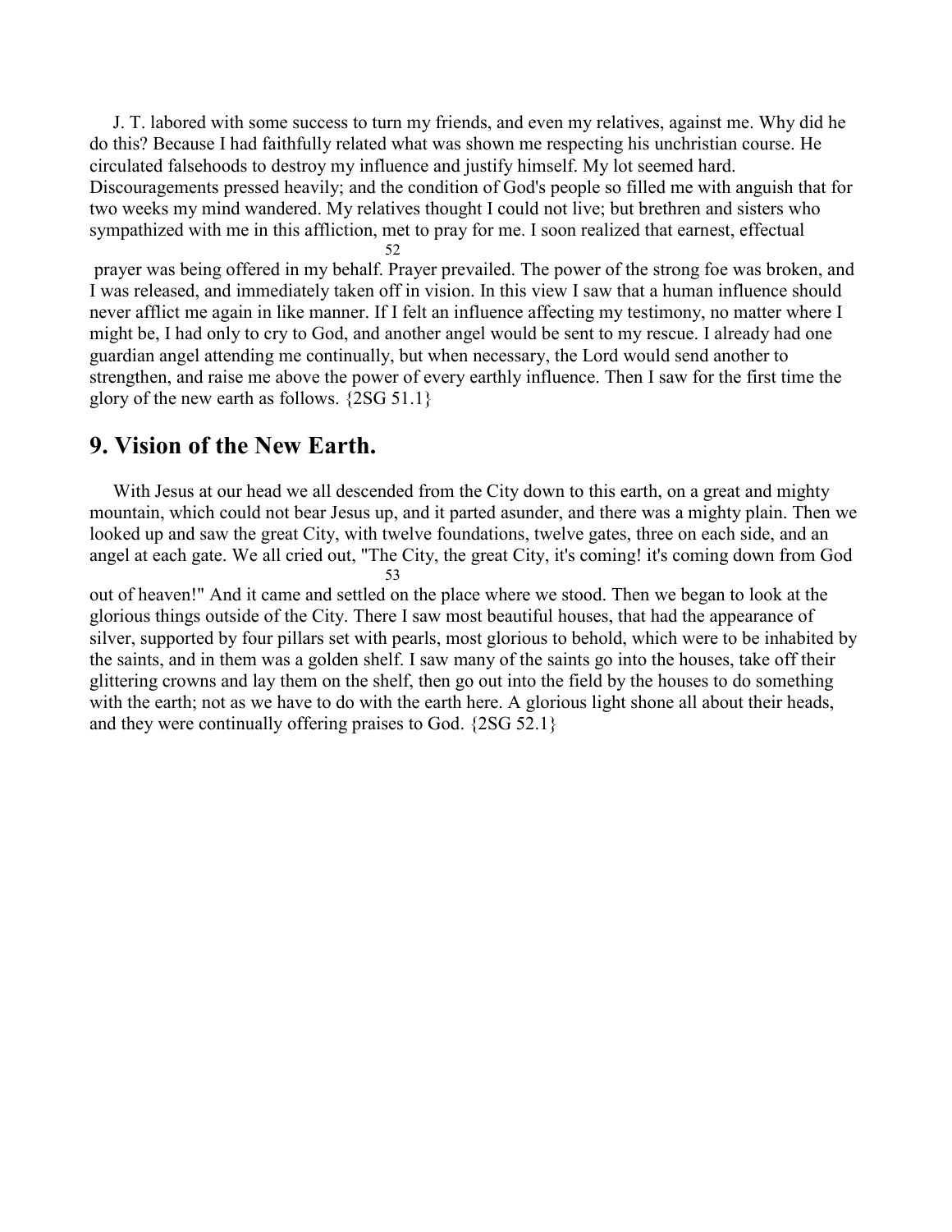J. T. labored with some success to turn my friends, and even my relatives, against me. Why did he do this? Because I had faithfully related what was shown me respecting his unchristian course. He circulated falsehoods to destroy my influence and justify himself. My lot seemed hard. Discouragements pressed heavily; and the condition of God's people so filled me with anguish that for two weeks my mind wandered. My relatives thought I could not live; but brethren and sisters who sympathized with me in this affliction, met to pray for me. I soon realized that earnest, effectual prayer was being offered in my behalf. Prayer prevailed. The power of the strong foe was broken, and I was released, and immediately taken off in vision. In this view I saw that a human influence should never afflict me again in like manner. If I felt an influence affecting my testimony, no matter where I might be, I had only to cry to God, and another angel would be sent to my rescue. I already had one guardian angel attending me continually, but when necessary, the Lord would send another to strengthen, and raise me above the power of every earthly influence. Then I saw for the first time the glory of the new earth as follows. {2SG 51.1}

## 9. Vision of the New Earth.

With Jesus at our head we all descended from the City down to this earth, on a great and mighty mountain, which could not bear Jesus up, and it parted asunder, and there was a mighty plain. Then we looked up and saw the great City, with twelve foundations, twelve gates, three on each side, and an angel at each gate. We all cried out, "The City, the great City, it's coming! it's coming down from God out of heaven!" And it came and settled on the place where we stood. Then we began to look at the glorious things outside of the City. There I saw most beautiful houses, that had the appearance of silver, supported by four pillars set with pearls, most glorious to behold, which were to be inhabited by the saints, and in them was a golden shelf. I saw many of the saints go into the houses, take off their glittering crowns and lay them on the shelf, then go out into the field by the houses to do something with the earth; not as we have to do with the earth here. A glorious light shone all about their heads, and they were continually offering praises to God. {2SG 52.1}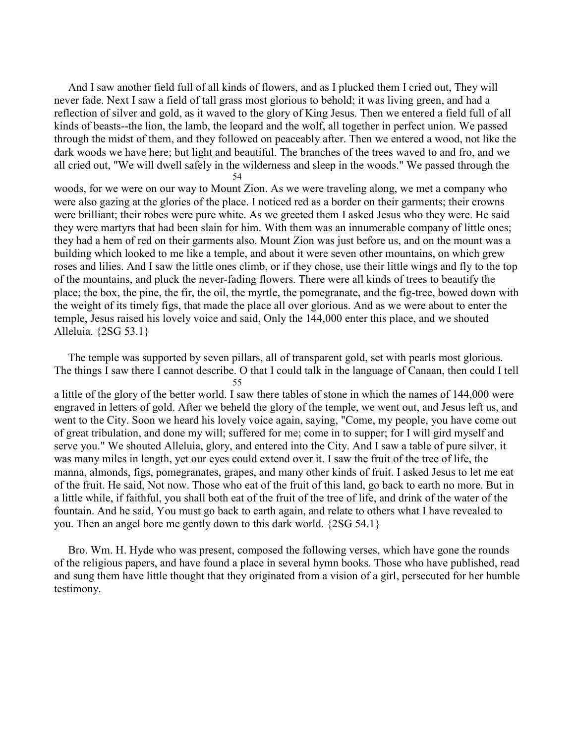And I saw another field full of all kinds of flowers, and as I plucked them I cried out, They will never fade. Next I saw a field of tall grass most glorious to behold; it was living green, and had a reflection of silver and gold, as it waved to the glory of King Jesus. Then we entered a field full of all kinds of beasts--the lion, the lamb, the leopard and the wolf, all together in perfect union. We passed through the midst of them, and they followed on peaceably after. Then we entered a wood, not like the dark woods we have here; but light and beautiful. The branches of the trees waved to and fro, and we all cried out, "We will dwell safely in the wilderness and sleep in the woods." We passed through the woods, for we were on our way to Mount Zion. As we were traveling along, we met a company who were also gazing at the glories of the place. I noticed red as a border on their garments; their crowns were brilliant; their robes were pure white. As we greeted them I asked Jesus who they were. He said they were martyrs that had been slain for him. With them was an innumerable company of little ones; they had a hem of red on their garments also. Mount Zion was just before us, and on the mount was a building which looked to me like a temple, and about it were seven other mountains, on which grew roses and lilies. And I saw the little ones climb, or if they chose, use their little wings and fly to the top of the mountains, and pluck the never-fading flowers. There were all kinds of trees to beautify the place; the box, the pine, the fir, the oil, the myrtle, the pomegranate, and the fig-tree, bowed down with the weight of its timely figs, that made the place all over glorious. And as we were about to enter the temple, Jesus raised his lovely voice and said, Only the 144,000 enter this place, and we shouted Alleluia. {2SG 53.1}

The temple was supported by seven pillars, all of transparent gold, set with pearls most glorious. The things I saw there I cannot describe. O that I could talk in the language of Canaan, then could I tell a little of the glory of the better world. I saw there tables of stone in which the names of 144,000 were engraved in letters of gold. After we beheld the glory of the temple, we went out, and Jesus left us, and went to the City. Soon we heard his lovely voice again, saying, "Come, my people, you have come out of great tribulation, and done my will; suffered for me; come in to supper; for I will gird myself and serve you." We shouted Alleluia, glory, and entered into the City. And I saw a table of pure silver, it was many miles in length, yet our eyes could extend over it. I saw the fruit of the tree of life, the manna, almonds, figs, pomegranates, grapes, and many other kinds of fruit. I asked Jesus to let me eat of the fruit. He said, Not now. Those who eat of the fruit of this land, go back to earth no more. But in a little while, if faithful, you shall both eat of the fruit of the tree of life, and drink of the water of the fountain. And he said, You must go back to earth again, and relate to others what I have revealed to you. Then an angel bore me gently down to this dark world. {2SG 54.1}

Bro. Wm. H. Hyde who was present, composed the following verses, which have gone the rounds of the religious papers, and have found a place in several hymn books. Those who have published, read and sung them have little thought that they originated from a vision of a girl, persecuted for her humble testimony.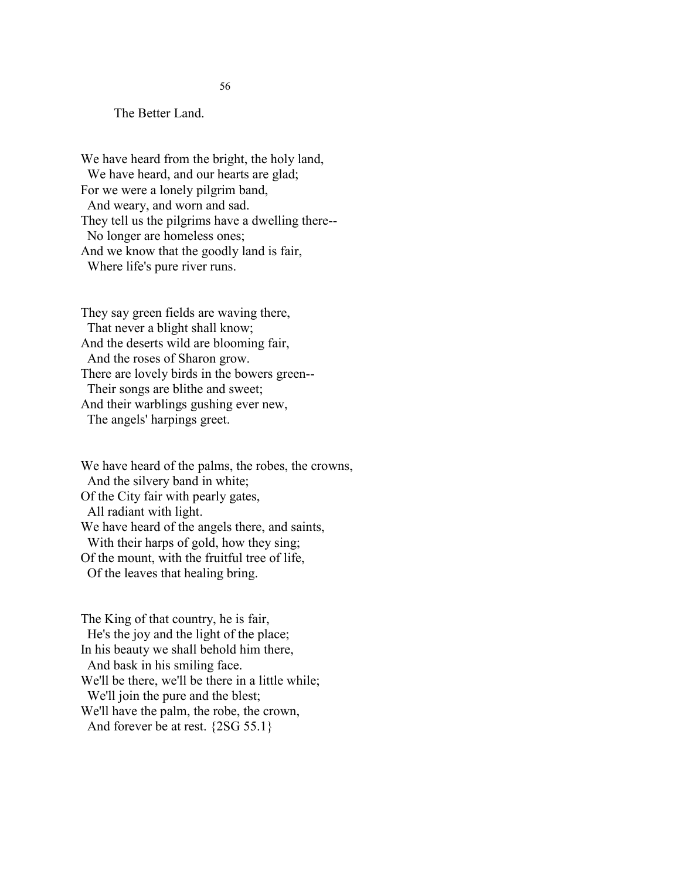## The Better Land.

We have heard from the bright, the holy land,
  We have heard, and our hearts are glad;
For we were a lonely pilgrim band,
  And weary, and worn and sad.
They tell us the pilgrims have a dwelling there--
  No longer are homeless ones;
And we know that the goodly land is fair,
  Where life's pure river runs.

They say green fields are waving there,
  That never a blight shall know;
And the deserts wild are blooming fair,
  And the roses of Sharon grow.
There are lovely birds in the bowers green--
  Their songs are blithe and sweet;
And their warblings gushing ever new,
  The angels' harpings greet.

We have heard of the palms, the robes, the crowns,
  And the silvery band in white;
Of the City fair with pearly gates,
  All radiant with light.
We have heard of the angels there, and saints,
  With their harps of gold, how they sing;
Of the mount, with the fruitful tree of life,
  Of the leaves that healing bring.

The King of that country, he is fair,
  He's the joy and the light of the place;
In his beauty we shall behold him there,
  And bask in his smiling face.
We'll be there, we'll be there in a little while;
  We'll join the pure and the blest;
We'll have the palm, the robe, the crown,
  And forever be at rest. {2SG 55.1}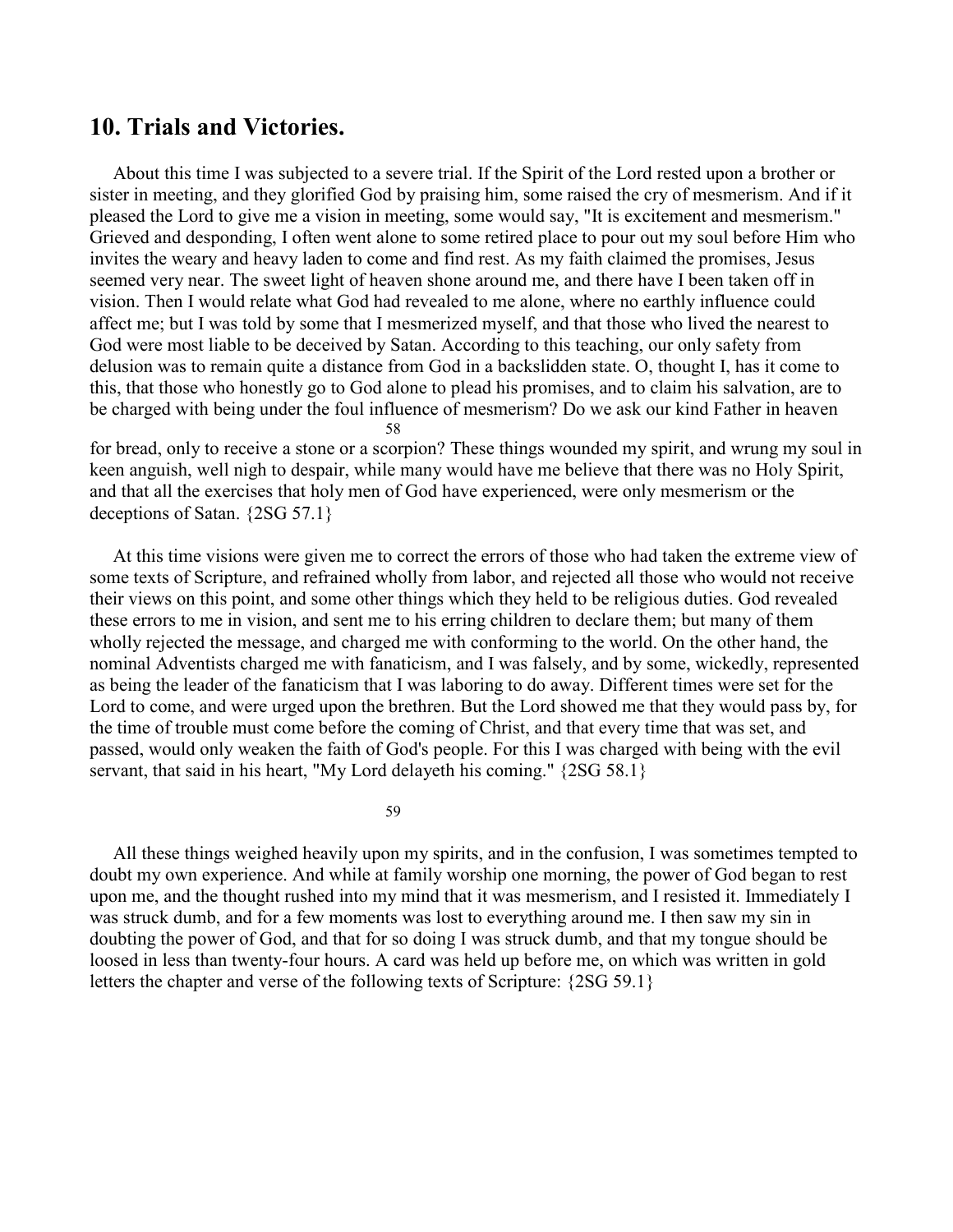## 10. Trials and Victories.

About this time I was subjected to a severe trial. If the Spirit of the Lord rested upon a brother or sister in meeting, and they glorified God by praising him, some raised the cry of mesmerism. And if it pleased the Lord to give me a vision in meeting, some would say, "It is excitement and mesmerism." Grieved and desponding, I often went alone to some retired place to pour out my soul before Him who invites the weary and heavy laden to come and find rest. As my faith claimed the promises, Jesus seemed very near. The sweet light of heaven shone around me, and there have I been taken off in vision. Then I would relate what God had revealed to me alone, where no earthly influence could affect me; but I was told by some that I mesmerized myself, and that those who lived the nearest to God were most liable to be deceived by Satan. According to this teaching, our only safety from delusion was to remain quite a distance from God in a backslidden state. O, thought I, has it come to this, that those who honestly go to God alone to plead his promises, and to claim his salvation, are to be charged with being under the foul influence of mesmerism? Do we ask our kind Father in heaven for bread, only to receive a stone or a scorpion? These things wounded my spirit, and wrung my soul in keen anguish, well nigh to despair, while many would have me believe that there was no Holy Spirit, and that all the exercises that holy men of God have experienced, were only mesmerism or the deceptions of Satan. {2SG 57.1}

At this time visions were given me to correct the errors of those who had taken the extreme view of some texts of Scripture, and refrained wholly from labor, and rejected all those who would not receive their views on this point, and some other things which they held to be religious duties. God revealed these errors to me in vision, and sent me to his erring children to declare them; but many of them wholly rejected the message, and charged me with conforming to the world. On the other hand, the nominal Adventists charged me with fanaticism, and I was falsely, and by some, wickedly, represented as being the leader of the fanaticism that I was laboring to do away. Different times were set for the Lord to come, and were urged upon the brethren. But the Lord showed me that they would pass by, for the time of trouble must come before the coming of Christ, and that every time that was set, and passed, would only weaken the faith of God's people. For this I was charged with being with the evil servant, that said in his heart, "My Lord delayeth his coming." {2SG 58.1}

All these things weighed heavily upon my spirits, and in the confusion, I was sometimes tempted to doubt my own experience. And while at family worship one morning, the power of God began to rest upon me, and the thought rushed into my mind that it was mesmerism, and I resisted it. Immediately I was struck dumb, and for a few moments was lost to everything around me. I then saw my sin in doubting the power of God, and that for so doing I was struck dumb, and that my tongue should be loosed in less than twenty-four hours. A card was held up before me, on which was written in gold letters the chapter and verse of the following texts of Scripture: {2SG 59.1}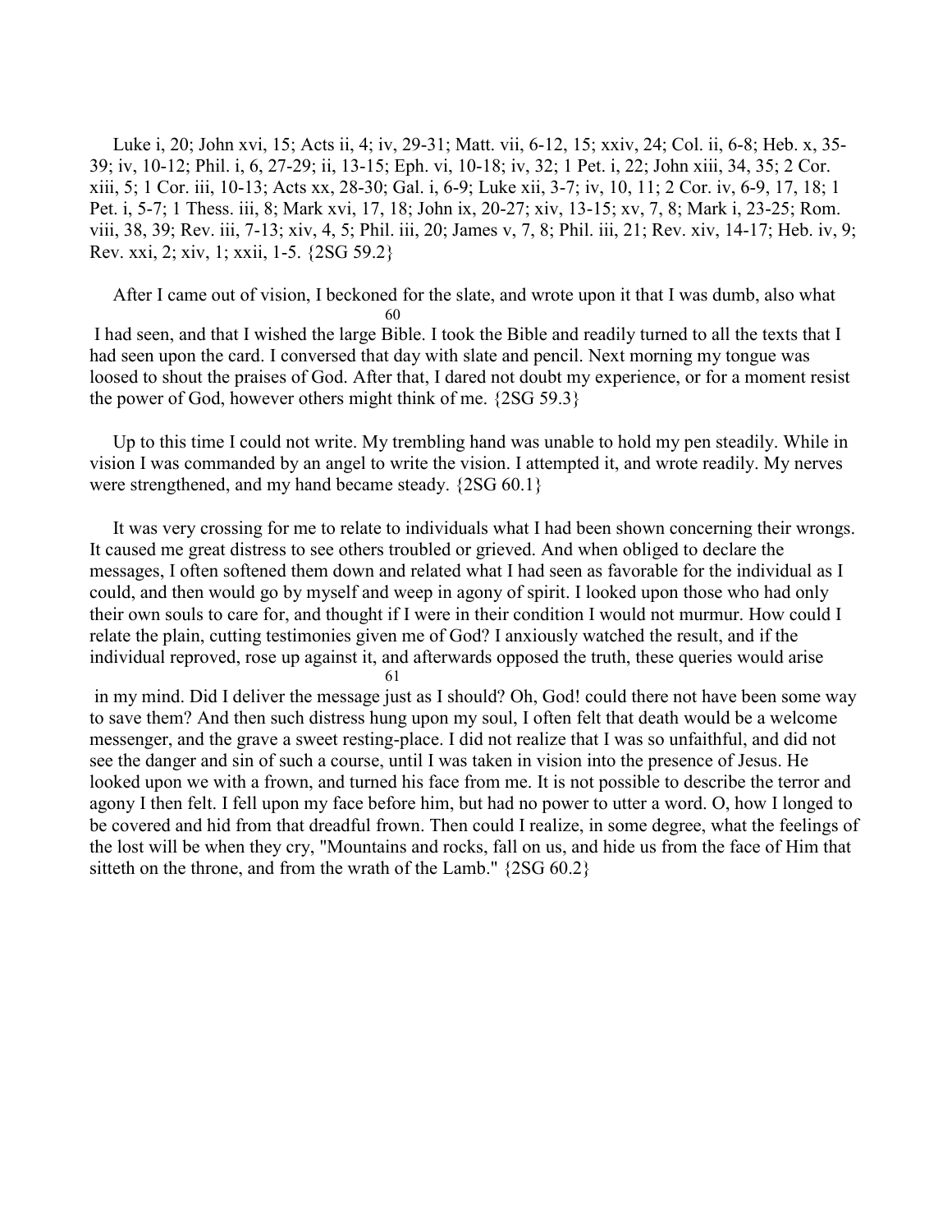Luke i, 20; John xvi, 15; Acts ii, 4; iv, 29-31; Matt. vii, 6-12, 15; xxiv, 24; Col. ii, 6-8; Heb. x, 35-39; iv, 10-12; Phil. i, 6, 27-29; ii, 13-15; Eph. vi, 10-18; iv, 32; 1 Pet. i, 22; John xiii, 34, 35; 2 Cor. xiii, 5; 1 Cor. iii, 10-13; Acts xx, 28-30; Gal. i, 6-9; Luke xii, 3-7; iv, 10, 11; 2 Cor. iv, 6-9, 17, 18; 1 Pet. i, 5-7; 1 Thess. iii, 8; Mark xvi, 17, 18; John ix, 20-27; xiv, 13-15; xv, 7, 8; Mark i, 23-25; Rom. viii, 38, 39; Rev. iii, 7-13; xiv, 4, 5; Phil. iii, 20; James v, 7, 8; Phil. iii, 21; Rev. xiv, 14-17; Heb. iv, 9; Rev. xxi, 2; xiv, 1; xxii, 1-5. {2SG 59.2}

After I came out of vision, I beckoned for the slate, and wrote upon it that I was dumb, also what I had seen, and that I wished the large Bible. I took the Bible and readily turned to all the texts that I had seen upon the card. I conversed that day with slate and pencil. Next morning my tongue was loosed to shout the praises of God. After that, I dared not doubt my experience, or for a moment resist the power of God, however others might think of me. {2SG 59.3}

Up to this time I could not write. My trembling hand was unable to hold my pen steadily. While in vision I was commanded by an angel to write the vision. I attempted it, and wrote readily. My nerves were strengthened, and my hand became steady. {2SG 60.1}

It was very crossing for me to relate to individuals what I had been shown concerning their wrongs. It caused me great distress to see others troubled or grieved. And when obliged to declare the messages, I often softened them down and related what I had seen as favorable for the individual as I could, and then would go by myself and weep in agony of spirit. I looked upon those who had only their own souls to care for, and thought if I were in their condition I would not murmur. How could I relate the plain, cutting testimonies given me of God? I anxiously watched the result, and if the individual reproved, rose up against it, and afterwards opposed the truth, these queries would arise in my mind. Did I deliver the message just as I should? Oh, God! could there not have been some way to save them? And then such distress hung upon my soul, I often felt that death would be a welcome messenger, and the grave a sweet resting-place. I did not realize that I was so unfaithful, and did not see the danger and sin of such a course, until I was taken in vision into the presence of Jesus. He looked upon we with a frown, and turned his face from me. It is not possible to describe the terror and agony I then felt. I fell upon my face before him, but had no power to utter a word. O, how I longed to be covered and hid from that dreadful frown. Then could I realize, in some degree, what the feelings of the lost will be when they cry, "Mountains and rocks, fall on us, and hide us from the face of Him that sitteth on the throne, and from the wrath of the Lamb." {2SG 60.2}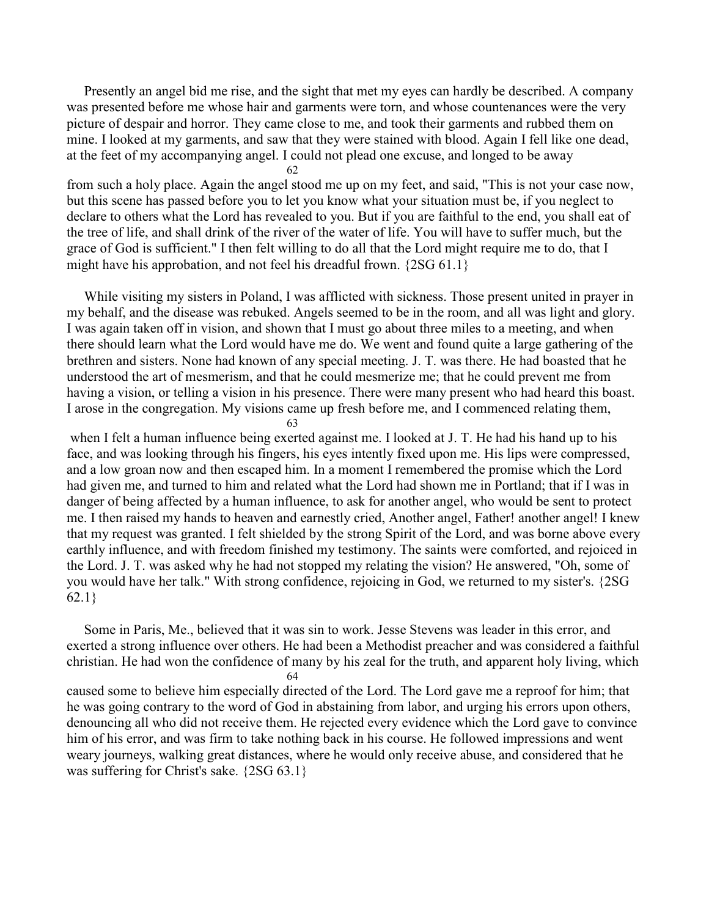Presently an angel bid me rise, and the sight that met my eyes can hardly be described. A company was presented before me whose hair and garments were torn, and whose countenances were the very picture of despair and horror. They came close to me, and took their garments and rubbed them on mine. I looked at my garments, and saw that they were stained with blood. Again I fell like one dead, at the feet of my accompanying angel. I could not plead one excuse, and longed to be away from such a holy place. Again the angel stood me up on my feet, and said, "This is not your case now, but this scene has passed before you to let you know what your situation must be, if you neglect to declare to others what the Lord has revealed to you. But if you are faithful to the end, you shall eat of the tree of life, and shall drink of the river of the water of life. You will have to suffer much, but the grace of God is sufficient." I then felt willing to do all that the Lord might require me to do, that I might have his approbation, and not feel his dreadful frown. {2SG 61.1}

While visiting my sisters in Poland, I was afflicted with sickness. Those present united in prayer in my behalf, and the disease was rebuked. Angels seemed to be in the room, and all was light and glory. I was again taken off in vision, and shown that I must go about three miles to a meeting, and when there should learn what the Lord would have me do. We went and found quite a large gathering of the brethren and sisters. None had known of any special meeting. J. T. was there. He had boasted that he understood the art of mesmerism, and that he could mesmerize me; that he could prevent me from having a vision, or telling a vision in his presence. There were many present who had heard this boast. I arose in the congregation. My visions came up fresh before me, and I commenced relating them, when I felt a human influence being exerted against me. I looked at J. T. He had his hand up to his face, and was looking through his fingers, his eyes intently fixed upon me. His lips were compressed, and a low groan now and then escaped him. In a moment I remembered the promise which the Lord had given me, and turned to him and related what the Lord had shown me in Portland; that if I was in danger of being affected by a human influence, to ask for another angel, who would be sent to protect me. I then raised my hands to heaven and earnestly cried, Another angel, Father! another angel! I knew that my request was granted. I felt shielded by the strong Spirit of the Lord, and was borne above every earthly influence, and with freedom finished my testimony. The saints were comforted, and rejoiced in the Lord. J. T. was asked why he had not stopped my relating the vision? He answered, "Oh, some of you would have her talk." With strong confidence, rejoicing in God, we returned to my sister's. {2SG 62.1}

Some in Paris, Me., believed that it was sin to work. Jesse Stevens was leader in this error, and exerted a strong influence over others. He had been a Methodist preacher and was considered a faithful christian. He had won the confidence of many by his zeal for the truth, and apparent holy living, which caused some to believe him especially directed of the Lord. The Lord gave me a reproof for him; that he was going contrary to the word of God in abstaining from labor, and urging his errors upon others, denouncing all who did not receive them. He rejected every evidence which the Lord gave to convince him of his error, and was firm to take nothing back in his course. He followed impressions and went weary journeys, walking great distances, where he would only receive abuse, and considered that he was suffering for Christ's sake. {2SG 63.1}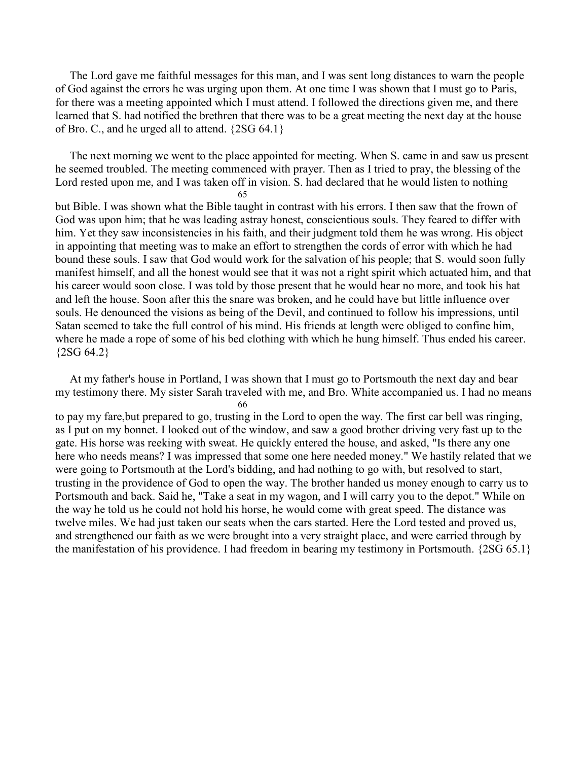The Lord gave me faithful messages for this man, and I was sent long distances to warn the people of God against the errors he was urging upon them. At one time I was shown that I must go to Paris, for there was a meeting appointed which I must attend. I followed the directions given me, and there learned that S. had notified the brethren that there was to be a great meeting the next day at the house of Bro. C., and he urged all to attend. {2SG 64.1}

The next morning we went to the place appointed for meeting. When S. came in and saw us present he seemed troubled. The meeting commenced with prayer. Then as I tried to pray, the blessing of the Lord rested upon me, and I was taken off in vision. S. had declared that he would listen to nothing but Bible. I was shown what the Bible taught in contrast with his errors. I then saw that the frown of God was upon him; that he was leading astray honest, conscientious souls. They feared to differ with him. Yet they saw inconsistencies in his faith, and their judgment told them he was wrong. His object in appointing that meeting was to make an effort to strengthen the cords of error with which he had bound these souls. I saw that God would work for the salvation of his people; that S. would soon fully manifest himself, and all the honest would see that it was not a right spirit which actuated him, and that his career would soon close. I was told by those present that he would hear no more, and took his hat and left the house. Soon after this the snare was broken, and he could have but little influence over souls. He denounced the visions as being of the Devil, and continued to follow his impressions, until Satan seemed to take the full control of his mind. His friends at length were obliged to confine him, where he made a rope of some of his bed clothing with which he hung himself. Thus ended his career. {2SG 64.2}

At my father's house in Portland, I was shown that I must go to Portsmouth the next day and bear my testimony there. My sister Sarah traveled with me, and Bro. White accompanied us. I had no means to pay my fare,but prepared to go, trusting in the Lord to open the way. The first car bell was ringing, as I put on my bonnet. I looked out of the window, and saw a good brother driving very fast up to the gate. His horse was reeking with sweat. He quickly entered the house, and asked, "Is there any one here who needs means? I was impressed that some one here needed money." We hastily related that we were going to Portsmouth at the Lord's bidding, and had nothing to go with, but resolved to start, trusting in the providence of God to open the way. The brother handed us money enough to carry us to Portsmouth and back. Said he, "Take a seat in my wagon, and I will carry you to the depot." While on the way he told us he could not hold his horse, he would come with great speed. The distance was twelve miles. We had just taken our seats when the cars started. Here the Lord tested and proved us, and strengthened our faith as we were brought into a very straight place, and were carried through by the manifestation of his providence. I had freedom in bearing my testimony in Portsmouth. {2SG 65.1}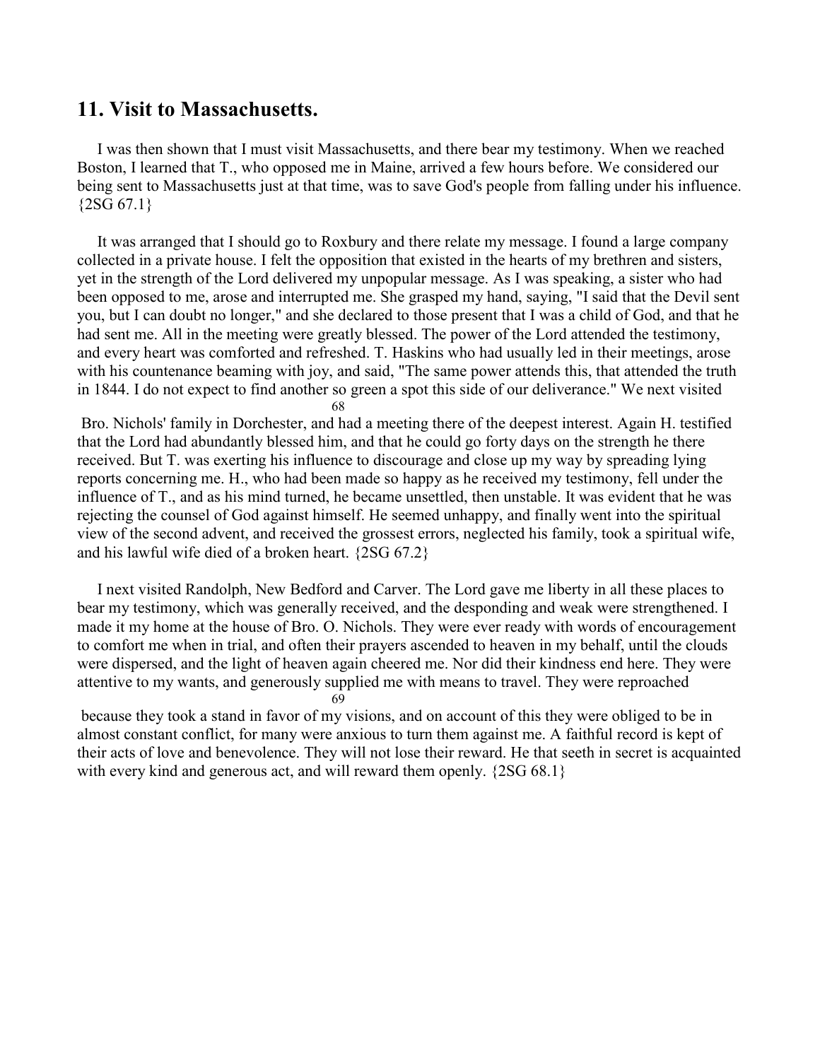## 11. Visit to Massachusetts.

I was then shown that I must visit Massachusetts, and there bear my testimony. When we reached Boston, I learned that T., who opposed me in Maine, arrived a few hours before. We considered our being sent to Massachusetts just at that time, was to save God's people from falling under his influence. {2SG 67.1}

It was arranged that I should go to Roxbury and there relate my message. I found a large company collected in a private house. I felt the opposition that existed in the hearts of my brethren and sisters, yet in the strength of the Lord delivered my unpopular message. As I was speaking, a sister who had been opposed to me, arose and interrupted me. She grasped my hand, saying, "I said that the Devil sent you, but I can doubt no longer," and she declared to those present that I was a child of God, and that he had sent me. All in the meeting were greatly blessed. The power of the Lord attended the testimony, and every heart was comforted and refreshed. T. Haskins who had usually led in their meetings, arose with his countenance beaming with joy, and said, "The same power attends this, that attended the truth in 1844. I do not expect to find another so green a spot this side of our deliverance." We next visited Bro. Nichols' family in Dorchester, and had a meeting there of the deepest interest. Again H. testified that the Lord had abundantly blessed him, and that he could go forty days on the strength he there received. But T. was exerting his influence to discourage and close up my way by spreading lying reports concerning me. H., who had been made so happy as he received my testimony, fell under the influence of T., and as his mind turned, he became unsettled, then unstable. It was evident that he was rejecting the counsel of God against himself. He seemed unhappy, and finally went into the spiritual view of the second advent, and received the grossest errors, neglected his family, took a spiritual wife, and his lawful wife died of a broken heart. {2SG 67.2}

I next visited Randolph, New Bedford and Carver. The Lord gave me liberty in all these places to bear my testimony, which was generally received, and the desponding and weak were strengthened. I made it my home at the house of Bro. O. Nichols. They were ever ready with words of encouragement to comfort me when in trial, and often their prayers ascended to heaven in my behalf, until the clouds were dispersed, and the light of heaven again cheered me. Nor did their kindness end here. They were attentive to my wants, and generously supplied me with means to travel. They were reproached because they took a stand in favor of my visions, and on account of this they were obliged to be in almost constant conflict, for many were anxious to turn them against me. A faithful record is kept of their acts of love and benevolence. They will not lose their reward. He that seeth in secret is acquainted with every kind and generous act, and will reward them openly. {2SG 68.1}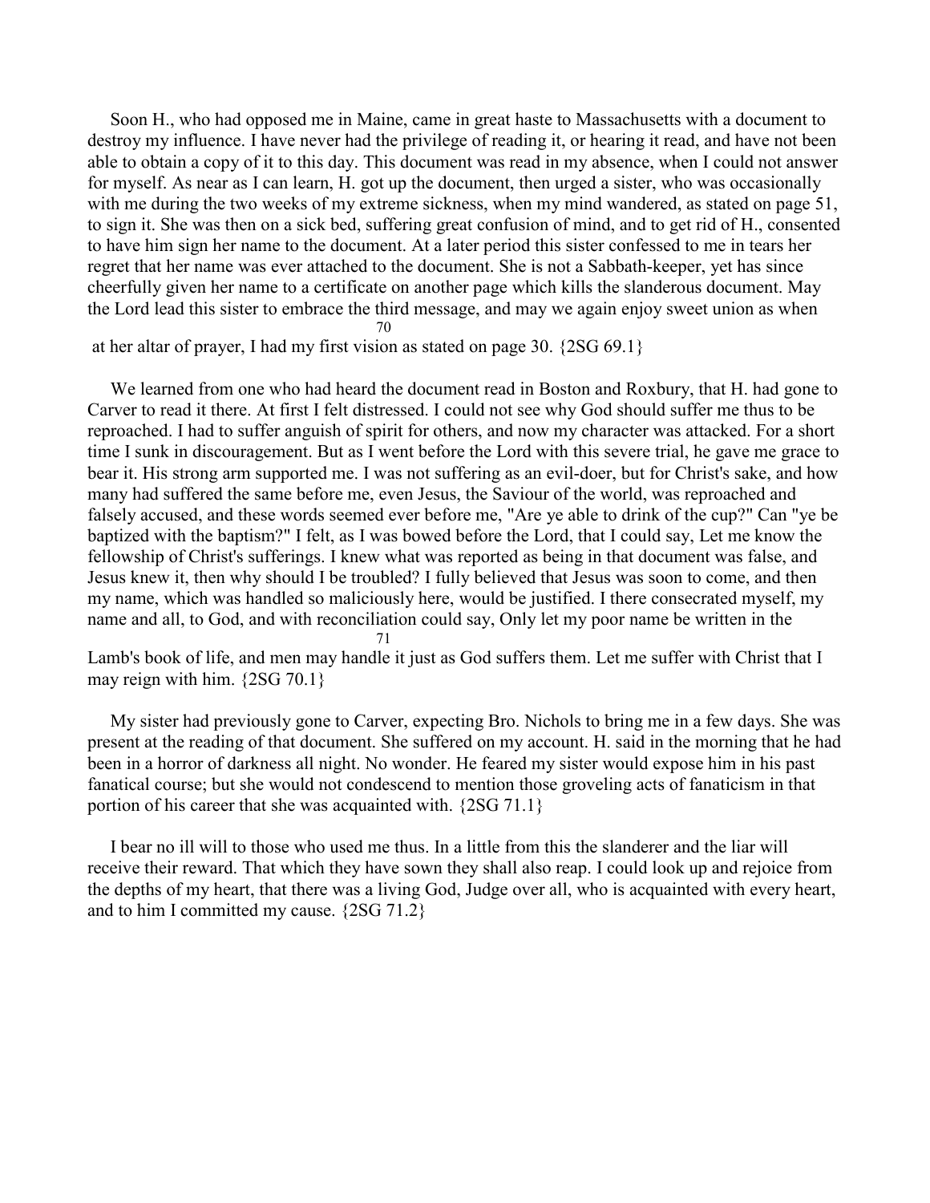Soon H., who had opposed me in Maine, came in great haste to Massachusetts with a document to destroy my influence. I have never had the privilege of reading it, or hearing it read, and have not been able to obtain a copy of it to this day. This document was read in my absence, when I could not answer for myself. As near as I can learn, H. got up the document, then urged a sister, who was occasionally with me during the two weeks of my extreme sickness, when my mind wandered, as stated on page 51, to sign it. She was then on a sick bed, suffering great confusion of mind, and to get rid of H., consented to have him sign her name to the document. At a later period this sister confessed to me in tears her regret that her name was ever attached to the document. She is not a Sabbath-keeper, yet has since cheerfully given her name to a certificate on another page which kills the slanderous document. May the Lord lead this sister to embrace the third message, and may we again enjoy sweet union as when at her altar of prayer, I had my first vision as stated on page 30. {2SG 69.1}

We learned from one who had heard the document read in Boston and Roxbury, that H. had gone to Carver to read it there. At first I felt distressed. I could not see why God should suffer me thus to be reproached. I had to suffer anguish of spirit for others, and now my character was attacked. For a short time I sunk in discouragement. But as I went before the Lord with this severe trial, he gave me grace to bear it. His strong arm supported me. I was not suffering as an evil-doer, but for Christ's sake, and how many had suffered the same before me, even Jesus, the Saviour of the world, was reproached and falsely accused, and these words seemed ever before me, "Are ye able to drink of the cup?" Can "ye be baptized with the baptism?" I felt, as I was bowed before the Lord, that I could say, Let me know the fellowship of Christ's sufferings. I knew what was reported as being in that document was false, and Jesus knew it, then why should I be troubled? I fully believed that Jesus was soon to come, and then my name, which was handled so maliciously here, would be justified. I there consecrated myself, my name and all, to God, and with reconciliation could say, Only let my poor name be written in the Lamb's book of life, and men may handle it just as God suffers them. Let me suffer with Christ that I may reign with him. {2SG 70.1}

My sister had previously gone to Carver, expecting Bro. Nichols to bring me in a few days. She was present at the reading of that document. She suffered on my account. H. said in the morning that he had been in a horror of darkness all night. No wonder. He feared my sister would expose him in his past fanatical course; but she would not condescend to mention those groveling acts of fanaticism in that portion of his career that she was acquainted with. {2SG 71.1}

I bear no ill will to those who used me thus. In a little from this the slanderer and the liar will receive their reward. That which they have sown they shall also reap. I could look up and rejoice from the depths of my heart, that there was a living God, Judge over all, who is acquainted with every heart, and to him I committed my cause. {2SG 71.2}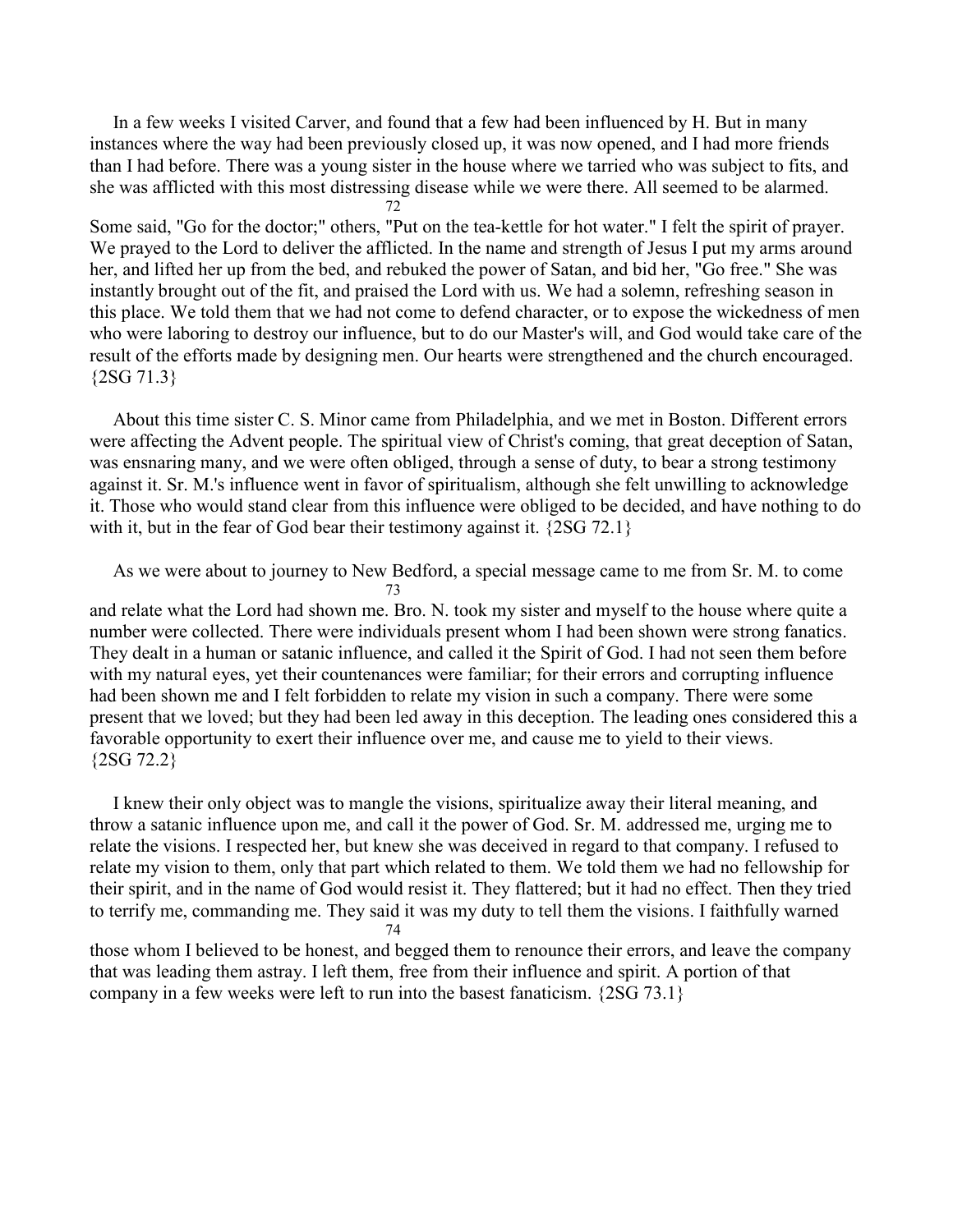In a few weeks I visited Carver, and found that a few had been influenced by H. But in many instances where the way had been previously closed up, it was now opened, and I had more friends than I had before. There was a young sister in the house where we tarried who was subject to fits, and she was afflicted with this most distressing disease while we were there. All seemed to be alarmed. Some said, "Go for the doctor;" others, "Put on the tea-kettle for hot water." I felt the spirit of prayer. We prayed to the Lord to deliver the afflicted. In the name and strength of Jesus I put my arms around her, and lifted her up from the bed, and rebuked the power of Satan, and bid her, "Go free." She was instantly brought out of the fit, and praised the Lord with us. We had a solemn, refreshing season in this place. We told them that we had not come to defend character, or to expose the wickedness of men who were laboring to destroy our influence, but to do our Master's will, and God would take care of the result of the efforts made by designing men. Our hearts were strengthened and the church encouraged. {2SG 71.3}

About this time sister C. S. Minor came from Philadelphia, and we met in Boston. Different errors were affecting the Advent people. The spiritual view of Christ's coming, that great deception of Satan, was ensnaring many, and we were often obliged, through a sense of duty, to bear a strong testimony against it. Sr. M.'s influence went in favor of spiritualism, although she felt unwilling to acknowledge it. Those who would stand clear from this influence were obliged to be decided, and have nothing to do with it, but in the fear of God bear their testimony against it. {2SG 72.1}

As we were about to journey to New Bedford, a special message came to me from Sr. M. to come and relate what the Lord had shown me. Bro. N. took my sister and myself to the house where quite a number were collected. There were individuals present whom I had been shown were strong fanatics. They dealt in a human or satanic influence, and called it the Spirit of God. I had not seen them before with my natural eyes, yet their countenances were familiar; for their errors and corrupting influence had been shown me and I felt forbidden to relate my vision in such a company. There were some present that we loved; but they had been led away in this deception. The leading ones considered this a favorable opportunity to exert their influence over me, and cause me to yield to their views. {2SG 72.2}

I knew their only object was to mangle the visions, spiritualize away their literal meaning, and throw a satanic influence upon me, and call it the power of God. Sr. M. addressed me, urging me to relate the visions. I respected her, but knew she was deceived in regard to that company. I refused to relate my vision to them, only that part which related to them. We told them we had no fellowship for their spirit, and in the name of God would resist it. They flattered; but it had no effect. Then they tried to terrify me, commanding me. They said it was my duty to tell them the visions. I faithfully warned those whom I believed to be honest, and begged them to renounce their errors, and leave the company that was leading them astray. I left them, free from their influence and spirit. A portion of that company in a few weeks were left to run into the basest fanaticism. {2SG 73.1}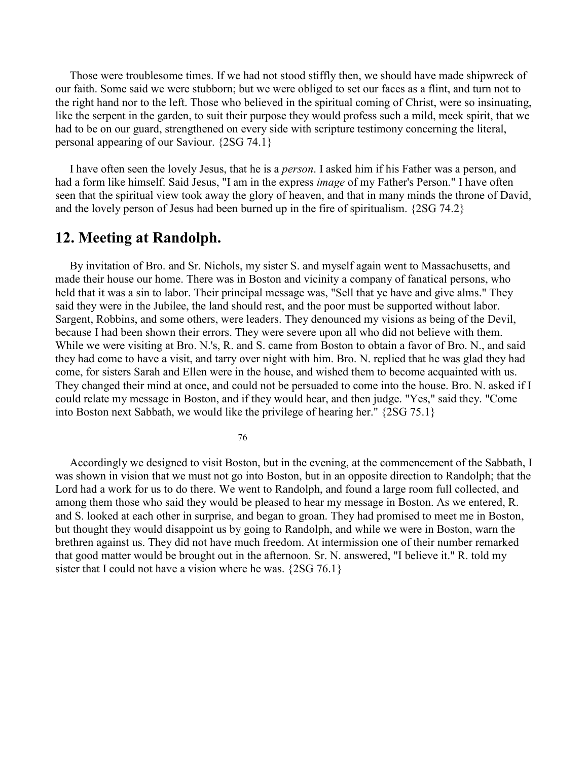Those were troublesome times. If we had not stood stiffly then, we should have made shipwreck of our faith. Some said we were stubborn; but we were obliged to set our faces as a flint, and turn not to the right hand nor to the left. Those who believed in the spiritual coming of Christ, were so insinuating, like the serpent in the garden, to suit their purpose they would profess such a mild, meek spirit, that we had to be on our guard, strengthened on every side with scripture testimony concerning the literal, personal appearing of our Saviour. {2SG 74.1}

I have often seen the lovely Jesus, that he is a *person*. I asked him if his Father was a person, and had a form like himself. Said Jesus, "I am in the express *image* of my Father's Person." I have often seen that the spiritual view took away the glory of heaven, and that in many minds the throne of David, and the lovely person of Jesus had been burned up in the fire of spiritualism. {2SG 74.2}

## 12. Meeting at Randolph.

By invitation of Bro. and Sr. Nichols, my sister S. and myself again went to Massachusetts, and made their house our home. There was in Boston and vicinity a company of fanatical persons, who held that it was a sin to labor. Their principal message was, "Sell that ye have and give alms." They said they were in the Jubilee, the land should rest, and the poor must be supported without labor. Sargent, Robbins, and some others, were leaders. They denounced my visions as being of the Devil, because I had been shown their errors. They were severe upon all who did not believe with them. While we were visiting at Bro. N.'s, R. and S. came from Boston to obtain a favor of Bro. N., and said they had come to have a visit, and tarry over night with him. Bro. N. replied that he was glad they had come, for sisters Sarah and Ellen were in the house, and wished them to become acquainted with us. They changed their mind at once, and could not be persuaded to come into the house. Bro. N. asked if I could relate my message in Boston, and if they would hear, and then judge. "Yes," said they. "Come into Boston next Sabbath, we would like the privilege of hearing her." {2SG 75.1}

Accordingly we designed to visit Boston, but in the evening, at the commencement of the Sabbath, I was shown in vision that we must not go into Boston, but in an opposite direction to Randolph; that the Lord had a work for us to do there. We went to Randolph, and found a large room full collected, and among them those who said they would be pleased to hear my message in Boston. As we entered, R. and S. looked at each other in surprise, and began to groan. They had promised to meet me in Boston, but thought they would disappoint us by going to Randolph, and while we were in Boston, warn the brethren against us. They did not have much freedom. At intermission one of their number remarked that good matter would be brought out in the afternoon. Sr. N. answered, "I believe it." R. told my sister that I could not have a vision where he was. {2SG 76.1}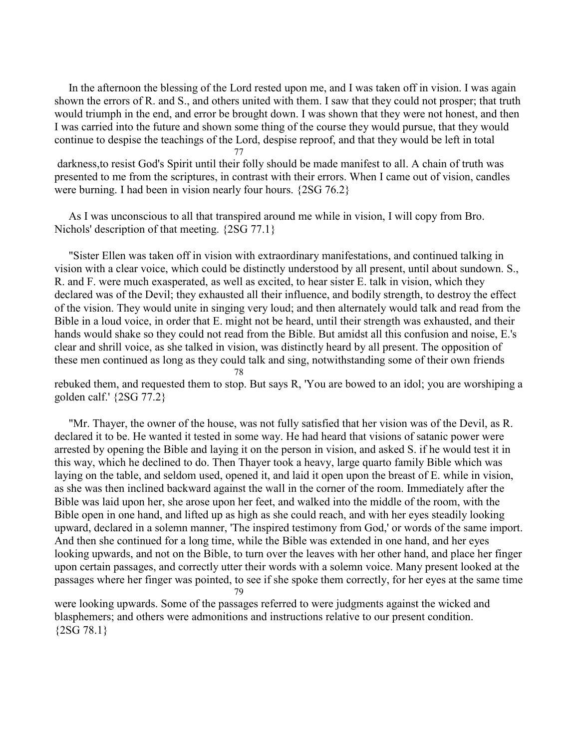In the afternoon the blessing of the Lord rested upon me, and I was taken off in vision. I was again shown the errors of R. and S., and others united with them. I saw that they could not prosper; that truth would triumph in the end, and error be brought down. I was shown that they were not honest, and then I was carried into the future and shown some thing of the course they would pursue, that they would continue to despise the teachings of the Lord, despise reproof, and that they would be left in total darkness,to resist God's Spirit until their folly should be made manifest to all. A chain of truth was presented to me from the scriptures, in contrast with their errors. When I came out of vision, candles were burning. I had been in vision nearly four hours. {2SG 76.2}

As I was unconscious to all that transpired around me while in vision, I will copy from Bro. Nichols' description of that meeting. {2SG 77.1}

"Sister Ellen was taken off in vision with extraordinary manifestations, and continued talking in vision with a clear voice, which could be distinctly understood by all present, until about sundown. S., R. and F. were much exasperated, as well as excited, to hear sister E. talk in vision, which they declared was of the Devil; they exhausted all their influence, and bodily strength, to destroy the effect of the vision. They would unite in singing very loud; and then alternately would talk and read from the Bible in a loud voice, in order that E. might not be heard, until their strength was exhausted, and their hands would shake so they could not read from the Bible. But amidst all this confusion and noise, E.'s clear and shrill voice, as she talked in vision, was distinctly heard by all present. The opposition of these men continued as long as they could talk and sing, notwithstanding some of their own friends rebuked them, and requested them to stop. But says R, 'You are bowed to an idol; you are worshiping a golden calf.' {2SG 77.2}

"Mr. Thayer, the owner of the house, was not fully satisfied that her vision was of the Devil, as R. declared it to be. He wanted it tested in some way. He had heard that visions of satanic power were arrested by opening the Bible and laying it on the person in vision, and asked S. if he would test it in this way, which he declined to do. Then Thayer took a heavy, large quarto family Bible which was laying on the table, and seldom used, opened it, and laid it open upon the breast of E. while in vision, as she was then inclined backward against the wall in the corner of the room. Immediately after the Bible was laid upon her, she arose upon her feet, and walked into the middle of the room, with the Bible open in one hand, and lifted up as high as she could reach, and with her eyes steadily looking upward, declared in a solemn manner, 'The inspired testimony from God,' or words of the same import. And then she continued for a long time, while the Bible was extended in one hand, and her eyes looking upwards, and not on the Bible, to turn over the leaves with her other hand, and place her finger upon certain passages, and correctly utter their words with a solemn voice. Many present looked at the passages where her finger was pointed, to see if she spoke them correctly, for her eyes at the same time were looking upwards. Some of the passages referred to were judgments against the wicked and blasphemers; and others were admonitions and instructions relative to our present condition. {2SG 78.1}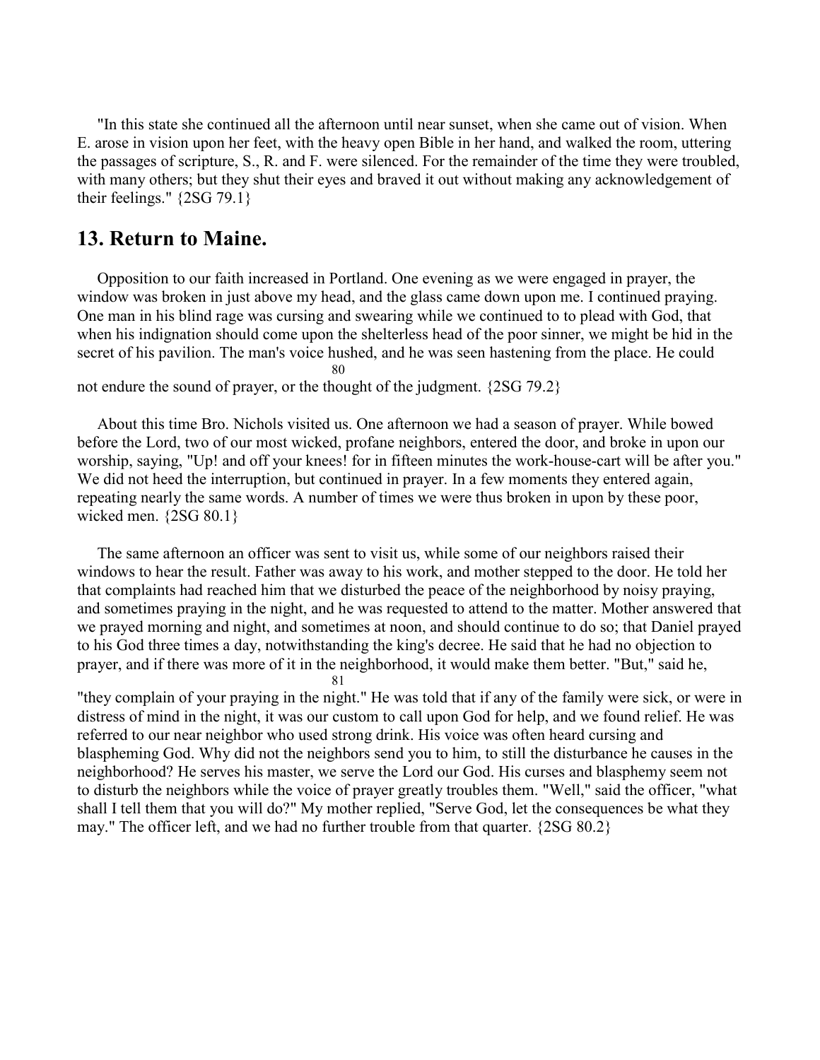"In this state she continued all the afternoon until near sunset, when she came out of vision. When E. arose in vision upon her feet, with the heavy open Bible in her hand, and walked the room, uttering the passages of scripture, S., R. and F. were silenced. For the remainder of the time they were troubled, with many others; but they shut their eyes and braved it out without making any acknowledgement of their feelings." {2SG 79.1}

## 13. Return to Maine.

Opposition to our faith increased in Portland. One evening as we were engaged in prayer, the window was broken in just above my head, and the glass came down upon me. I continued praying. One man in his blind rage was cursing and swearing while we continued to to plead with God, that when his indignation should come upon the shelterless head of the poor sinner, we might be hid in the secret of his pavilion. The man's voice hushed, and he was seen hastening from the place. He could not endure the sound of prayer, or the thought of the judgment. {2SG 79.2}

About this time Bro. Nichols visited us. One afternoon we had a season of prayer. While bowed before the Lord, two of our most wicked, profane neighbors, entered the door, and broke in upon our worship, saying, "Up! and off your knees! for in fifteen minutes the work-house-cart will be after you." We did not heed the interruption, but continued in prayer. In a few moments they entered again, repeating nearly the same words. A number of times we were thus broken in upon by these poor, wicked men. {2SG 80.1}

The same afternoon an officer was sent to visit us, while some of our neighbors raised their windows to hear the result. Father was away to his work, and mother stepped to the door. He told her that complaints had reached him that we disturbed the peace of the neighborhood by noisy praying, and sometimes praying in the night, and he was requested to attend to the matter. Mother answered that we prayed morning and night, and sometimes at noon, and should continue to do so; that Daniel prayed to his God three times a day, notwithstanding the king's decree. He said that he had no objection to prayer, and if there was more of it in the neighborhood, it would make them better. "But," said he, "they complain of your praying in the night." He was told that if any of the family were sick, or were in distress of mind in the night, it was our custom to call upon God for help, and we found relief. He was referred to our near neighbor who used strong drink. His voice was often heard cursing and blaspheming God. Why did not the neighbors send you to him, to still the disturbance he causes in the neighborhood? He serves his master, we serve the Lord our God. His curses and blasphemy seem not to disturb the neighbors while the voice of prayer greatly troubles them. "Well," said the officer, "what shall I tell them that you will do?" My mother replied, "Serve God, let the consequences be what they may." The officer left, and we had no further trouble from that quarter. {2SG 80.2}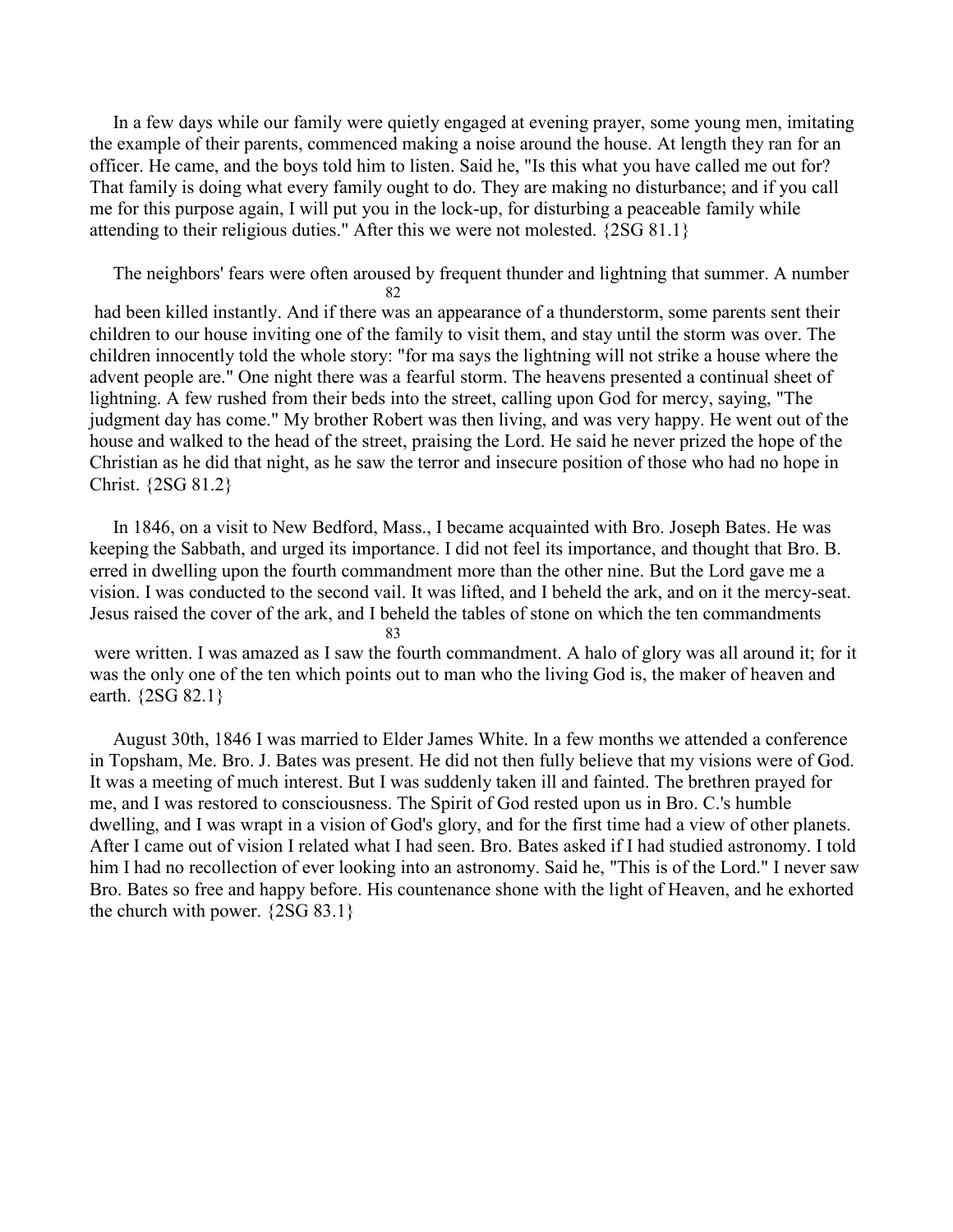In a few days while our family were quietly engaged at evening prayer, some young men, imitating the example of their parents, commenced making a noise around the house. At length they ran for an officer. He came, and the boys told him to listen. Said he, "Is this what you have called me out for? That family is doing what every family ought to do. They are making no disturbance; and if you call me for this purpose again, I will put you in the lock-up, for disturbing a peaceable family while attending to their religious duties." After this we were not molested. {2SG 81.1}

The neighbors' fears were often aroused by frequent thunder and lightning that summer. A number had been killed instantly. And if there was an appearance of a thunderstorm, some parents sent their children to our house inviting one of the family to visit them, and stay until the storm was over. The children innocently told the whole story: "for ma says the lightning will not strike a house where the advent people are." One night there was a fearful storm. The heavens presented a continual sheet of lightning. A few rushed from their beds into the street, calling upon God for mercy, saying, "The judgment day has come." My brother Robert was then living, and was very happy. He went out of the house and walked to the head of the street, praising the Lord. He said he never prized the hope of the Christian as he did that night, as he saw the terror and insecure position of those who had no hope in Christ. {2SG 81.2}

In 1846, on a visit to New Bedford, Mass., I became acquainted with Bro. Joseph Bates. He was keeping the Sabbath, and urged its importance. I did not feel its importance, and thought that Bro. B. erred in dwelling upon the fourth commandment more than the other nine. But the Lord gave me a vision. I was conducted to the second vail. It was lifted, and I beheld the ark, and on it the mercy-seat. Jesus raised the cover of the ark, and I beheld the tables of stone on which the ten commandments were written. I was amazed as I saw the fourth commandment. A halo of glory was all around it; for it was the only one of the ten which points out to man who the living God is, the maker of heaven and earth. {2SG 82.1}

August 30th, 1846 I was married to Elder James White. In a few months we attended a conference in Topsham, Me. Bro. J. Bates was present. He did not then fully believe that my visions were of God. It was a meeting of much interest. But I was suddenly taken ill and fainted. The brethren prayed for me, and I was restored to consciousness. The Spirit of God rested upon us in Bro. C.'s humble dwelling, and I was wrapt in a vision of God's glory, and for the first time had a view of other planets. After I came out of vision I related what I had seen. Bro. Bates asked if I had studied astronomy. I told him I had no recollection of ever looking into an astronomy. Said he, "This is of the Lord." I never saw Bro. Bates so free and happy before. His countenance shone with the light of Heaven, and he exhorted the church with power. {2SG 83.1}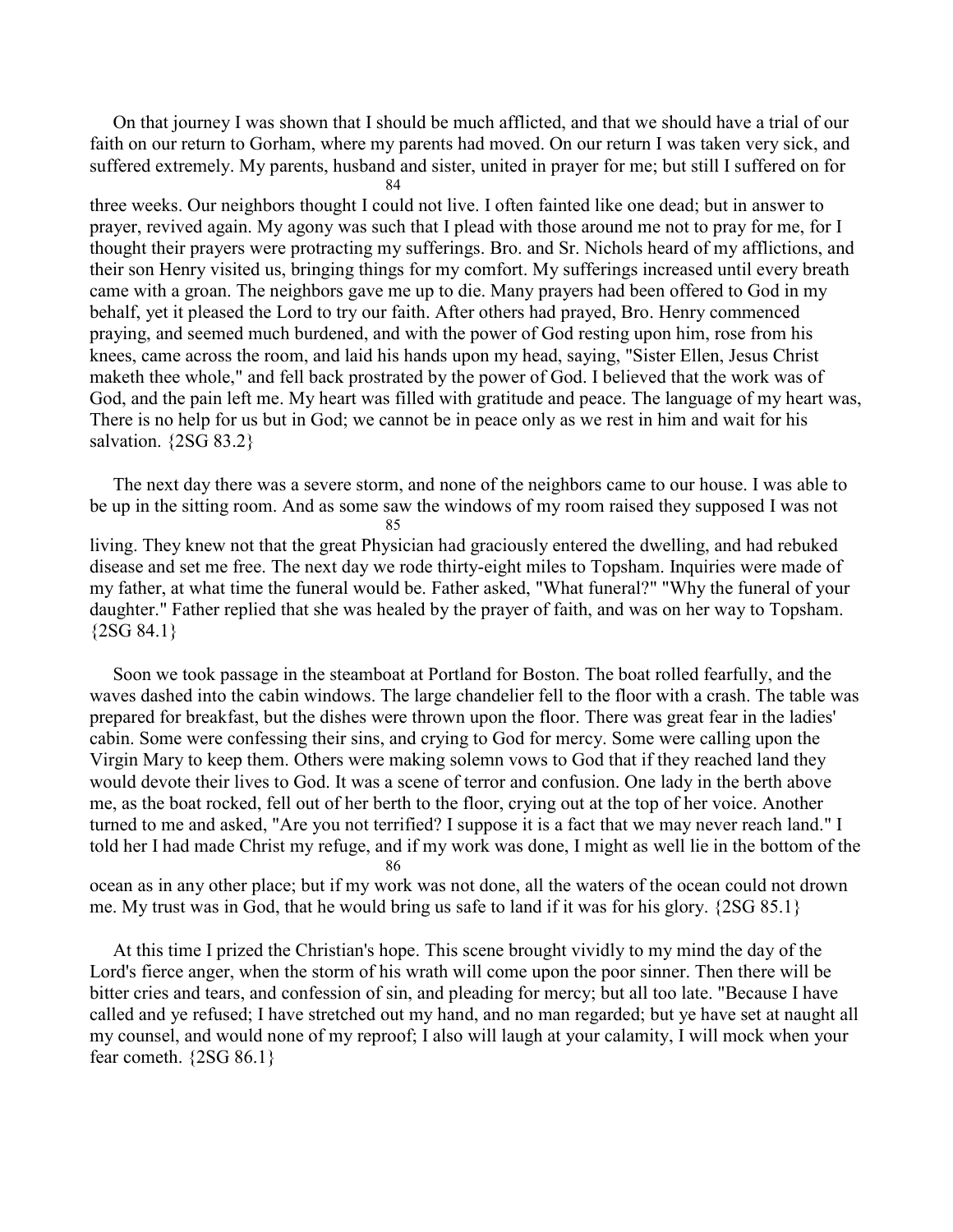On that journey I was shown that I should be much afflicted, and that we should have a trial of our faith on our return to Gorham, where my parents had moved. On our return I was taken very sick, and suffered extremely. My parents, husband and sister, united in prayer for me; but still I suffered on for three weeks. Our neighbors thought I could not live. I often fainted like one dead; but in answer to prayer, revived again. My agony was such that I plead with those around me not to pray for me, for I thought their prayers were protracting my sufferings. Bro. and Sr. Nichols heard of my afflictions, and their son Henry visited us, bringing things for my comfort. My sufferings increased until every breath came with a groan. The neighbors gave me up to die. Many prayers had been offered to God in my behalf, yet it pleased the Lord to try our faith. After others had prayed, Bro. Henry commenced praying, and seemed much burdened, and with the power of God resting upon him, rose from his knees, came across the room, and laid his hands upon my head, saying, "Sister Ellen, Jesus Christ maketh thee whole," and fell back prostrated by the power of God. I believed that the work was of God, and the pain left me. My heart was filled with gratitude and peace. The language of my heart was, There is no help for us but in God; we cannot be in peace only as we rest in him and wait for his salvation. {2SG 83.2}

The next day there was a severe storm, and none of the neighbors came to our house. I was able to be up in the sitting room. And as some saw the windows of my room raised they supposed I was not living. They knew not that the great Physician had graciously entered the dwelling, and had rebuked disease and set me free. The next day we rode thirty-eight miles to Topsham. Inquiries were made of my father, at what time the funeral would be. Father asked, "What funeral?" "Why the funeral of your daughter." Father replied that she was healed by the prayer of faith, and was on her way to Topsham. {2SG 84.1}

Soon we took passage in the steamboat at Portland for Boston. The boat rolled fearfully, and the waves dashed into the cabin windows. The large chandelier fell to the floor with a crash. The table was prepared for breakfast, but the dishes were thrown upon the floor. There was great fear in the ladies' cabin. Some were confessing their sins, and crying to God for mercy. Some were calling upon the Virgin Mary to keep them. Others were making solemn vows to God that if they reached land they would devote their lives to God. It was a scene of terror and confusion. One lady in the berth above me, as the boat rocked, fell out of her berth to the floor, crying out at the top of her voice. Another turned to me and asked, "Are you not terrified? I suppose it is a fact that we may never reach land." I told her I had made Christ my refuge, and if my work was done, I might as well lie in the bottom of the ocean as in any other place; but if my work was not done, all the waters of the ocean could not drown me. My trust was in God, that he would bring us safe to land if it was for his glory. {2SG 85.1}

At this time I prized the Christian's hope. This scene brought vividly to my mind the day of the Lord's fierce anger, when the storm of his wrath will come upon the poor sinner. Then there will be bitter cries and tears, and confession of sin, and pleading for mercy; but all too late. "Because I have called and ye refused; I have stretched out my hand, and no man regarded; but ye have set at naught all my counsel, and would none of my reproof; I also will laugh at your calamity, I will mock when your fear cometh. {2SG 86.1}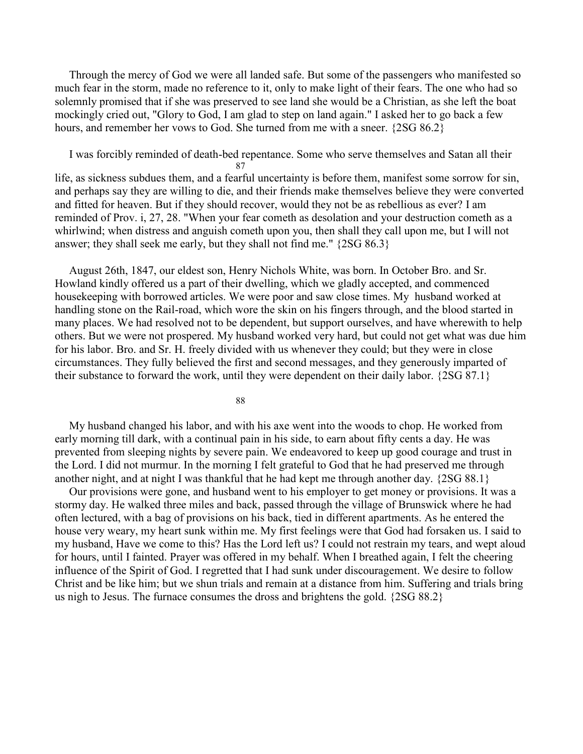Through the mercy of God we were all landed safe. But some of the passengers who manifested so much fear in the storm, made no reference to it, only to make light of their fears. The one who had so solemnly promised that if she was preserved to see land she would be a Christian, as she left the boat mockingly cried out, "Glory to God, I am glad to step on land again." I asked her to go back a few hours, and remember her vows to God. She turned from me with a sneer. {2SG 86.2}

I was forcibly reminded of death-bed repentance. Some who serve themselves and Satan all their life, as sickness subdues them, and a fearful uncertainty is before them, manifest some sorrow for sin, and perhaps say they are willing to die, and their friends make themselves believe they were converted and fitted for heaven. But if they should recover, would they not be as rebellious as ever? I am reminded of Prov. i, 27, 28. "When your fear cometh as desolation and your destruction cometh as a whirlwind; when distress and anguish cometh upon you, then shall they call upon me, but I will not answer; they shall seek me early, but they shall not find me." {2SG 86.3}

August 26th, 1847, our eldest son, Henry Nichols White, was born. In October Bro. and Sr. Howland kindly offered us a part of their dwelling, which we gladly accepted, and commenced housekeeping with borrowed articles. We were poor and saw close times. My husband worked at handling stone on the Rail-road, which wore the skin on his fingers through, and the blood started in many places. We had resolved not to be dependent, but support ourselves, and have wherewith to help others. But we were not prospered. My husband worked very hard, but could not get what was due him for his labor. Bro. and Sr. H. freely divided with us whenever they could; but they were in close circumstances. They fully believed the first and second messages, and they generously imparted of their substance to forward the work, until they were dependent on their daily labor. {2SG 87.1}

My husband changed his labor, and with his axe went into the woods to chop. He worked from early morning till dark, with a continual pain in his side, to earn about fifty cents a day. He was prevented from sleeping nights by severe pain. We endeavored to keep up good courage and trust in the Lord. I did not murmur. In the morning I felt grateful to God that he had preserved me through another night, and at night I was thankful that he had kept me through another day. {2SG 88.1}

Our provisions were gone, and husband went to his employer to get money or provisions. It was a stormy day. He walked three miles and back, passed through the village of Brunswick where he had often lectured, with a bag of provisions on his back, tied in different apartments. As he entered the house very weary, my heart sunk within me. My first feelings were that God had forsaken us. I said to my husband, Have we come to this? Has the Lord left us? I could not restrain my tears, and wept aloud for hours, until I fainted. Prayer was offered in my behalf. When I breathed again, I felt the cheering influence of the Spirit of God. I regretted that I had sunk under discouragement. We desire to follow Christ and be like him; but we shun trials and remain at a distance from him. Suffering and trials bring us nigh to Jesus. The furnace consumes the dross and brightens the gold. {2SG 88.2}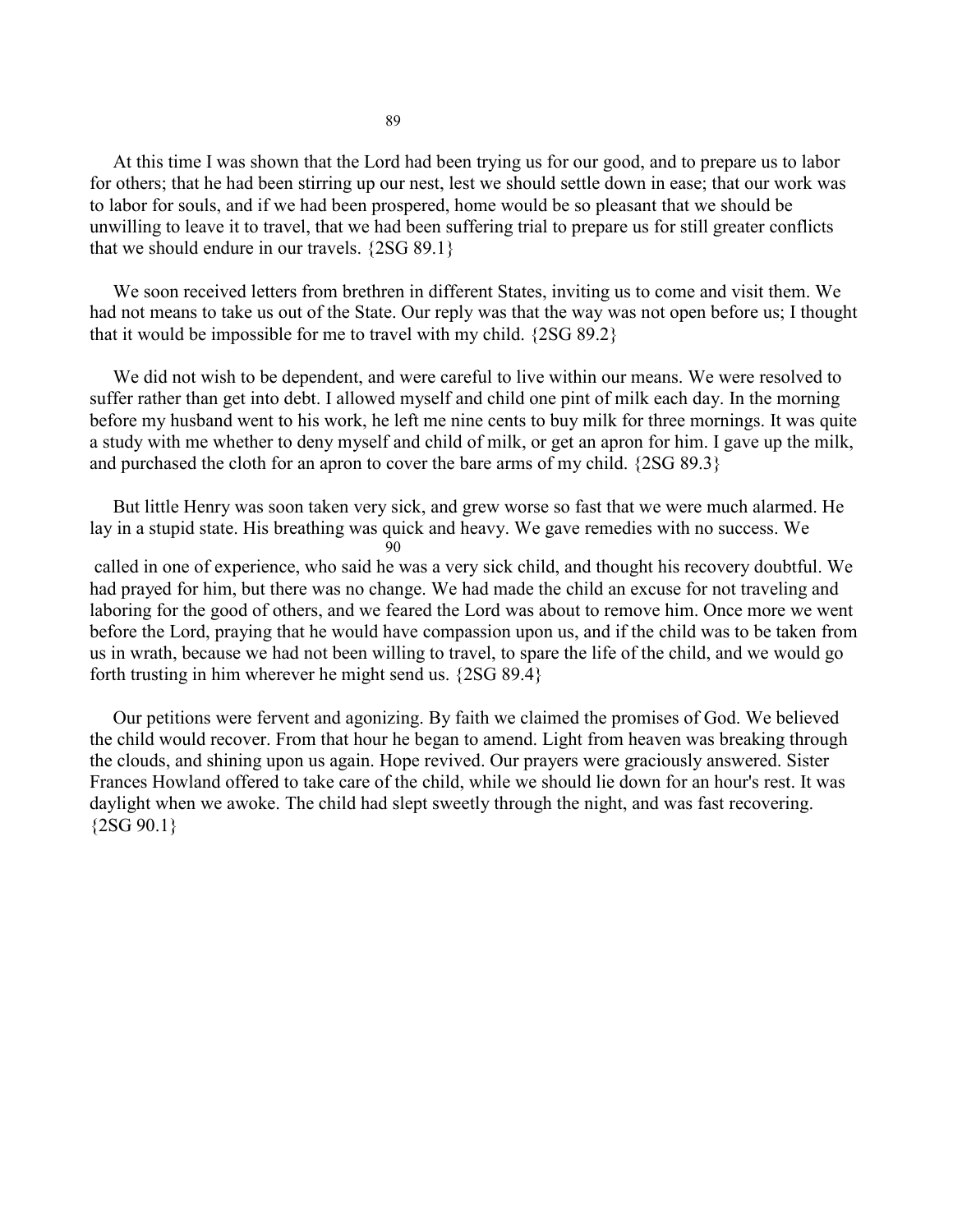At this time I was shown that the Lord had been trying us for our good, and to prepare us to labor for others; that he had been stirring up our nest, lest we should settle down in ease; that our work was to labor for souls, and if we had been prospered, home would be so pleasant that we should be unwilling to leave it to travel, that we had been suffering trial to prepare us for still greater conflicts that we should endure in our travels. {2SG 89.1}

We soon received letters from brethren in different States, inviting us to come and visit them. We had not means to take us out of the State. Our reply was that the way was not open before us; I thought that it would be impossible for me to travel with my child. {2SG 89.2}

We did not wish to be dependent, and were careful to live within our means. We were resolved to suffer rather than get into debt. I allowed myself and child one pint of milk each day. In the morning before my husband went to his work, he left me nine cents to buy milk for three mornings. It was quite a study with me whether to deny myself and child of milk, or get an apron for him. I gave up the milk, and purchased the cloth for an apron to cover the bare arms of my child. {2SG 89.3}

But little Henry was soon taken very sick, and grew worse so fast that we were much alarmed. He lay in a stupid state. His breathing was quick and heavy. We gave remedies with no success. We called in one of experience, who said he was a very sick child, and thought his recovery doubtful. We had prayed for him, but there was no change. We had made the child an excuse for not traveling and laboring for the good of others, and we feared the Lord was about to remove him. Once more we went before the Lord, praying that he would have compassion upon us, and if the child was to be taken from us in wrath, because we had not been willing to travel, to spare the life of the child, and we would go forth trusting in him wherever he might send us. {2SG 89.4}

Our petitions were fervent and agonizing. By faith we claimed the promises of God. We believed the child would recover. From that hour he began to amend. Light from heaven was breaking through the clouds, and shining upon us again. Hope revived. Our prayers were graciously answered. Sister Frances Howland offered to take care of the child, while we should lie down for an hour's rest. It was daylight when we awoke. The child had slept sweetly through the night, and was fast recovering. {2SG 90.1}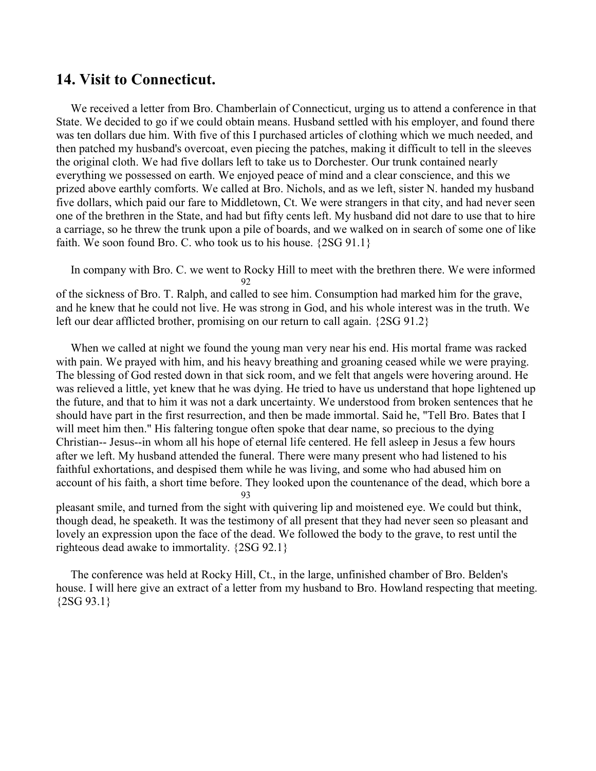## 14. Visit to Connecticut.

We received a letter from Bro. Chamberlain of Connecticut, urging us to attend a conference in that State. We decided to go if we could obtain means. Husband settled with his employer, and found there was ten dollars due him. With five of this I purchased articles of clothing which we much needed, and then patched my husband's overcoat, even piecing the patches, making it difficult to tell in the sleeves the original cloth. We had five dollars left to take us to Dorchester. Our trunk contained nearly everything we possessed on earth. We enjoyed peace of mind and a clear conscience, and this we prized above earthly comforts. We called at Bro. Nichols, and as we left, sister N. handed my husband five dollars, which paid our fare to Middletown, Ct. We were strangers in that city, and had never seen one of the brethren in the State, and had but fifty cents left. My husband did not dare to use that to hire a carriage, so he threw the trunk upon a pile of boards, and we walked on in search of some one of like faith. We soon found Bro. C. who took us to his house. {2SG 91.1}

In company with Bro. C. we went to Rocky Hill to meet with the brethren there. We were informed of the sickness of Bro. T. Ralph, and called to see him. Consumption had marked him for the grave, and he knew that he could not live. He was strong in God, and his whole interest was in the truth. We left our dear afflicted brother, promising on our return to call again. {2SG 91.2}

When we called at night we found the young man very near his end. His mortal frame was racked with pain. We prayed with him, and his heavy breathing and groaning ceased while we were praying. The blessing of God rested down in that sick room, and we felt that angels were hovering around. He was relieved a little, yet knew that he was dying. He tried to have us understand that hope lightened up the future, and that to him it was not a dark uncertainty. We understood from broken sentences that he should have part in the first resurrection, and then be made immortal. Said he, "Tell Bro. Bates that I will meet him then." His faltering tongue often spoke that dear name, so precious to the dying Christian-- Jesus--in whom all his hope of eternal life centered. He fell asleep in Jesus a few hours after we left. My husband attended the funeral. There were many present who had listened to his faithful exhortations, and despised them while he was living, and some who had abused him on account of his faith, a short time before. They looked upon the countenance of the dead, which bore a pleasant smile, and turned from the sight with quivering lip and moistened eye. We could but think, though dead, he speaketh. It was the testimony of all present that they had never seen so pleasant and lovely an expression upon the face of the dead. We followed the body to the grave, to rest until the righteous dead awake to immortality. {2SG 92.1}

The conference was held at Rocky Hill, Ct., in the large, unfinished chamber of Bro. Belden's house. I will here give an extract of a letter from my husband to Bro. Howland respecting that meeting. {2SG 93.1}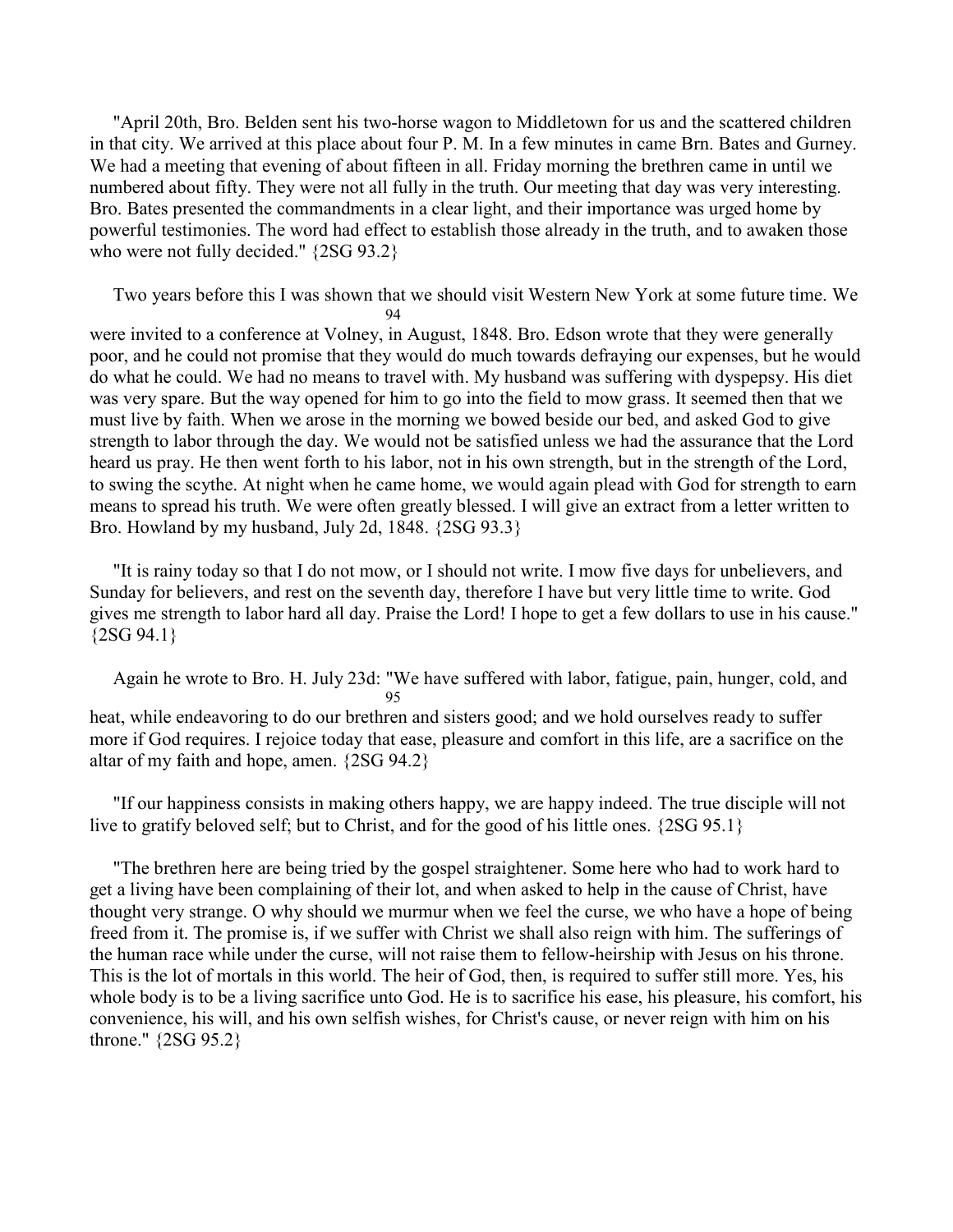"April 20th, Bro. Belden sent his two-horse wagon to Middletown for us and the scattered children in that city. We arrived at this place about four P. M. In a few minutes in came Brn. Bates and Gurney. We had a meeting that evening of about fifteen in all. Friday morning the brethren came in until we numbered about fifty. They were not all fully in the truth. Our meeting that day was very interesting. Bro. Bates presented the commandments in a clear light, and their importance was urged home by powerful testimonies. The word had effect to establish those already in the truth, and to awaken those who were not fully decided." {2SG 93.2}

Two years before this I was shown that we should visit Western New York at some future time. We were invited to a conference at Volney, in August, 1848. Bro. Edson wrote that they were generally poor, and he could not promise that they would do much towards defraying our expenses, but he would do what he could. We had no means to travel with. My husband was suffering with dyspepsy. His diet was very spare. But the way opened for him to go into the field to mow grass. It seemed then that we must live by faith. When we arose in the morning we bowed beside our bed, and asked God to give strength to labor through the day. We would not be satisfied unless we had the assurance that the Lord heard us pray. He then went forth to his labor, not in his own strength, but in the strength of the Lord, to swing the scythe. At night when he came home, we would again plead with God for strength to earn means to spread his truth. We were often greatly blessed. I will give an extract from a letter written to Bro. Howland by my husband, July 2d, 1848. {2SG 93.3}

"It is rainy today so that I do not mow, or I should not write. I mow five days for unbelievers, and Sunday for believers, and rest on the seventh day, therefore I have but very little time to write. God gives me strength to labor hard all day. Praise the Lord! I hope to get a few dollars to use in his cause." {2SG 94.1}

Again he wrote to Bro. H. July 23d: "We have suffered with labor, fatigue, pain, hunger, cold, and heat, while endeavoring to do our brethren and sisters good; and we hold ourselves ready to suffer more if God requires. I rejoice today that ease, pleasure and comfort in this life, are a sacrifice on the altar of my faith and hope, amen. {2SG 94.2}

"If our happiness consists in making others happy, we are happy indeed. The true disciple will not live to gratify beloved self; but to Christ, and for the good of his little ones. {2SG 95.1}

"The brethren here are being tried by the gospel straightener. Some here who had to work hard to get a living have been complaining of their lot, and when asked to help in the cause of Christ, have thought very strange. O why should we murmur when we feel the curse, we who have a hope of being freed from it. The promise is, if we suffer with Christ we shall also reign with him. The sufferings of the human race while under the curse, will not raise them to fellow-heirship with Jesus on his throne. This is the lot of mortals in this world. The heir of God, then, is required to suffer still more. Yes, his whole body is to be a living sacrifice unto God. He is to sacrifice his ease, his pleasure, his comfort, his convenience, his will, and his own selfish wishes, for Christ's cause, or never reign with him on his throne." {2SG 95.2}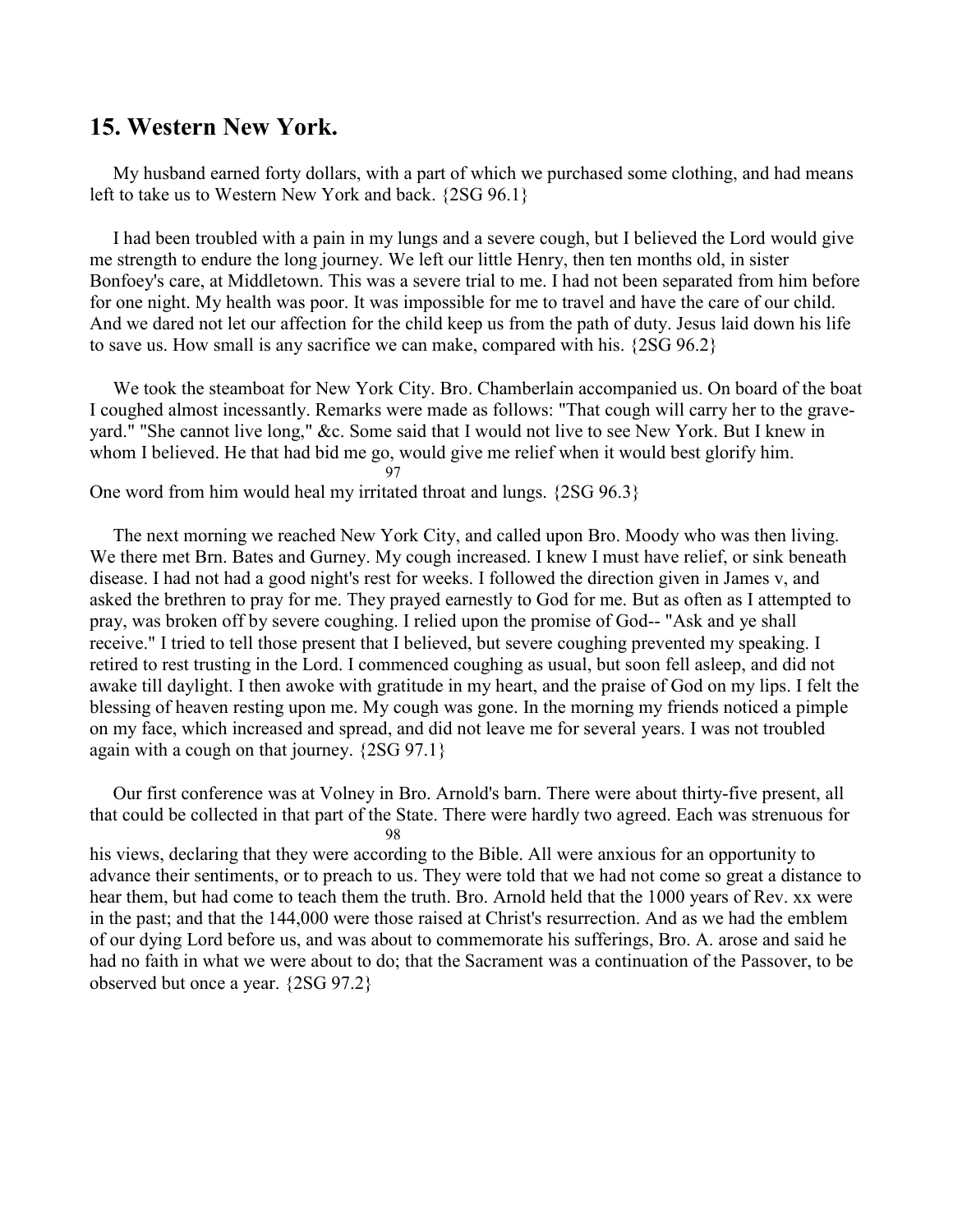## 15. Western New York.

My husband earned forty dollars, with a part of which we purchased some clothing, and had means left to take us to Western New York and back. {2SG 96.1}

I had been troubled with a pain in my lungs and a severe cough, but I believed the Lord would give me strength to endure the long journey. We left our little Henry, then ten months old, in sister Bonfoey's care, at Middletown. This was a severe trial to me. I had not been separated from him before for one night. My health was poor. It was impossible for me to travel and have the care of our child. And we dared not let our affection for the child keep us from the path of duty. Jesus laid down his life to save us. How small is any sacrifice we can make, compared with his. {2SG 96.2}

We took the steamboat for New York City. Bro. Chamberlain accompanied us. On board of the boat I coughed almost incessantly. Remarks were made as follows: "That cough will carry her to the grave-yard." "She cannot live long," &c. Some said that I would not live to see New York. But I knew in whom I believed. He that had bid me go, would give me relief when it would best glorify him. One word from him would heal my irritated throat and lungs. {2SG 96.3}

The next morning we reached New York City, and called upon Bro. Moody who was then living. We there met Brn. Bates and Gurney. My cough increased. I knew I must have relief, or sink beneath disease. I had not had a good night's rest for weeks. I followed the direction given in James v, and asked the brethren to pray for me. They prayed earnestly to God for me. But as often as I attempted to pray, was broken off by severe coughing. I relied upon the promise of God-- "Ask and ye shall receive." I tried to tell those present that I believed, but severe coughing prevented my speaking. I retired to rest trusting in the Lord. I commenced coughing as usual, but soon fell asleep, and did not awake till daylight. I then awoke with gratitude in my heart, and the praise of God on my lips. I felt the blessing of heaven resting upon me. My cough was gone. In the morning my friends noticed a pimple on my face, which increased and spread, and did not leave me for several years. I was not troubled again with a cough on that journey. {2SG 97.1}

Our first conference was at Volney in Bro. Arnold's barn. There were about thirty-five present, all that could be collected in that part of the State. There were hardly two agreed. Each was strenuous for his views, declaring that they were according to the Bible. All were anxious for an opportunity to advance their sentiments, or to preach to us. They were told that we had not come so great a distance to hear them, but had come to teach them the truth. Bro. Arnold held that the 1000 years of Rev. xx were in the past; and that the 144,000 were those raised at Christ's resurrection. And as we had the emblem of our dying Lord before us, and was about to commemorate his sufferings, Bro. A. arose and said he had no faith in what we were about to do; that the Sacrament was a continuation of the Passover, to be observed but once a year. {2SG 97.2}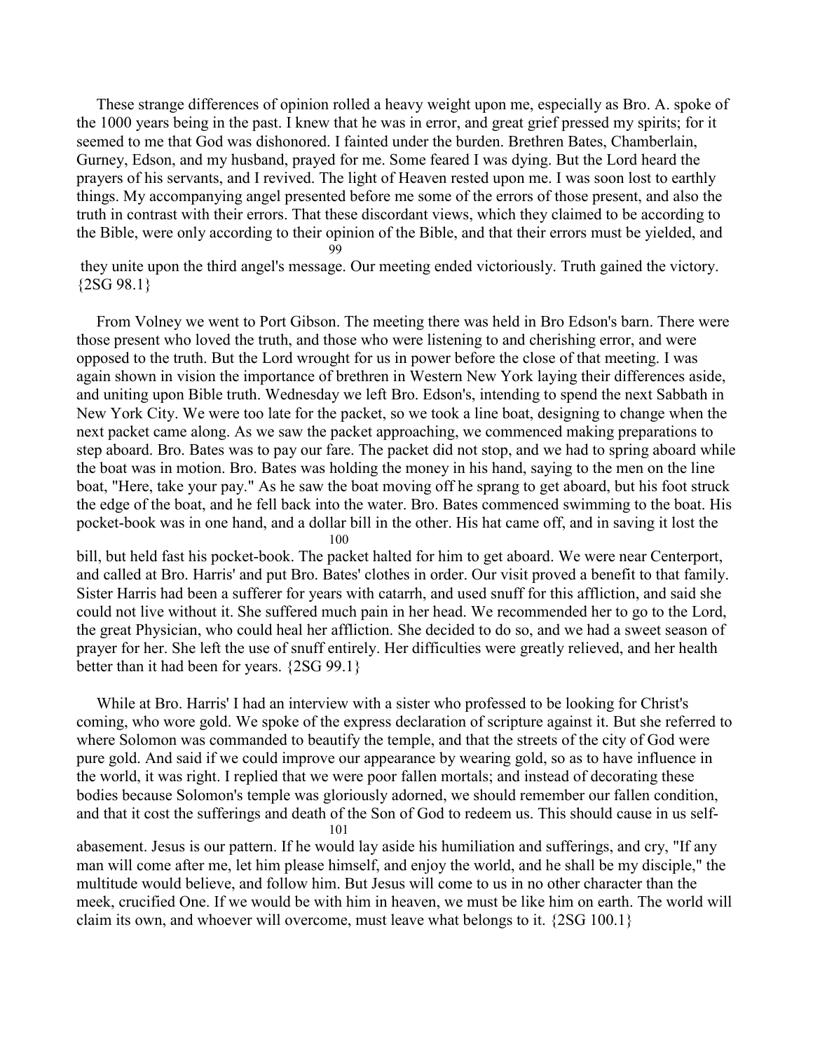These strange differences of opinion rolled a heavy weight upon me, especially as Bro. A. spoke of the 1000 years being in the past. I knew that he was in error, and great grief pressed my spirits; for it seemed to me that God was dishonored. I fainted under the burden. Brethren Bates, Chamberlain, Gurney, Edson, and my husband, prayed for me. Some feared I was dying. But the Lord heard the prayers of his servants, and I revived. The light of Heaven rested upon me. I was soon lost to earthly things. My accompanying angel presented before me some of the errors of those present, and also the truth in contrast with their errors. That these discordant views, which they claimed to be according to the Bible, were only according to their opinion of the Bible, and that their errors must be yielded, and they unite upon the third angel's message. Our meeting ended victoriously. Truth gained the victory. {2SG 98.1}

From Volney we went to Port Gibson. The meeting there was held in Bro Edson's barn. There were those present who loved the truth, and those who were listening to and cherishing error, and were opposed to the truth. But the Lord wrought for us in power before the close of that meeting. I was again shown in vision the importance of brethren in Western New York laying their differences aside, and uniting upon Bible truth. Wednesday we left Bro. Edson's, intending to spend the next Sabbath in New York City. We were too late for the packet, so we took a line boat, designing to change when the next packet came along. As we saw the packet approaching, we commenced making preparations to step aboard. Bro. Bates was to pay our fare. The packet did not stop, and we had to spring aboard while the boat was in motion. Bro. Bates was holding the money in his hand, saying to the men on the line boat, "Here, take your pay." As he saw the boat moving off he sprang to get aboard, but his foot struck the edge of the boat, and he fell back into the water. Bro. Bates commenced swimming to the boat. His pocket-book was in one hand, and a dollar bill in the other. His hat came off, and in saving it lost the bill, but held fast his pocket-book. The packet halted for him to get aboard. We were near Centerport, and called at Bro. Harris' and put Bro. Bates' clothes in order. Our visit proved a benefit to that family. Sister Harris had been a sufferer for years with catarrh, and used snuff for this affliction, and said she could not live without it. She suffered much pain in her head. We recommended her to go to the Lord, the great Physician, who could heal her affliction. She decided to do so, and we had a sweet season of prayer for her. She left the use of snuff entirely. Her difficulties were greatly relieved, and her health better than it had been for years. {2SG 99.1}

While at Bro. Harris' I had an interview with a sister who professed to be looking for Christ's coming, who wore gold. We spoke of the express declaration of scripture against it. But she referred to where Solomon was commanded to beautify the temple, and that the streets of the city of God were pure gold. And said if we could improve our appearance by wearing gold, so as to have influence in the world, it was right. I replied that we were poor fallen mortals; and instead of decorating these bodies because Solomon's temple was gloriously adorned, we should remember our fallen condition, and that it cost the sufferings and death of the Son of God to redeem us. This should cause in us self-abasement. Jesus is our pattern. If he would lay aside his humiliation and sufferings, and cry, "If any man will come after me, let him please himself, and enjoy the world, and he shall be my disciple," the multitude would believe, and follow him. But Jesus will come to us in no other character than the meek, crucified One. If we would be with him in heaven, we must be like him on earth. The world will claim its own, and whoever will overcome, must leave what belongs to it. {2SG 100.1}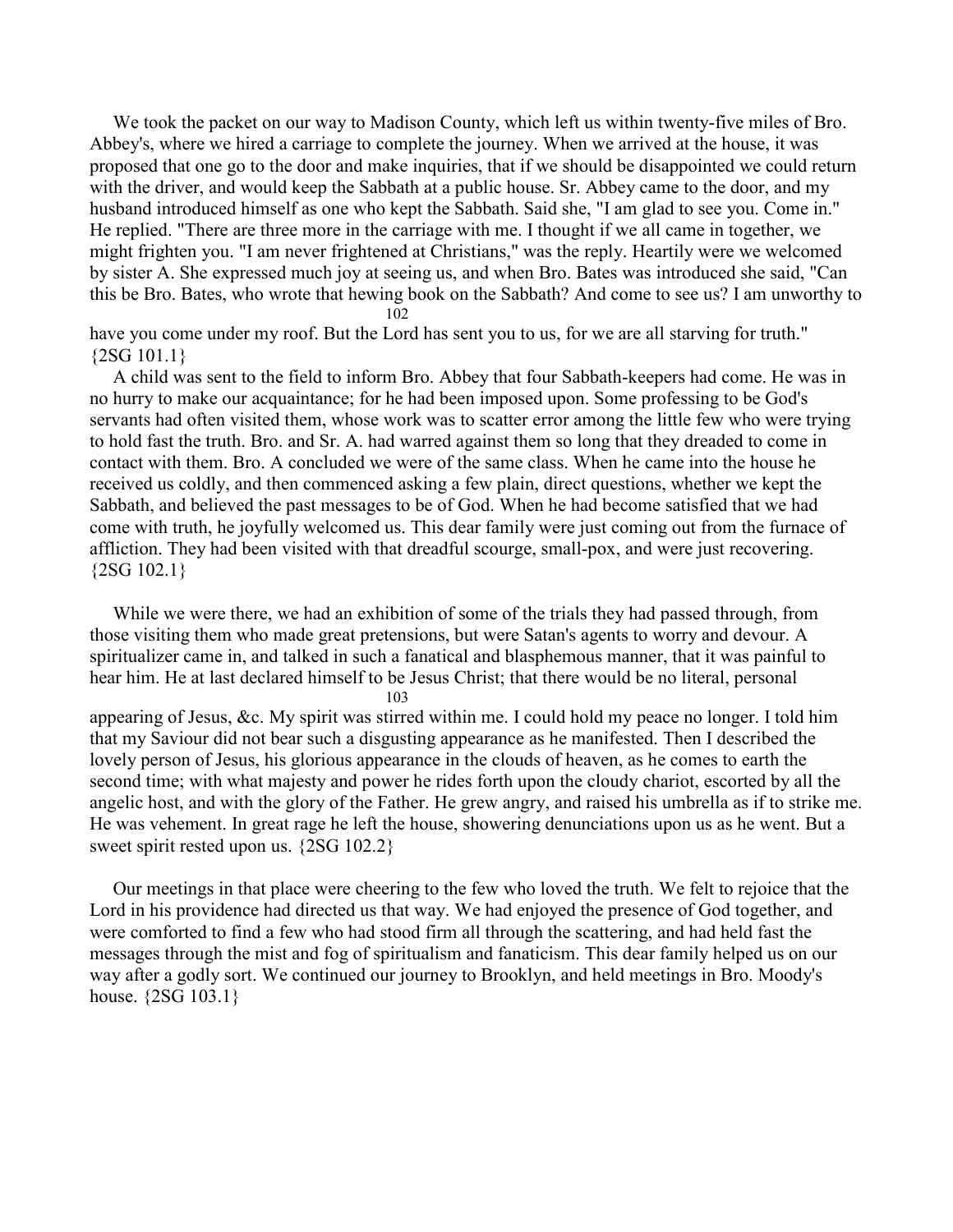We took the packet on our way to Madison County, which left us within twenty-five miles of Bro. Abbey's, where we hired a carriage to complete the journey. When we arrived at the house, it was proposed that one go to the door and make inquiries, that if we should be disappointed we could return with the driver, and would keep the Sabbath at a public house. Sr. Abbey came to the door, and my husband introduced himself as one who kept the Sabbath. Said she, "I am glad to see you. Come in." He replied. "There are three more in the carriage with me. I thought if we all came in together, we might frighten you. "I am never frightened at Christians," was the reply. Heartily were we welcomed by sister A. She expressed much joy at seeing us, and when Bro. Bates was introduced she said, "Can this be Bro. Bates, who wrote that hewing book on the Sabbath? And come to see us? I am unworthy to have you come under my roof. But the Lord has sent you to us, for we are all starving for truth." {2SG 101.1}

A child was sent to the field to inform Bro. Abbey that four Sabbath-keepers had come. He was in no hurry to make our acquaintance; for he had been imposed upon. Some professing to be God's servants had often visited them, whose work was to scatter error among the little few who were trying to hold fast the truth. Bro. and Sr. A. had warred against them so long that they dreaded to come in contact with them. Bro. A concluded we were of the same class. When he came into the house he received us coldly, and then commenced asking a few plain, direct questions, whether we kept the Sabbath, and believed the past messages to be of God. When he had become satisfied that we had come with truth, he joyfully welcomed us. This dear family were just coming out from the furnace of affliction. They had been visited with that dreadful scourge, small-pox, and were just recovering. {2SG 102.1}

While we were there, we had an exhibition of some of the trials they had passed through, from those visiting them who made great pretensions, but were Satan's agents to worry and devour. A spiritualizer came in, and talked in such a fanatical and blasphemous manner, that it was painful to hear him. He at last declared himself to be Jesus Christ; that there would be no literal, personal appearing of Jesus, &c. My spirit was stirred within me. I could hold my peace no longer. I told him that my Saviour did not bear such a disgusting appearance as he manifested. Then I described the lovely person of Jesus, his glorious appearance in the clouds of heaven, as he comes to earth the second time; with what majesty and power he rides forth upon the cloudy chariot, escorted by all the angelic host, and with the glory of the Father. He grew angry, and raised his umbrella as if to strike me. He was vehement. In great rage he left the house, showering denunciations upon us as he went. But a sweet spirit rested upon us. {2SG 102.2}

Our meetings in that place were cheering to the few who loved the truth. We felt to rejoice that the Lord in his providence had directed us that way. We had enjoyed the presence of God together, and were comforted to find a few who had stood firm all through the scattering, and had held fast the messages through the mist and fog of spiritualism and fanaticism. This dear family helped us on our way after a godly sort. We continued our journey to Brooklyn, and held meetings in Bro. Moody's house. {2SG 103.1}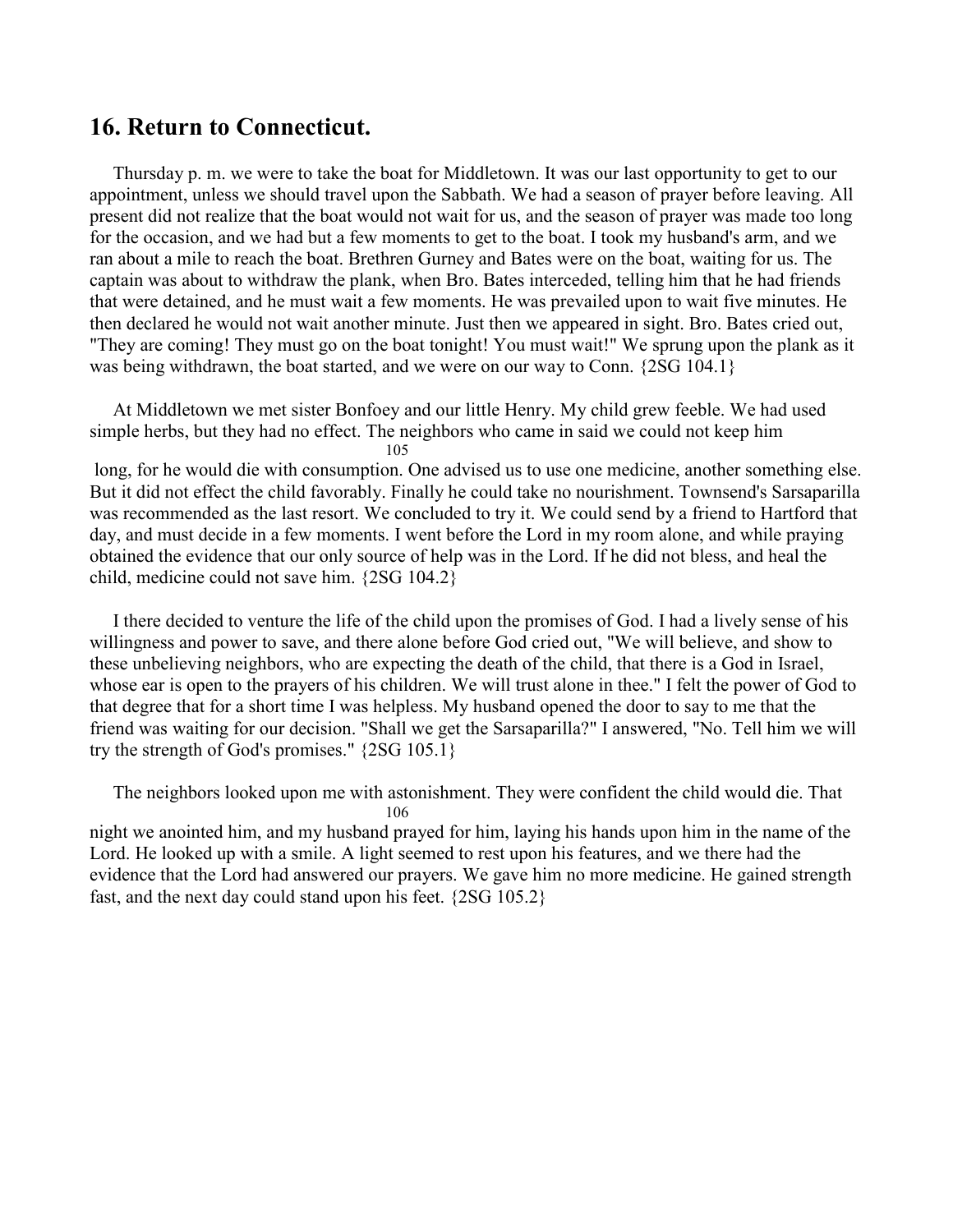## 16. Return to Connecticut.

Thursday p. m. we were to take the boat for Middletown. It was our last opportunity to get to our appointment, unless we should travel upon the Sabbath. We had a season of prayer before leaving. All present did not realize that the boat would not wait for us, and the season of prayer was made too long for the occasion, and we had but a few moments to get to the boat. I took my husband's arm, and we ran about a mile to reach the boat. Brethren Gurney and Bates were on the boat, waiting for us. The captain was about to withdraw the plank, when Bro. Bates interceded, telling him that he had friends that were detained, and he must wait a few moments. He was prevailed upon to wait five minutes. He then declared he would not wait another minute. Just then we appeared in sight. Bro. Bates cried out, "They are coming! They must go on the boat tonight! You must wait!" We sprung upon the plank as it was being withdrawn, the boat started, and we were on our way to Conn. {2SG 104.1}

At Middletown we met sister Bonfoey and our little Henry. My child grew feeble. We had used simple herbs, but they had no effect. The neighbors who came in said we could not keep him long, for he would die with consumption. One advised us to use one medicine, another something else. But it did not effect the child favorably. Finally he could take no nourishment. Townsend's Sarsaparilla was recommended as the last resort. We concluded to try it. We could send by a friend to Hartford that day, and must decide in a few moments. I went before the Lord in my room alone, and while praying obtained the evidence that our only source of help was in the Lord. If he did not bless, and heal the child, medicine could not save him. {2SG 104.2}

I there decided to venture the life of the child upon the promises of God. I had a lively sense of his willingness and power to save, and there alone before God cried out, "We will believe, and show to these unbelieving neighbors, who are expecting the death of the child, that there is a God in Israel, whose ear is open to the prayers of his children. We will trust alone in thee." I felt the power of God to that degree that for a short time I was helpless. My husband opened the door to say to me that the friend was waiting for our decision. "Shall we get the Sarsaparilla?" I answered, "No. Tell him we will try the strength of God's promises." {2SG 105.1}

The neighbors looked upon me with astonishment. They were confident the child would die. That night we anointed him, and my husband prayed for him, laying his hands upon him in the name of the Lord. He looked up with a smile. A light seemed to rest upon his features, and we there had the evidence that the Lord had answered our prayers. We gave him no more medicine. He gained strength fast, and the next day could stand upon his feet. {2SG 105.2}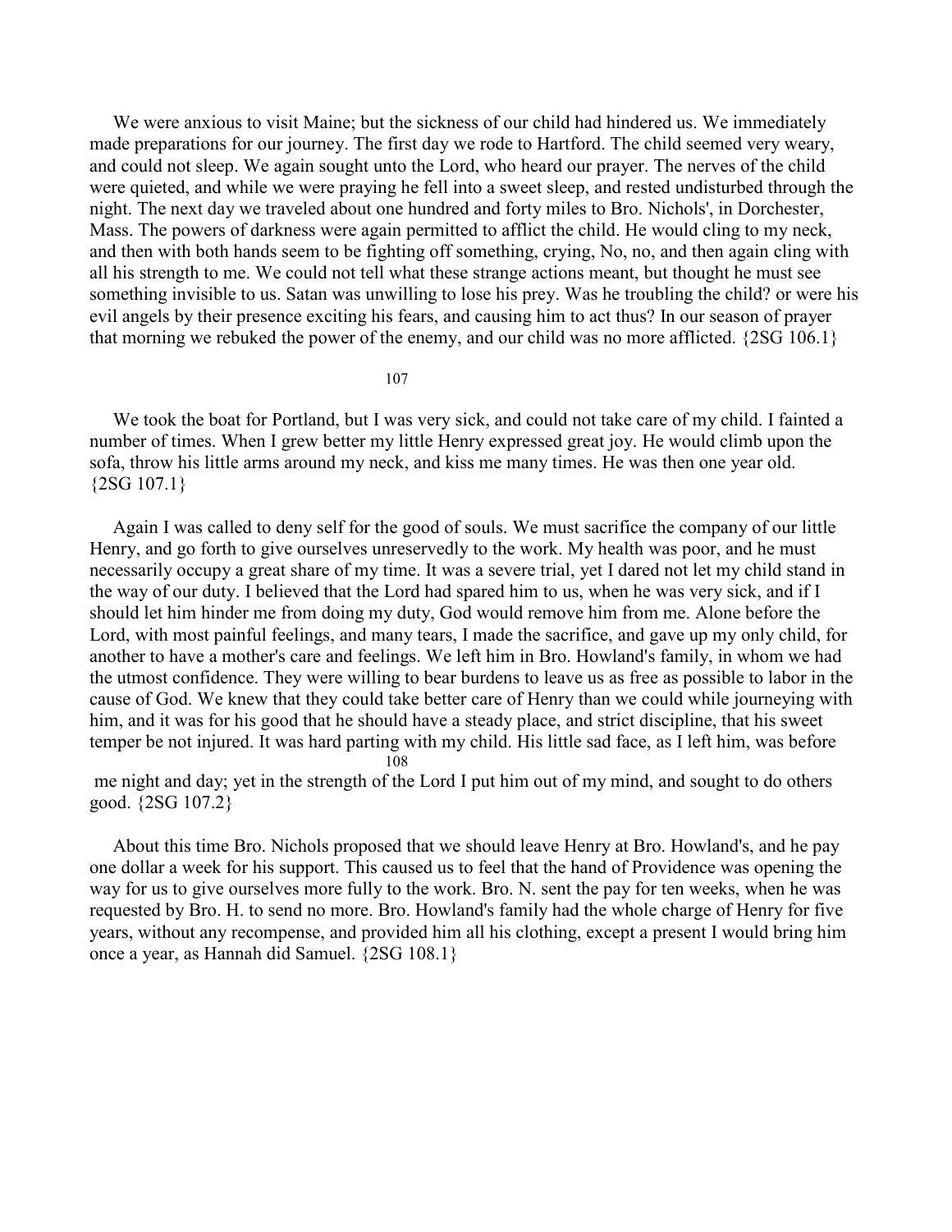We were anxious to visit Maine; but the sickness of our child had hindered us. We immediately made preparations for our journey. The first day we rode to Hartford. The child seemed very weary, and could not sleep. We again sought unto the Lord, who heard our prayer. The nerves of the child were quieted, and while we were praying he fell into a sweet sleep, and rested undisturbed through the night. The next day we traveled about one hundred and forty miles to Bro. Nichols', in Dorchester, Mass. The powers of darkness were again permitted to afflict the child. He would cling to my neck, and then with both hands seem to be fighting off something, crying, No, no, and then again cling with all his strength to me. We could not tell what these strange actions meant, but thought he must see something invisible to us. Satan was unwilling to lose his prey. Was he troubling the child? or were his evil angels by their presence exciting his fears, and causing him to act thus? In our season of prayer that morning we rebuked the power of the enemy, and our child was no more afflicted. {2SG 106.1}

We took the boat for Portland, but I was very sick, and could not take care of my child. I fainted a number of times. When I grew better my little Henry expressed great joy. He would climb upon the sofa, throw his little arms around my neck, and kiss me many times. He was then one year old. {2SG 107.1}

Again I was called to deny self for the good of souls. We must sacrifice the company of our little Henry, and go forth to give ourselves unreservedly to the work. My health was poor, and he must necessarily occupy a great share of my time. It was a severe trial, yet I dared not let my child stand in the way of our duty. I believed that the Lord had spared him to us, when he was very sick, and if I should let him hinder me from doing my duty, God would remove him from me. Alone before the Lord, with most painful feelings, and many tears, I made the sacrifice, and gave up my only child, for another to have a mother's care and feelings. We left him in Bro. Howland's family, in whom we had the utmost confidence. They were willing to bear burdens to leave us as free as possible to labor in the cause of God. We knew that they could take better care of Henry than we could while journeying with him, and it was for his good that he should have a steady place, and strict discipline, that his sweet temper be not injured. It was hard parting with my child. His little sad face, as I left him, was before me night and day; yet in the strength of the Lord I put him out of my mind, and sought to do others good. {2SG 107.2}

About this time Bro. Nichols proposed that we should leave Henry at Bro. Howland's, and he pay one dollar a week for his support. This caused us to feel that the hand of Providence was opening the way for us to give ourselves more fully to the work. Bro. N. sent the pay for ten weeks, when he was requested by Bro. H. to send no more. Bro. Howland's family had the whole charge of Henry for five years, without any recompense, and provided him all his clothing, except a present I would bring him once a year, as Hannah did Samuel. {2SG 108.1}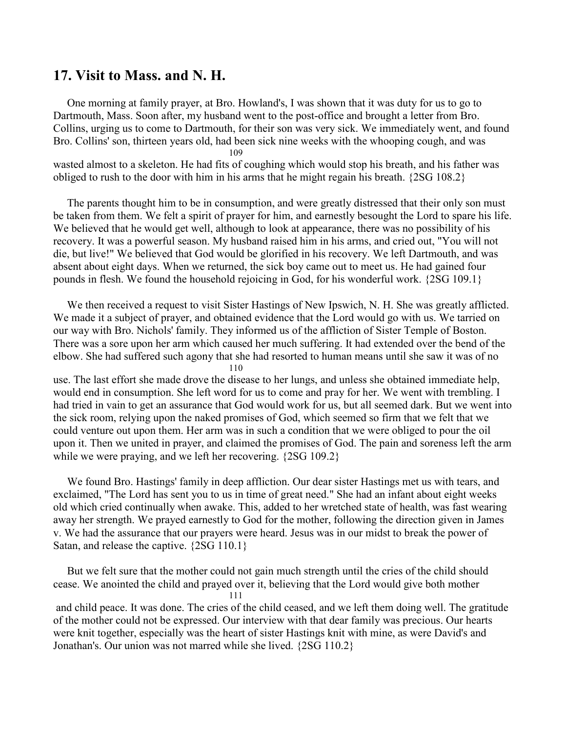## 17. Visit to Mass. and N. H.

One morning at family prayer, at Bro. Howland's, I was shown that it was duty for us to go to Dartmouth, Mass. Soon after, my husband went to the post-office and brought a letter from Bro. Collins, urging us to come to Dartmouth, for their son was very sick. We immediately went, and found Bro. Collins' son, thirteen years old, had been sick nine weeks with the whooping cough, and was wasted almost to a skeleton. He had fits of coughing which would stop his breath, and his father was obliged to rush to the door with him in his arms that he might regain his breath. {2SG 108.2}

The parents thought him to be in consumption, and were greatly distressed that their only son must be taken from them. We felt a spirit of prayer for him, and earnestly besought the Lord to spare his life. We believed that he would get well, although to look at appearance, there was no possibility of his recovery. It was a powerful season. My husband raised him in his arms, and cried out, "You will not die, but live!" We believed that God would be glorified in his recovery. We left Dartmouth, and was absent about eight days. When we returned, the sick boy came out to meet us. He had gained four pounds in flesh. We found the household rejoicing in God, for his wonderful work. {2SG 109.1}

We then received a request to visit Sister Hastings of New Ipswich, N. H. She was greatly afflicted. We made it a subject of prayer, and obtained evidence that the Lord would go with us. We tarried on our way with Bro. Nichols' family. They informed us of the affliction of Sister Temple of Boston. There was a sore upon her arm which caused her much suffering. It had extended over the bend of the elbow. She had suffered such agony that she had resorted to human means until she saw it was of no use. The last effort she made drove the disease to her lungs, and unless she obtained immediate help, would end in consumption. She left word for us to come and pray for her. We went with trembling. I had tried in vain to get an assurance that God would work for us, but all seemed dark. But we went into the sick room, relying upon the naked promises of God, which seemed so firm that we felt that we could venture out upon them. Her arm was in such a condition that we were obliged to pour the oil upon it. Then we united in prayer, and claimed the promises of God. The pain and soreness left the arm while we were praying, and we left her recovering. {2SG 109.2}

We found Bro. Hastings' family in deep affliction. Our dear sister Hastings met us with tears, and exclaimed, "The Lord has sent you to us in time of great need." She had an infant about eight weeks old which cried continually when awake. This, added to her wretched state of health, was fast wearing away her strength. We prayed earnestly to God for the mother, following the direction given in James v. We had the assurance that our prayers were heard. Jesus was in our midst to break the power of Satan, and release the captive. {2SG 110.1}

But we felt sure that the mother could not gain much strength until the cries of the child should cease. We anointed the child and prayed over it, believing that the Lord would give both mother and child peace. It was done. The cries of the child ceased, and we left them doing well. The gratitude of the mother could not be expressed. Our interview with that dear family was precious. Our hearts were knit together, especially was the heart of sister Hastings knit with mine, as were David's and Jonathan's. Our union was not marred while she lived. {2SG 110.2}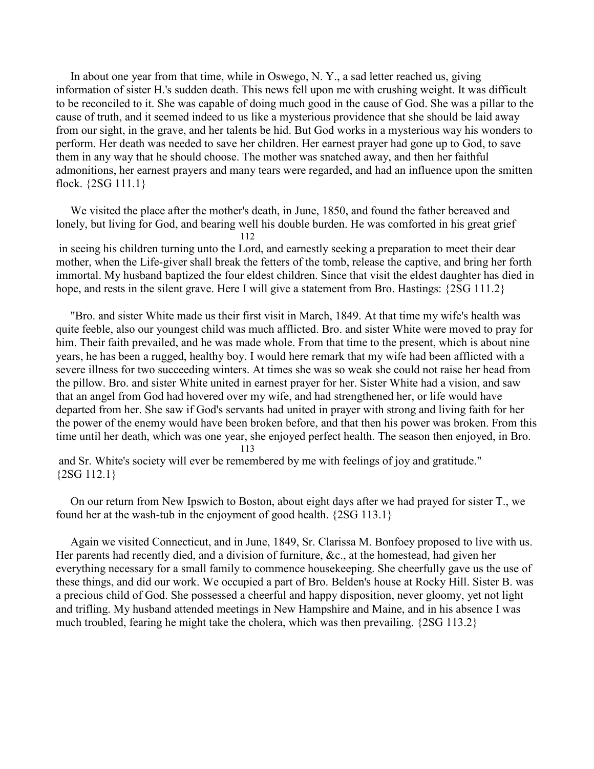In about one year from that time, while in Oswego, N. Y., a sad letter reached us, giving information of sister H.'s sudden death. This news fell upon me with crushing weight. It was difficult to be reconciled to it. She was capable of doing much good in the cause of God. She was a pillar to the cause of truth, and it seemed indeed to us like a mysterious providence that she should be laid away from our sight, in the grave, and her talents be hid. But God works in a mysterious way his wonders to perform. Her death was needed to save her children. Her earnest prayer had gone up to God, to save them in any way that he should choose. The mother was snatched away, and then her faithful admonitions, her earnest prayers and many tears were regarded, and had an influence upon the smitten flock. {2SG 111.1}

We visited the place after the mother's death, in June, 1850, and found the father bereaved and lonely, but living for God, and bearing well his double burden. He was comforted in his great grief in seeing his children turning unto the Lord, and earnestly seeking a preparation to meet their dear mother, when the Life-giver shall break the fetters of the tomb, release the captive, and bring her forth immortal. My husband baptized the four eldest children. Since that visit the eldest daughter has died in hope, and rests in the silent grave. Here I will give a statement from Bro. Hastings: {2SG 111.2}

"Bro. and sister White made us their first visit in March, 1849. At that time my wife's health was quite feeble, also our youngest child was much afflicted. Bro. and sister White were moved to pray for him. Their faith prevailed, and he was made whole. From that time to the present, which is about nine years, he has been a rugged, healthy boy. I would here remark that my wife had been afflicted with a severe illness for two succeeding winters. At times she was so weak she could not raise her head from the pillow. Bro. and sister White united in earnest prayer for her. Sister White had a vision, and saw that an angel from God had hovered over my wife, and had strengthened her, or life would have departed from her. She saw if God's servants had united in prayer with strong and living faith for her the power of the enemy would have been broken before, and that then his power was broken. From this time until her death, which was one year, she enjoyed perfect health. The season then enjoyed, in Bro. and Sr. White's society will ever be remembered by me with feelings of joy and gratitude." {2SG 112.1}

On our return from New Ipswich to Boston, about eight days after we had prayed for sister T., we found her at the wash-tub in the enjoyment of good health. {2SG 113.1}

Again we visited Connecticut, and in June, 1849, Sr. Clarissa M. Bonfoey proposed to live with us. Her parents had recently died, and a division of furniture, &c., at the homestead, had given her everything necessary for a small family to commence housekeeping. She cheerfully gave us the use of these things, and did our work. We occupied a part of Bro. Belden's house at Rocky Hill. Sister B. was a precious child of God. She possessed a cheerful and happy disposition, never gloomy, yet not light and trifling. My husband attended meetings in New Hampshire and Maine, and in his absence I was much troubled, fearing he might take the cholera, which was then prevailing. {2SG 113.2}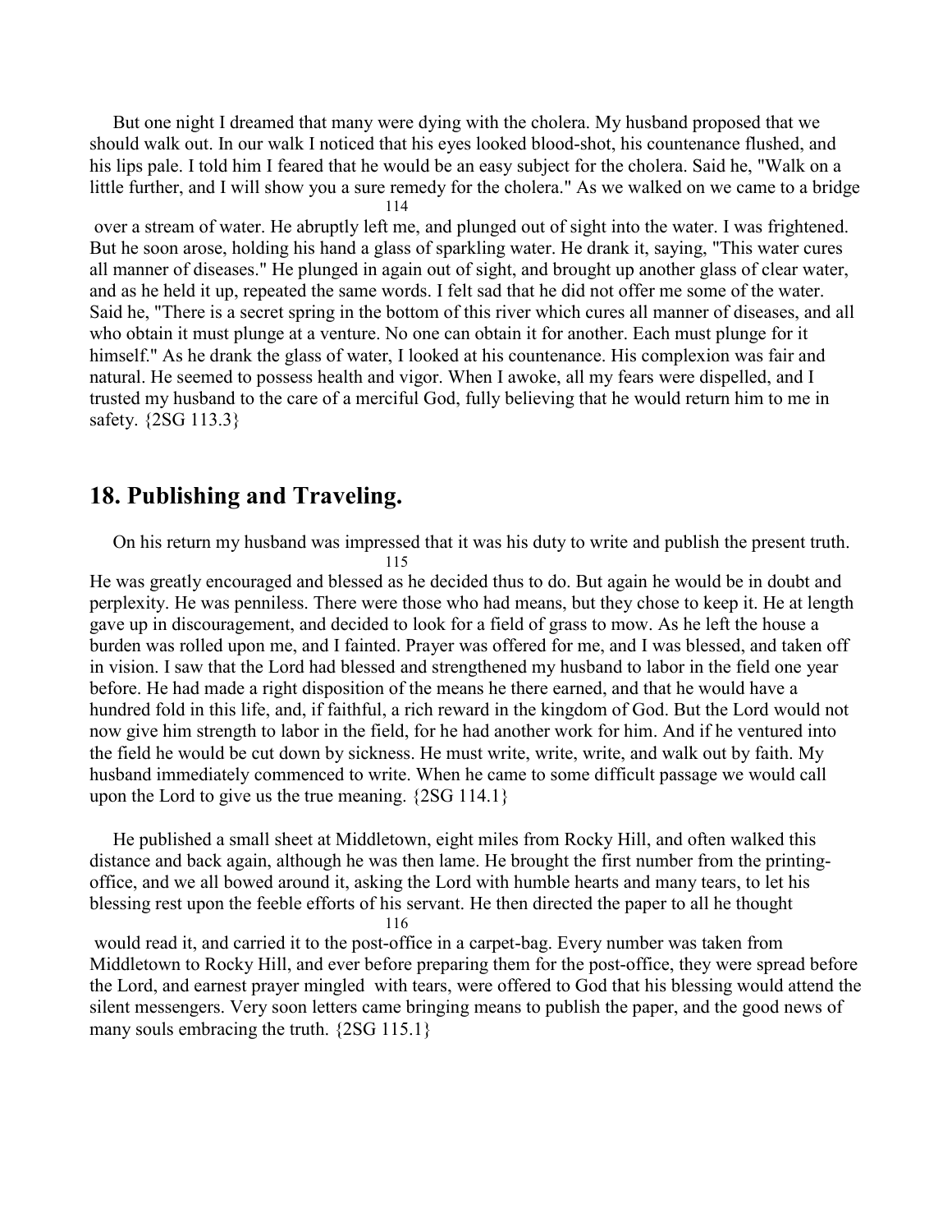But one night I dreamed that many were dying with the cholera. My husband proposed that we should walk out. In our walk I noticed that his eyes looked blood-shot, his countenance flushed, and his lips pale. I told him I feared that he would be an easy subject for the cholera. Said he, "Walk on a little further, and I will show you a sure remedy for the cholera." As we walked on we came to a bridge over a stream of water. He abruptly left me, and plunged out of sight into the water. I was frightened. But he soon arose, holding his hand a glass of sparkling water. He drank it, saying, "This water cures all manner of diseases." He plunged in again out of sight, and brought up another glass of clear water, and as he held it up, repeated the same words. I felt sad that he did not offer me some of the water. Said he, "There is a secret spring in the bottom of this river which cures all manner of diseases, and all who obtain it must plunge at a venture. No one can obtain it for another. Each must plunge for it himself." As he drank the glass of water, I looked at his countenance. His complexion was fair and natural. He seemed to possess health and vigor. When I awoke, all my fears were dispelled, and I trusted my husband to the care of a merciful God, fully believing that he would return him to me in safety. {2SG 113.3}

## 18. Publishing and Traveling.

On his return my husband was impressed that it was his duty to write and publish the present truth. He was greatly encouraged and blessed as he decided thus to do. But again he would be in doubt and perplexity. He was penniless. There were those who had means, but they chose to keep it. He at length gave up in discouragement, and decided to look for a field of grass to mow. As he left the house a burden was rolled upon me, and I fainted. Prayer was offered for me, and I was blessed, and taken off in vision. I saw that the Lord had blessed and strengthened my husband to labor in the field one year before. He had made a right disposition of the means he there earned, and that he would have a hundred fold in this life, and, if faithful, a rich reward in the kingdom of God. But the Lord would not now give him strength to labor in the field, for he had another work for him. And if he ventured into the field he would be cut down by sickness. He must write, write, write, and walk out by faith. My husband immediately commenced to write. When he came to some difficult passage we would call upon the Lord to give us the true meaning. {2SG 114.1}

He published a small sheet at Middletown, eight miles from Rocky Hill, and often walked this distance and back again, although he was then lame. He brought the first number from the printing-office, and we all bowed around it, asking the Lord with humble hearts and many tears, to let his blessing rest upon the feeble efforts of his servant. He then directed the paper to all he thought would read it, and carried it to the post-office in a carpet-bag. Every number was taken from Middletown to Rocky Hill, and ever before preparing them for the post-office, they were spread before the Lord, and earnest prayer mingled with tears, were offered to God that his blessing would attend the silent messengers. Very soon letters came bringing means to publish the paper, and the good news of many souls embracing the truth. {2SG 115.1}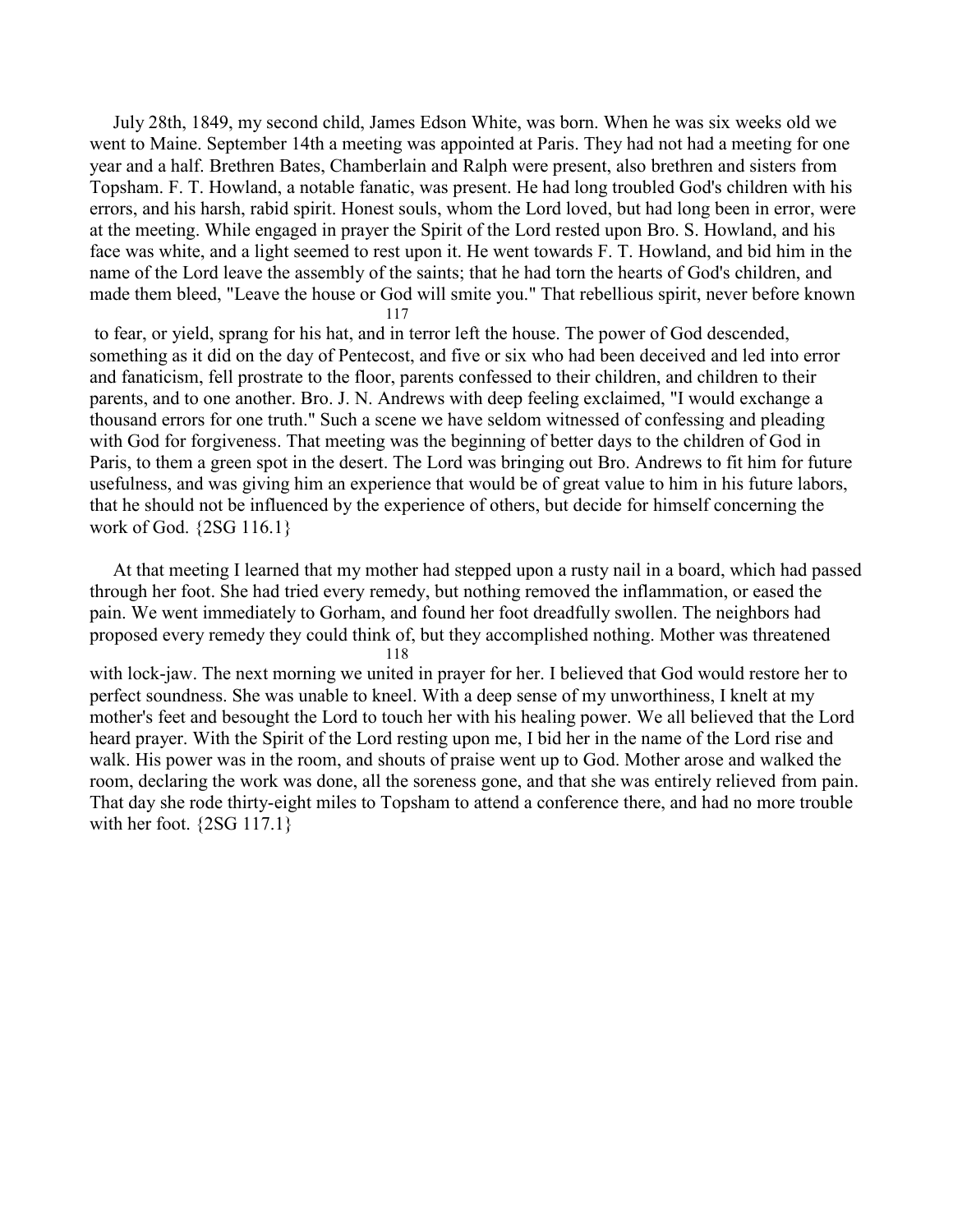July 28th, 1849, my second child, James Edson White, was born. When he was six weeks old we went to Maine. September 14th a meeting was appointed at Paris. They had not had a meeting for one year and a half. Brethren Bates, Chamberlain and Ralph were present, also brethren and sisters from Topsham. F. T. Howland, a notable fanatic, was present. He had long troubled God's children with his errors, and his harsh, rabid spirit. Honest souls, whom the Lord loved, but had long been in error, were at the meeting. While engaged in prayer the Spirit of the Lord rested upon Bro. S. Howland, and his face was white, and a light seemed to rest upon it. He went towards F. T. Howland, and bid him in the name of the Lord leave the assembly of the saints; that he had torn the hearts of God's children, and made them bleed, "Leave the house or God will smite you." That rebellious spirit, never before known to fear, or yield, sprang for his hat, and in terror left the house. The power of God descended, something as it did on the day of Pentecost, and five or six who had been deceived and led into error and fanaticism, fell prostrate to the floor, parents confessed to their children, and children to their parents, and to one another. Bro. J. N. Andrews with deep feeling exclaimed, "I would exchange a thousand errors for one truth." Such a scene we have seldom witnessed of confessing and pleading with God for forgiveness. That meeting was the beginning of better days to the children of God in Paris, to them a green spot in the desert. The Lord was bringing out Bro. Andrews to fit him for future usefulness, and was giving him an experience that would be of great value to him in his future labors, that he should not be influenced by the experience of others, but decide for himself concerning the work of God. {2SG 116.1}

At that meeting I learned that my mother had stepped upon a rusty nail in a board, which had passed through her foot. She had tried every remedy, but nothing removed the inflammation, or eased the pain. We went immediately to Gorham, and found her foot dreadfully swollen. The neighbors had proposed every remedy they could think of, but they accomplished nothing. Mother was threatened with lock-jaw. The next morning we united in prayer for her. I believed that God would restore her to perfect soundness. She was unable to kneel. With a deep sense of my unworthiness, I knelt at my mother's feet and besought the Lord to touch her with his healing power. We all believed that the Lord heard prayer. With the Spirit of the Lord resting upon me, I bid her in the name of the Lord rise and walk. His power was in the room, and shouts of praise went up to God. Mother arose and walked the room, declaring the work was done, all the soreness gone, and that she was entirely relieved from pain. That day she rode thirty-eight miles to Topsham to attend a conference there, and had no more trouble with her foot. {2SG 117.1}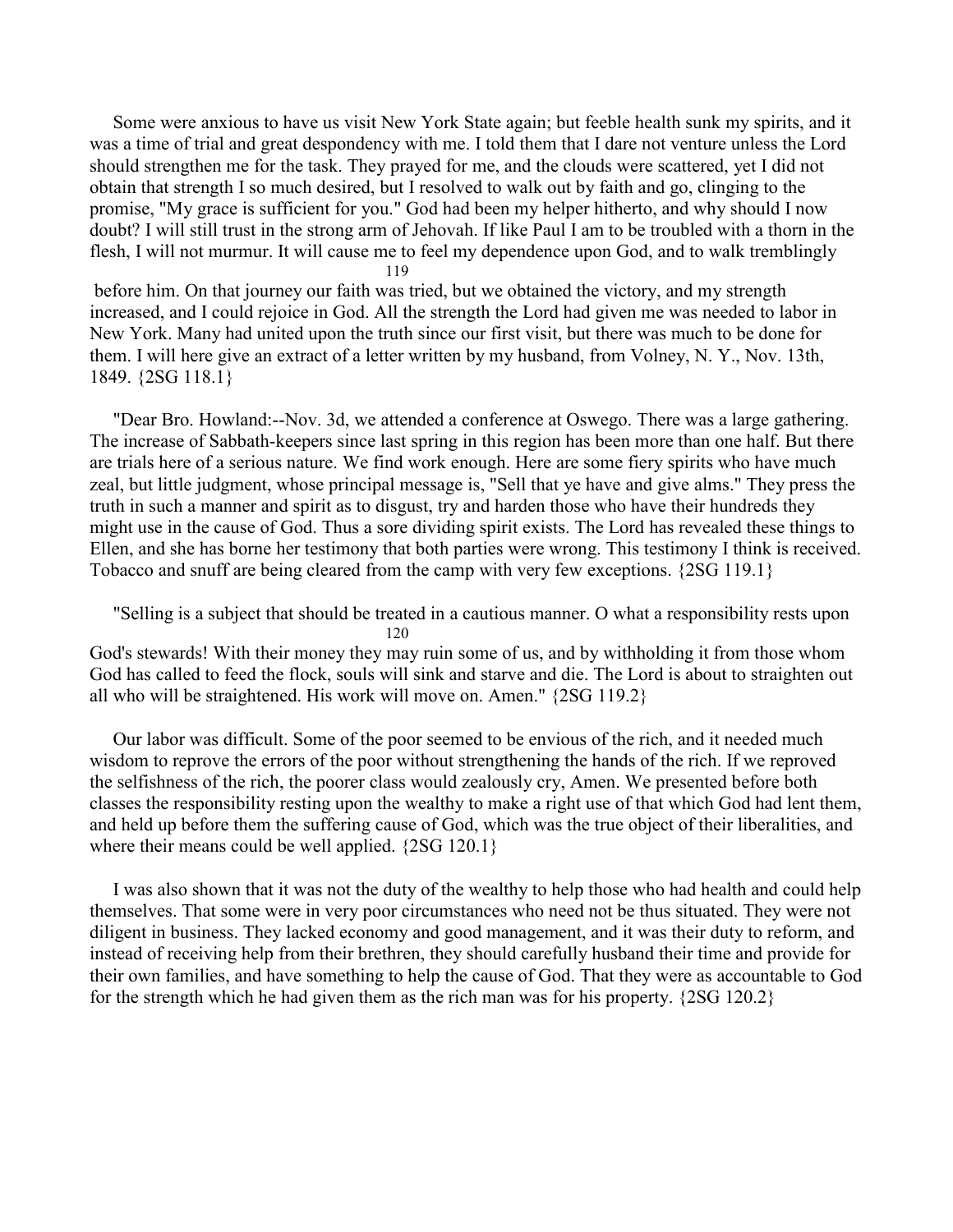Some were anxious to have us visit New York State again; but feeble health sunk my spirits, and it was a time of trial and great despondency with me. I told them that I dare not venture unless the Lord should strengthen me for the task. They prayed for me, and the clouds were scattered, yet I did not obtain that strength I so much desired, but I resolved to walk out by faith and go, clinging to the promise, "My grace is sufficient for you." God had been my helper hitherto, and why should I now doubt? I will still trust in the strong arm of Jehovah. If like Paul I am to be troubled with a thorn in the flesh, I will not murmur. It will cause me to feel my dependence upon God, and to walk tremblingly before him. On that journey our faith was tried, but we obtained the victory, and my strength increased, and I could rejoice in God. All the strength the Lord had given me was needed to labor in New York. Many had united upon the truth since our first visit, but there was much to be done for them. I will here give an extract of a letter written by my husband, from Volney, N. Y., Nov. 13th, 1849. {2SG 118.1}

"Dear Bro. Howland:--Nov. 3d, we attended a conference at Oswego. There was a large gathering. The increase of Sabbath-keepers since last spring in this region has been more than one half. But there are trials here of a serious nature. We find work enough. Here are some fiery spirits who have much zeal, but little judgment, whose principal message is, "Sell that ye have and give alms." They press the truth in such a manner and spirit as to disgust, try and harden those who have their hundreds they might use in the cause of God. Thus a sore dividing spirit exists. The Lord has revealed these things to Ellen, and she has borne her testimony that both parties were wrong. This testimony I think is received. Tobacco and snuff are being cleared from the camp with very few exceptions. {2SG 119.1}

"Selling is a subject that should be treated in a cautious manner. O what a responsibility rests upon God's stewards! With their money they may ruin some of us, and by withholding it from those whom God has called to feed the flock, souls will sink and starve and die. The Lord is about to straighten out all who will be straightened. His work will move on. Amen." {2SG 119.2}

Our labor was difficult. Some of the poor seemed to be envious of the rich, and it needed much wisdom to reprove the errors of the poor without strengthening the hands of the rich. If we reproved the selfishness of the rich, the poorer class would zealously cry, Amen. We presented before both classes the responsibility resting upon the wealthy to make a right use of that which God had lent them, and held up before them the suffering cause of God, which was the true object of their liberalities, and where their means could be well applied. {2SG 120.1}

I was also shown that it was not the duty of the wealthy to help those who had health and could help themselves. That some were in very poor circumstances who need not be thus situated. They were not diligent in business. They lacked economy and good management, and it was their duty to reform, and instead of receiving help from their brethren, they should carefully husband their time and provide for their own families, and have something to help the cause of God. That they were as accountable to God for the strength which he had given them as the rich man was for his property. {2SG 120.2}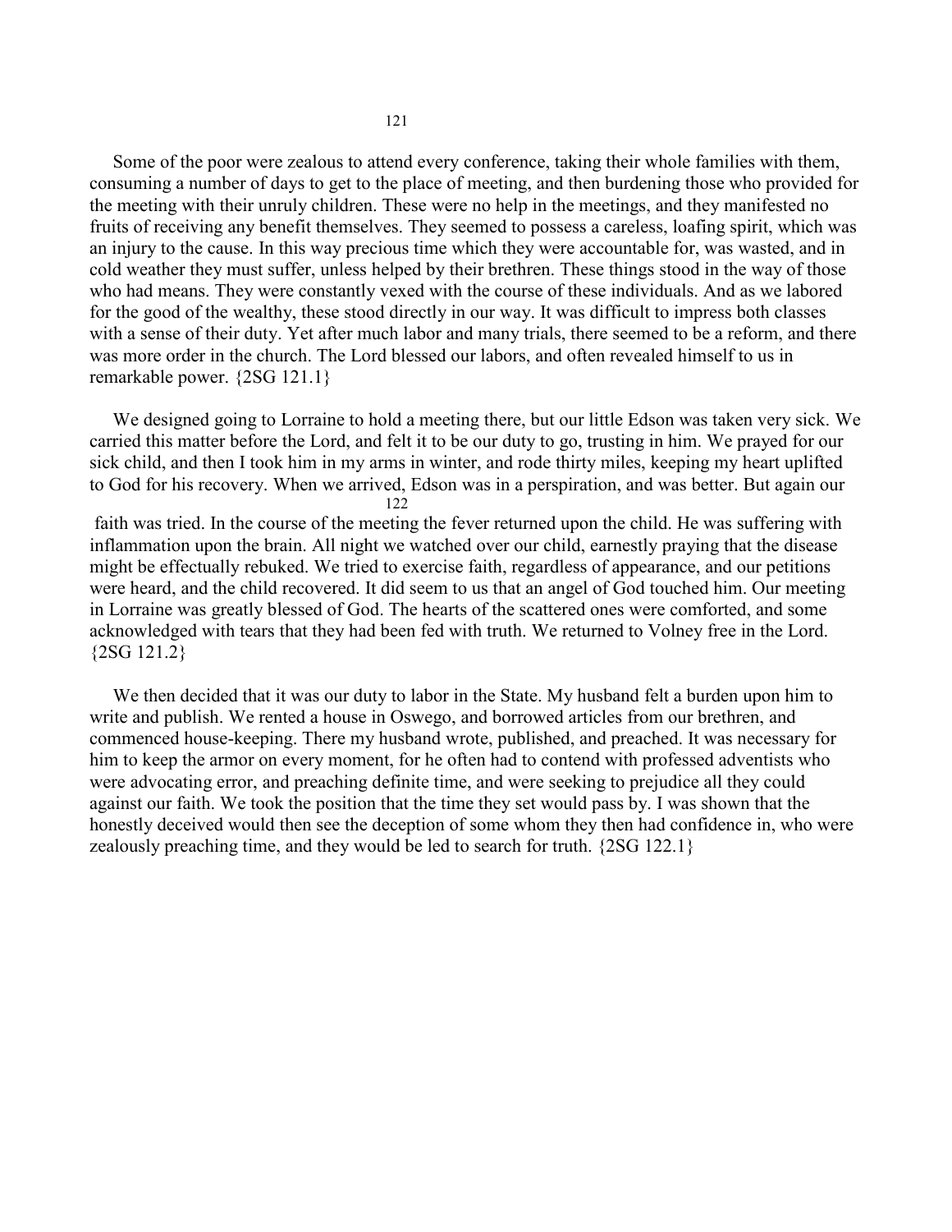Some of the poor were zealous to attend every conference, taking their whole families with them, consuming a number of days to get to the place of meeting, and then burdening those who provided for the meeting with their unruly children. These were no help in the meetings, and they manifested no fruits of receiving any benefit themselves. They seemed to possess a careless, loafing spirit, which was an injury to the cause. In this way precious time which they were accountable for, was wasted, and in cold weather they must suffer, unless helped by their brethren. These things stood in the way of those who had means. They were constantly vexed with the course of these individuals. And as we labored for the good of the wealthy, these stood directly in our way. It was difficult to impress both classes with a sense of their duty. Yet after much labor and many trials, there seemed to be a reform, and there was more order in the church. The Lord blessed our labors, and often revealed himself to us in remarkable power. {2SG 121.1}

We designed going to Lorraine to hold a meeting there, but our little Edson was taken very sick. We carried this matter before the Lord, and felt it to be our duty to go, trusting in him. We prayed for our sick child, and then I took him in my arms in winter, and rode thirty miles, keeping my heart uplifted to God for his recovery. When we arrived, Edson was in a perspiration, and was better. But again our faith was tried. In the course of the meeting the fever returned upon the child. He was suffering with inflammation upon the brain. All night we watched over our child, earnestly praying that the disease might be effectually rebuked. We tried to exercise faith, regardless of appearance, and our petitions were heard, and the child recovered. It did seem to us that an angel of God touched him. Our meeting in Lorraine was greatly blessed of God. The hearts of the scattered ones were comforted, and some acknowledged with tears that they had been fed with truth. We returned to Volney free in the Lord. {2SG 121.2}

We then decided that it was our duty to labor in the State. My husband felt a burden upon him to write and publish. We rented a house in Oswego, and borrowed articles from our brethren, and commenced house-keeping. There my husband wrote, published, and preached. It was necessary for him to keep the armor on every moment, for he often had to contend with professed adventists who were advocating error, and preaching definite time, and were seeking to prejudice all they could against our faith. We took the position that the time they set would pass by. I was shown that the honestly deceived would then see the deception of some whom they then had confidence in, who were zealously preaching time, and they would be led to search for truth. {2SG 122.1}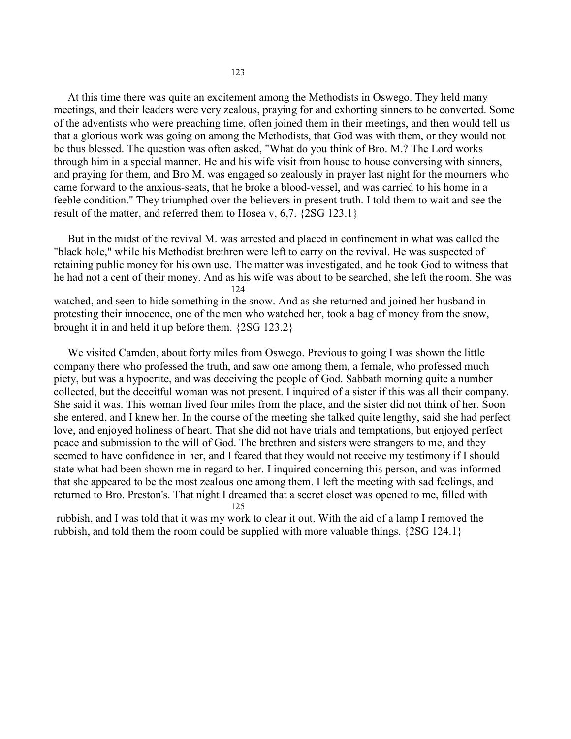At this time there was quite an excitement among the Methodists in Oswego. They held many meetings, and their leaders were very zealous, praying for and exhorting sinners to be converted. Some of the adventists who were preaching time, often joined them in their meetings, and then would tell us that a glorious work was going on among the Methodists, that God was with them, or they would not be thus blessed. The question was often asked, "What do you think of Bro. M.? The Lord works through him in a special manner. He and his wife visit from house to house conversing with sinners, and praying for them, and Bro M. was engaged so zealously in prayer last night for the mourners who came forward to the anxious-seats, that he broke a blood-vessel, and was carried to his home in a feeble condition." They triumphed over the believers in present truth. I told them to wait and see the result of the matter, and referred them to Hosea v, 6,7. {2SG 123.1}

But in the midst of the revival M. was arrested and placed in confinement in what was called the "black hole," while his Methodist brethren were left to carry on the revival. He was suspected of retaining public money for his own use. The matter was investigated, and he took God to witness that he had not a cent of their money. And as his wife was about to be searched, she left the room. She was watched, and seen to hide something in the snow. And as she returned and joined her husband in protesting their innocence, one of the men who watched her, took a bag of money from the snow, brought it in and held it up before them. {2SG 123.2}

We visited Camden, about forty miles from Oswego. Previous to going I was shown the little company there who professed the truth, and saw one among them, a female, who professed much piety, but was a hypocrite, and was deceiving the people of God. Sabbath morning quite a number collected, but the deceitful woman was not present. I inquired of a sister if this was all their company. She said it was. This woman lived four miles from the place, and the sister did not think of her. Soon she entered, and I knew her. In the course of the meeting she talked quite lengthy, said she had perfect love, and enjoyed holiness of heart. That she did not have trials and temptations, but enjoyed perfect peace and submission to the will of God. The brethren and sisters were strangers to me, and they seemed to have confidence in her, and I feared that they would not receive my testimony if I should state what had been shown me in regard to her. I inquired concerning this person, and was informed that she appeared to be the most zealous one among them. I left the meeting with sad feelings, and returned to Bro. Preston's. That night I dreamed that a secret closet was opened to me, filled with rubbish, and I was told that it was my work to clear it out. With the aid of a lamp I removed the rubbish, and told them the room could be supplied with more valuable things. {2SG 124.1}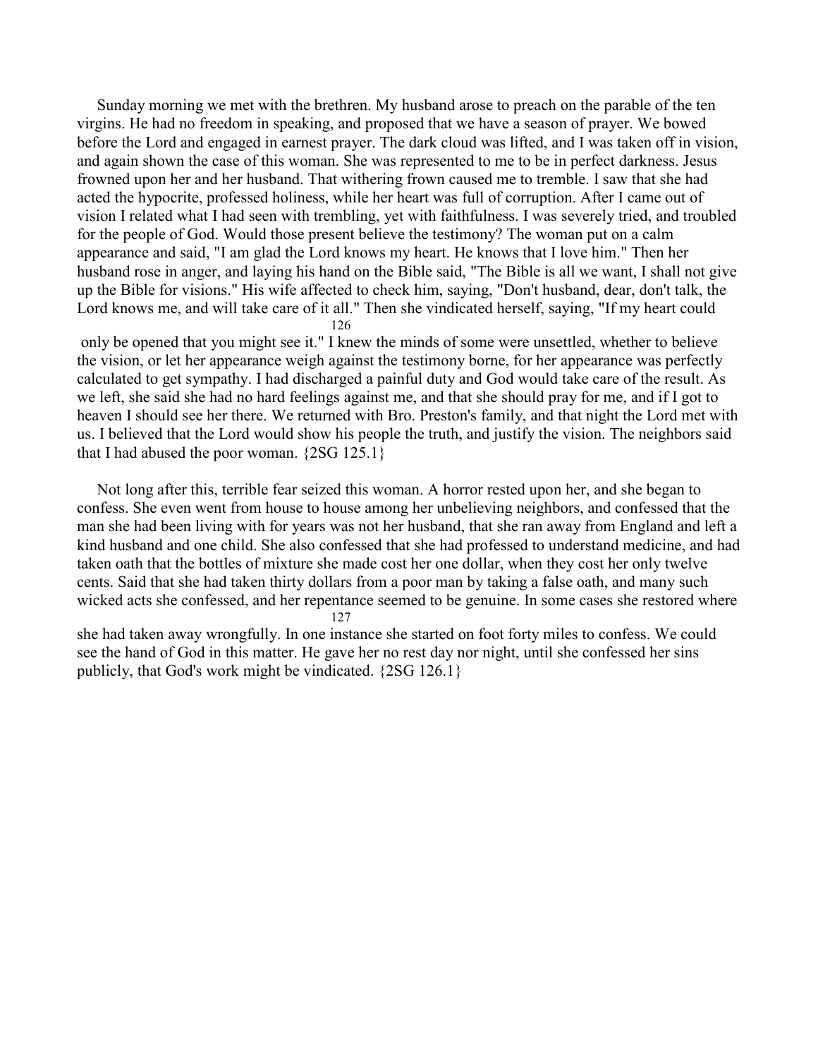Sunday morning we met with the brethren. My husband arose to preach on the parable of the ten virgins. He had no freedom in speaking, and proposed that we have a season of prayer. We bowed before the Lord and engaged in earnest prayer. The dark cloud was lifted, and I was taken off in vision, and again shown the case of this woman. She was represented to me to be in perfect darkness. Jesus frowned upon her and her husband. That withering frown caused me to tremble. I saw that she had acted the hypocrite, professed holiness, while her heart was full of corruption. After I came out of vision I related what I had seen with trembling, yet with faithfulness. I was severely tried, and troubled for the people of God. Would those present believe the testimony? The woman put on a calm appearance and said, "I am glad the Lord knows my heart. He knows that I love him." Then her husband rose in anger, and laying his hand on the Bible said, "The Bible is all we want, I shall not give up the Bible for visions." His wife affected to check him, saying, "Don't husband, dear, don't talk, the Lord knows me, and will take care of it all." Then she vindicated herself, saying, "If my heart could only be opened that you might see it." I knew the minds of some were unsettled, whether to believe the vision, or let her appearance weigh against the testimony borne, for her appearance was perfectly calculated to get sympathy. I had discharged a painful duty and God would take care of the result. As we left, she said she had no hard feelings against me, and that she should pray for me, and if I got to heaven I should see her there. We returned with Bro. Preston's family, and that night the Lord met with us. I believed that the Lord would show his people the truth, and justify the vision. The neighbors said that I had abused the poor woman. {2SG 125.1}

Not long after this, terrible fear seized this woman. A horror rested upon her, and she began to confess. She even went from house to house among her unbelieving neighbors, and confessed that the man she had been living with for years was not her husband, that she ran away from England and left a kind husband and one child. She also confessed that she had professed to understand medicine, and had taken oath that the bottles of mixture she made cost her one dollar, when they cost her only twelve cents. Said that she had taken thirty dollars from a poor man by taking a false oath, and many such wicked acts she confessed, and her repentance seemed to be genuine. In some cases she restored where she had taken away wrongfully. In one instance she started on foot forty miles to confess. We could see the hand of God in this matter. He gave her no rest day nor night, until she confessed her sins publicly, that God's work might be vindicated. {2SG 126.1}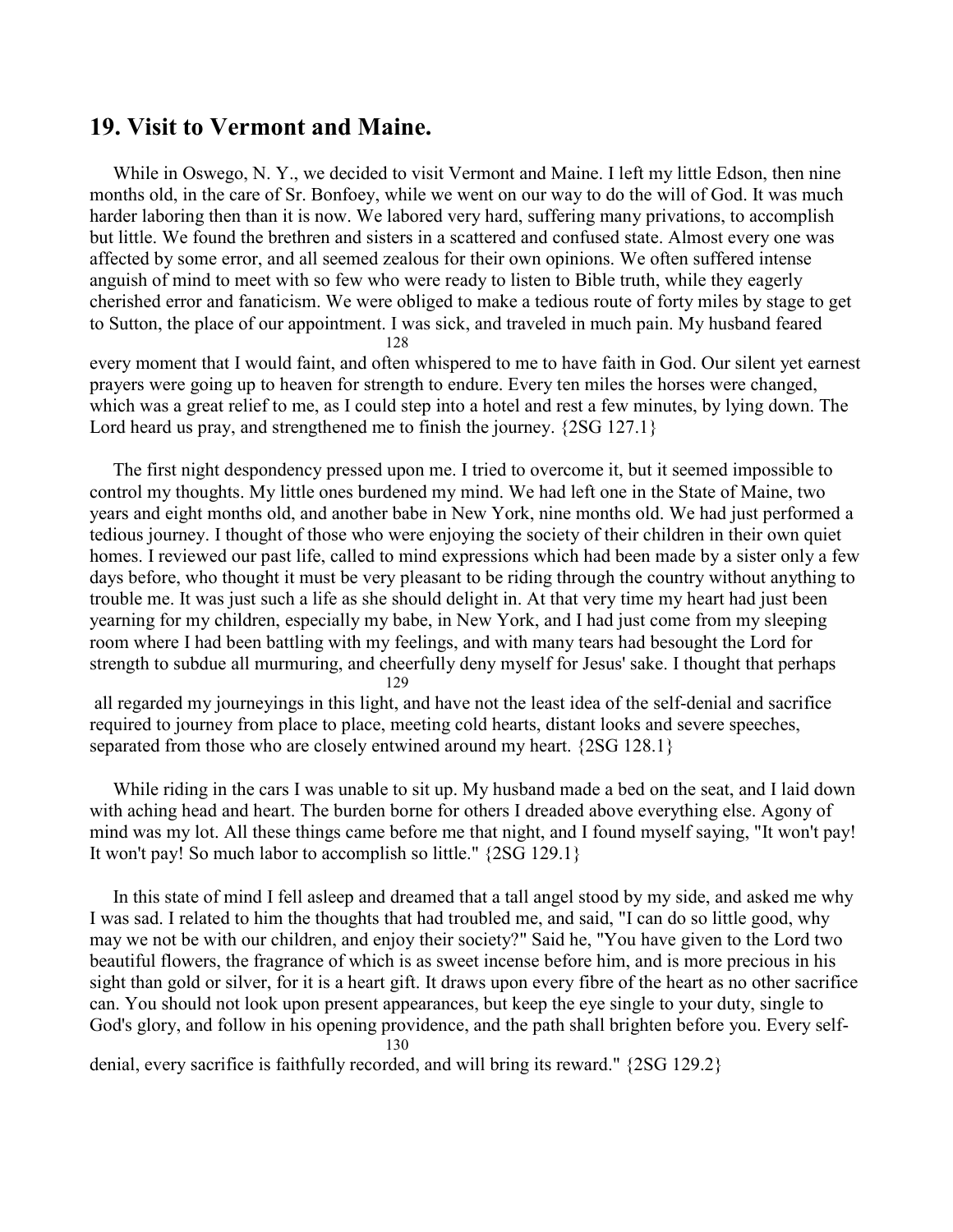## 19. Visit to Vermont and Maine.

While in Oswego, N. Y., we decided to visit Vermont and Maine. I left my little Edson, then nine months old, in the care of Sr. Bonfoey, while we went on our way to do the will of God. It was much harder laboring then than it is now. We labored very hard, suffering many privations, to accomplish but little. We found the brethren and sisters in a scattered and confused state. Almost every one was affected by some error, and all seemed zealous for their own opinions. We often suffered intense anguish of mind to meet with so few who were ready to listen to Bible truth, while they eagerly cherished error and fanaticism. We were obliged to make a tedious route of forty miles by stage to get to Sutton, the place of our appointment. I was sick, and traveled in much pain. My husband feared every moment that I would faint, and often whispered to me to have faith in God. Our silent yet earnest prayers were going up to heaven for strength to endure. Every ten miles the horses were changed, which was a great relief to me, as I could step into a hotel and rest a few minutes, by lying down. The Lord heard us pray, and strengthened me to finish the journey. {2SG 127.1}

The first night despondency pressed upon me. I tried to overcome it, but it seemed impossible to control my thoughts. My little ones burdened my mind. We had left one in the State of Maine, two years and eight months old, and another babe in New York, nine months old. We had just performed a tedious journey. I thought of those who were enjoying the society of their children in their own quiet homes. I reviewed our past life, called to mind expressions which had been made by a sister only a few days before, who thought it must be very pleasant to be riding through the country without anything to trouble me. It was just such a life as she should delight in. At that very time my heart had just been yearning for my children, especially my babe, in New York, and I had just come from my sleeping room where I had been battling with my feelings, and with many tears had besought the Lord for strength to subdue all murmuring, and cheerfully deny myself for Jesus' sake. I thought that perhaps all regarded my journeyings in this light, and have not the least idea of the self-denial and sacrifice required to journey from place to place, meeting cold hearts, distant looks and severe speeches, separated from those who are closely entwined around my heart. {2SG 128.1}

While riding in the cars I was unable to sit up. My husband made a bed on the seat, and I laid down with aching head and heart. The burden borne for others I dreaded above everything else. Agony of mind was my lot. All these things came before me that night, and I found myself saying, "It won't pay! It won't pay! So much labor to accomplish so little." {2SG 129.1}

In this state of mind I fell asleep and dreamed that a tall angel stood by my side, and asked me why I was sad. I related to him the thoughts that had troubled me, and said, "I can do so little good, why may we not be with our children, and enjoy their society?" Said he, "You have given to the Lord two beautiful flowers, the fragrance of which is as sweet incense before him, and is more precious in his sight than gold or silver, for it is a heart gift. It draws upon every fibre of the heart as no other sacrifice can. You should not look upon present appearances, but keep the eye single to your duty, single to God's glory, and follow in his opening providence, and the path shall brighten before you. Every self-denial, every sacrifice is faithfully recorded, and will bring its reward." {2SG 129.2}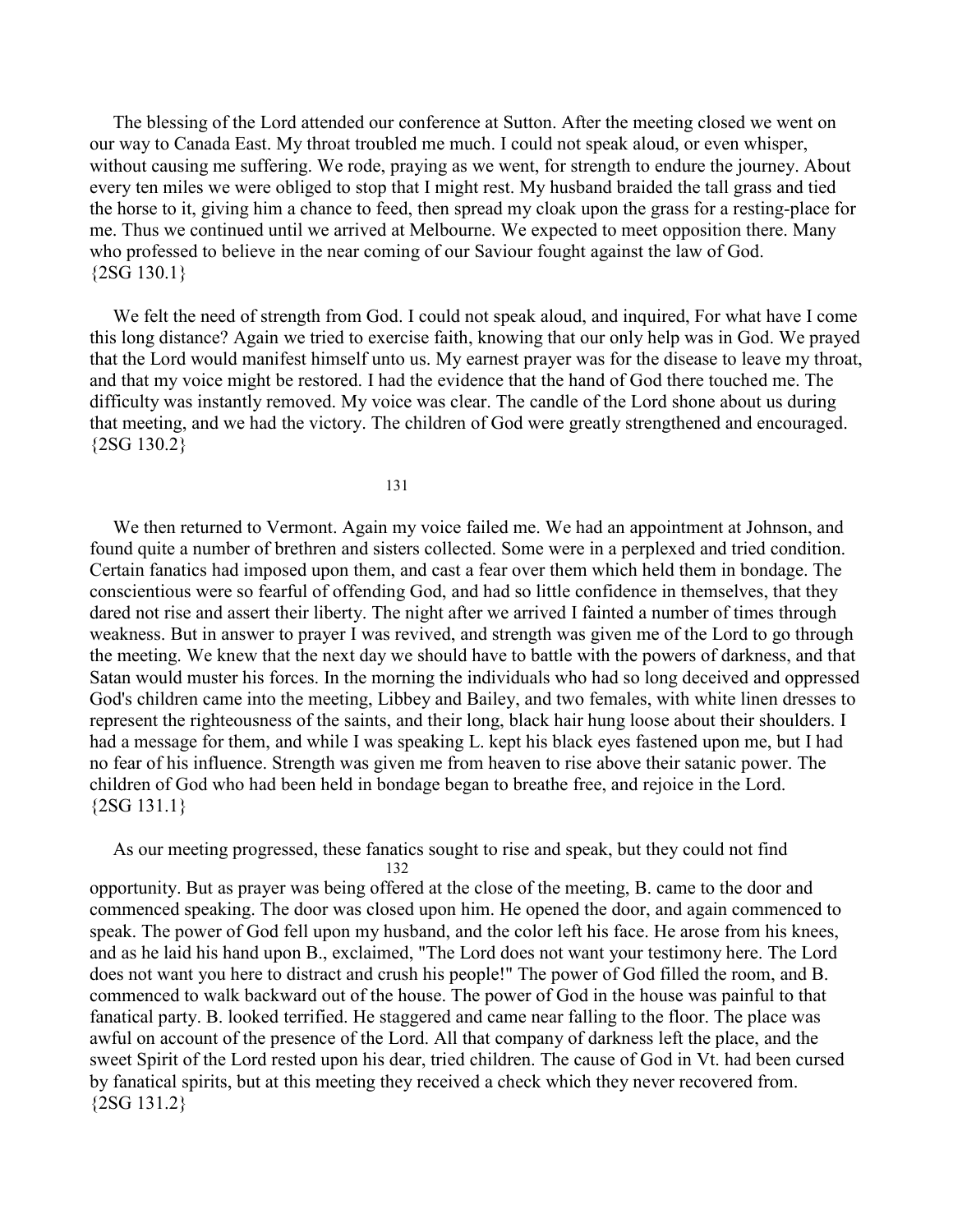The blessing of the Lord attended our conference at Sutton. After the meeting closed we went on our way to Canada East. My throat troubled me much. I could not speak aloud, or even whisper, without causing me suffering. We rode, praying as we went, for strength to endure the journey. About every ten miles we were obliged to stop that I might rest. My husband braided the tall grass and tied the horse to it, giving him a chance to feed, then spread my cloak upon the grass for a resting-place for me. Thus we continued until we arrived at Melbourne. We expected to meet opposition there. Many who professed to believe in the near coming of our Saviour fought against the law of God. {2SG 130.1}

We felt the need of strength from God. I could not speak aloud, and inquired, For what have I come this long distance? Again we tried to exercise faith, knowing that our only help was in God. We prayed that the Lord would manifest himself unto us. My earnest prayer was for the disease to leave my throat, and that my voice might be restored. I had the evidence that the hand of God there touched me. The difficulty was instantly removed. My voice was clear. The candle of the Lord shone about us during that meeting, and we had the victory. The children of God were greatly strengthened and encouraged. {2SG 130.2}

We then returned to Vermont. Again my voice failed me. We had an appointment at Johnson, and found quite a number of brethren and sisters collected. Some were in a perplexed and tried condition. Certain fanatics had imposed upon them, and cast a fear over them which held them in bondage. The conscientious were so fearful of offending God, and had so little confidence in themselves, that they dared not rise and assert their liberty. The night after we arrived I fainted a number of times through weakness. But in answer to prayer I was revived, and strength was given me of the Lord to go through the meeting. We knew that the next day we should have to battle with the powers of darkness, and that Satan would muster his forces. In the morning the individuals who had so long deceived and oppressed God's children came into the meeting, Libbey and Bailey, and two females, with white linen dresses to represent the righteousness of the saints, and their long, black hair hung loose about their shoulders. I had a message for them, and while I was speaking L. kept his black eyes fastened upon me, but I had no fear of his influence. Strength was given me from heaven to rise above their satanic power. The children of God who had been held in bondage began to breathe free, and rejoice in the Lord. {2SG 131.1}

As our meeting progressed, these fanatics sought to rise and speak, but they could not find opportunity. But as prayer was being offered at the close of the meeting, B. came to the door and commenced speaking. The door was closed upon him. He opened the door, and again commenced to speak. The power of God fell upon my husband, and the color left his face. He arose from his knees, and as he laid his hand upon B., exclaimed, "The Lord does not want your testimony here. The Lord does not want you here to distract and crush his people!" The power of God filled the room, and B. commenced to walk backward out of the house. The power of God in the house was painful to that fanatical party. B. looked terrified. He staggered and came near falling to the floor. The place was awful on account of the presence of the Lord. All that company of darkness left the place, and the sweet Spirit of the Lord rested upon his dear, tried children. The cause of God in Vt. had been cursed by fanatical spirits, but at this meeting they received a check which they never recovered from. {2SG 131.2}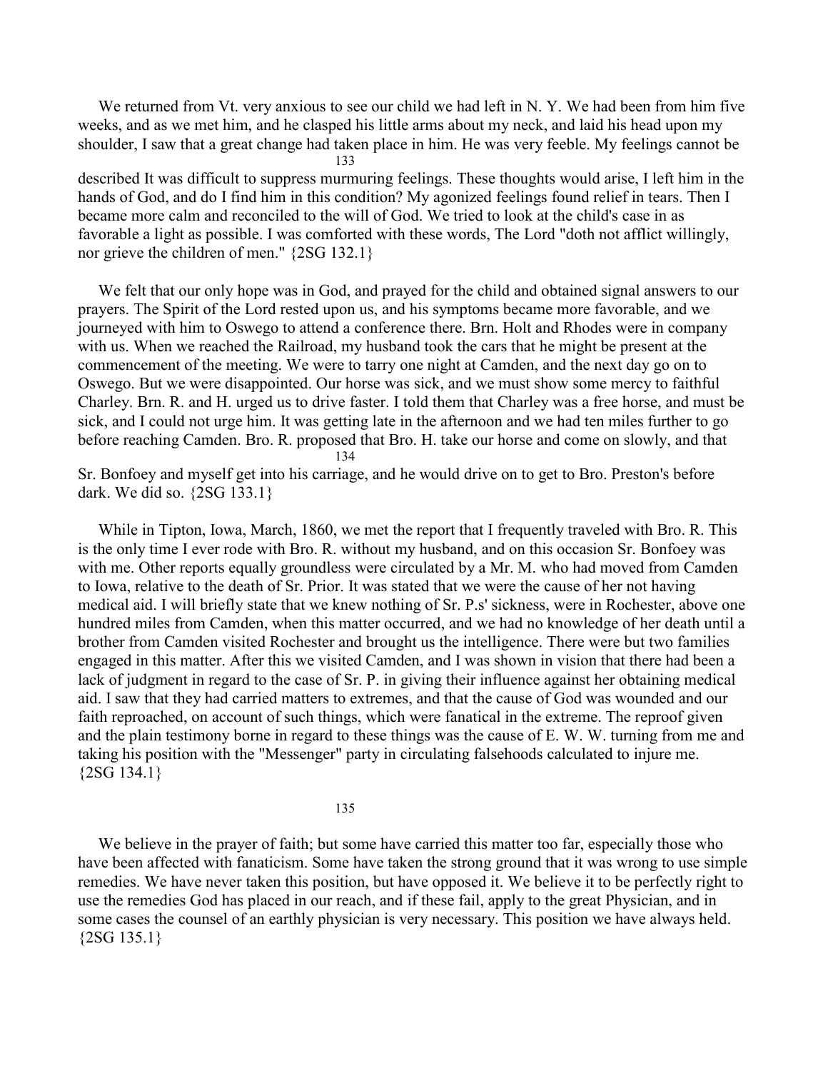We returned from Vt. very anxious to see our child we had left in N. Y. We had been from him five weeks, and as we met him, and he clasped his little arms about my neck, and laid his head upon my shoulder, I saw that a great change had taken place in him. He was very feeble. My feelings cannot be described It was difficult to suppress murmuring feelings. These thoughts would arise, I left him in the hands of God, and do I find him in this condition? My agonized feelings found relief in tears. Then I became more calm and reconciled to the will of God. We tried to look at the child's case in as favorable a light as possible. I was comforted with these words, The Lord "doth not afflict willingly, nor grieve the children of men." {2SG 132.1}

We felt that our only hope was in God, and prayed for the child and obtained signal answers to our prayers. The Spirit of the Lord rested upon us, and his symptoms became more favorable, and we journeyed with him to Oswego to attend a conference there. Brn. Holt and Rhodes were in company with us. When we reached the Railroad, my husband took the cars that he might be present at the commencement of the meeting. We were to tarry one night at Camden, and the next day go on to Oswego. But we were disappointed. Our horse was sick, and we must show some mercy to faithful Charley. Brn. R. and H. urged us to drive faster. I told them that Charley was a free horse, and must be sick, and I could not urge him. It was getting late in the afternoon and we had ten miles further to go before reaching Camden. Bro. R. proposed that Bro. H. take our horse and come on slowly, and that Sr. Bonfoey and myself get into his carriage, and he would drive on to get to Bro. Preston's before dark. We did so. {2SG 133.1}

While in Tipton, Iowa, March, 1860, we met the report that I frequently traveled with Bro. R. This is the only time I ever rode with Bro. R. without my husband, and on this occasion Sr. Bonfoey was with me. Other reports equally groundless were circulated by a Mr. M. who had moved from Camden to Iowa, relative to the death of Sr. Prior. It was stated that we were the cause of her not having medical aid. I will briefly state that we knew nothing of Sr. P.s' sickness, were in Rochester, above one hundred miles from Camden, when this matter occurred, and we had no knowledge of her death until a brother from Camden visited Rochester and brought us the intelligence. There were but two families engaged in this matter. After this we visited Camden, and I was shown in vision that there had been a lack of judgment in regard to the case of Sr. P. in giving their influence against her obtaining medical aid. I saw that they had carried matters to extremes, and that the cause of God was wounded and our faith reproached, on account of such things, which were fanatical in the extreme. The reproof given and the plain testimony borne in regard to these things was the cause of E. W. W. turning from me and taking his position with the "Messenger" party in circulating falsehoods calculated to injure me. {2SG 134.1}

We believe in the prayer of faith; but some have carried this matter too far, especially those who have been affected with fanaticism. Some have taken the strong ground that it was wrong to use simple remedies. We have never taken this position, but have opposed it. We believe it to be perfectly right to use the remedies God has placed in our reach, and if these fail, apply to the great Physician, and in some cases the counsel of an earthly physician is very necessary. This position we have always held. {2SG 135.1}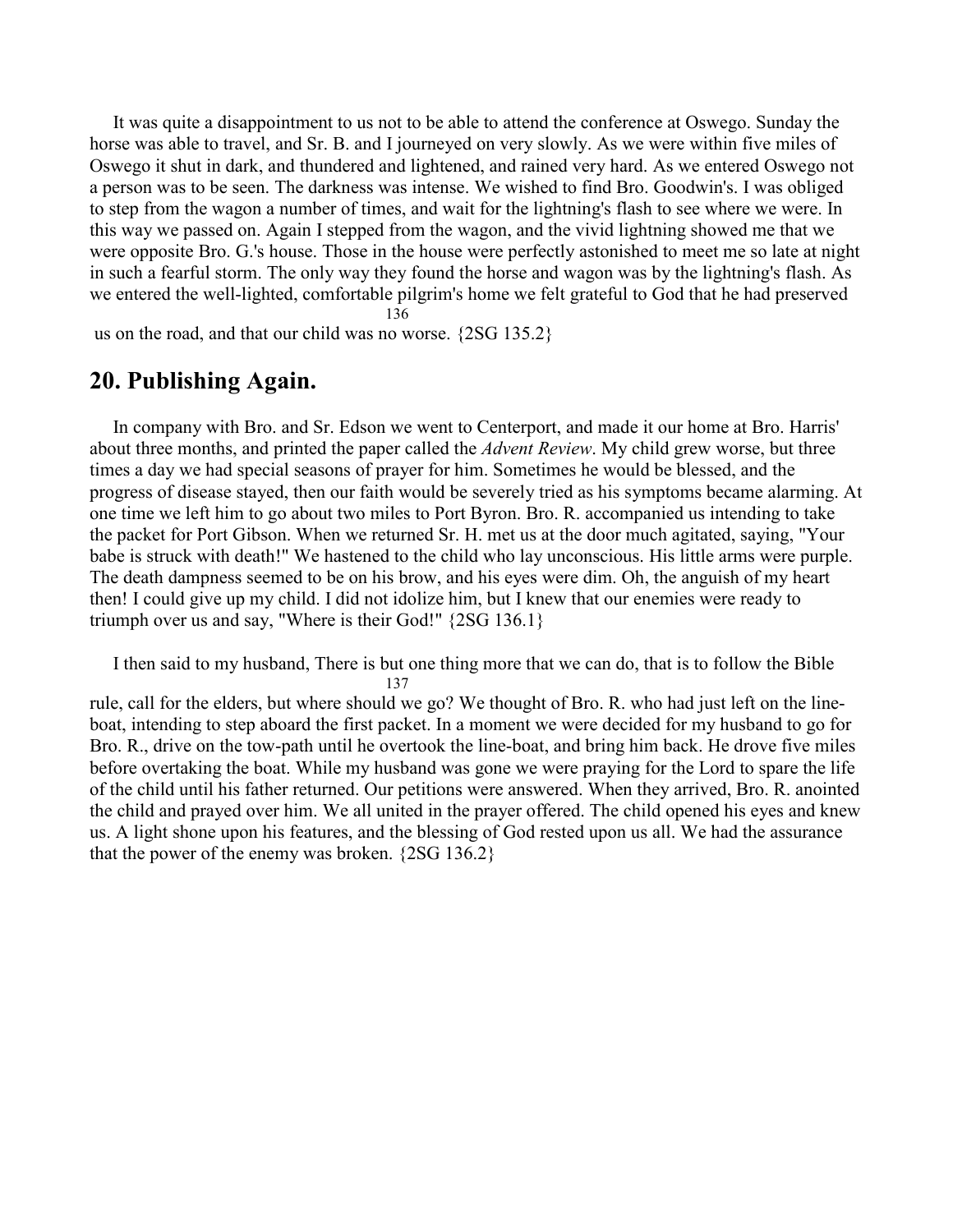It was quite a disappointment to us not to be able to attend the conference at Oswego. Sunday the horse was able to travel, and Sr. B. and I journeyed on very slowly. As we were within five miles of Oswego it shut in dark, and thundered and lightened, and rained very hard. As we entered Oswego not a person was to be seen. The darkness was intense. We wished to find Bro. Goodwin's. I was obliged to step from the wagon a number of times, and wait for the lightning's flash to see where we were. In this way we passed on. Again I stepped from the wagon, and the vivid lightning showed me that we were opposite Bro. G.'s house. Those in the house were perfectly astonished to meet me so late at night in such a fearful storm. The only way they found the horse and wagon was by the lightning's flash. As we entered the well-lighted, comfortable pilgrim's home we felt grateful to God that he had preserved us on the road, and that our child was no worse. {2SG 135.2}

## 20. Publishing Again.

In company with Bro. and Sr. Edson we went to Centerport, and made it our home at Bro. Harris' about three months, and printed the paper called the *Advent Review*. My child grew worse, but three times a day we had special seasons of prayer for him. Sometimes he would be blessed, and the progress of disease stayed, then our faith would be severely tried as his symptoms became alarming. At one time we left him to go about two miles to Port Byron. Bro. R. accompanied us intending to take the packet for Port Gibson. When we returned Sr. H. met us at the door much agitated, saying, "Your babe is struck with death!" We hastened to the child who lay unconscious. His little arms were purple. The death dampness seemed to be on his brow, and his eyes were dim. Oh, the anguish of my heart then! I could give up my child. I did not idolize him, but I knew that our enemies were ready to triumph over us and say, "Where is their God!" {2SG 136.1}

I then said to my husband, There is but one thing more that we can do, that is to follow the Bible rule, call for the elders, but where should we go? We thought of Bro. R. who had just left on the line-boat, intending to step aboard the first packet. In a moment we were decided for my husband to go for Bro. R., drive on the tow-path until he overtook the line-boat, and bring him back. He drove five miles before overtaking the boat. While my husband was gone we were praying for the Lord to spare the life of the child until his father returned. Our petitions were answered. When they arrived, Bro. R. anointed the child and prayed over him. We all united in the prayer offered. The child opened his eyes and knew us. A light shone upon his features, and the blessing of God rested upon us all. We had the assurance that the power of the enemy was broken. {2SG 136.2}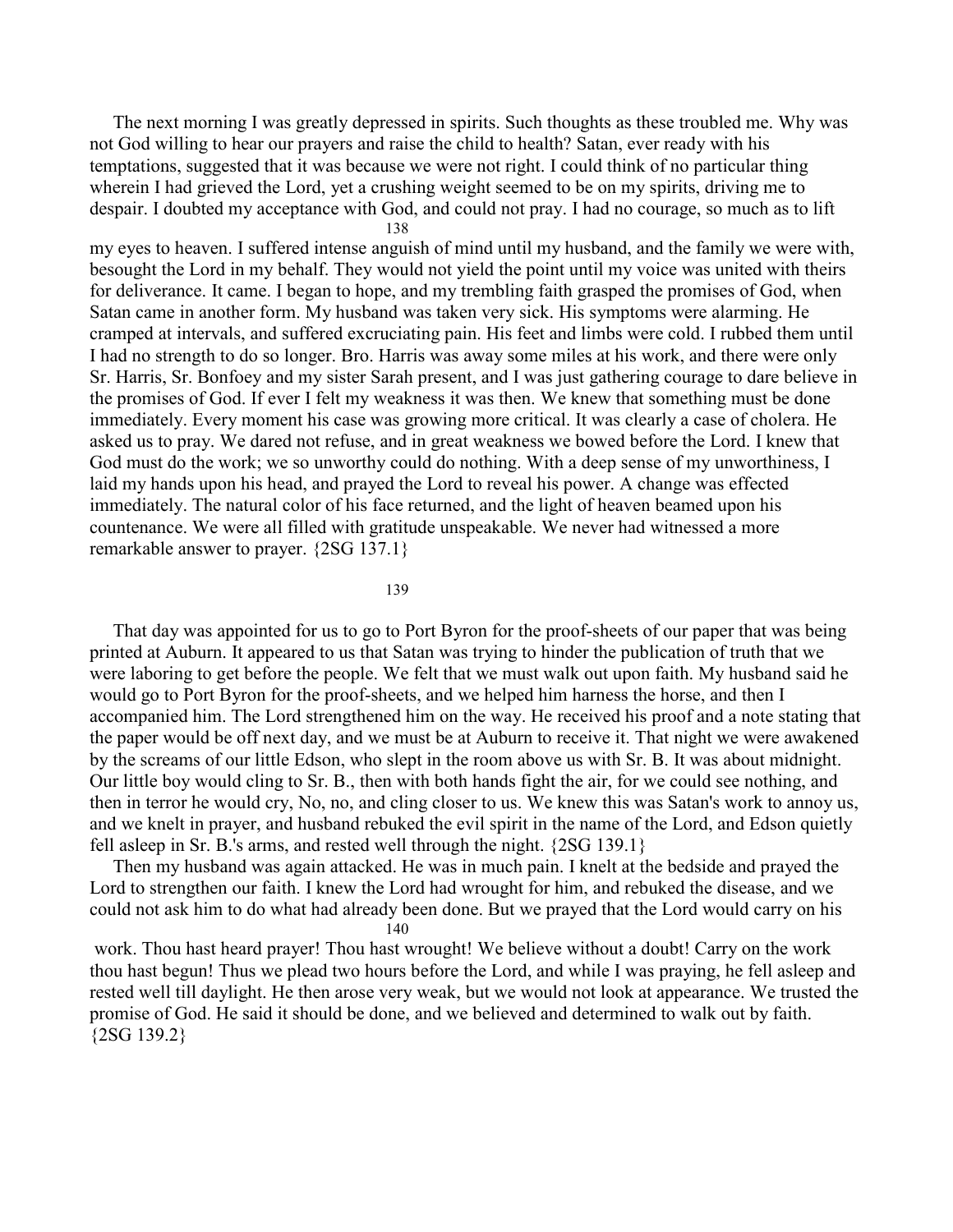The next morning I was greatly depressed in spirits. Such thoughts as these troubled me. Why was not God willing to hear our prayers and raise the child to health? Satan, ever ready with his temptations, suggested that it was because we were not right. I could think of no particular thing wherein I had grieved the Lord, yet a crushing weight seemed to be on my spirits, driving me to despair. I doubted my acceptance with God, and could not pray. I had no courage, so much as to lift my eyes to heaven. I suffered intense anguish of mind until my husband, and the family we were with, besought the Lord in my behalf. They would not yield the point until my voice was united with theirs for deliverance. It came. I began to hope, and my trembling faith grasped the promises of God, when Satan came in another form. My husband was taken very sick. His symptoms were alarming. He cramped at intervals, and suffered excruciating pain. His feet and limbs were cold. I rubbed them until I had no strength to do so longer. Bro. Harris was away some miles at his work, and there were only Sr. Harris, Sr. Bonfoey and my sister Sarah present, and I was just gathering courage to dare believe in the promises of God. If ever I felt my weakness it was then. We knew that something must be done immediately. Every moment his case was growing more critical. It was clearly a case of cholera. He asked us to pray. We dared not refuse, and in great weakness we bowed before the Lord. I knew that God must do the work; we so unworthy could do nothing. With a deep sense of my unworthiness, I laid my hands upon his head, and prayed the Lord to reveal his power. A change was effected immediately. The natural color of his face returned, and the light of heaven beamed upon his countenance. We were all filled with gratitude unspeakable. We never had witnessed a more remarkable answer to prayer. {2SG 137.1}

That day was appointed for us to go to Port Byron for the proof-sheets of our paper that was being printed at Auburn. It appeared to us that Satan was trying to hinder the publication of truth that we were laboring to get before the people. We felt that we must walk out upon faith. My husband said he would go to Port Byron for the proof-sheets, and we helped him harness the horse, and then I accompanied him. The Lord strengthened him on the way. He received his proof and a note stating that the paper would be off next day, and we must be at Auburn to receive it. That night we were awakened by the screams of our little Edson, who slept in the room above us with Sr. B. It was about midnight. Our little boy would cling to Sr. B., then with both hands fight the air, for we could see nothing, and then in terror he would cry, No, no, and cling closer to us. We knew this was Satan's work to annoy us, and we knelt in prayer, and husband rebuked the evil spirit in the name of the Lord, and Edson quietly fell asleep in Sr. B.'s arms, and rested well through the night. {2SG 139.1}

Then my husband was again attacked. He was in much pain. I knelt at the bedside and prayed the Lord to strengthen our faith. I knew the Lord had wrought for him, and rebuked the disease, and we could not ask him to do what had already been done. But we prayed that the Lord would carry on his work. Thou hast heard prayer! Thou hast wrought! We believe without a doubt! Carry on the work thou hast begun! Thus we plead two hours before the Lord, and while I was praying, he fell asleep and rested well till daylight. He then arose very weak, but we would not look at appearance. We trusted the promise of God. He said it should be done, and we believed and determined to walk out by faith. {2SG 139.2}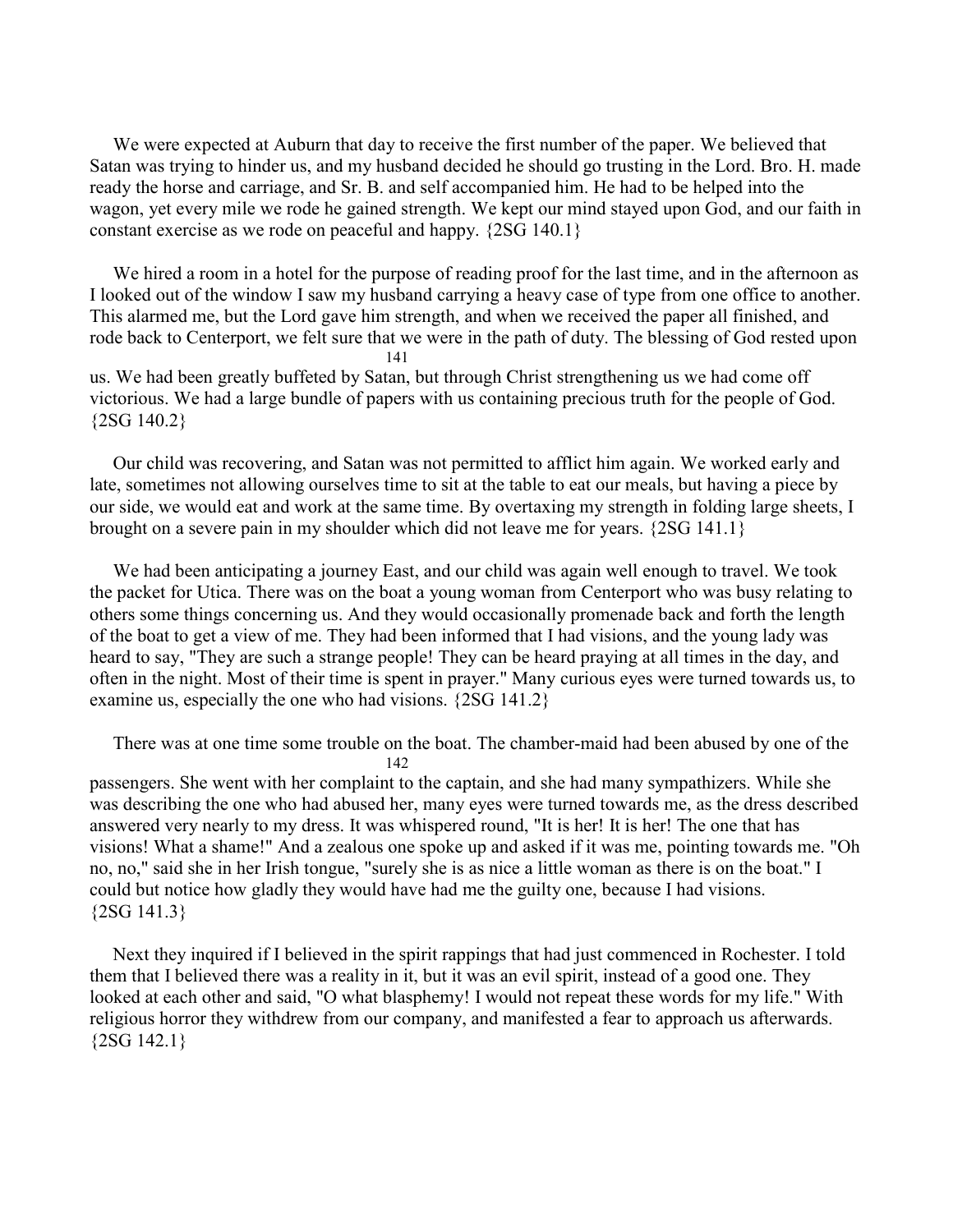We were expected at Auburn that day to receive the first number of the paper. We believed that Satan was trying to hinder us, and my husband decided he should go trusting in the Lord. Bro. H. made ready the horse and carriage, and Sr. B. and self accompanied him. He had to be helped into the wagon, yet every mile we rode he gained strength. We kept our mind stayed upon God, and our faith in constant exercise as we rode on peaceful and happy. {2SG 140.1}

We hired a room in a hotel for the purpose of reading proof for the last time, and in the afternoon as I looked out of the window I saw my husband carrying a heavy case of type from one office to another. This alarmed me, but the Lord gave him strength, and when we received the paper all finished, and rode back to Centerport, we felt sure that we were in the path of duty. The blessing of God rested upon us. We had been greatly buffeted by Satan, but through Christ strengthening us we had come off victorious. We had a large bundle of papers with us containing precious truth for the people of God. {2SG 140.2}

Our child was recovering, and Satan was not permitted to afflict him again. We worked early and late, sometimes not allowing ourselves time to sit at the table to eat our meals, but having a piece by our side, we would eat and work at the same time. By overtaxing my strength in folding large sheets, I brought on a severe pain in my shoulder which did not leave me for years. {2SG 141.1}

We had been anticipating a journey East, and our child was again well enough to travel. We took the packet for Utica. There was on the boat a young woman from Centerport who was busy relating to others some things concerning us. And they would occasionally promenade back and forth the length of the boat to get a view of me. They had been informed that I had visions, and the young lady was heard to say, "They are such a strange people! They can be heard praying at all times in the day, and often in the night. Most of their time is spent in prayer." Many curious eyes were turned towards us, to examine us, especially the one who had visions. {2SG 141.2}

There was at one time some trouble on the boat. The chamber-maid had been abused by one of the passengers. She went with her complaint to the captain, and she had many sympathizers. While she was describing the one who had abused her, many eyes were turned towards me, as the dress described answered very nearly to my dress. It was whispered round, "It is her! It is her! The one that has visions! What a shame!" And a zealous one spoke up and asked if it was me, pointing towards me. "Oh no, no," said she in her Irish tongue, "surely she is as nice a little woman as there is on the boat." I could but notice how gladly they would have had me the guilty one, because I had visions. {2SG 141.3}

Next they inquired if I believed in the spirit rappings that had just commenced in Rochester. I told them that I believed there was a reality in it, but it was an evil spirit, instead of a good one. They looked at each other and said, "O what blasphemy! I would not repeat these words for my life." With religious horror they withdrew from our company, and manifested a fear to approach us afterwards. {2SG 142.1}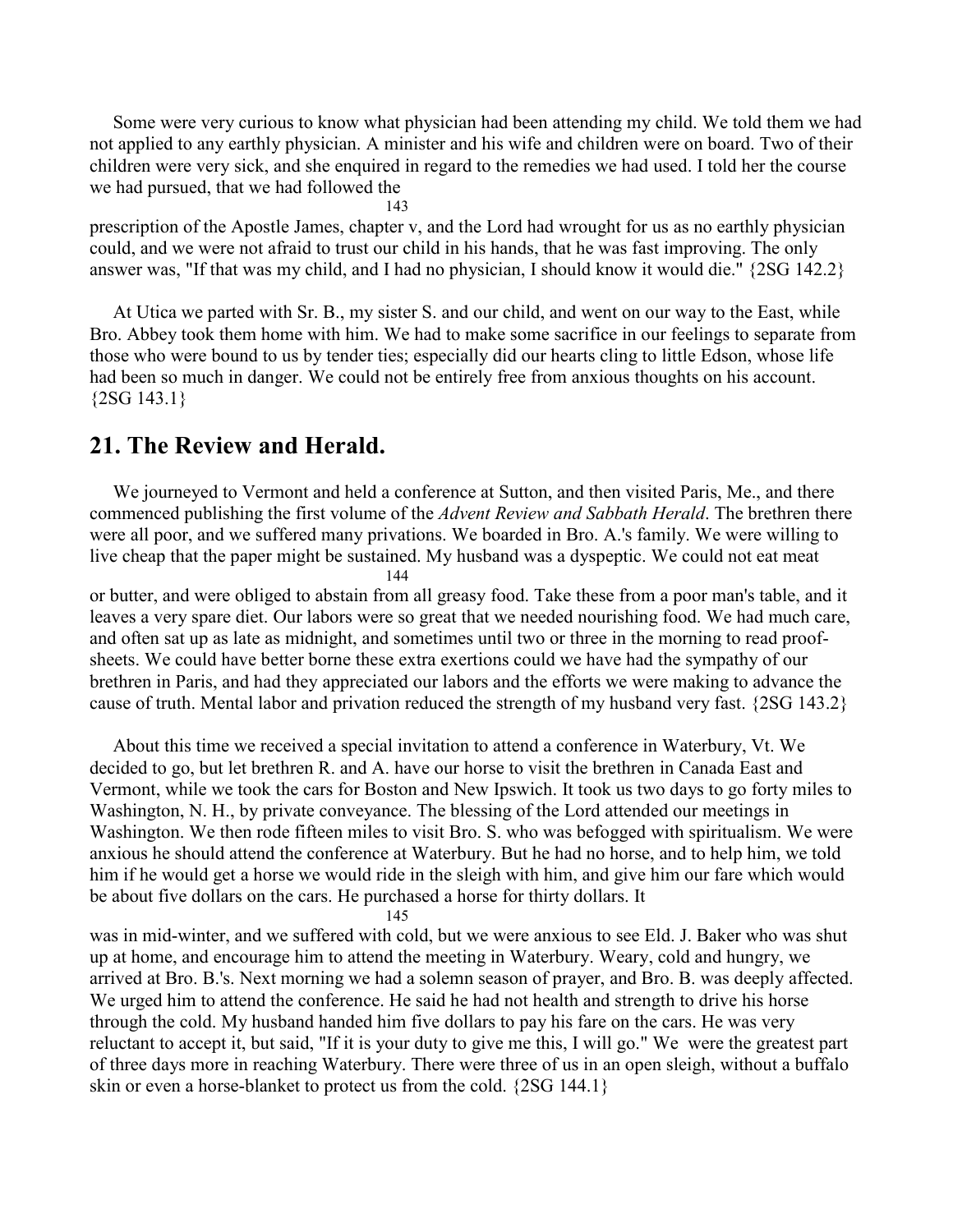Some were very curious to know what physician had been attending my child. We told them we had not applied to any earthly physician. A minister and his wife and children were on board. Two of their children were very sick, and she enquired in regard to the remedies we had used. I told her the course we had pursued, that we had followed the prescription of the Apostle James, chapter v, and the Lord had wrought for us as no earthly physician could, and we were not afraid to trust our child in his hands, that he was fast improving. The only answer was, "If that was my child, and I had no physician, I should know it would die." {2SG 142.2}

At Utica we parted with Sr. B., my sister S. and our child, and went on our way to the East, while Bro. Abbey took them home with him. We had to make some sacrifice in our feelings to separate from those who were bound to us by tender ties; especially did our hearts cling to little Edson, whose life had been so much in danger. We could not be entirely free from anxious thoughts on his account. {2SG 143.1}

## 21. The Review and Herald.

We journeyed to Vermont and held a conference at Sutton, and then visited Paris, Me., and there commenced publishing the first volume of the *Advent Review and Sabbath Herald*. The brethren there were all poor, and we suffered many privations. We boarded in Bro. A.'s family. We were willing to live cheap that the paper might be sustained. My husband was a dyspeptic. We could not eat meat or butter, and were obliged to abstain from all greasy food. Take these from a poor man's table, and it leaves a very spare diet. Our labors were so great that we needed nourishing food. We had much care, and often sat up as late as midnight, and sometimes until two or three in the morning to read proof-sheets. We could have better borne these extra exertions could we have had the sympathy of our brethren in Paris, and had they appreciated our labors and the efforts we were making to advance the cause of truth. Mental labor and privation reduced the strength of my husband very fast. {2SG 143.2}

About this time we received a special invitation to attend a conference in Waterbury, Vt. We decided to go, but let brethren R. and A. have our horse to visit the brethren in Canada East and Vermont, while we took the cars for Boston and New Ipswich. It took us two days to go forty miles to Washington, N. H., by private conveyance. The blessing of the Lord attended our meetings in Washington. We then rode fifteen miles to visit Bro. S. who was befogged with spiritualism. We were anxious he should attend the conference at Waterbury. But he had no horse, and to help him, we told him if he would get a horse we would ride in the sleigh with him, and give him our fare which would be about five dollars on the cars. He purchased a horse for thirty dollars. It was in mid-winter, and we suffered with cold, but we were anxious to see Eld. J. Baker who was shut up at home, and encourage him to attend the meeting in Waterbury. Weary, cold and hungry, we arrived at Bro. B.'s. Next morning we had a solemn season of prayer, and Bro. B. was deeply affected. We urged him to attend the conference. He said he had not health and strength to drive his horse through the cold. My husband handed him five dollars to pay his fare on the cars. He was very reluctant to accept it, but said, "If it is your duty to give me this, I will go." We were the greatest part of three days more in reaching Waterbury. There were three of us in an open sleigh, without a buffalo skin or even a horse-blanket to protect us from the cold. {2SG 144.1}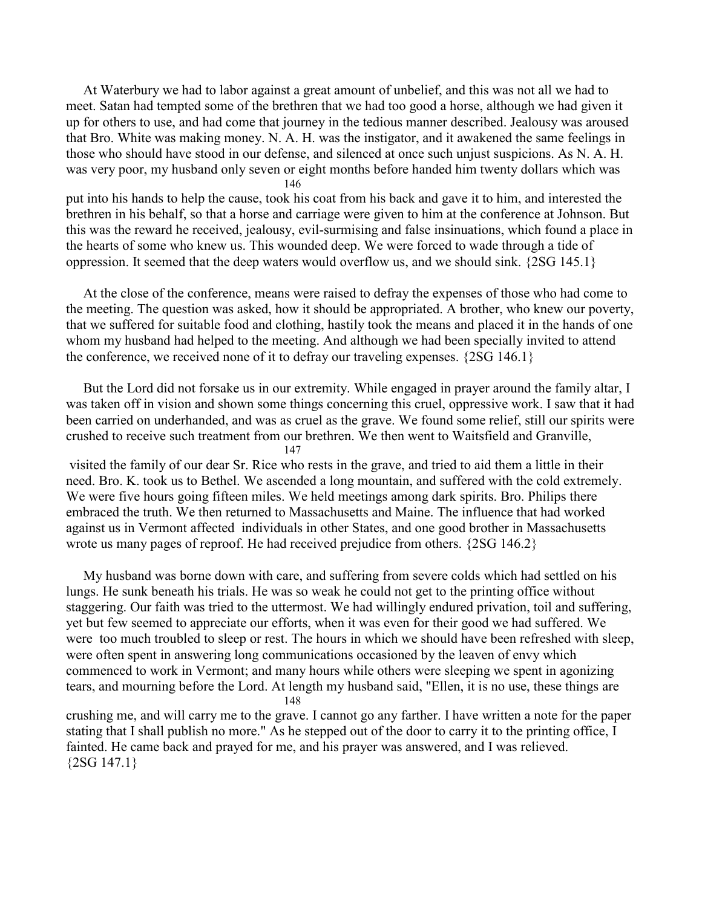At Waterbury we had to labor against a great amount of unbelief, and this was not all we had to meet. Satan had tempted some of the brethren that we had too good a horse, although we had given it up for others to use, and had come that journey in the tedious manner described. Jealousy was aroused that Bro. White was making money. N. A. H. was the instigator, and it awakened the same feelings in those who should have stood in our defense, and silenced at once such unjust suspicions. As N. A. H. was very poor, my husband only seven or eight months before handed him twenty dollars which was put into his hands to help the cause, took his coat from his back and gave it to him, and interested the brethren in his behalf, so that a horse and carriage were given to him at the conference at Johnson. But this was the reward he received, jealousy, evil-surmising and false insinuations, which found a place in the hearts of some who knew us. This wounded deep. We were forced to wade through a tide of oppression. It seemed that the deep waters would overflow us, and we should sink. {2SG 145.1}

At the close of the conference, means were raised to defray the expenses of those who had come to the meeting. The question was asked, how it should be appropriated. A brother, who knew our poverty, that we suffered for suitable food and clothing, hastily took the means and placed it in the hands of one whom my husband had helped to the meeting. And although we had been specially invited to attend the conference, we received none of it to defray our traveling expenses. {2SG 146.1}

But the Lord did not forsake us in our extremity. While engaged in prayer around the family altar, I was taken off in vision and shown some things concerning this cruel, oppressive work. I saw that it had been carried on underhanded, and was as cruel as the grave. We found some relief, still our spirits were crushed to receive such treatment from our brethren. We then went to Waitsfield and Granville, visited the family of our dear Sr. Rice who rests in the grave, and tried to aid them a little in their need. Bro. K. took us to Bethel. We ascended a long mountain, and suffered with the cold extremely. We were five hours going fifteen miles. We held meetings among dark spirits. Bro. Philips there embraced the truth. We then returned to Massachusetts and Maine. The influence that had worked against us in Vermont affected individuals in other States, and one good brother in Massachusetts wrote us many pages of reproof. He had received prejudice from others. {2SG 146.2}

My husband was borne down with care, and suffering from severe colds which had settled on his lungs. He sunk beneath his trials. He was so weak he could not get to the printing office without staggering. Our faith was tried to the uttermost. We had willingly endured privation, toil and suffering, yet but few seemed to appreciate our efforts, when it was even for their good we had suffered. We were too much troubled to sleep or rest. The hours in which we should have been refreshed with sleep, were often spent in answering long communications occasioned by the leaven of envy which commenced to work in Vermont; and many hours while others were sleeping we spent in agonizing tears, and mourning before the Lord. At length my husband said, "Ellen, it is no use, these things are crushing me, and will carry me to the grave. I cannot go any farther. I have written a note for the paper stating that I shall publish no more." As he stepped out of the door to carry it to the printing office, I fainted. He came back and prayed for me, and his prayer was answered, and I was relieved. {2SG 147.1}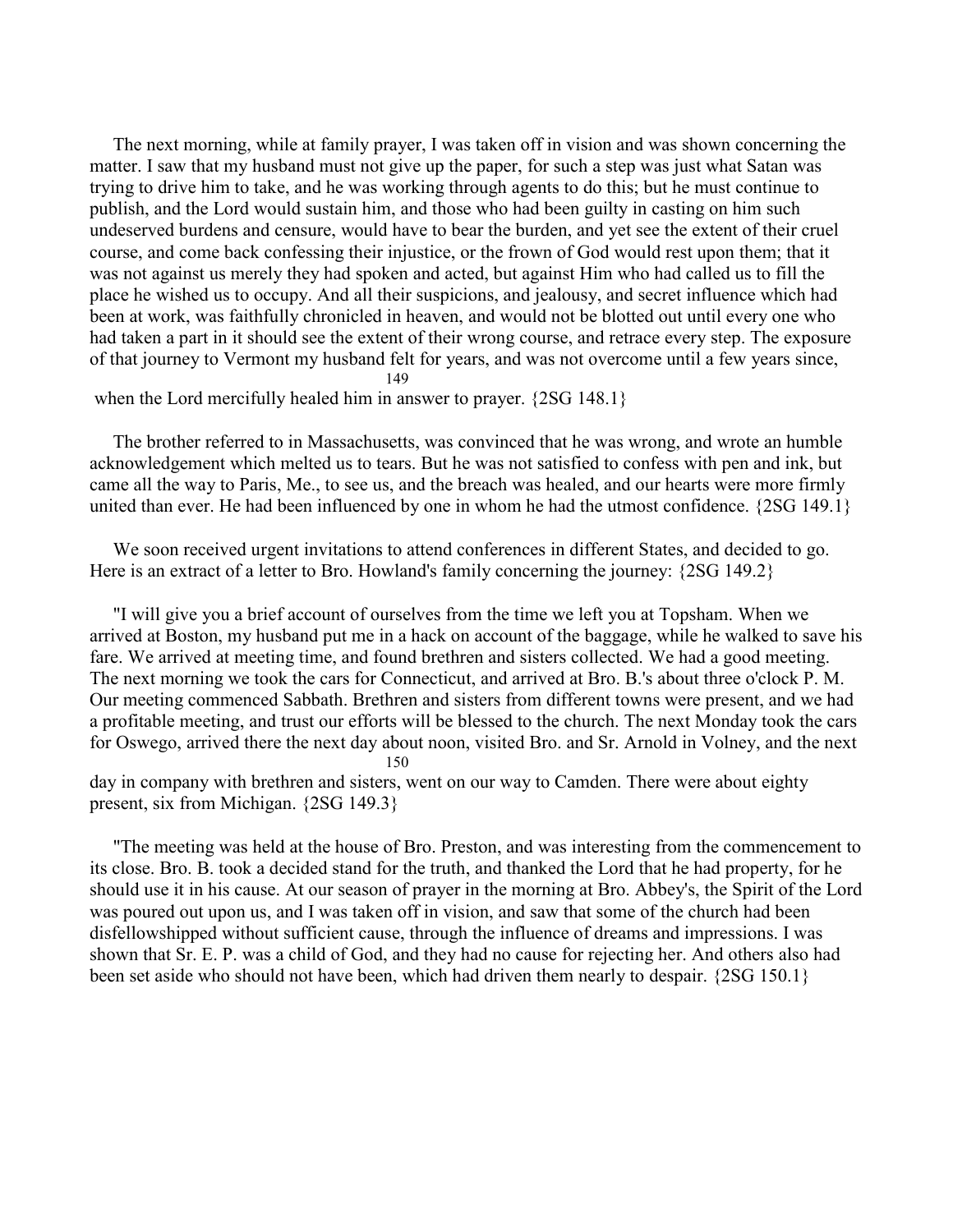The next morning, while at family prayer, I was taken off in vision and was shown concerning the matter. I saw that my husband must not give up the paper, for such a step was just what Satan was trying to drive him to take, and he was working through agents to do this; but he must continue to publish, and the Lord would sustain him, and those who had been guilty in casting on him such undeserved burdens and censure, would have to bear the burden, and yet see the extent of their cruel course, and come back confessing their injustice, or the frown of God would rest upon them; that it was not against us merely they had spoken and acted, but against Him who had called us to fill the place he wished us to occupy. And all their suspicions, and jealousy, and secret influence which had been at work, was faithfully chronicled in heaven, and would not be blotted out until every one who had taken a part in it should see the extent of their wrong course, and retrace every step. The exposure of that journey to Vermont my husband felt for years, and was not overcome until a few years since, when the Lord mercifully healed him in answer to prayer. {2SG 148.1}

The brother referred to in Massachusetts, was convinced that he was wrong, and wrote an humble acknowledgement which melted us to tears. But he was not satisfied to confess with pen and ink, but came all the way to Paris, Me., to see us, and the breach was healed, and our hearts were more firmly united than ever. He had been influenced by one in whom he had the utmost confidence. {2SG 149.1}

We soon received urgent invitations to attend conferences in different States, and decided to go. Here is an extract of a letter to Bro. Howland's family concerning the journey: {2SG 149.2}

"I will give you a brief account of ourselves from the time we left you at Topsham. When we arrived at Boston, my husband put me in a hack on account of the baggage, while he walked to save his fare. We arrived at meeting time, and found brethren and sisters collected. We had a good meeting. The next morning we took the cars for Connecticut, and arrived at Bro. B.'s about three o'clock P. M. Our meeting commenced Sabbath. Brethren and sisters from different towns were present, and we had a profitable meeting, and trust our efforts will be blessed to the church. The next Monday took the cars for Oswego, arrived there the next day about noon, visited Bro. and Sr. Arnold in Volney, and the next day in company with brethren and sisters, went on our way to Camden. There were about eighty present, six from Michigan. {2SG 149.3}

"The meeting was held at the house of Bro. Preston, and was interesting from the commencement to its close. Bro. B. took a decided stand for the truth, and thanked the Lord that he had property, for he should use it in his cause. At our season of prayer in the morning at Bro. Abbey's, the Spirit of the Lord was poured out upon us, and I was taken off in vision, and saw that some of the church had been disfellowshipped without sufficient cause, through the influence of dreams and impressions. I was shown that Sr. E. P. was a child of God, and they had no cause for rejecting her. And others also had been set aside who should not have been, which had driven them nearly to despair. {2SG 150.1}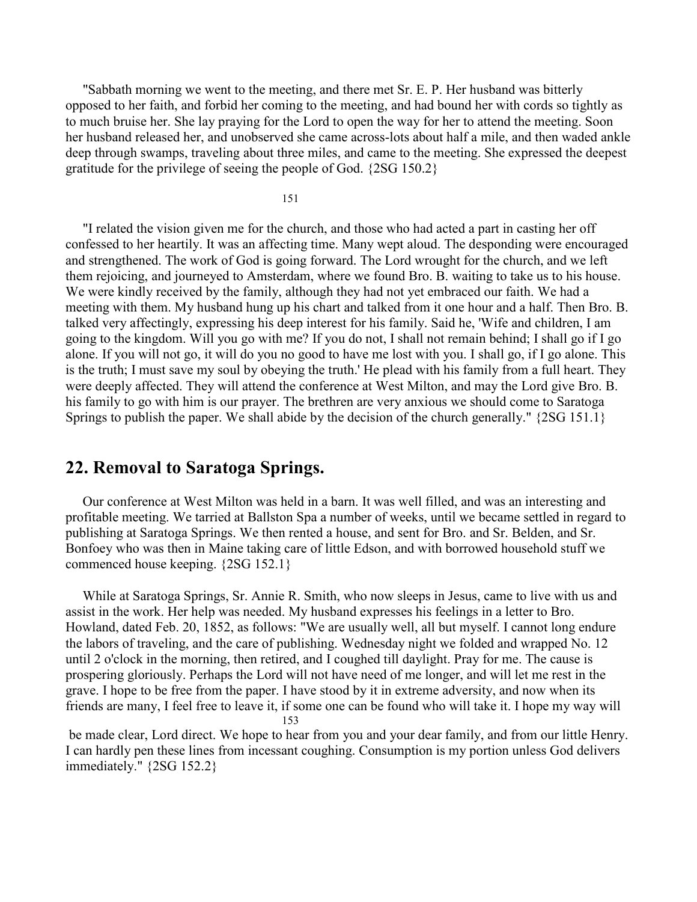"Sabbath morning we went to the meeting, and there met Sr. E. P. Her husband was bitterly opposed to her faith, and forbid her coming to the meeting, and had bound her with cords so tightly as to much bruise her. She lay praying for the Lord to open the way for her to attend the meeting. Soon her husband released her, and unobserved she came across-lots about half a mile, and then waded ankle deep through swamps, traveling about three miles, and came to the meeting. She expressed the deepest gratitude for the privilege of seeing the people of God. {2SG 150.2}

"I related the vision given me for the church, and those who had acted a part in casting her off confessed to her heartily. It was an affecting time. Many wept aloud. The desponding were encouraged and strengthened. The work of God is going forward. The Lord wrought for the church, and we left them rejoicing, and journeyed to Amsterdam, where we found Bro. B. waiting to take us to his house. We were kindly received by the family, although they had not yet embraced our faith. We had a meeting with them. My husband hung up his chart and talked from it one hour and a half. Then Bro. B. talked very affectingly, expressing his deep interest for his family. Said he, 'Wife and children, I am going to the kingdom. Will you go with me? If you do not, I shall not remain behind; I shall go if I go alone. If you will not go, it will do you no good to have me lost with you. I shall go, if I go alone. This is the truth; I must save my soul by obeying the truth.' He plead with his family from a full heart. They were deeply affected. They will attend the conference at West Milton, and may the Lord give Bro. B. his family to go with him is our prayer. The brethren are very anxious we should come to Saratoga Springs to publish the paper. We shall abide by the decision of the church generally." {2SG 151.1}

## 22. Removal to Saratoga Springs.

Our conference at West Milton was held in a barn. It was well filled, and was an interesting and profitable meeting. We tarried at Ballston Spa a number of weeks, until we became settled in regard to publishing at Saratoga Springs. We then rented a house, and sent for Bro. and Sr. Belden, and Sr. Bonfoey who was then in Maine taking care of little Edson, and with borrowed household stuff we commenced house keeping. {2SG 152.1}

While at Saratoga Springs, Sr. Annie R. Smith, who now sleeps in Jesus, came to live with us and assist in the work. Her help was needed. My husband expresses his feelings in a letter to Bro. Howland, dated Feb. 20, 1852, as follows: "We are usually well, all but myself. I cannot long endure the labors of traveling, and the care of publishing. Wednesday night we folded and wrapped No. 12 until 2 o'clock in the morning, then retired, and I coughed till daylight. Pray for me. The cause is prospering gloriously. Perhaps the Lord will not have need of me longer, and will let me rest in the grave. I hope to be free from the paper. I have stood by it in extreme adversity, and now when its friends are many, I feel free to leave it, if some one can be found who will take it. I hope my way will be made clear, Lord direct. We hope to hear from you and your dear family, and from our little Henry. I can hardly pen these lines from incessant coughing. Consumption is my portion unless God delivers immediately." {2SG 152.2}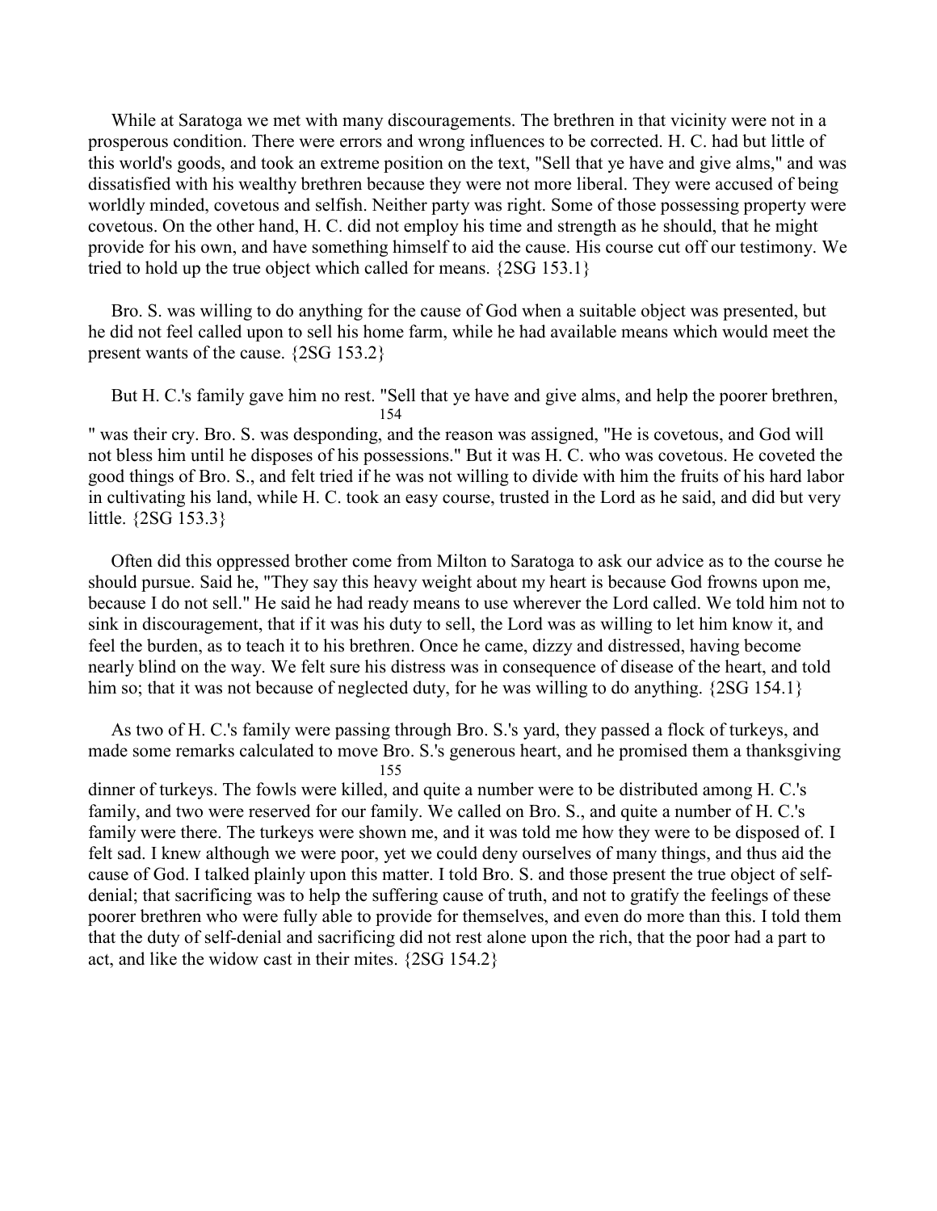While at Saratoga we met with many discouragements. The brethren in that vicinity were not in a prosperous condition. There were errors and wrong influences to be corrected. H. C. had but little of this world's goods, and took an extreme position on the text, "Sell that ye have and give alms," and was dissatisfied with his wealthy brethren because they were not more liberal. They were accused of being worldly minded, covetous and selfish. Neither party was right. Some of those possessing property were covetous. On the other hand, H. C. did not employ his time and strength as he should, that he might provide for his own, and have something himself to aid the cause. His course cut off our testimony. We tried to hold up the true object which called for means. {2SG 153.1}

Bro. S. was willing to do anything for the cause of God when a suitable object was presented, but he did not feel called upon to sell his home farm, while he had available means which would meet the present wants of the cause. {2SG 153.2}

But H. C.'s family gave him no rest. "Sell that ye have and give alms, and help the poorer brethren," was their cry. Bro. S. was desponding, and the reason was assigned, "He is covetous, and God will not bless him until he disposes of his possessions." But it was H. C. who was covetous. He coveted the good things of Bro. S., and felt tried if he was not willing to divide with him the fruits of his hard labor in cultivating his land, while H. C. took an easy course, trusted in the Lord as he said, and did but very little. {2SG 153.3}

Often did this oppressed brother come from Milton to Saratoga to ask our advice as to the course he should pursue. Said he, "They say this heavy weight about my heart is because God frowns upon me, because I do not sell." He said he had ready means to use wherever the Lord called. We told him not to sink in discouragement, that if it was his duty to sell, the Lord was as willing to let him know it, and feel the burden, as to teach it to his brethren. Once he came, dizzy and distressed, having become nearly blind on the way. We felt sure his distress was in consequence of disease of the heart, and told him so; that it was not because of neglected duty, for he was willing to do anything. {2SG 154.1}

As two of H. C.'s family were passing through Bro. S.'s yard, they passed a flock of turkeys, and made some remarks calculated to move Bro. S.'s generous heart, and he promised them a thanksgiving dinner of turkeys. The fowls were killed, and quite a number were to be distributed among H. C.'s family, and two were reserved for our family. We called on Bro. S., and quite a number of H. C.'s family were there. The turkeys were shown me, and it was told me how they were to be disposed of. I felt sad. I knew although we were poor, yet we could deny ourselves of many things, and thus aid the cause of God. I talked plainly upon this matter. I told Bro. S. and those present the true object of self-denial; that sacrificing was to help the suffering cause of truth, and not to gratify the feelings of these poorer brethren who were fully able to provide for themselves, and even do more than this. I told them that the duty of self-denial and sacrificing did not rest alone upon the rich, that the poor had a part to act, and like the widow cast in their mites. {2SG 154.2}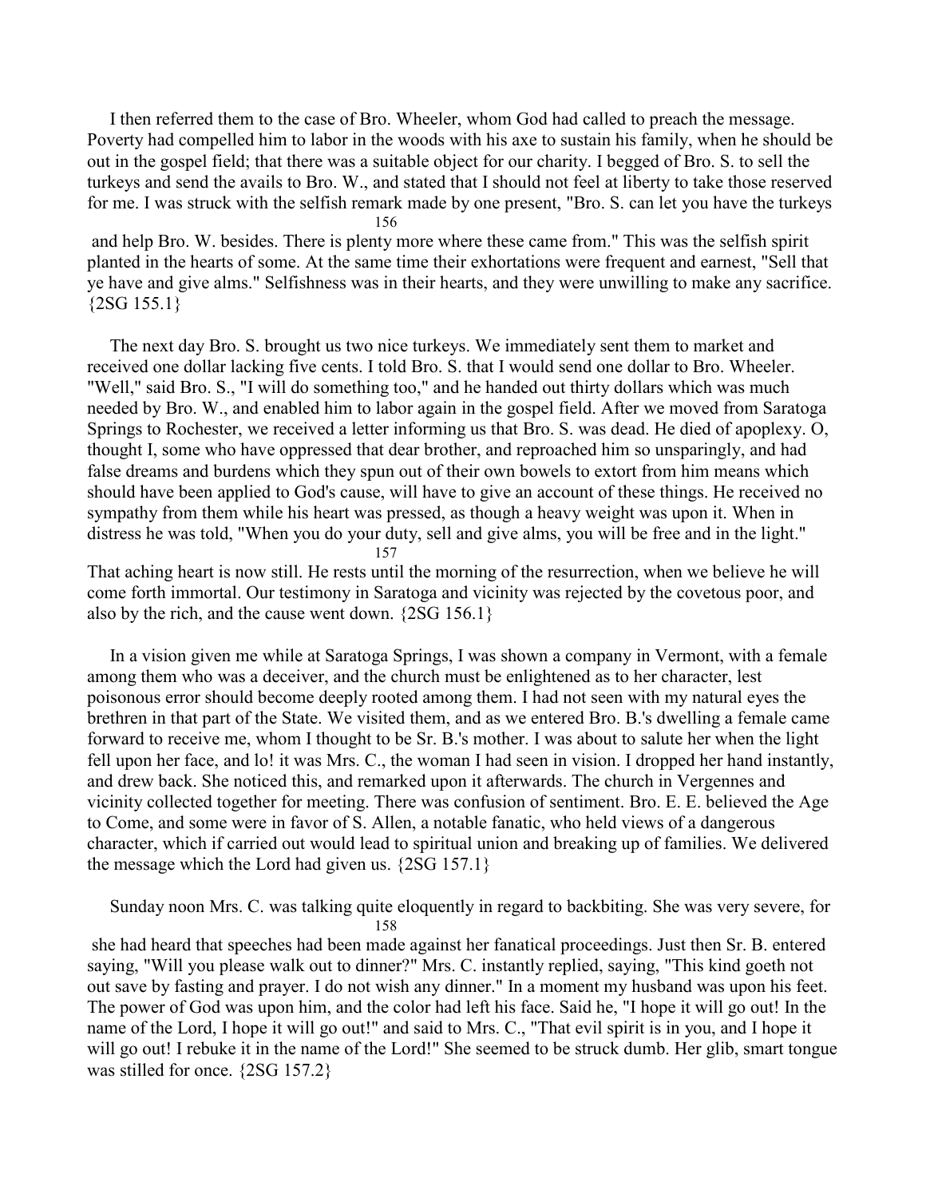I then referred them to the case of Bro. Wheeler, whom God had called to preach the message. Poverty had compelled him to labor in the woods with his axe to sustain his family, when he should be out in the gospel field; that there was a suitable object for our charity. I begged of Bro. S. to sell the turkeys and send the avails to Bro. W., and stated that I should not feel at liberty to take those reserved for me. I was struck with the selfish remark made by one present, "Bro. S. can let you have the turkeys and help Bro. W. besides. There is plenty more where these came from." This was the selfish spirit planted in the hearts of some. At the same time their exhortations were frequent and earnest, "Sell that ye have and give alms." Selfishness was in their hearts, and they were unwilling to make any sacrifice. {2SG 155.1}

The next day Bro. S. brought us two nice turkeys. We immediately sent them to market and received one dollar lacking five cents. I told Bro. S. that I would send one dollar to Bro. Wheeler. "Well," said Bro. S., "I will do something too," and he handed out thirty dollars which was much needed by Bro. W., and enabled him to labor again in the gospel field. After we moved from Saratoga Springs to Rochester, we received a letter informing us that Bro. S. was dead. He died of apoplexy. O, thought I, some who have oppressed that dear brother, and reproached him so unsparingly, and had false dreams and burdens which they spun out of their own bowels to extort from him means which should have been applied to God's cause, will have to give an account of these things. He received no sympathy from them while his heart was pressed, as though a heavy weight was upon it. When in distress he was told, "When you do your duty, sell and give alms, you will be free and in the light." That aching heart is now still. He rests until the morning of the resurrection, when we believe he will come forth immortal. Our testimony in Saratoga and vicinity was rejected by the covetous poor, and also by the rich, and the cause went down. {2SG 156.1}

In a vision given me while at Saratoga Springs, I was shown a company in Vermont, with a female among them who was a deceiver, and the church must be enlightened as to her character, lest poisonous error should become deeply rooted among them. I had not seen with my natural eyes the brethren in that part of the State. We visited them, and as we entered Bro. B.'s dwelling a female came forward to receive me, whom I thought to be Sr. B.'s mother. I was about to salute her when the light fell upon her face, and lo! it was Mrs. C., the woman I had seen in vision. I dropped her hand instantly, and drew back. She noticed this, and remarked upon it afterwards. The church in Vergennes and vicinity collected together for meeting. There was confusion of sentiment. Bro. E. E. believed the Age to Come, and some were in favor of S. Allen, a notable fanatic, who held views of a dangerous character, which if carried out would lead to spiritual union and breaking up of families. We delivered the message which the Lord had given us. {2SG 157.1}

Sunday noon Mrs. C. was talking quite eloquently in regard to backbiting. She was very severe, for she had heard that speeches had been made against her fanatical proceedings. Just then Sr. B. entered saying, "Will you please walk out to dinner?" Mrs. C. instantly replied, saying, "This kind goeth not out save by fasting and prayer. I do not wish any dinner." In a moment my husband was upon his feet. The power of God was upon him, and the color had left his face. Said he, "I hope it will go out! In the name of the Lord, I hope it will go out!" and said to Mrs. C., "That evil spirit is in you, and I hope it will go out! I rebuke it in the name of the Lord!" She seemed to be struck dumb. Her glib, smart tongue was stilled for once. {2SG 157.2}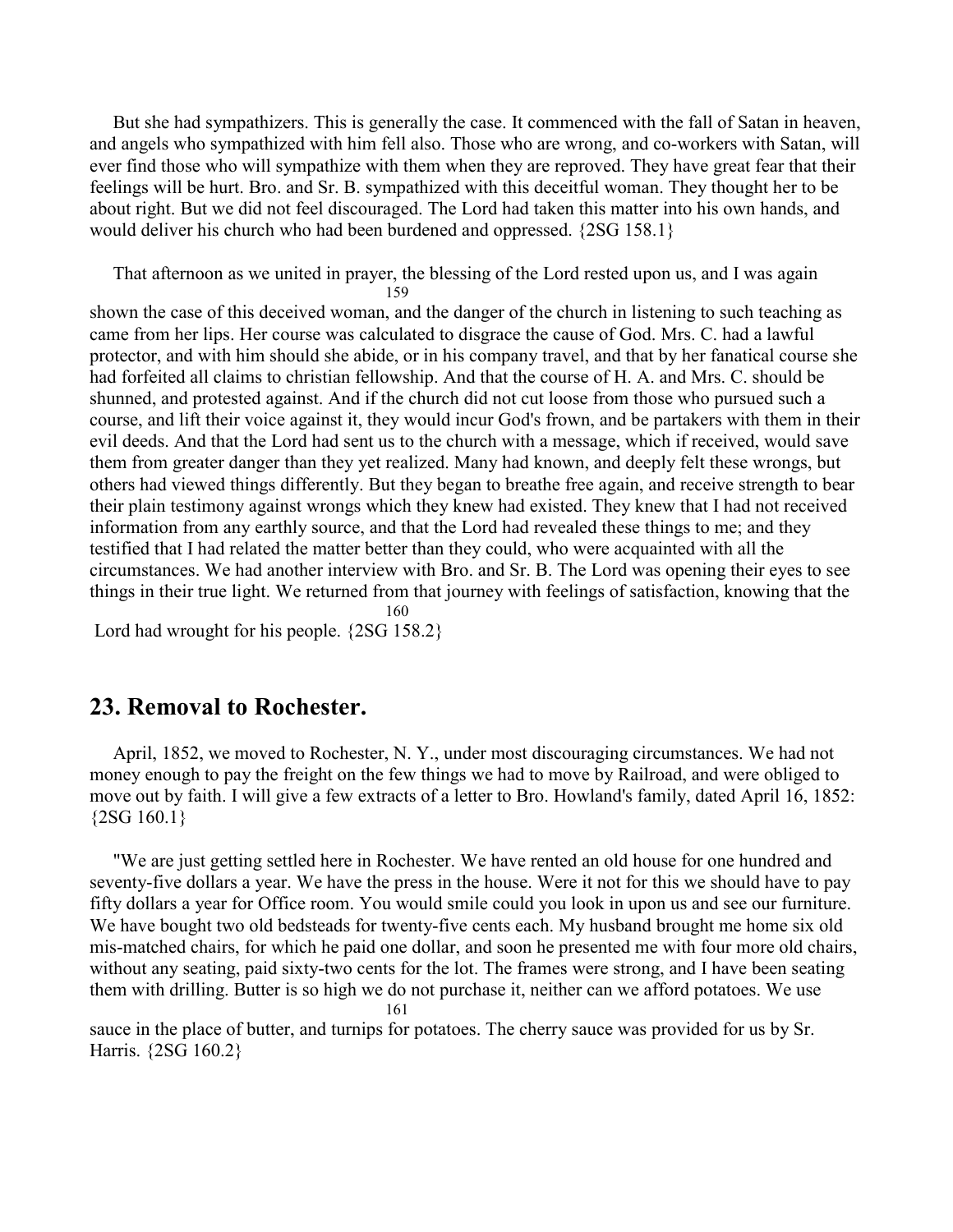But she had sympathizers. This is generally the case. It commenced with the fall of Satan in heaven, and angels who sympathized with him fell also. Those who are wrong, and co-workers with Satan, will ever find those who will sympathize with them when they are reproved. They have great fear that their feelings will be hurt. Bro. and Sr. B. sympathized with this deceitful woman. They thought her to be about right. But we did not feel discouraged. The Lord had taken this matter into his own hands, and would deliver his church who had been burdened and oppressed. {2SG 158.1}

That afternoon as we united in prayer, the blessing of the Lord rested upon us, and I was again shown the case of this deceived woman, and the danger of the church in listening to such teaching as came from her lips. Her course was calculated to disgrace the cause of God. Mrs. C. had a lawful protector, and with him should she abide, or in his company travel, and that by her fanatical course she had forfeited all claims to christian fellowship. And that the course of H. A. and Mrs. C. should be shunned, and protested against. And if the church did not cut loose from those who pursued such a course, and lift their voice against it, they would incur God's frown, and be partakers with them in their evil deeds. And that the Lord had sent us to the church with a message, which if received, would save them from greater danger than they yet realized. Many had known, and deeply felt these wrongs, but others had viewed things differently. But they began to breathe free again, and receive strength to bear their plain testimony against wrongs which they knew had existed. They knew that I had not received information from any earthly source, and that the Lord had revealed these things to me; and they testified that I had related the matter better than they could, who were acquainted with all the circumstances. We had another interview with Bro. and Sr. B. The Lord was opening their eyes to see things in their true light. We returned from that journey with feelings of satisfaction, knowing that the Lord had wrought for his people. {2SG 158.2}

## 23. Removal to Rochester.

April, 1852, we moved to Rochester, N. Y., under most discouraging circumstances. We had not money enough to pay the freight on the few things we had to move by Railroad, and were obliged to move out by faith. I will give a few extracts of a letter to Bro. Howland's family, dated April 16, 1852: {2SG 160.1}

"We are just getting settled here in Rochester. We have rented an old house for one hundred and seventy-five dollars a year. We have the press in the house. Were it not for this we should have to pay fifty dollars a year for Office room. You would smile could you look in upon us and see our furniture. We have bought two old bedsteads for twenty-five cents each. My husband brought me home six old mis-matched chairs, for which he paid one dollar, and soon he presented me with four more old chairs, without any seating, paid sixty-two cents for the lot. The frames were strong, and I have been seating them with drilling. Butter is so high we do not purchase it, neither can we afford potatoes. We use sauce in the place of butter, and turnips for potatoes. The cherry sauce was provided for us by Sr. Harris. {2SG 160.2}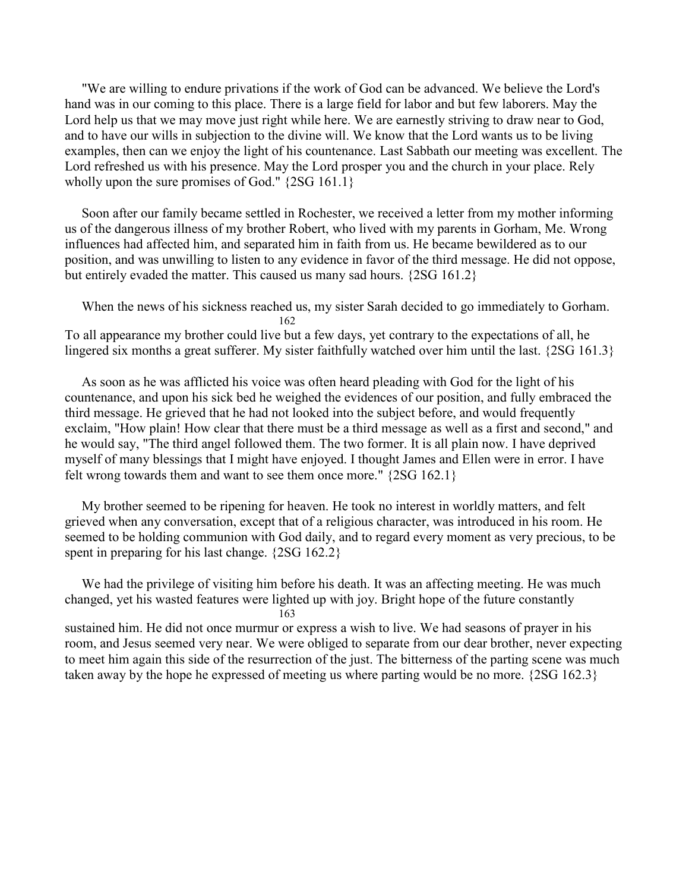"We are willing to endure privations if the work of God can be advanced. We believe the Lord's hand was in our coming to this place. There is a large field for labor and but few laborers. May the Lord help us that we may move just right while here. We are earnestly striving to draw near to God, and to have our wills in subjection to the divine will. We know that the Lord wants us to be living examples, then can we enjoy the light of his countenance. Last Sabbath our meeting was excellent. The Lord refreshed us with his presence. May the Lord prosper you and the church in your place. Rely wholly upon the sure promises of God." {2SG 161.1}

Soon after our family became settled in Rochester, we received a letter from my mother informing us of the dangerous illness of my brother Robert, who lived with my parents in Gorham, Me. Wrong influences had affected him, and separated him in faith from us. He became bewildered as to our position, and was unwilling to listen to any evidence in favor of the third message. He did not oppose, but entirely evaded the matter. This caused us many sad hours. {2SG 161.2}

When the news of his sickness reached us, my sister Sarah decided to go immediately to Gorham. To all appearance my brother could live but a few days, yet contrary to the expectations of all, he lingered six months a great sufferer. My sister faithfully watched over him until the last. {2SG 161.3}

As soon as he was afflicted his voice was often heard pleading with God for the light of his countenance, and upon his sick bed he weighed the evidences of our position, and fully embraced the third message. He grieved that he had not looked into the subject before, and would frequently exclaim, "How plain! How clear that there must be a third message as well as a first and second," and he would say, "The third angel followed them. The two former. It is all plain now. I have deprived myself of many blessings that I might have enjoyed. I thought James and Ellen were in error. I have felt wrong towards them and want to see them once more." {2SG 162.1}

My brother seemed to be ripening for heaven. He took no interest in worldly matters, and felt grieved when any conversation, except that of a religious character, was introduced in his room. He seemed to be holding communion with God daily, and to regard every moment as very precious, to be spent in preparing for his last change. {2SG 162.2}

We had the privilege of visiting him before his death. It was an affecting meeting. He was much changed, yet his wasted features were lighted up with joy. Bright hope of the future constantly sustained him. He did not once murmur or express a wish to live. We had seasons of prayer in his room, and Jesus seemed very near. We were obliged to separate from our dear brother, never expecting to meet him again this side of the resurrection of the just. The bitterness of the parting scene was much taken away by the hope he expressed of meeting us where parting would be no more. {2SG 162.3}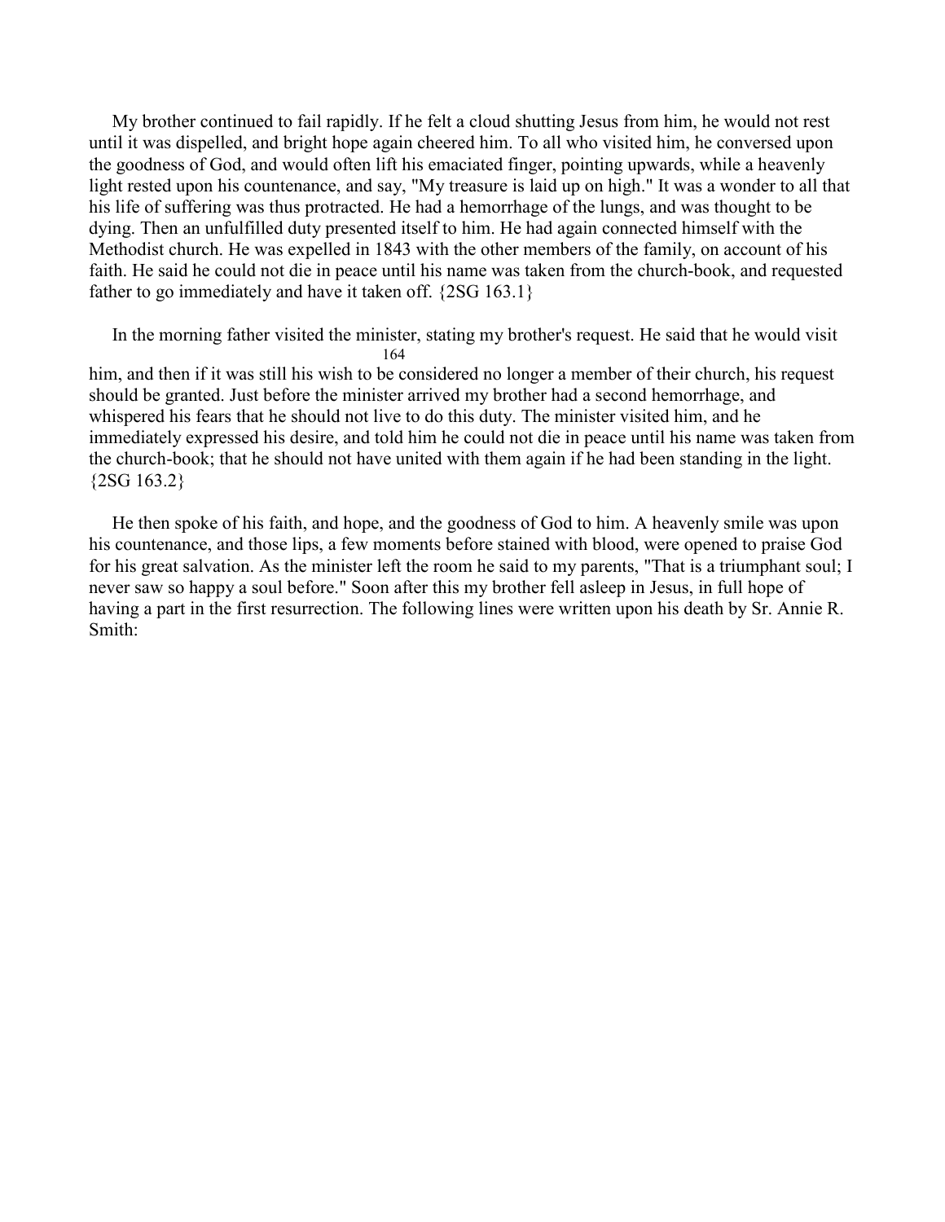My brother continued to fail rapidly. If he felt a cloud shutting Jesus from him, he would not rest until it was dispelled, and bright hope again cheered him. To all who visited him, he conversed upon the goodness of God, and would often lift his emaciated finger, pointing upwards, while a heavenly light rested upon his countenance, and say, "My treasure is laid up on high." It was a wonder to all that his life of suffering was thus protracted. He had a hemorrhage of the lungs, and was thought to be dying. Then an unfulfilled duty presented itself to him. He had again connected himself with the Methodist church. He was expelled in 1843 with the other members of the family, on account of his faith. He said he could not die in peace until his name was taken from the church-book, and requested father to go immediately and have it taken off. {2SG 163.1}

In the morning father visited the minister, stating my brother's request. He said that he would visit him, and then if it was still his wish to be considered no longer a member of their church, his request should be granted. Just before the minister arrived my brother had a second hemorrhage, and whispered his fears that he should not live to do this duty. The minister visited him, and he immediately expressed his desire, and told him he could not die in peace until his name was taken from the church-book; that he should not have united with them again if he had been standing in the light. {2SG 163.2}

He then spoke of his faith, and hope, and the goodness of God to him. A heavenly smile was upon his countenance, and those lips, a few moments before stained with blood, were opened to praise God for his great salvation. As the minister left the room he said to my parents, "That is a triumphant soul; I never saw so happy a soul before." Soon after this my brother fell asleep in Jesus, in full hope of having a part in the first resurrection. The following lines were written upon his death by Sr. Annie R. Smith: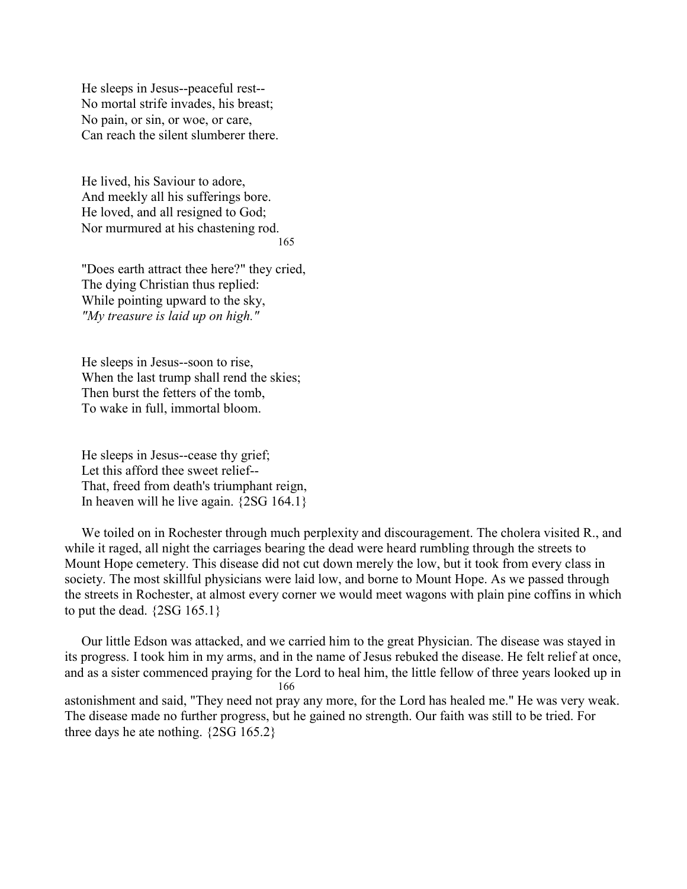He sleeps in Jesus--peaceful rest--  
No mortal strife invades, his breast;  
No pain, or sin, or woe, or care,  
Can reach the silent slumberer there.

He lived, his Saviour to adore,  
And meekly all his sufferings bore.  
He loved, and all resigned to God;  
Nor murmured at his chastening rod.

"Does earth attract thee here?" they cried,  
The dying Christian thus replied:  
While pointing upward to the sky,  
*"My treasure is laid up on high."*

He sleeps in Jesus--soon to rise,  
When the last trump shall rend the skies;  
Then burst the fetters of the tomb,  
To wake in full, immortal bloom.

He sleeps in Jesus--cease thy grief;  
Let this afford thee sweet relief--  
That, freed from death's triumphant reign,  
In heaven will he live again. {2SG 164.1}

We toiled on in Rochester through much perplexity and discouragement. The cholera visited R., and while it raged, all night the carriages bearing the dead were heard rumbling through the streets to Mount Hope cemetery. This disease did not cut down merely the low, but it took from every class in society. The most skillful physicians were laid low, and borne to Mount Hope. As we passed through the streets in Rochester, at almost every corner we would meet wagons with plain pine coffins in which to put the dead. {2SG 165.1}

Our little Edson was attacked, and we carried him to the great Physician. The disease was stayed in its progress. I took him in my arms, and in the name of Jesus rebuked the disease. He felt relief at once, and as a sister commenced praying for the Lord to heal him, the little fellow of three years looked up in astonishment and said, "They need not pray any more, for the Lord has healed me." He was very weak. The disease made no further progress, but he gained no strength. Our faith was still to be tried. For three days he ate nothing. {2SG 165.2}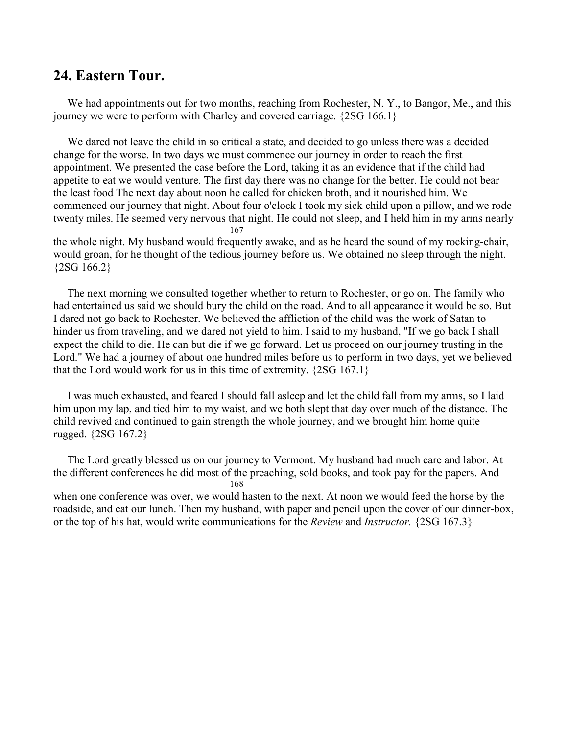## 24. Eastern Tour.

We had appointments out for two months, reaching from Rochester, N. Y., to Bangor, Me., and this journey we were to perform with Charley and covered carriage. {2SG 166.1}

We dared not leave the child in so critical a state, and decided to go unless there was a decided change for the worse. In two days we must commence our journey in order to reach the first appointment. We presented the case before the Lord, taking it as an evidence that if the child had appetite to eat we would venture. The first day there was no change for the better. He could not bear the least food The next day about noon he called for chicken broth, and it nourished him. We commenced our journey that night. About four o'clock I took my sick child upon a pillow, and we rode twenty miles. He seemed very nervous that night. He could not sleep, and I held him in my arms nearly the whole night. My husband would frequently awake, and as he heard the sound of my rocking-chair, would groan, for he thought of the tedious journey before us. We obtained no sleep through the night. {2SG 166.2}

The next morning we consulted together whether to return to Rochester, or go on. The family who had entertained us said we should bury the child on the road. And to all appearance it would be so. But I dared not go back to Rochester. We believed the affliction of the child was the work of Satan to hinder us from traveling, and we dared not yield to him. I said to my husband, "If we go back I shall expect the child to die. He can but die if we go forward. Let us proceed on our journey trusting in the Lord." We had a journey of about one hundred miles before us to perform in two days, yet we believed that the Lord would work for us in this time of extremity. {2SG 167.1}

I was much exhausted, and feared I should fall asleep and let the child fall from my arms, so I laid him upon my lap, and tied him to my waist, and we both slept that day over much of the distance. The child revived and continued to gain strength the whole journey, and we brought him home quite rugged. {2SG 167.2}

The Lord greatly blessed us on our journey to Vermont. My husband had much care and labor. At the different conferences he did most of the preaching, sold books, and took pay for the papers. And when one conference was over, we would hasten to the next. At noon we would feed the horse by the roadside, and eat our lunch. Then my husband, with paper and pencil upon the cover of our dinner-box, or the top of his hat, would write communications for the *Review* and *Instructor.* {2SG 167.3}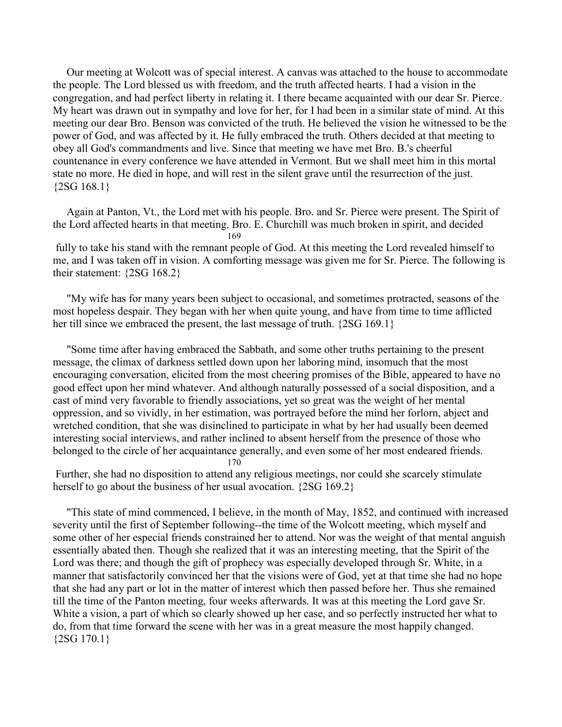Our meeting at Wolcott was of special interest. A canvas was attached to the house to accommodate the people. The Lord blessed us with freedom, and the truth affected hearts. I had a vision in the congregation, and had perfect liberty in relating it. I there became acquainted with our dear Sr. Pierce. My heart was drawn out in sympathy and love for her, for I had been in a similar state of mind. At this meeting our dear Bro. Benson was convicted of the truth. He believed the vision he witnessed to be the power of God, and was affected by it. He fully embraced the truth. Others decided at that meeting to obey all God's commandments and live. Since that meeting we have met Bro. B.'s cheerful countenance in every conference we have attended in Vermont. But we shall meet him in this mortal state no more. He died in hope, and will rest in the silent grave until the resurrection of the just. {2SG 168.1}

Again at Panton, Vt., the Lord met with his people. Bro. and Sr. Pierce were present. The Spirit of the Lord affected hearts in that meeting. Bro. E. Churchill was much broken in spirit, and decided fully to take his stand with the remnant people of God. At this meeting the Lord revealed himself to me, and I was taken off in vision. A comforting message was given me for Sr. Pierce. The following is their statement: {2SG 168.2}

"My wife has for many years been subject to occasional, and sometimes protracted, seasons of the most hopeless despair. They began with her when quite young, and have from time to time afflicted her till since we embraced the present, the last message of truth. {2SG 169.1}

"Some time after having embraced the Sabbath, and some other truths pertaining to the present message, the climax of darkness settled down upon her laboring mind, insomuch that the most encouraging conversation, elicited from the most cheering promises of the Bible, appeared to have no good effect upon her mind whatever. And although naturally possessed of a social disposition, and a cast of mind very favorable to friendly associations, yet so great was the weight of her mental oppression, and so vividly, in her estimation, was portrayed before the mind her forlorn, abject and wretched condition, that she was disinclined to participate in what by her had usually been deemed interesting social interviews, and rather inclined to absent herself from the presence of those who belonged to the circle of her acquaintance generally, and even some of her most endeared friends. Further, she had no disposition to attend any religious meetings, nor could she scarcely stimulate herself to go about the business of her usual avocation. {2SG 169.2}

"This state of mind commenced, I believe, in the month of May, 1852, and continued with increased severity until the first of September following--the time of the Wolcott meeting, which myself and some other of her especial friends constrained her to attend. Nor was the weight of that mental anguish essentially abated then. Though she realized that it was an interesting meeting, that the Spirit of the Lord was there; and though the gift of prophecy was especially developed through Sr. White, in a manner that satisfactorily convinced her that the visions were of God, yet at that time she had no hope that she had any part or lot in the matter of interest which then passed before her. Thus she remained till the time of the Panton meeting, four weeks afterwards. It was at this meeting the Lord gave Sr. White a vision, a part of which so clearly showed up her case, and so perfectly instructed her what to do, from that time forward the scene with her was in a great measure the most happily changed. {2SG 170.1}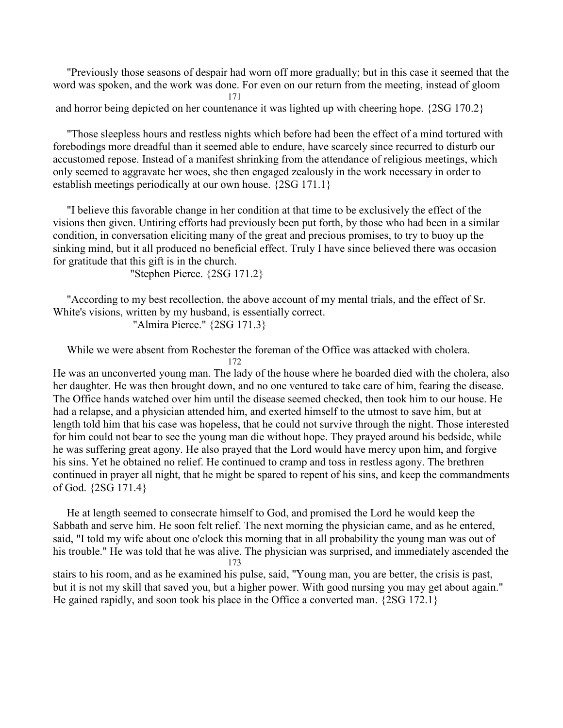"Previously those seasons of despair had worn off more gradually; but in this case it seemed that the word was spoken, and the work was done. For even on our return from the meeting, instead of gloom and horror being depicted on her countenance it was lighted up with cheering hope. {2SG 170.2}

"Those sleepless hours and restless nights which before had been the effect of a mind tortured with forebodings more dreadful than it seemed able to endure, have scarcely since recurred to disturb our accustomed repose. Instead of a manifest shrinking from the attendance of religious meetings, which only seemed to aggravate her woes, she then engaged zealously in the work necessary in order to establish meetings periodically at our own house. {2SG 171.1}

"I believe this favorable change in her condition at that time to be exclusively the effect of the visions then given. Untiring efforts had previously been put forth, by those who had been in a similar condition, in conversation eliciting many of the great and precious promises, to try to buoy up the sinking mind, but it all produced no beneficial effect. Truly I have since believed there was occasion for gratitude that this gift is in the church.

"Stephen Pierce. {2SG 171.2}

"According to my best recollection, the above account of my mental trials, and the effect of Sr. White's visions, written by my husband, is essentially correct.

"Almira Pierce." {2SG 171.3}

While we were absent from Rochester the foreman of the Office was attacked with cholera. He was an unconverted young man. The lady of the house where he boarded died with the cholera, also her daughter. He was then brought down, and no one ventured to take care of him, fearing the disease. The Office hands watched over him until the disease seemed checked, then took him to our house. He had a relapse, and a physician attended him, and exerted himself to the utmost to save him, but at length told him that his case was hopeless, that he could not survive through the night. Those interested for him could not bear to see the young man die without hope. They prayed around his bedside, while he was suffering great agony. He also prayed that the Lord would have mercy upon him, and forgive his sins. Yet he obtained no relief. He continued to cramp and toss in restless agony. The brethren continued in prayer all night, that he might be spared to repent of his sins, and keep the commandments of God. {2SG 171.4}

He at length seemed to consecrate himself to God, and promised the Lord he would keep the Sabbath and serve him. He soon felt relief. The next morning the physician came, and as he entered, said, "I told my wife about one o'clock this morning that in all probability the young man was out of his trouble." He was told that he was alive. The physician was surprised, and immediately ascended the stairs to his room, and as he examined his pulse, said, "Young man, you are better, the crisis is past, but it is not my skill that saved you, but a higher power. With good nursing you may get about again." He gained rapidly, and soon took his place in the Office a converted man. {2SG 172.1}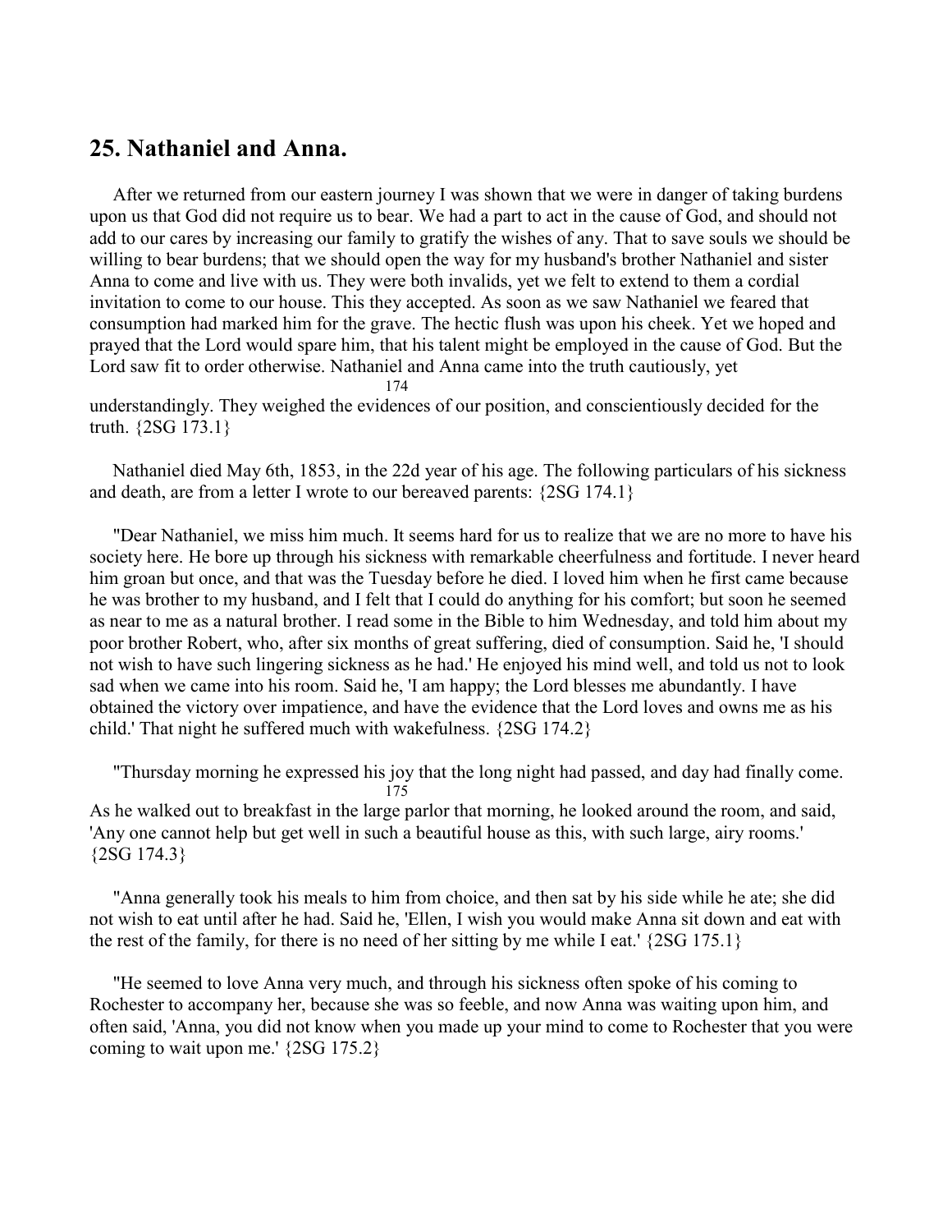## 25. Nathaniel and Anna.

After we returned from our eastern journey I was shown that we were in danger of taking burdens upon us that God did not require us to bear. We had a part to act in the cause of God, and should not add to our cares by increasing our family to gratify the wishes of any. That to save souls we should be willing to bear burdens; that we should open the way for my husband's brother Nathaniel and sister Anna to come and live with us. They were both invalids, yet we felt to extend to them a cordial invitation to come to our house. This they accepted. As soon as we saw Nathaniel we feared that consumption had marked him for the grave. The hectic flush was upon his cheek. Yet we hoped and prayed that the Lord would spare him, that his talent might be employed in the cause of God. But the Lord saw fit to order otherwise. Nathaniel and Anna came into the truth cautiously, yet understandingly. They weighed the evidences of our position, and conscientiously decided for the truth. {2SG 173.1}

Nathaniel died May 6th, 1853, in the 22d year of his age. The following particulars of his sickness and death, are from a letter I wrote to our bereaved parents: {2SG 174.1}

"Dear Nathaniel, we miss him much. It seems hard for us to realize that we are no more to have his society here. He bore up through his sickness with remarkable cheerfulness and fortitude. I never heard him groan but once, and that was the Tuesday before he died. I loved him when he first came because he was brother to my husband, and I felt that I could do anything for his comfort; but soon he seemed as near to me as a natural brother. I read some in the Bible to him Wednesday, and told him about my poor brother Robert, who, after six months of great suffering, died of consumption. Said he, 'I should not wish to have such lingering sickness as he had.' He enjoyed his mind well, and told us not to look sad when we came into his room. Said he, 'I am happy; the Lord blesses me abundantly. I have obtained the victory over impatience, and have the evidence that the Lord loves and owns me as his child.' That night he suffered much with wakefulness. {2SG 174.2}

"Thursday morning he expressed his joy that the long night had passed, and day had finally come. As he walked out to breakfast in the large parlor that morning, he looked around the room, and said, 'Any one cannot help but get well in such a beautiful house as this, with such large, airy rooms.' {2SG 174.3}

"Anna generally took his meals to him from choice, and then sat by his side while he ate; she did not wish to eat until after he had. Said he, 'Ellen, I wish you would make Anna sit down and eat with the rest of the family, for there is no need of her sitting by me while I eat.' {2SG 175.1}

"He seemed to love Anna very much, and through his sickness often spoke of his coming to Rochester to accompany her, because she was so feeble, and now Anna was waiting upon him, and often said, 'Anna, you did not know when you made up your mind to come to Rochester that you were coming to wait upon me.' {2SG 175.2}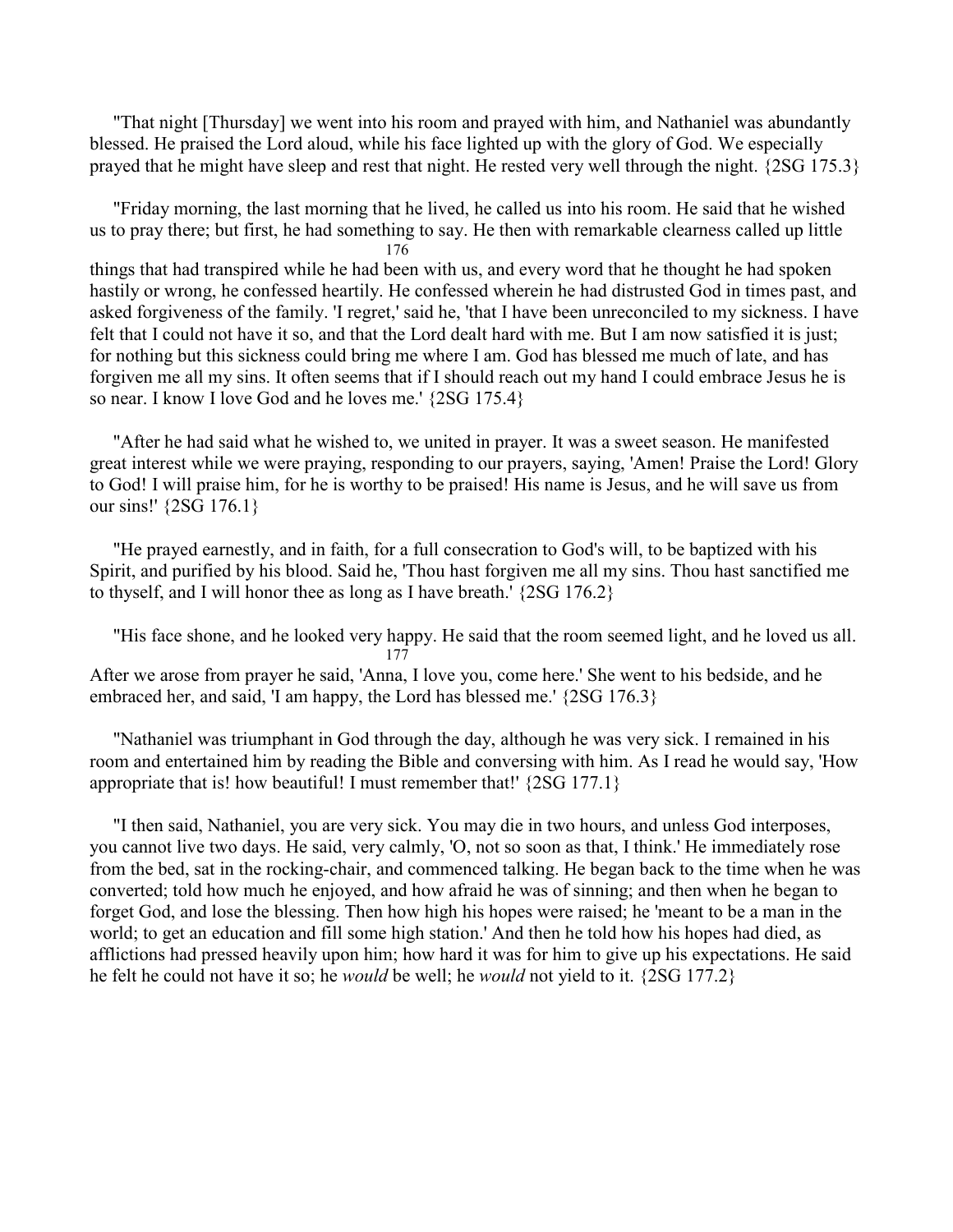"That night [Thursday] we went into his room and prayed with him, and Nathaniel was abundantly blessed. He praised the Lord aloud, while his face lighted up with the glory of God. We especially prayed that he might have sleep and rest that night. He rested very well through the night. {2SG 175.3}

"Friday morning, the last morning that he lived, he called us into his room. He said that he wished us to pray there; but first, he had something to say. He then with remarkable clearness called up little things that had transpired while he had been with us, and every word that he thought he had spoken hastily or wrong, he confessed heartily. He confessed wherein he had distrusted God in times past, and asked forgiveness of the family. 'I regret,' said he, 'that I have been unreconciled to my sickness. I have felt that I could not have it so, and that the Lord dealt hard with me. But I am now satisfied it is just; for nothing but this sickness could bring me where I am. God has blessed me much of late, and has forgiven me all my sins. It often seems that if I should reach out my hand I could embrace Jesus he is so near. I know I love God and he loves me.' {2SG 175.4}

"After he had said what he wished to, we united in prayer. It was a sweet season. He manifested great interest while we were praying, responding to our prayers, saying, 'Amen! Praise the Lord! Glory to God! I will praise him, for he is worthy to be praised! His name is Jesus, and he will save us from our sins!' {2SG 176.1}

"He prayed earnestly, and in faith, for a full consecration to God's will, to be baptized with his Spirit, and purified by his blood. Said he, 'Thou hast forgiven me all my sins. Thou hast sanctified me to thyself, and I will honor thee as long as I have breath.' {2SG 176.2}

"His face shone, and he looked very happy. He said that the room seemed light, and he loved us all. After we arose from prayer he said, 'Anna, I love you, come here.' She went to his bedside, and he embraced her, and said, 'I am happy, the Lord has blessed me.' {2SG 176.3}

"Nathaniel was triumphant in God through the day, although he was very sick. I remained in his room and entertained him by reading the Bible and conversing with him. As I read he would say, 'How appropriate that is! how beautiful! I must remember that!' {2SG 177.1}

"I then said, Nathaniel, you are very sick. You may die in two hours, and unless God interposes, you cannot live two days. He said, very calmly, 'O, not so soon as that, I think.' He immediately rose from the bed, sat in the rocking-chair, and commenced talking. He began back to the time when he was converted; told how much he enjoyed, and how afraid he was of sinning; and then when he began to forget God, and lose the blessing. Then how high his hopes were raised; he 'meant to be a man in the world; to get an education and fill some high station.' And then he told how his hopes had died, as afflictions had pressed heavily upon him; how hard it was for him to give up his expectations. He said he felt he could not have it so; he *would* be well; he *would* not yield to it. {2SG 177.2}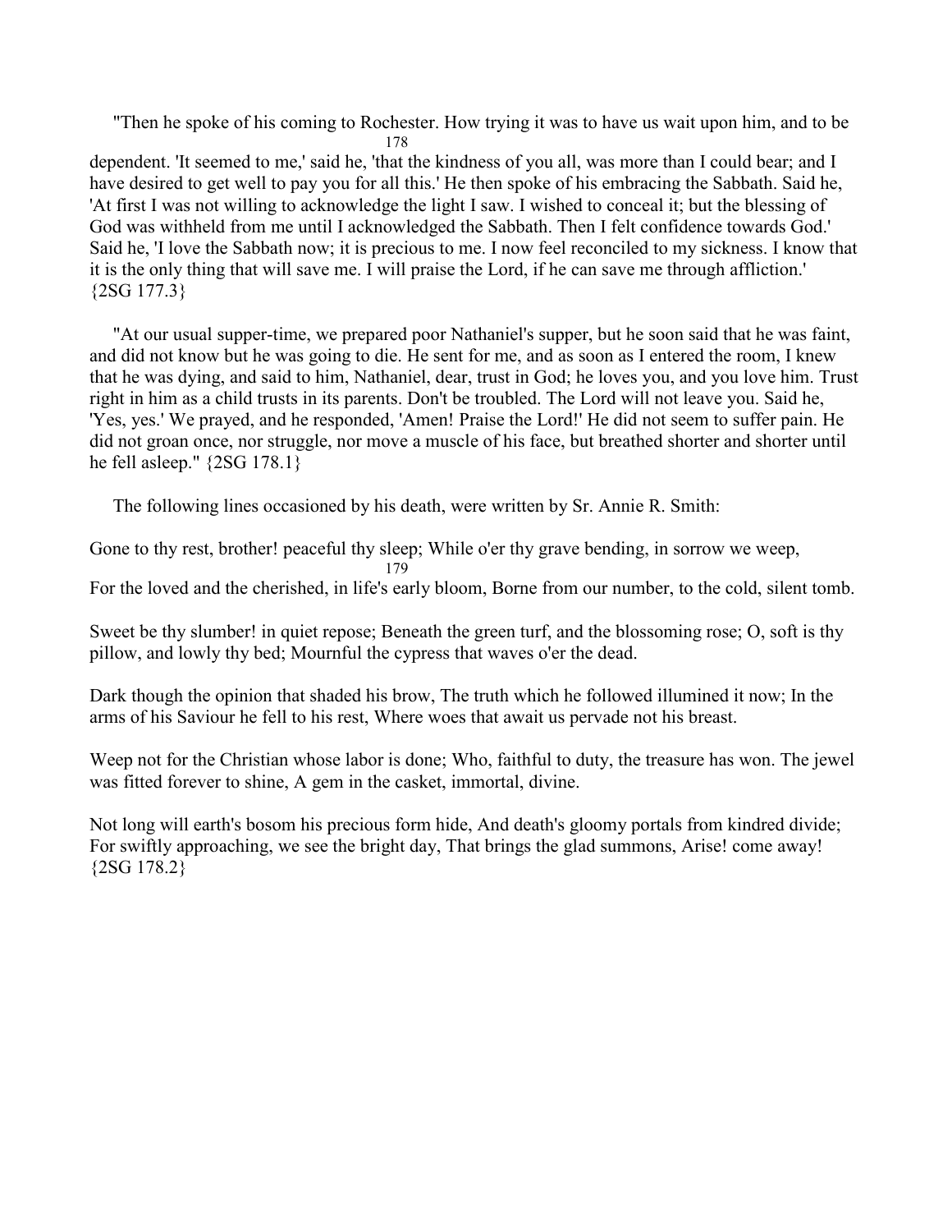"Then he spoke of his coming to Rochester. How trying it was to have us wait upon him, and to be dependent. 'It seemed to me,' said he, 'that the kindness of you all, was more than I could bear; and I have desired to get well to pay you for all this.' He then spoke of his embracing the Sabbath. Said he, 'At first I was not willing to acknowledge the light I saw. I wished to conceal it; but the blessing of God was withheld from me until I acknowledged the Sabbath. Then I felt confidence towards God.' Said he, 'I love the Sabbath now; it is precious to me. I now feel reconciled to my sickness. I know that it is the only thing that will save me. I will praise the Lord, if he can save me through affliction.' {2SG 177.3}

"At our usual supper-time, we prepared poor Nathaniel's supper, but he soon said that he was faint, and did not know but he was going to die. He sent for me, and as soon as I entered the room, I knew that he was dying, and said to him, Nathaniel, dear, trust in God; he loves you, and you love him. Trust right in him as a child trusts in its parents. Don't be troubled. The Lord will not leave you. Said he, 'Yes, yes.' We prayed, and he responded, 'Amen! Praise the Lord!' He did not seem to suffer pain. He did not groan once, nor struggle, nor move a muscle of his face, but breathed shorter and shorter until he fell asleep." {2SG 178.1}

The following lines occasioned by his death, were written by Sr. Annie R. Smith:

Gone to thy rest, brother! peaceful thy sleep; While o'er thy grave bending, in sorrow we weep, For the loved and the cherished, in life's early bloom, Borne from our number, to the cold, silent tomb.

Sweet be thy slumber! in quiet repose; Beneath the green turf, and the blossoming rose; O, soft is thy pillow, and lowly thy bed; Mournful the cypress that waves o'er the dead.

Dark though the opinion that shaded his brow, The truth which he followed illumined it now; In the arms of his Saviour he fell to his rest, Where woes that await us pervade not his breast.

Weep not for the Christian whose labor is done; Who, faithful to duty, the treasure has won. The jewel was fitted forever to shine, A gem in the casket, immortal, divine.

Not long will earth's bosom his precious form hide, And death's gloomy portals from kindred divide; For swiftly approaching, we see the bright day, That brings the glad summons, Arise! come away! {2SG 178.2}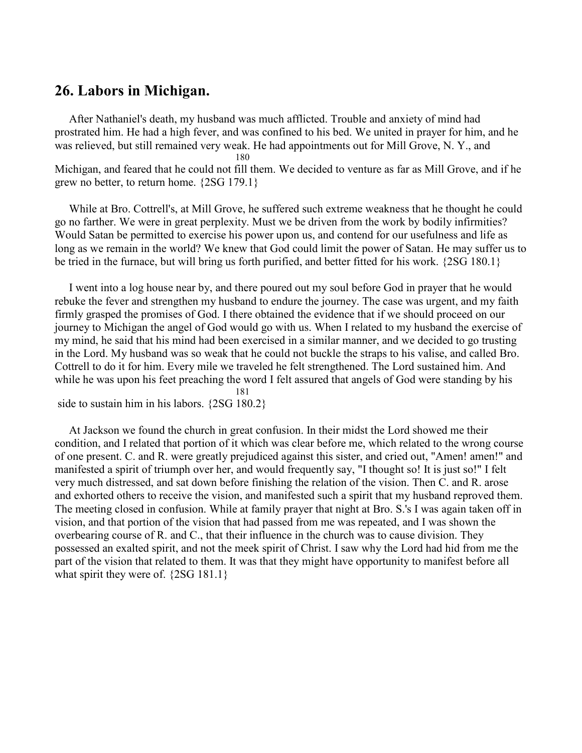## 26. Labors in Michigan.

After Nathaniel's death, my husband was much afflicted. Trouble and anxiety of mind had prostrated him. He had a high fever, and was confined to his bed. We united in prayer for him, and he was relieved, but still remained very weak. He had appointments out for Mill Grove, N. Y., and Michigan, and feared that he could not fill them. We decided to venture as far as Mill Grove, and if he grew no better, to return home. {2SG 179.1}

While at Bro. Cottrell's, at Mill Grove, he suffered such extreme weakness that he thought he could go no farther. We were in great perplexity. Must we be driven from the work by bodily infirmities? Would Satan be permitted to exercise his power upon us, and contend for our usefulness and life as long as we remain in the world? We knew that God could limit the power of Satan. He may suffer us to be tried in the furnace, but will bring us forth purified, and better fitted for his work. {2SG 180.1}

I went into a log house near by, and there poured out my soul before God in prayer that he would rebuke the fever and strengthen my husband to endure the journey. The case was urgent, and my faith firmly grasped the promises of God. I there obtained the evidence that if we should proceed on our journey to Michigan the angel of God would go with us. When I related to my husband the exercise of my mind, he said that his mind had been exercised in a similar manner, and we decided to go trusting in the Lord. My husband was so weak that he could not buckle the straps to his valise, and called Bro. Cottrell to do it for him. Every mile we traveled he felt strengthened. The Lord sustained him. And while he was upon his feet preaching the word I felt assured that angels of God were standing by his side to sustain him in his labors. {2SG 180.2}

At Jackson we found the church in great confusion. In their midst the Lord showed me their condition, and I related that portion of it which was clear before me, which related to the wrong course of one present. C. and R. were greatly prejudiced against this sister, and cried out, "Amen! amen!" and manifested a spirit of triumph over her, and would frequently say, "I thought so! It is just so!" I felt very much distressed, and sat down before finishing the relation of the vision. Then C. and R. arose and exhorted others to receive the vision, and manifested such a spirit that my husband reproved them. The meeting closed in confusion. While at family prayer that night at Bro. S.'s I was again taken off in vision, and that portion of the vision that had passed from me was repeated, and I was shown the overbearing course of R. and C., that their influence in the church was to cause division. They possessed an exalted spirit, and not the meek spirit of Christ. I saw why the Lord had hid from me the part of the vision that related to them. It was that they might have opportunity to manifest before all what spirit they were of. {2SG 181.1}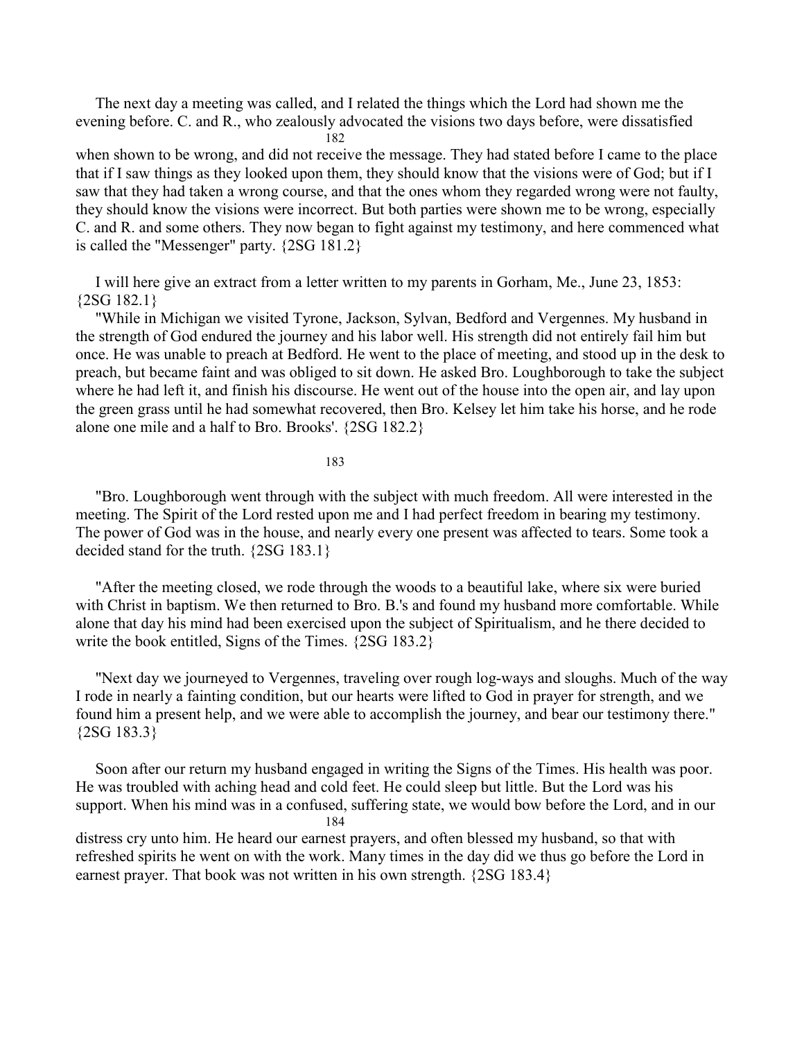The next day a meeting was called, and I related the things which the Lord had shown me the evening before. C. and R., who zealously advocated the visions two days before, were dissatisfied when shown to be wrong, and did not receive the message. They had stated before I came to the place that if I saw things as they looked upon them, they should know that the visions were of God; but if I saw that they had taken a wrong course, and that the ones whom they regarded wrong were not faulty, they should know the visions were incorrect. But both parties were shown me to be wrong, especially C. and R. and some others. They now began to fight against my testimony, and here commenced what is called the "Messenger" party. {2SG 181.2}

I will here give an extract from a letter written to my parents in Gorham, Me., June 23, 1853: {2SG 182.1}

"While in Michigan we visited Tyrone, Jackson, Sylvan, Bedford and Vergennes. My husband in the strength of God endured the journey and his labor well. His strength did not entirely fail him but once. He was unable to preach at Bedford. He went to the place of meeting, and stood up in the desk to preach, but became faint and was obliged to sit down. He asked Bro. Loughborough to take the subject where he had left it, and finish his discourse. He went out of the house into the open air, and lay upon the green grass until he had somewhat recovered, then Bro. Kelsey let him take his horse, and he rode alone one mile and a half to Bro. Brooks'. {2SG 182.2}

"Bro. Loughborough went through with the subject with much freedom. All were interested in the meeting. The Spirit of the Lord rested upon me and I had perfect freedom in bearing my testimony. The power of God was in the house, and nearly every one present was affected to tears. Some took a decided stand for the truth. {2SG 183.1}

"After the meeting closed, we rode through the woods to a beautiful lake, where six were buried with Christ in baptism. We then returned to Bro. B.'s and found my husband more comfortable. While alone that day his mind had been exercised upon the subject of Spiritualism, and he there decided to write the book entitled, Signs of the Times. {2SG 183.2}

"Next day we journeyed to Vergennes, traveling over rough log-ways and sloughs. Much of the way I rode in nearly a fainting condition, but our hearts were lifted to God in prayer for strength, and we found him a present help, and we were able to accomplish the journey, and bear our testimony there." {2SG 183.3}

Soon after our return my husband engaged in writing the Signs of the Times. His health was poor. He was troubled with aching head and cold feet. He could sleep but little. But the Lord was his support. When his mind was in a confused, suffering state, we would bow before the Lord, and in our distress cry unto him. He heard our earnest prayers, and often blessed my husband, so that with refreshed spirits he went on with the work. Many times in the day did we thus go before the Lord in earnest prayer. That book was not written in his own strength. {2SG 183.4}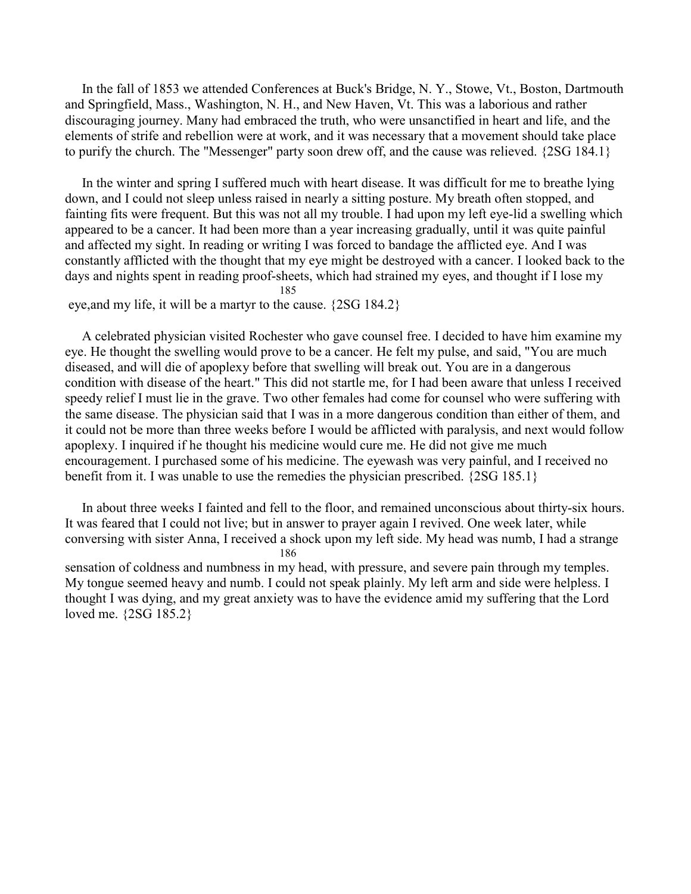In the fall of 1853 we attended Conferences at Buck's Bridge, N. Y., Stowe, Vt., Boston, Dartmouth and Springfield, Mass., Washington, N. H., and New Haven, Vt. This was a laborious and rather discouraging journey. Many had embraced the truth, who were unsanctified in heart and life, and the elements of strife and rebellion were at work, and it was necessary that a movement should take place to purify the church. The "Messenger" party soon drew off, and the cause was relieved. {2SG 184.1}

In the winter and spring I suffered much with heart disease. It was difficult for me to breathe lying down, and I could not sleep unless raised in nearly a sitting posture. My breath often stopped, and fainting fits were frequent. But this was not all my trouble. I had upon my left eye-lid a swelling which appeared to be a cancer. It had been more than a year increasing gradually, until it was quite painful and affected my sight. In reading or writing I was forced to bandage the afflicted eye. And I was constantly afflicted with the thought that my eye might be destroyed with a cancer. I looked back to the days and nights spent in reading proof-sheets, which had strained my eyes, and thought if I lose my eye,and my life, it will be a martyr to the cause. {2SG 184.2}

A celebrated physician visited Rochester who gave counsel free. I decided to have him examine my eye. He thought the swelling would prove to be a cancer. He felt my pulse, and said, "You are much diseased, and will die of apoplexy before that swelling will break out. You are in a dangerous condition with disease of the heart." This did not startle me, for I had been aware that unless I received speedy relief I must lie in the grave. Two other females had come for counsel who were suffering with the same disease. The physician said that I was in a more dangerous condition than either of them, and it could not be more than three weeks before I would be afflicted with paralysis, and next would follow apoplexy. I inquired if he thought his medicine would cure me. He did not give me much encouragement. I purchased some of his medicine. The eyewash was very painful, and I received no benefit from it. I was unable to use the remedies the physician prescribed. {2SG 185.1}

In about three weeks I fainted and fell to the floor, and remained unconscious about thirty-six hours. It was feared that I could not live; but in answer to prayer again I revived. One week later, while conversing with sister Anna, I received a shock upon my left side. My head was numb, I had a strange sensation of coldness and numbness in my head, with pressure, and severe pain through my temples. My tongue seemed heavy and numb. I could not speak plainly. My left arm and side were helpless. I thought I was dying, and my great anxiety was to have the evidence amid my suffering that the Lord loved me. {2SG 185.2}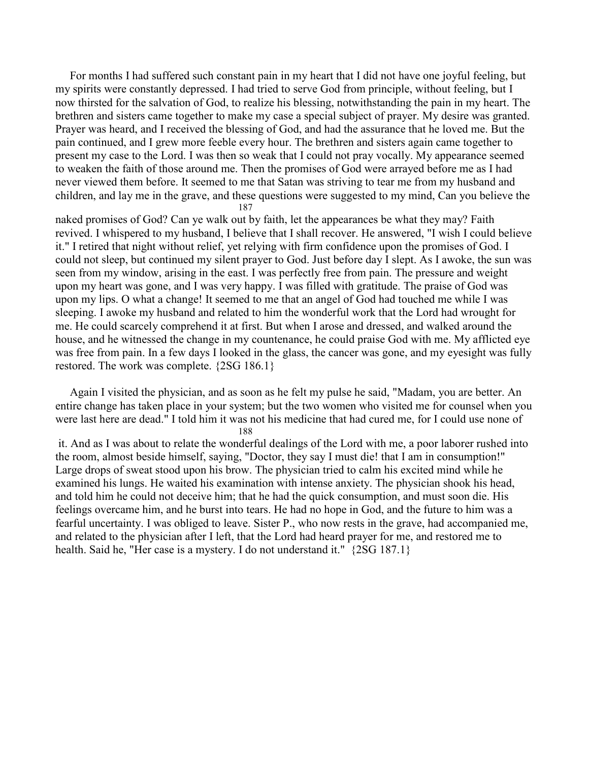For months I had suffered such constant pain in my heart that I did not have one joyful feeling, but my spirits were constantly depressed. I had tried to serve God from principle, without feeling, but I now thirsted for the salvation of God, to realize his blessing, notwithstanding the pain in my heart. The brethren and sisters came together to make my case a special subject of prayer. My desire was granted. Prayer was heard, and I received the blessing of God, and had the assurance that he loved me. But the pain continued, and I grew more feeble every hour. The brethren and sisters again came together to present my case to the Lord. I was then so weak that I could not pray vocally. My appearance seemed to weaken the faith of those around me. Then the promises of God were arrayed before me as I had never viewed them before. It seemed to me that Satan was striving to tear me from my husband and children, and lay me in the grave, and these questions were suggested to my mind, Can you believe the naked promises of God? Can ye walk out by faith, let the appearances be what they may? Faith revived. I whispered to my husband, I believe that I shall recover. He answered, "I wish I could believe it." I retired that night without relief, yet relying with firm confidence upon the promises of God. I could not sleep, but continued my silent prayer to God. Just before day I slept. As I awoke, the sun was seen from my window, arising in the east. I was perfectly free from pain. The pressure and weight upon my heart was gone, and I was very happy. I was filled with gratitude. The praise of God was upon my lips. O what a change! It seemed to me that an angel of God had touched me while I was sleeping. I awoke my husband and related to him the wonderful work that the Lord had wrought for me. He could scarcely comprehend it at first. But when I arose and dressed, and walked around the house, and he witnessed the change in my countenance, he could praise God with me. My afflicted eye was free from pain. In a few days I looked in the glass, the cancer was gone, and my eyesight was fully restored. The work was complete. {2SG 186.1}

Again I visited the physician, and as soon as he felt my pulse he said, "Madam, you are better. An entire change has taken place in your system; but the two women who visited me for counsel when you were last here are dead." I told him it was not his medicine that had cured me, for I could use none of it. And as I was about to relate the wonderful dealings of the Lord with me, a poor laborer rushed into the room, almost beside himself, saying, "Doctor, they say I must die! that I am in consumption!" Large drops of sweat stood upon his brow. The physician tried to calm his excited mind while he examined his lungs. He waited his examination with intense anxiety. The physician shook his head, and told him he could not deceive him; that he had the quick consumption, and must soon die. His feelings overcame him, and he burst into tears. He had no hope in God, and the future to him was a fearful uncertainty. I was obliged to leave. Sister P., who now rests in the grave, had accompanied me, and related to the physician after I left, that the Lord had heard prayer for me, and restored me to health. Said he, "Her case is a mystery. I do not understand it." {2SG 187.1}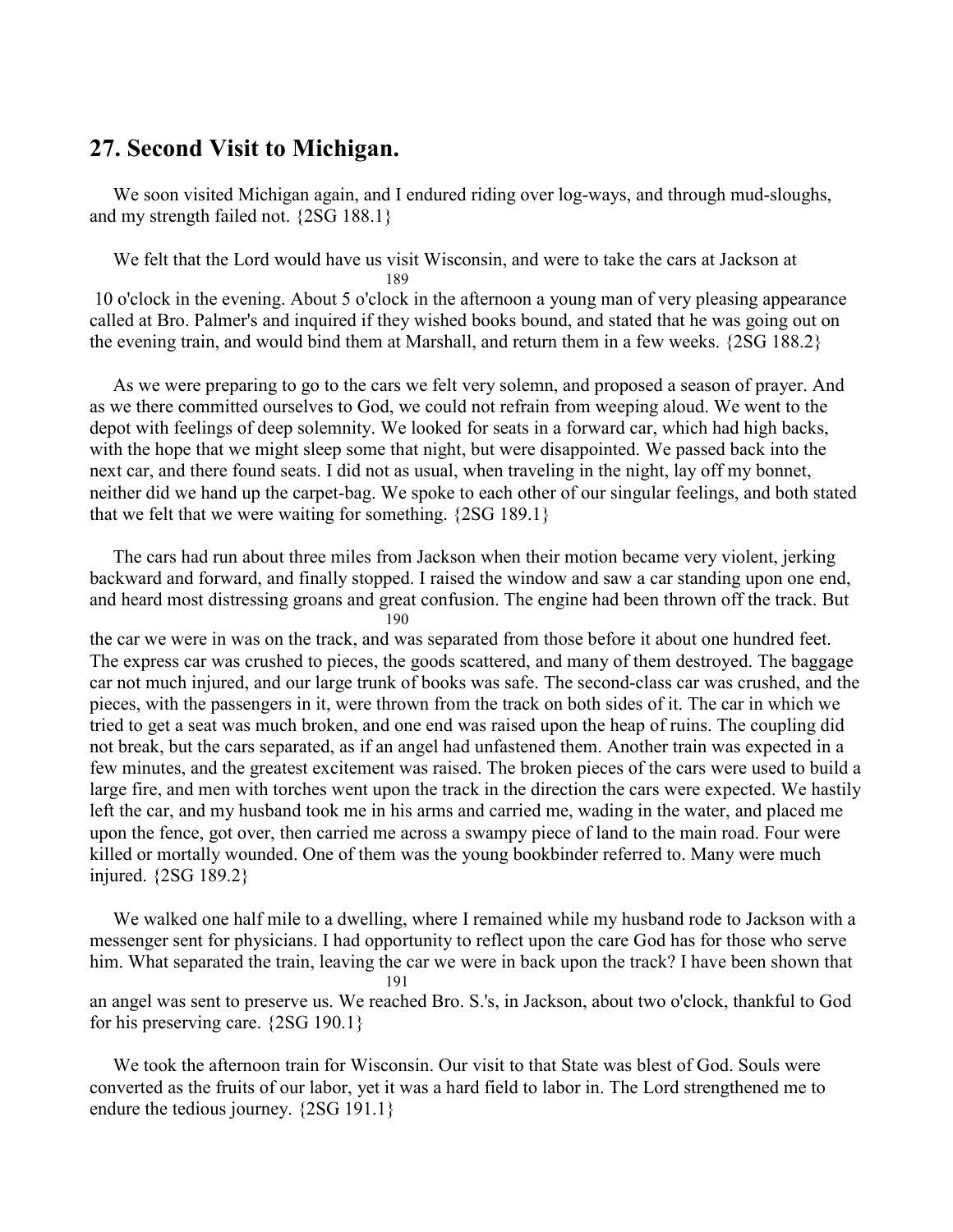## 27. Second Visit to Michigan.

We soon visited Michigan again, and I endured riding over log-ways, and through mud-sloughs, and my strength failed not. {2SG 188.1}

We felt that the Lord would have us visit Wisconsin, and were to take the cars at Jackson at 10 o'clock in the evening. About 5 o'clock in the afternoon a young man of very pleasing appearance called at Bro. Palmer's and inquired if they wished books bound, and stated that he was going out on the evening train, and would bind them at Marshall, and return them in a few weeks. {2SG 188.2}

As we were preparing to go to the cars we felt very solemn, and proposed a season of prayer. And as we there committed ourselves to God, we could not refrain from weeping aloud. We went to the depot with feelings of deep solemnity. We looked for seats in a forward car, which had high backs, with the hope that we might sleep some that night, but were disappointed. We passed back into the next car, and there found seats. I did not as usual, when traveling in the night, lay off my bonnet, neither did we hand up the carpet-bag. We spoke to each other of our singular feelings, and both stated that we felt that we were waiting for something. {2SG 189.1}

The cars had run about three miles from Jackson when their motion became very violent, jerking backward and forward, and finally stopped. I raised the window and saw a car standing upon one end, and heard most distressing groans and great confusion. The engine had been thrown off the track. But the car we were in was on the track, and was separated from those before it about one hundred feet. The express car was crushed to pieces, the goods scattered, and many of them destroyed. The baggage car not much injured, and our large trunk of books was safe. The second-class car was crushed, and the pieces, with the passengers in it, were thrown from the track on both sides of it. The car in which we tried to get a seat was much broken, and one end was raised upon the heap of ruins. The coupling did not break, but the cars separated, as if an angel had unfastened them. Another train was expected in a few minutes, and the greatest excitement was raised. The broken pieces of the cars were used to build a large fire, and men with torches went upon the track in the direction the cars were expected. We hastily left the car, and my husband took me in his arms and carried me, wading in the water, and placed me upon the fence, got over, then carried me across a swampy piece of land to the main road. Four were killed or mortally wounded. One of them was the young bookbinder referred to. Many were much injured. {2SG 189.2}

We walked one half mile to a dwelling, where I remained while my husband rode to Jackson with a messenger sent for physicians. I had opportunity to reflect upon the care God has for those who serve him. What separated the train, leaving the car we were in back upon the track? I have been shown that an angel was sent to preserve us. We reached Bro. S.'s, in Jackson, about two o'clock, thankful to God for his preserving care. {2SG 190.1}

We took the afternoon train for Wisconsin. Our visit to that State was blest of God. Souls were converted as the fruits of our labor, yet it was a hard field to labor in. The Lord strengthened me to endure the tedious journey. {2SG 191.1}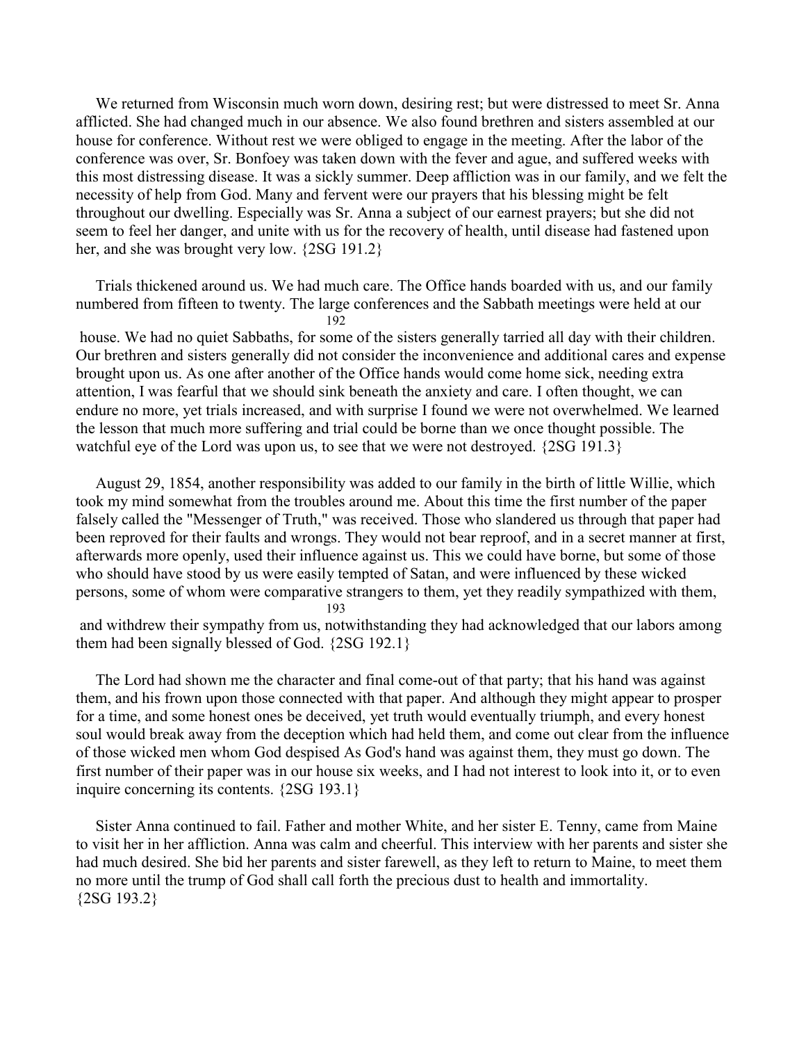We returned from Wisconsin much worn down, desiring rest; but were distressed to meet Sr. Anna afflicted. She had changed much in our absence. We also found brethren and sisters assembled at our house for conference. Without rest we were obliged to engage in the meeting. After the labor of the conference was over, Sr. Bonfoey was taken down with the fever and ague, and suffered weeks with this most distressing disease. It was a sickly summer. Deep affliction was in our family, and we felt the necessity of help from God. Many and fervent were our prayers that his blessing might be felt throughout our dwelling. Especially was Sr. Anna a subject of our earnest prayers; but she did not seem to feel her danger, and unite with us for the recovery of health, until disease had fastened upon her, and she was brought very low. {2SG 191.2}

Trials thickened around us. We had much care. The Office hands boarded with us, and our family numbered from fifteen to twenty. The large conferences and the Sabbath meetings were held at our house. We had no quiet Sabbaths, for some of the sisters generally tarried all day with their children. Our brethren and sisters generally did not consider the inconvenience and additional cares and expense brought upon us. As one after another of the Office hands would come home sick, needing extra attention, I was fearful that we should sink beneath the anxiety and care. I often thought, we can endure no more, yet trials increased, and with surprise I found we were not overwhelmed. We learned the lesson that much more suffering and trial could be borne than we once thought possible. The watchful eye of the Lord was upon us, to see that we were not destroyed. {2SG 191.3}

August 29, 1854, another responsibility was added to our family in the birth of little Willie, which took my mind somewhat from the troubles around me. About this time the first number of the paper falsely called the "Messenger of Truth," was received. Those who slandered us through that paper had been reproved for their faults and wrongs. They would not bear reproof, and in a secret manner at first, afterwards more openly, used their influence against us. This we could have borne, but some of those who should have stood by us were easily tempted of Satan, and were influenced by these wicked persons, some of whom were comparative strangers to them, yet they readily sympathized with them, and withdrew their sympathy from us, notwithstanding they had acknowledged that our labors among them had been signally blessed of God. {2SG 192.1}

The Lord had shown me the character and final come-out of that party; that his hand was against them, and his frown upon those connected with that paper. And although they might appear to prosper for a time, and some honest ones be deceived, yet truth would eventually triumph, and every honest soul would break away from the deception which had held them, and come out clear from the influence of those wicked men whom God despised As God's hand was against them, they must go down. The first number of their paper was in our house six weeks, and I had not interest to look into it, or to even inquire concerning its contents. {2SG 193.1}

Sister Anna continued to fail. Father and mother White, and her sister E. Tenny, came from Maine to visit her in her affliction. Anna was calm and cheerful. This interview with her parents and sister she had much desired. She bid her parents and sister farewell, as they left to return to Maine, to meet them no more until the trump of God shall call forth the precious dust to health and immortality. {2SG 193.2}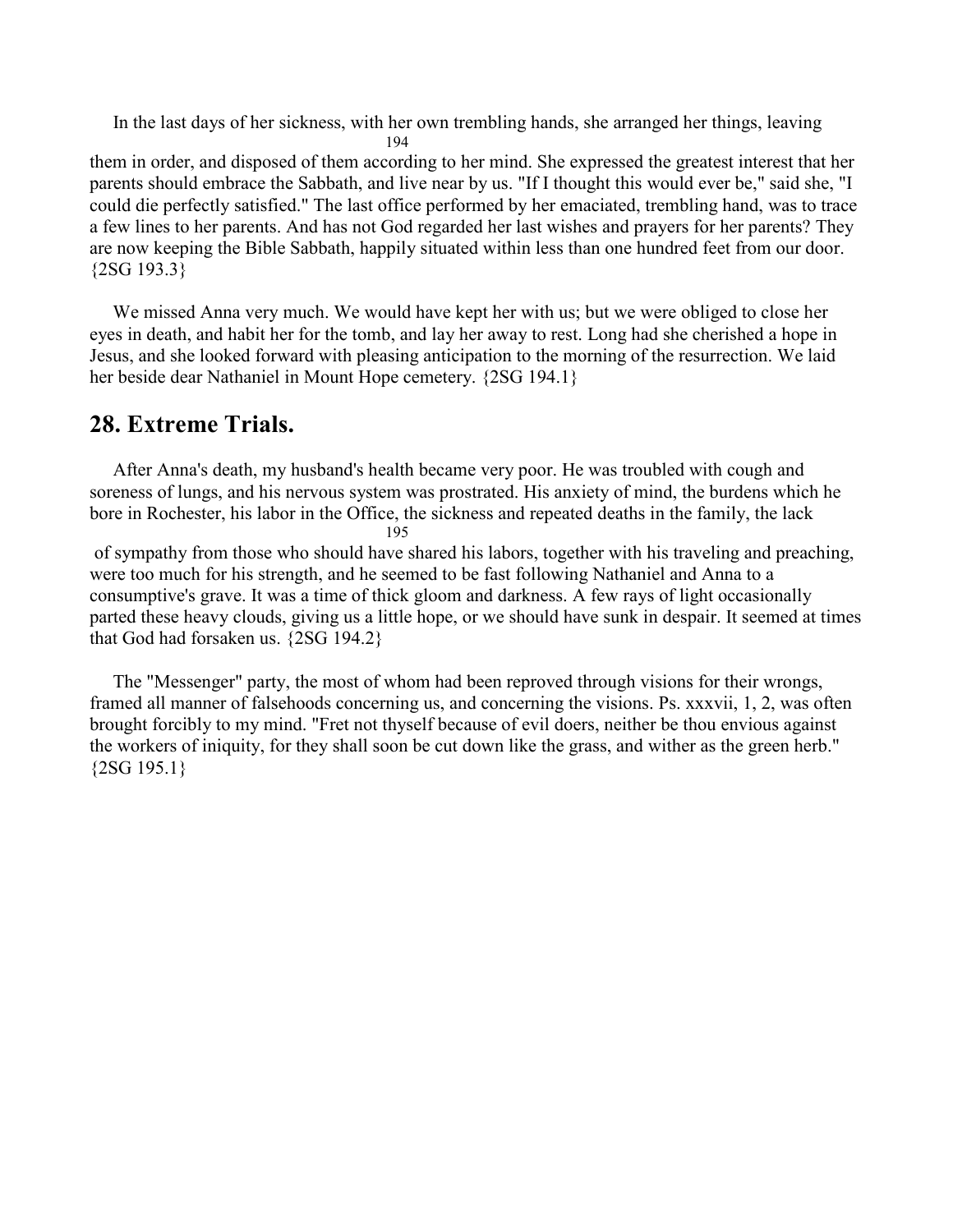In the last days of her sickness, with her own trembling hands, she arranged her things, leaving them in order, and disposed of them according to her mind. She expressed the greatest interest that her parents should embrace the Sabbath, and live near by us. "If I thought this would ever be," said she, "I could die perfectly satisfied." The last office performed by her emaciated, trembling hand, was to trace a few lines to her parents. And has not God regarded her last wishes and prayers for her parents? They are now keeping the Bible Sabbath, happily situated within less than one hundred feet from our door. {2SG 193.3}

We missed Anna very much. We would have kept her with us; but we were obliged to close her eyes in death, and habit her for the tomb, and lay her away to rest. Long had she cherished a hope in Jesus, and she looked forward with pleasing anticipation to the morning of the resurrection. We laid her beside dear Nathaniel in Mount Hope cemetery. {2SG 194.1}

## 28. Extreme Trials.

After Anna's death, my husband's health became very poor. He was troubled with cough and soreness of lungs, and his nervous system was prostrated. His anxiety of mind, the burdens which he bore in Rochester, his labor in the Office, the sickness and repeated deaths in the family, the lack of sympathy from those who should have shared his labors, together with his traveling and preaching, were too much for his strength, and he seemed to be fast following Nathaniel and Anna to a consumptive's grave. It was a time of thick gloom and darkness. A few rays of light occasionally parted these heavy clouds, giving us a little hope, or we should have sunk in despair. It seemed at times that God had forsaken us. {2SG 194.2}

The "Messenger" party, the most of whom had been reproved through visions for their wrongs, framed all manner of falsehoods concerning us, and concerning the visions. Ps. xxxvii, 1, 2, was often brought forcibly to my mind. "Fret not thyself because of evil doers, neither be thou envious against the workers of iniquity, for they shall soon be cut down like the grass, and wither as the green herb." {2SG 195.1}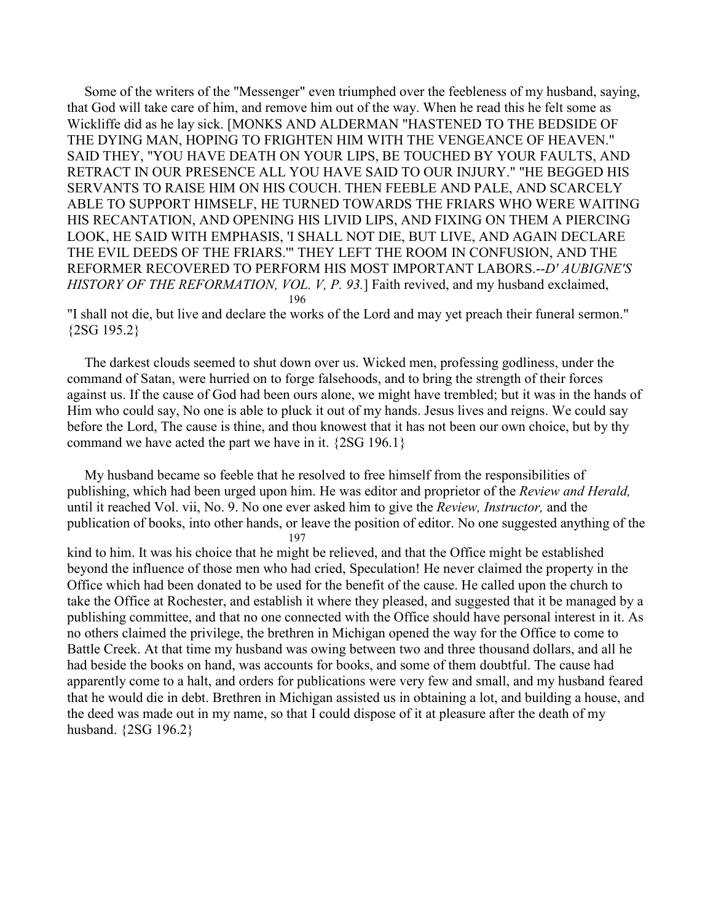Some of the writers of the "Messenger" even triumphed over the feebleness of my husband, saying, that God will take care of him, and remove him out of the way. When he read this he felt some as Wickliffe did as he lay sick. [MONKS AND ALDERMAN "HASTENED TO THE BEDSIDE OF THE DYING MAN, HOPING TO FRIGHTEN HIM WITH THE VENGEANCE OF HEAVEN." SAID THEY, "YOU HAVE DEATH ON YOUR LIPS, BE TOUCHED BY YOUR FAULTS, AND RETRACT IN OUR PRESENCE ALL YOU HAVE SAID TO OUR INJURY." "HE BEGGED HIS SERVANTS TO RAISE HIM ON HIS COUCH. THEN FEEBLE AND PALE, AND SCARCELY ABLE TO SUPPORT HIMSELF, HE TURNED TOWARDS THE FRIARS WHO WERE WAITING HIS RECANTATION, AND OPENING HIS LIVID LIPS, AND FIXING ON THEM A PIERCING LOOK, HE SAID WITH EMPHASIS, 'I SHALL NOT DIE, BUT LIVE, AND AGAIN DECLARE THE EVIL DEEDS OF THE FRIARS.'" THEY LEFT THE ROOM IN CONFUSION, AND THE REFORMER RECOVERED TO PERFORM HIS MOST IMPORTANT LABORS.--*D' AUBIGNE'S HISTORY OF THE REFORMATION, VOL. V, P. 93.*] Faith revived, and my husband exclaimed, "I shall not die, but live and declare the works of the Lord and may yet preach their funeral sermon." {2SG 195.2}

The darkest clouds seemed to shut down over us. Wicked men, professing godliness, under the command of Satan, were hurried on to forge falsehoods, and to bring the strength of their forces against us. If the cause of God had been ours alone, we might have trembled; but it was in the hands of Him who could say, No one is able to pluck it out of my hands. Jesus lives and reigns. We could say before the Lord, The cause is thine, and thou knowest that it has not been our own choice, but by thy command we have acted the part we have in it. {2SG 196.1}

My husband became so feeble that he resolved to free himself from the responsibilities of publishing, which had been urged upon him. He was editor and proprietor of the *Review and Herald,* until it reached Vol. vii, No. 9. No one ever asked him to give the *Review, Instructor,* and the publication of books, into other hands, or leave the position of editor. No one suggested anything of the kind to him. It was his choice that he might be relieved, and that the Office might be established beyond the influence of those men who had cried, Speculation! He never claimed the property in the Office which had been donated to be used for the benefit of the cause. He called upon the church to take the Office at Rochester, and establish it where they pleased, and suggested that it be managed by a publishing committee, and that no one connected with the Office should have personal interest in it. As no others claimed the privilege, the brethren in Michigan opened the way for the Office to come to Battle Creek. At that time my husband was owing between two and three thousand dollars, and all he had beside the books on hand, was accounts for books, and some of them doubtful. The cause had apparently come to a halt, and orders for publications were very few and small, and my husband feared that he would die in debt. Brethren in Michigan assisted us in obtaining a lot, and building a house, and the deed was made out in my name, so that I could dispose of it at pleasure after the death of my husband. {2SG 196.2}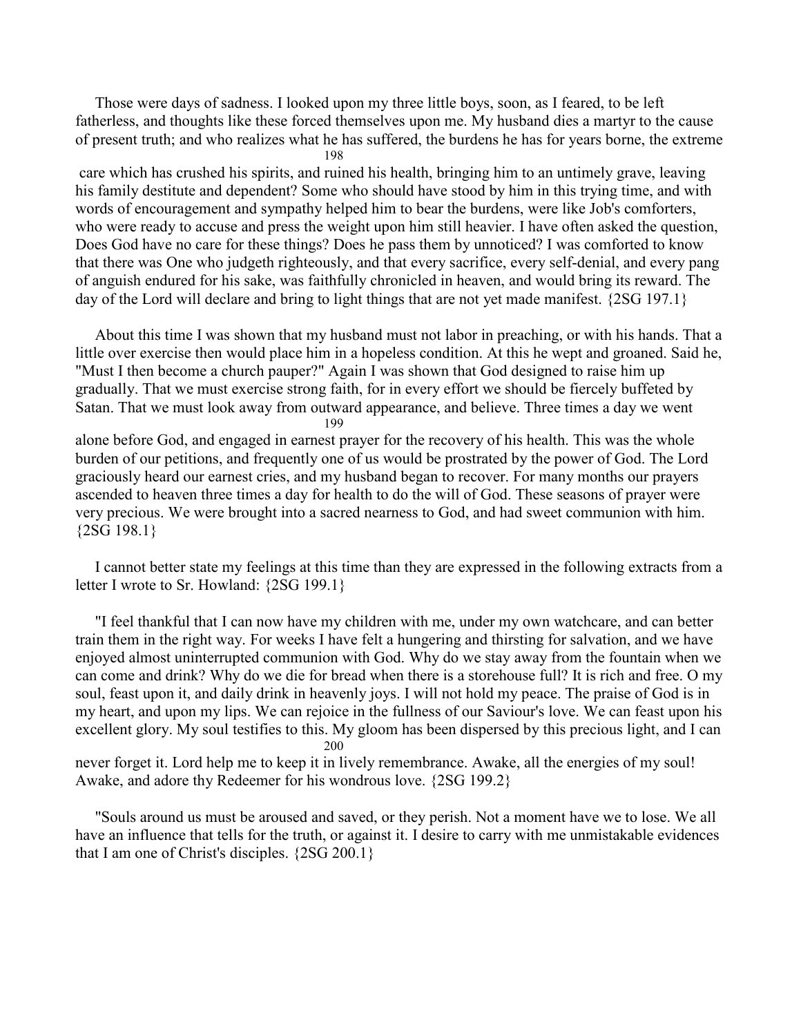Those were days of sadness. I looked upon my three little boys, soon, as I feared, to be left fatherless, and thoughts like these forced themselves upon me. My husband dies a martyr to the cause of present truth; and who realizes what he has suffered, the burdens he has for years borne, the extreme care which has crushed his spirits, and ruined his health, bringing him to an untimely grave, leaving his family destitute and dependent? Some who should have stood by him in this trying time, and with words of encouragement and sympathy helped him to bear the burdens, were like Job's comforters, who were ready to accuse and press the weight upon him still heavier. I have often asked the question, Does God have no care for these things? Does he pass them by unnoticed? I was comforted to know that there was One who judgeth righteously, and that every sacrifice, every self-denial, and every pang of anguish endured for his sake, was faithfully chronicled in heaven, and would bring its reward. The day of the Lord will declare and bring to light things that are not yet made manifest. {2SG 197.1}

About this time I was shown that my husband must not labor in preaching, or with his hands. That a little over exercise then would place him in a hopeless condition. At this he wept and groaned. Said he, "Must I then become a church pauper?" Again I was shown that God designed to raise him up gradually. That we must exercise strong faith, for in every effort we should be fiercely buffeted by Satan. That we must look away from outward appearance, and believe. Three times a day we went alone before God, and engaged in earnest prayer for the recovery of his health. This was the whole burden of our petitions, and frequently one of us would be prostrated by the power of God. The Lord graciously heard our earnest cries, and my husband began to recover. For many months our prayers ascended to heaven three times a day for health to do the will of God. These seasons of prayer were very precious. We were brought into a sacred nearness to God, and had sweet communion with him. {2SG 198.1}

I cannot better state my feelings at this time than they are expressed in the following extracts from a letter I wrote to Sr. Howland: {2SG 199.1}

"I feel thankful that I can now have my children with me, under my own watchcare, and can better train them in the right way. For weeks I have felt a hungering and thirsting for salvation, and we have enjoyed almost uninterrupted communion with God. Why do we stay away from the fountain when we can come and drink? Why do we die for bread when there is a storehouse full? It is rich and free. O my soul, feast upon it, and daily drink in heavenly joys. I will not hold my peace. The praise of God is in my heart, and upon my lips. We can rejoice in the fullness of our Saviour's love. We can feast upon his excellent glory. My soul testifies to this. My gloom has been dispersed by this precious light, and I can never forget it. Lord help me to keep it in lively remembrance. Awake, all the energies of my soul! Awake, and adore thy Redeemer for his wondrous love. {2SG 199.2}

"Souls around us must be aroused and saved, or they perish. Not a moment have we to lose. We all have an influence that tells for the truth, or against it. I desire to carry with me unmistakable evidences that I am one of Christ's disciples. {2SG 200.1}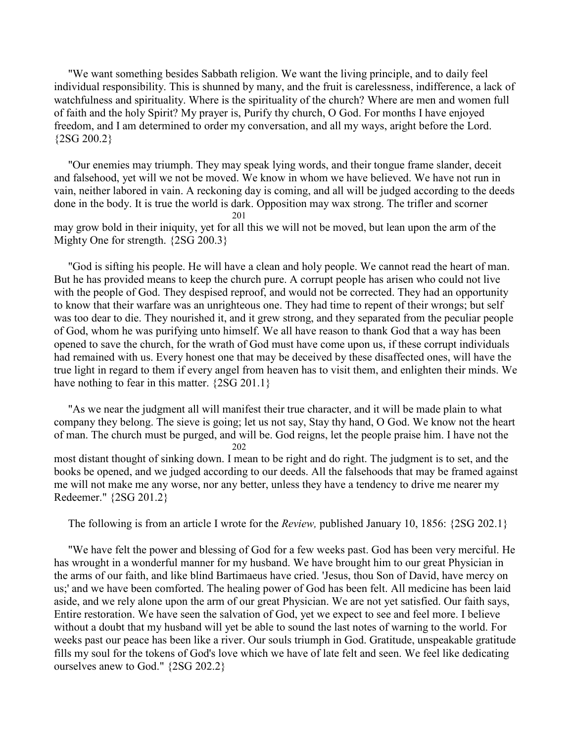"We want something besides Sabbath religion. We want the living principle, and to daily feel individual responsibility. This is shunned by many, and the fruit is carelessness, indifference, a lack of watchfulness and spirituality. Where is the spirituality of the church? Where are men and women full of faith and the holy Spirit? My prayer is, Purify thy church, O God. For months I have enjoyed freedom, and I am determined to order my conversation, and all my ways, aright before the Lord. {2SG 200.2}

"Our enemies may triumph. They may speak lying words, and their tongue frame slander, deceit and falsehood, yet will we not be moved. We know in whom we have believed. We have not run in vain, neither labored in vain. A reckoning day is coming, and all will be judged according to the deeds done in the body. It is true the world is dark. Opposition may wax strong. The trifler and scorner may grow bold in their iniquity, yet for all this we will not be moved, but lean upon the arm of the Mighty One for strength. {2SG 200.3}

"God is sifting his people. He will have a clean and holy people. We cannot read the heart of man. But he has provided means to keep the church pure. A corrupt people has arisen who could not live with the people of God. They despised reproof, and would not be corrected. They had an opportunity to know that their warfare was an unrighteous one. They had time to repent of their wrongs; but self was too dear to die. They nourished it, and it grew strong, and they separated from the peculiar people of God, whom he was purifying unto himself. We all have reason to thank God that a way has been opened to save the church, for the wrath of God must have come upon us, if these corrupt individuals had remained with us. Every honest one that may be deceived by these disaffected ones, will have the true light in regard to them if every angel from heaven has to visit them, and enlighten their minds. We have nothing to fear in this matter. {2SG 201.1}

"As we near the judgment all will manifest their true character, and it will be made plain to what company they belong. The sieve is going; let us not say, Stay thy hand, O God. We know not the heart of man. The church must be purged, and will be. God reigns, let the people praise him. I have not the most distant thought of sinking down. I mean to be right and do right. The judgment is to set, and the books be opened, and we judged according to our deeds. All the falsehoods that may be framed against me will not make me any worse, nor any better, unless they have a tendency to drive me nearer my Redeemer." {2SG 201.2}

The following is from an article I wrote for the *Review,* published January 10, 1856: {2SG 202.1}

"We have felt the power and blessing of God for a few weeks past. God has been very merciful. He has wrought in a wonderful manner for my husband. We have brought him to our great Physician in the arms of our faith, and like blind Bartimaeus have cried. 'Jesus, thou Son of David, have mercy on us;' and we have been comforted. The healing power of God has been felt. All medicine has been laid aside, and we rely alone upon the arm of our great Physician. We are not yet satisfied. Our faith says, Entire restoration. We have seen the salvation of God, yet we expect to see and feel more. I believe without a doubt that my husband will yet be able to sound the last notes of warning to the world. For weeks past our peace has been like a river. Our souls triumph in God. Gratitude, unspeakable gratitude fills my soul for the tokens of God's love which we have of late felt and seen. We feel like dedicating ourselves anew to God." {2SG 202.2}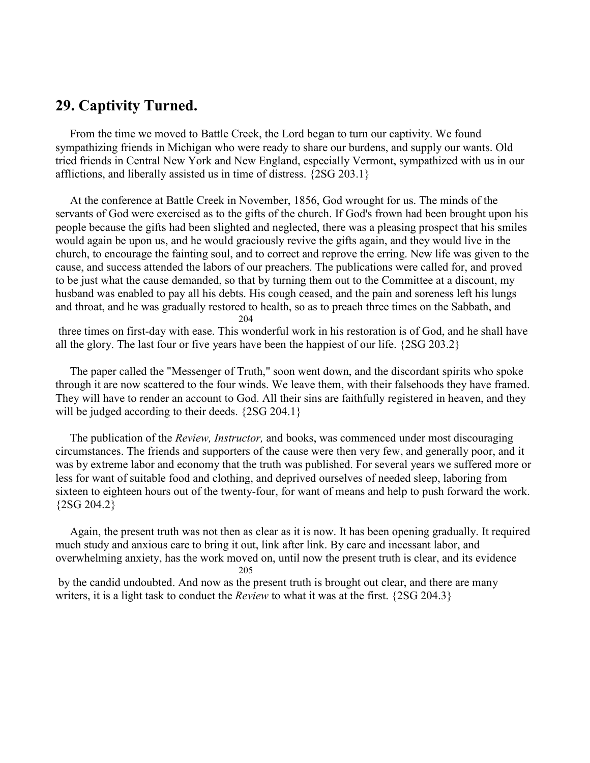## 29. Captivity Turned.

From the time we moved to Battle Creek, the Lord began to turn our captivity. We found sympathizing friends in Michigan who were ready to share our burdens, and supply our wants. Old tried friends in Central New York and New England, especially Vermont, sympathized with us in our afflictions, and liberally assisted us in time of distress. {2SG 203.1}

At the conference at Battle Creek in November, 1856, God wrought for us. The minds of the servants of God were exercised as to the gifts of the church. If God's frown had been brought upon his people because the gifts had been slighted and neglected, there was a pleasing prospect that his smiles would again be upon us, and he would graciously revive the gifts again, and they would live in the church, to encourage the fainting soul, and to correct and reprove the erring. New life was given to the cause, and success attended the labors of our preachers. The publications were called for, and proved to be just what the cause demanded, so that by turning them out to the Committee at a discount, my husband was enabled to pay all his debts. His cough ceased, and the pain and soreness left his lungs and throat, and he was gradually restored to health, so as to preach three times on the Sabbath, and three times on first-day with ease. This wonderful work in his restoration is of God, and he shall have all the glory. The last four or five years have been the happiest of our life. {2SG 203.2}

The paper called the "Messenger of Truth," soon went down, and the discordant spirits who spoke through it are now scattered to the four winds. We leave them, with their falsehoods they have framed. They will have to render an account to God. All their sins are faithfully registered in heaven, and they will be judged according to their deeds. {2SG 204.1}

The publication of the *Review, Instructor,* and books, was commenced under most discouraging circumstances. The friends and supporters of the cause were then very few, and generally poor, and it was by extreme labor and economy that the truth was published. For several years we suffered more or less for want of suitable food and clothing, and deprived ourselves of needed sleep, laboring from sixteen to eighteen hours out of the twenty-four, for want of means and help to push forward the work. {2SG 204.2}

Again, the present truth was not then as clear as it is now. It has been opening gradually. It required much study and anxious care to bring it out, link after link. By care and incessant labor, and overwhelming anxiety, has the work moved on, until now the present truth is clear, and its evidence by the candid undoubted. And now as the present truth is brought out clear, and there are many writers, it is a light task to conduct the *Review* to what it was at the first. {2SG 204.3}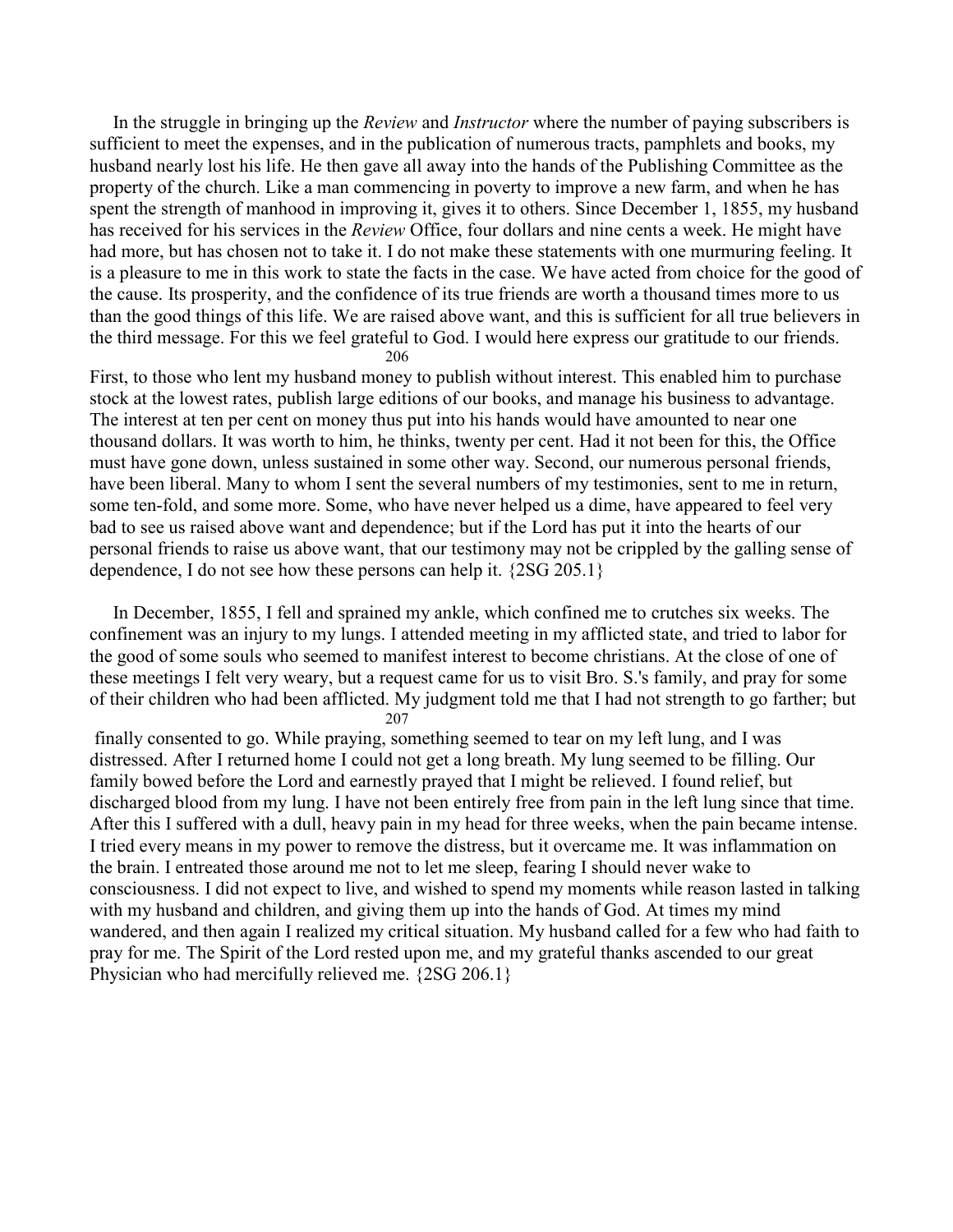In the struggle in bringing up the *Review* and *Instructor* where the number of paying subscribers is sufficient to meet the expenses, and in the publication of numerous tracts, pamphlets and books, my husband nearly lost his life. He then gave all away into the hands of the Publishing Committee as the property of the church. Like a man commencing in poverty to improve a new farm, and when he has spent the strength of manhood in improving it, gives it to others. Since December 1, 1855, my husband has received for his services in the *Review* Office, four dollars and nine cents a week. He might have had more, but has chosen not to take it. I do not make these statements with one murmuring feeling. It is a pleasure to me in this work to state the facts in the case. We have acted from choice for the good of the cause. Its prosperity, and the confidence of its true friends are worth a thousand times more to us than the good things of this life. We are raised above want, and this is sufficient for all true believers in the third message. For this we feel grateful to God. I would here express our gratitude to our friends. First, to those who lent my husband money to publish without interest. This enabled him to purchase stock at the lowest rates, publish large editions of our books, and manage his business to advantage. The interest at ten per cent on money thus put into his hands would have amounted to near one thousand dollars. It was worth to him, he thinks, twenty per cent. Had it not been for this, the Office must have gone down, unless sustained in some other way. Second, our numerous personal friends, have been liberal. Many to whom I sent the several numbers of my testimonies, sent to me in return, some ten-fold, and some more. Some, who have never helped us a dime, have appeared to feel very bad to see us raised above want and dependence; but if the Lord has put it into the hearts of our personal friends to raise us above want, that our testimony may not be crippled by the galling sense of dependence, I do not see how these persons can help it. {2SG 205.1}

In December, 1855, I fell and sprained my ankle, which confined me to crutches six weeks. The confinement was an injury to my lungs. I attended meeting in my afflicted state, and tried to labor for the good of some souls who seemed to manifest interest to become christians. At the close of one of these meetings I felt very weary, but a request came for us to visit Bro. S.'s family, and pray for some of their children who had been afflicted. My judgment told me that I had not strength to go farther; but finally consented to go. While praying, something seemed to tear on my left lung, and I was distressed. After I returned home I could not get a long breath. My lung seemed to be filling. Our family bowed before the Lord and earnestly prayed that I might be relieved. I found relief, but discharged blood from my lung. I have not been entirely free from pain in the left lung since that time. After this I suffered with a dull, heavy pain in my head for three weeks, when the pain became intense. I tried every means in my power to remove the distress, but it overcame me. It was inflammation on the brain. I entreated those around me not to let me sleep, fearing I should never wake to consciousness. I did not expect to live, and wished to spend my moments while reason lasted in talking with my husband and children, and giving them up into the hands of God. At times my mind wandered, and then again I realized my critical situation. My husband called for a few who had faith to pray for me. The Spirit of the Lord rested upon me, and my grateful thanks ascended to our great Physician who had mercifully relieved me. {2SG 206.1}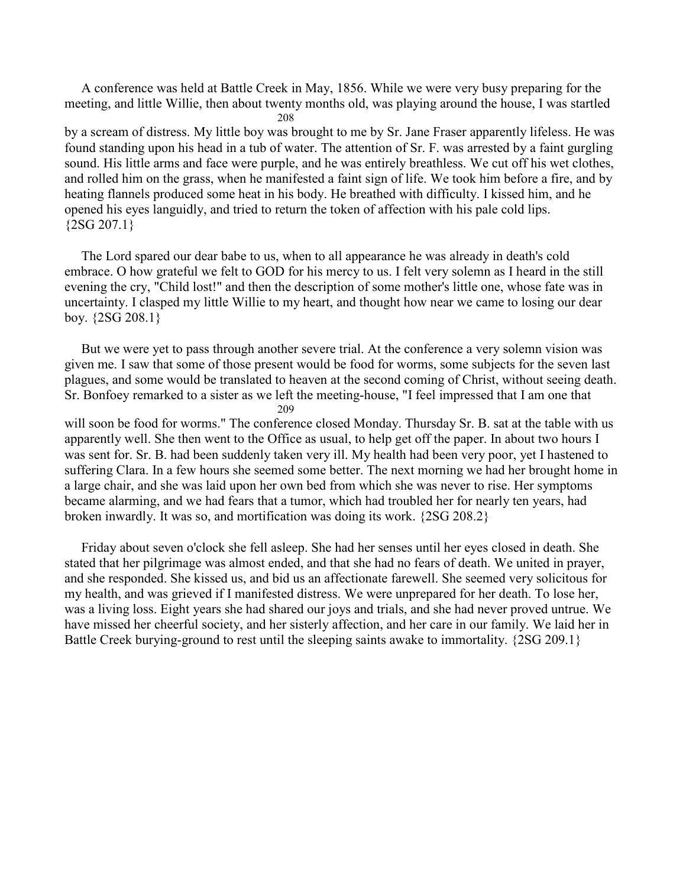A conference was held at Battle Creek in May, 1856. While we were very busy preparing for the meeting, and little Willie, then about twenty months old, was playing around the house, I was startled by a scream of distress. My little boy was brought to me by Sr. Jane Fraser apparently lifeless. He was found standing upon his head in a tub of water. The attention of Sr. F. was arrested by a faint gurgling sound. His little arms and face were purple, and he was entirely breathless. We cut off his wet clothes, and rolled him on the grass, when he manifested a faint sign of life. We took him before a fire, and by heating flannels produced some heat in his body. He breathed with difficulty. I kissed him, and he opened his eyes languidly, and tried to return the token of affection with his pale cold lips. {2SG 207.1}

The Lord spared our dear babe to us, when to all appearance he was already in death's cold embrace. O how grateful we felt to GOD for his mercy to us. I felt very solemn as I heard in the still evening the cry, "Child lost!" and then the description of some mother's little one, whose fate was in uncertainty. I clasped my little Willie to my heart, and thought how near we came to losing our dear boy. {2SG 208.1}

But we were yet to pass through another severe trial. At the conference a very solemn vision was given me. I saw that some of those present would be food for worms, some subjects for the seven last plagues, and some would be translated to heaven at the second coming of Christ, without seeing death. Sr. Bonfoey remarked to a sister as we left the meeting-house, "I feel impressed that I am one that will soon be food for worms." The conference closed Monday. Thursday Sr. B. sat at the table with us apparently well. She then went to the Office as usual, to help get off the paper. In about two hours I was sent for. Sr. B. had been suddenly taken very ill. My health had been very poor, yet I hastened to suffering Clara. In a few hours she seemed some better. The next morning we had her brought home in a large chair, and she was laid upon her own bed from which she was never to rise. Her symptoms became alarming, and we had fears that a tumor, which had troubled her for nearly ten years, had broken inwardly. It was so, and mortification was doing its work. {2SG 208.2}

Friday about seven o'clock she fell asleep. She had her senses until her eyes closed in death. She stated that her pilgrimage was almost ended, and that she had no fears of death. We united in prayer, and she responded. She kissed us, and bid us an affectionate farewell. She seemed very solicitous for my health, and was grieved if I manifested distress. We were unprepared for her death. To lose her, was a living loss. Eight years she had shared our joys and trials, and she had never proved untrue. We have missed her cheerful society, and her sisterly affection, and her care in our family. We laid her in Battle Creek burying-ground to rest until the sleeping saints awake to immortality. {2SG 209.1}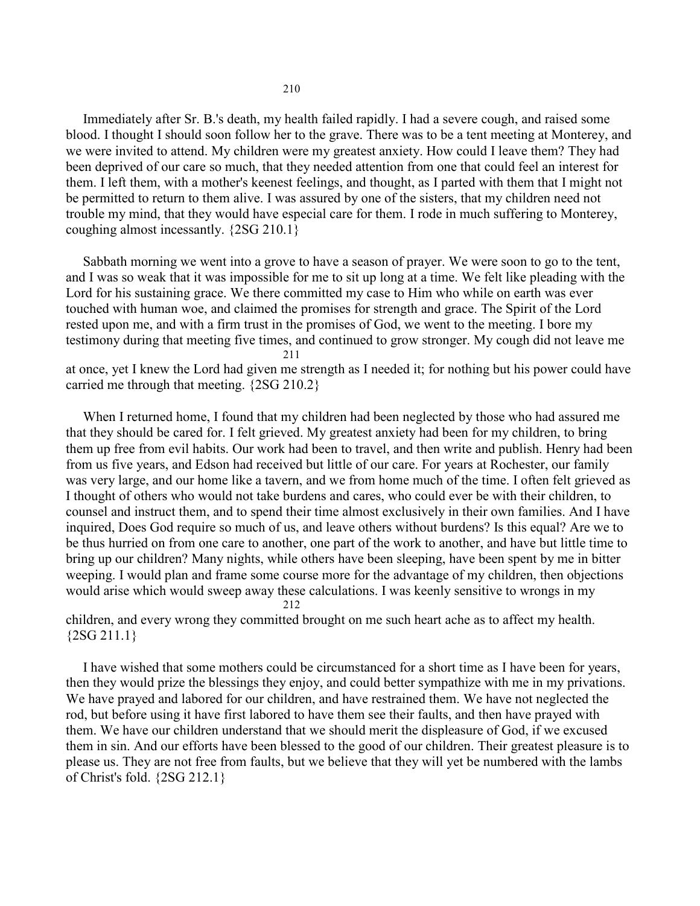Immediately after Sr. B.'s death, my health failed rapidly. I had a severe cough, and raised some blood. I thought I should soon follow her to the grave. There was to be a tent meeting at Monterey, and we were invited to attend. My children were my greatest anxiety. How could I leave them? They had been deprived of our care so much, that they needed attention from one that could feel an interest for them. I left them, with a mother's keenest feelings, and thought, as I parted with them that I might not be permitted to return to them alive. I was assured by one of the sisters, that my children need not trouble my mind, that they would have especial care for them. I rode in much suffering to Monterey, coughing almost incessantly. {2SG 210.1}

Sabbath morning we went into a grove to have a season of prayer. We were soon to go to the tent, and I was so weak that it was impossible for me to sit up long at a time. We felt like pleading with the Lord for his sustaining grace. We there committed my case to Him who while on earth was ever touched with human woe, and claimed the promises for strength and grace. The Spirit of the Lord rested upon me, and with a firm trust in the promises of God, we went to the meeting. I bore my testimony during that meeting five times, and continued to grow stronger. My cough did not leave me at once, yet I knew the Lord had given me strength as I needed it; for nothing but his power could have carried me through that meeting. {2SG 210.2}

When I returned home, I found that my children had been neglected by those who had assured me that they should be cared for. I felt grieved. My greatest anxiety had been for my children, to bring them up free from evil habits. Our work had been to travel, and then write and publish. Henry had been from us five years, and Edson had received but little of our care. For years at Rochester, our family was very large, and our home like a tavern, and we from home much of the time. I often felt grieved as I thought of others who would not take burdens and cares, who could ever be with their children, to counsel and instruct them, and to spend their time almost exclusively in their own families. And I have inquired, Does God require so much of us, and leave others without burdens? Is this equal? Are we to be thus hurried on from one care to another, one part of the work to another, and have but little time to bring up our children? Many nights, while others have been sleeping, have been spent by me in bitter weeping. I would plan and frame some course more for the advantage of my children, then objections would arise which would sweep away these calculations. I was keenly sensitive to wrongs in my children, and every wrong they committed brought on me such heart ache as to affect my health. {2SG 211.1}

I have wished that some mothers could be circumstanced for a short time as I have been for years, then they would prize the blessings they enjoy, and could better sympathize with me in my privations. We have prayed and labored for our children, and have restrained them. We have not neglected the rod, but before using it have first labored to have them see their faults, and then have prayed with them. We have our children understand that we should merit the displeasure of God, if we excused them in sin. And our efforts have been blessed to the good of our children. Their greatest pleasure is to please us. They are not free from faults, but we believe that they will yet be numbered with the lambs of Christ's fold. {2SG 212.1}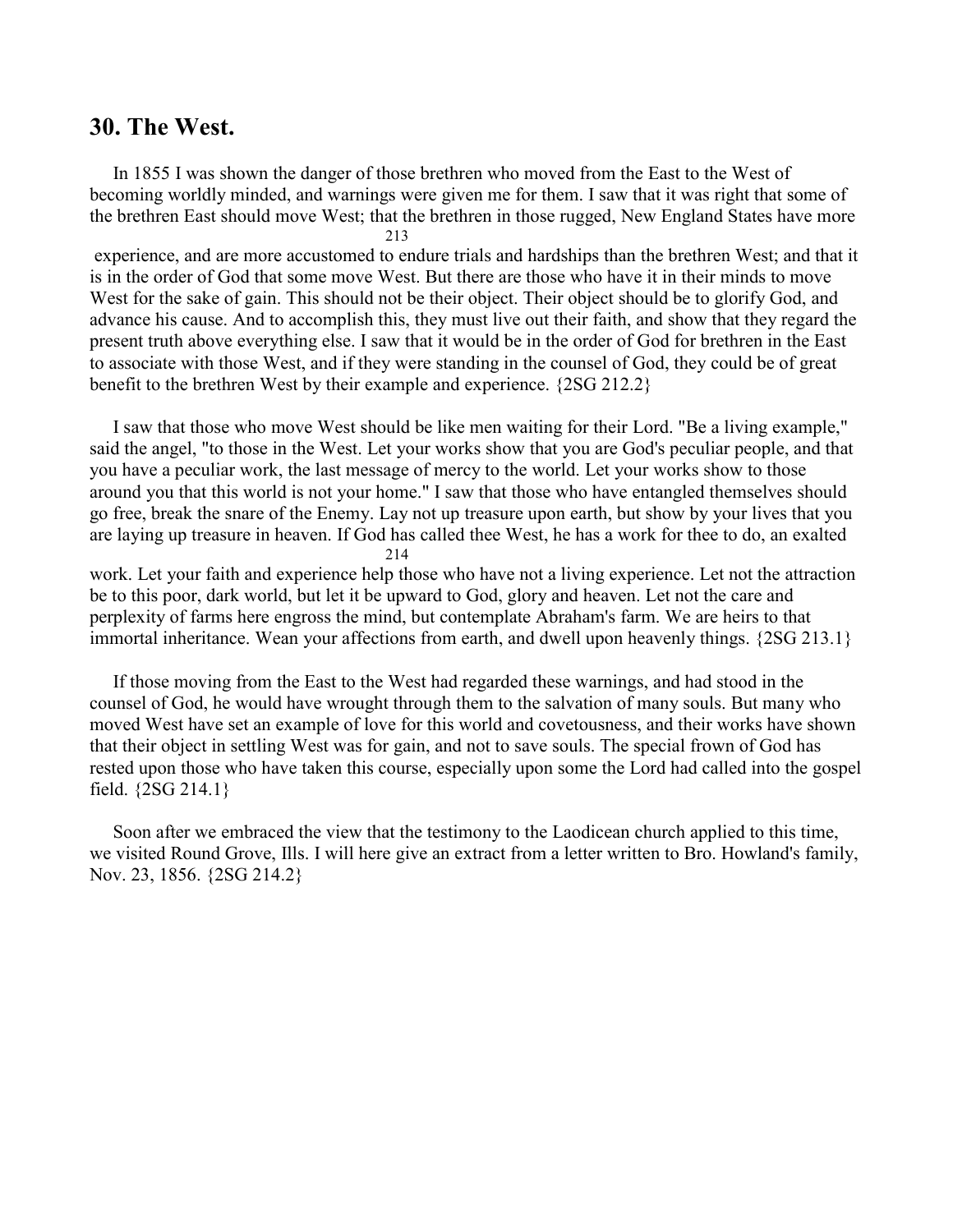## 30. The West.

In 1855 I was shown the danger of those brethren who moved from the East to the West of becoming worldly minded, and warnings were given me for them. I saw that it was right that some of the brethren East should move West; that the brethren in those rugged, New England States have more experience, and are more accustomed to endure trials and hardships than the brethren West; and that it is in the order of God that some move West. But there are those who have it in their minds to move West for the sake of gain. This should not be their object. Their object should be to glorify God, and advance his cause. And to accomplish this, they must live out their faith, and show that they regard the present truth above everything else. I saw that it would be in the order of God for brethren in the East to associate with those West, and if they were standing in the counsel of God, they could be of great benefit to the brethren West by their example and experience. {2SG 212.2}

I saw that those who move West should be like men waiting for their Lord. "Be a living example," said the angel, "to those in the West. Let your works show that you are God's peculiar people, and that you have a peculiar work, the last message of mercy to the world. Let your works show to those around you that this world is not your home." I saw that those who have entangled themselves should go free, break the snare of the Enemy. Lay not up treasure upon earth, but show by your lives that you are laying up treasure in heaven. If God has called thee West, he has a work for thee to do, an exalted work. Let your faith and experience help those who have not a living experience. Let not the attraction be to this poor, dark world, but let it be upward to God, glory and heaven. Let not the care and perplexity of farms here engross the mind, but contemplate Abraham's farm. We are heirs to that immortal inheritance. Wean your affections from earth, and dwell upon heavenly things. {2SG 213.1}

If those moving from the East to the West had regarded these warnings, and had stood in the counsel of God, he would have wrought through them to the salvation of many souls. But many who moved West have set an example of love for this world and covetousness, and their works have shown that their object in settling West was for gain, and not to save souls. The special frown of God has rested upon those who have taken this course, especially upon some the Lord had called into the gospel field. {2SG 214.1}

Soon after we embraced the view that the testimony to the Laodicean church applied to this time, we visited Round Grove, Ills. I will here give an extract from a letter written to Bro. Howland's family, Nov. 23, 1856. {2SG 214.2}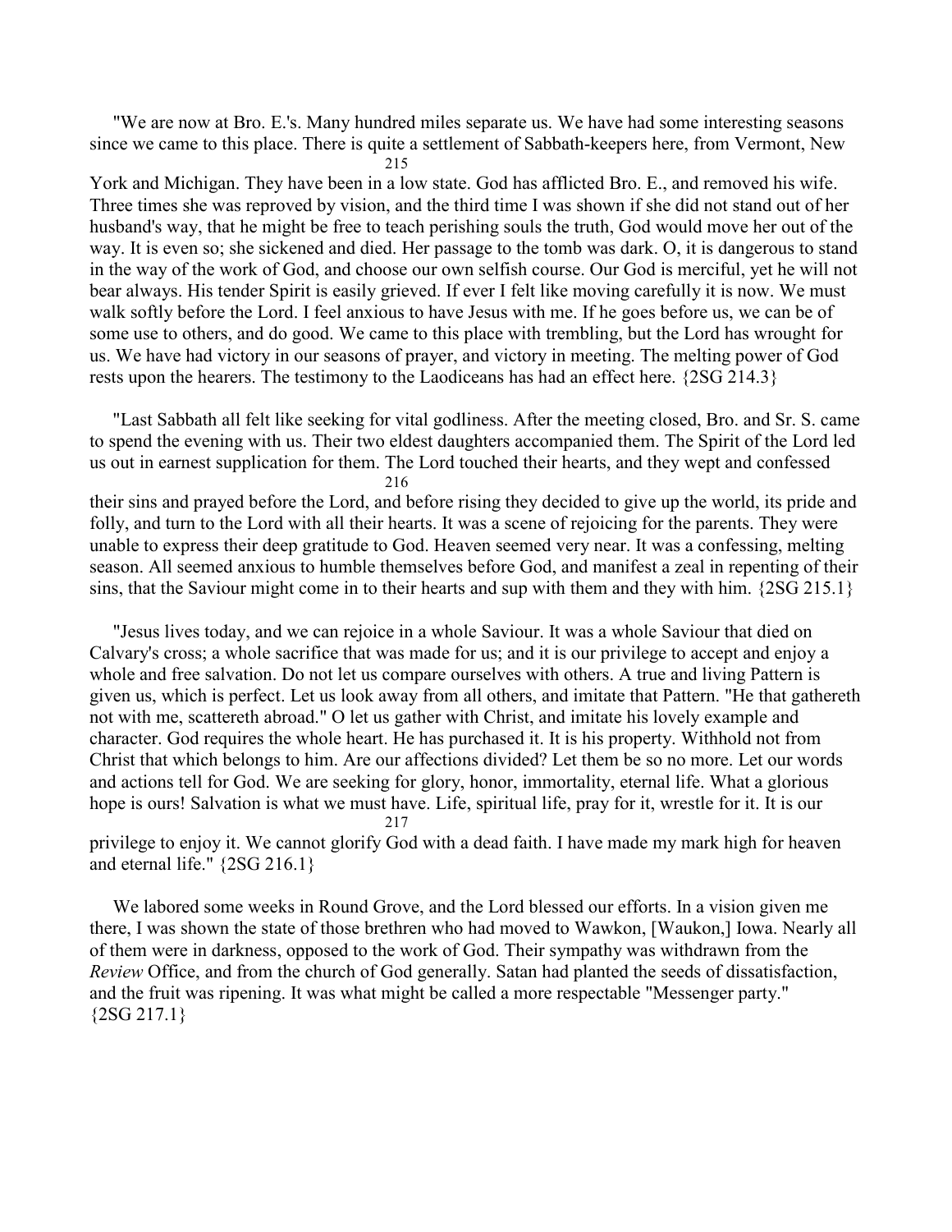"We are now at Bro. E.'s. Many hundred miles separate us. We have had some interesting seasons since we came to this place. There is quite a settlement of Sabbath-keepers here, from Vermont, New York and Michigan. They have been in a low state. God has afflicted Bro. E., and removed his wife. Three times she was reproved by vision, and the third time I was shown if she did not stand out of her husband's way, that he might be free to teach perishing souls the truth, God would move her out of the way. It is even so; she sickened and died. Her passage to the tomb was dark. O, it is dangerous to stand in the way of the work of God, and choose our own selfish course. Our God is merciful, yet he will not bear always. His tender Spirit is easily grieved. If ever I felt like moving carefully it is now. We must walk softly before the Lord. I feel anxious to have Jesus with me. If he goes before us, we can be of some use to others, and do good. We came to this place with trembling, but the Lord has wrought for us. We have had victory in our seasons of prayer, and victory in meeting. The melting power of God rests upon the hearers. The testimony to the Laodiceans has had an effect here. {2SG 214.3}

"Last Sabbath all felt like seeking for vital godliness. After the meeting closed, Bro. and Sr. S. came to spend the evening with us. Their two eldest daughters accompanied them. The Spirit of the Lord led us out in earnest supplication for them. The Lord touched their hearts, and they wept and confessed their sins and prayed before the Lord, and before rising they decided to give up the world, its pride and folly, and turn to the Lord with all their hearts. It was a scene of rejoicing for the parents. They were unable to express their deep gratitude to God. Heaven seemed very near. It was a confessing, melting season. All seemed anxious to humble themselves before God, and manifest a zeal in repenting of their sins, that the Saviour might come in to their hearts and sup with them and they with him. {2SG 215.1}

"Jesus lives today, and we can rejoice in a whole Saviour. It was a whole Saviour that died on Calvary's cross; a whole sacrifice that was made for us; and it is our privilege to accept and enjoy a whole and free salvation. Do not let us compare ourselves with others. A true and living Pattern is given us, which is perfect. Let us look away from all others, and imitate that Pattern. "He that gathereth not with me, scattereth abroad." O let us gather with Christ, and imitate his lovely example and character. God requires the whole heart. He has purchased it. It is his property. Withhold not from Christ that which belongs to him. Are our affections divided? Let them be so no more. Let our words and actions tell for God. We are seeking for glory, honor, immortality, eternal life. What a glorious hope is ours! Salvation is what we must have. Life, spiritual life, pray for it, wrestle for it. It is our privilege to enjoy it. We cannot glorify God with a dead faith. I have made my mark high for heaven and eternal life." {2SG 216.1}

We labored some weeks in Round Grove, and the Lord blessed our efforts. In a vision given me there, I was shown the state of those brethren who had moved to Wawkon, [Waukon,] Iowa. Nearly all of them were in darkness, opposed to the work of God. Their sympathy was withdrawn from the *Review* Office, and from the church of God generally. Satan had planted the seeds of dissatisfaction, and the fruit was ripening. It was what might be called a more respectable "Messenger party." {2SG 217.1}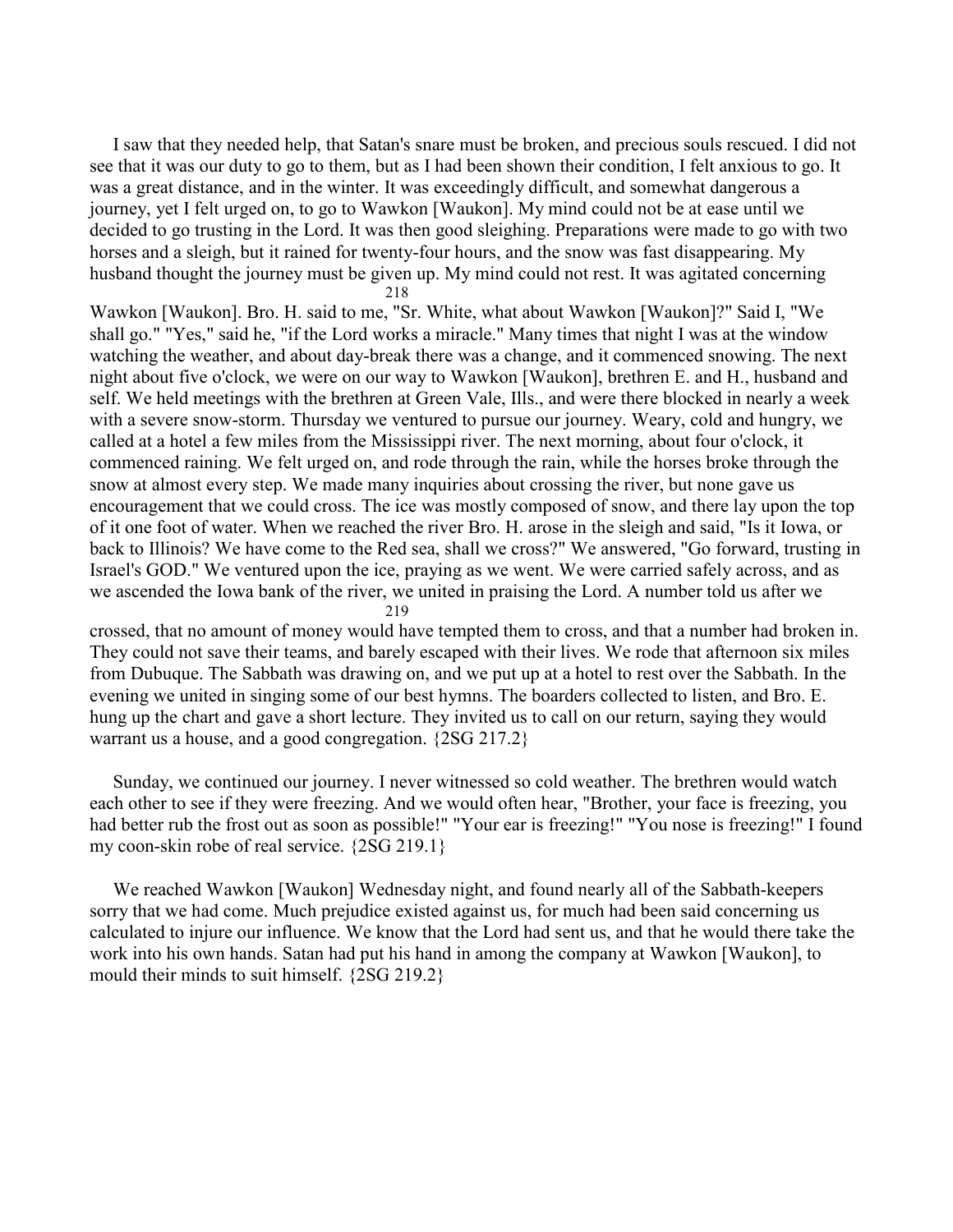I saw that they needed help, that Satan's snare must be broken, and precious souls rescued. I did not see that it was our duty to go to them, but as I had been shown their condition, I felt anxious to go. It was a great distance, and in the winter. It was exceedingly difficult, and somewhat dangerous a journey, yet I felt urged on, to go to Wawkon [Waukon]. My mind could not be at ease until we decided to go trusting in the Lord. It was then good sleighing. Preparations were made to go with two horses and a sleigh, but it rained for twenty-four hours, and the snow was fast disappearing. My husband thought the journey must be given up. My mind could not rest. It was agitated concerning Wawkon [Waukon]. Bro. H. said to me, "Sr. White, what about Wawkon [Waukon]?" Said I, "We shall go." "Yes," said he, "if the Lord works a miracle." Many times that night I was at the window watching the weather, and about day-break there was a change, and it commenced snowing. The next night about five o'clock, we were on our way to Wawkon [Waukon], brethren E. and H., husband and self. We held meetings with the brethren at Green Vale, Ills., and were there blocked in nearly a week with a severe snow-storm. Thursday we ventured to pursue our journey. Weary, cold and hungry, we called at a hotel a few miles from the Mississippi river. The next morning, about four o'clock, it commenced raining. We felt urged on, and rode through the rain, while the horses broke through the snow at almost every step. We made many inquiries about crossing the river, but none gave us encouragement that we could cross. The ice was mostly composed of snow, and there lay upon the top of it one foot of water. When we reached the river Bro. H. arose in the sleigh and said, "Is it Iowa, or back to Illinois? We have come to the Red sea, shall we cross?" We answered, "Go forward, trusting in Israel's GOD." We ventured upon the ice, praying as we went. We were carried safely across, and as we ascended the Iowa bank of the river, we united in praising the Lord. A number told us after we crossed, that no amount of money would have tempted them to cross, and that a number had broken in. They could not save their teams, and barely escaped with their lives. We rode that afternoon six miles from Dubuque. The Sabbath was drawing on, and we put up at a hotel to rest over the Sabbath. In the evening we united in singing some of our best hymns. The boarders collected to listen, and Bro. E. hung up the chart and gave a short lecture. They invited us to call on our return, saying they would warrant us a house, and a good congregation. {2SG 217.2}

Sunday, we continued our journey. I never witnessed so cold weather. The brethren would watch each other to see if they were freezing. And we would often hear, "Brother, your face is freezing, you had better rub the frost out as soon as possible!" "Your ear is freezing!" "You nose is freezing!" I found my coon-skin robe of real service. {2SG 219.1}

We reached Wawkon [Waukon] Wednesday night, and found nearly all of the Sabbath-keepers sorry that we had come. Much prejudice existed against us, for much had been said concerning us calculated to injure our influence. We know that the Lord had sent us, and that he would there take the work into his own hands. Satan had put his hand in among the company at Wawkon [Waukon], to mould their minds to suit himself. {2SG 219.2}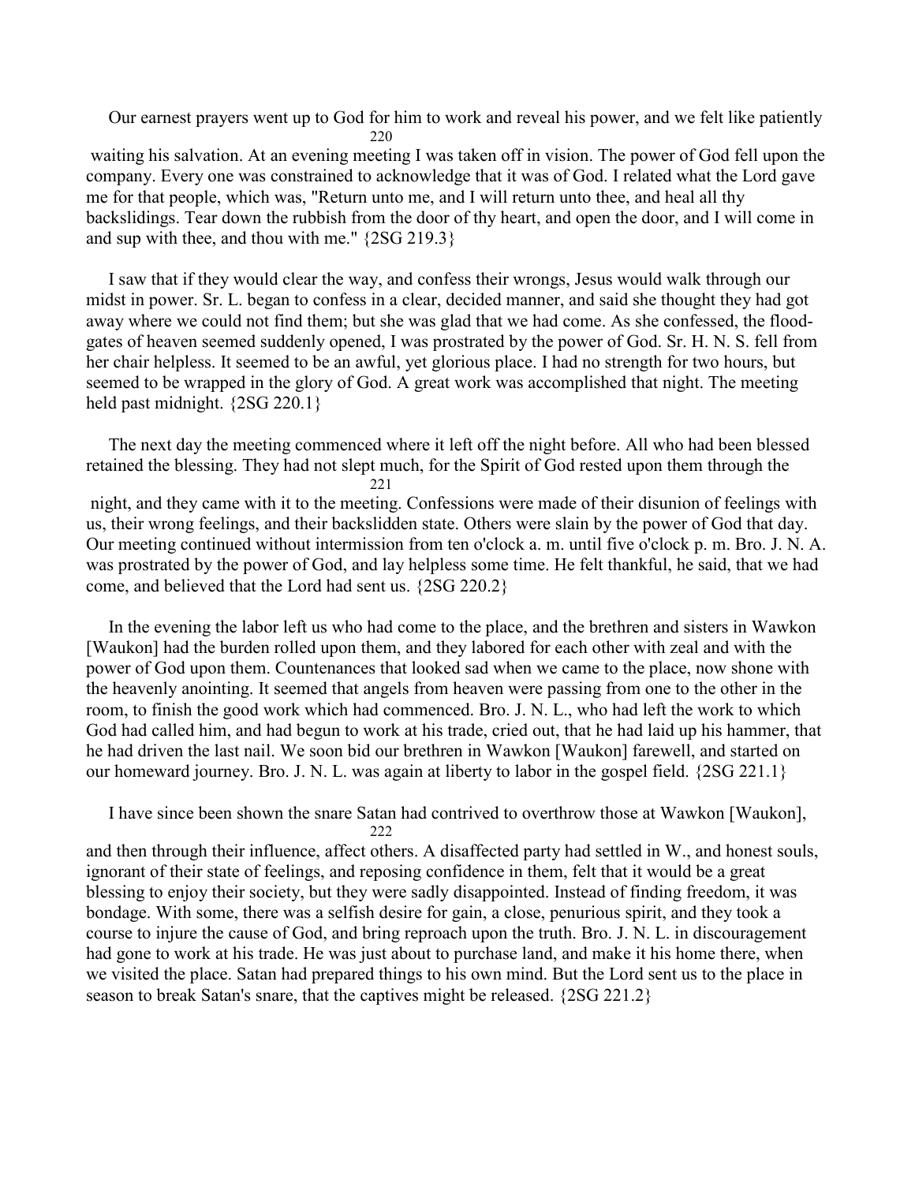Our earnest prayers went up to God for him to work and reveal his power, and we felt like patiently waiting his salvation. At an evening meeting I was taken off in vision. The power of God fell upon the company. Every one was constrained to acknowledge that it was of God. I related what the Lord gave me for that people, which was, "Return unto me, and I will return unto thee, and heal all thy backslidings. Tear down the rubbish from the door of thy heart, and open the door, and I will come in and sup with thee, and thou with me." {2SG 219.3}

I saw that if they would clear the way, and confess their wrongs, Jesus would walk through our midst in power. Sr. L. began to confess in a clear, decided manner, and said she thought they had got away where we could not find them; but she was glad that we had come. As she confessed, the flood-gates of heaven seemed suddenly opened, I was prostrated by the power of God. Sr. H. N. S. fell from her chair helpless. It seemed to be an awful, yet glorious place. I had no strength for two hours, but seemed to be wrapped in the glory of God. A great work was accomplished that night. The meeting held past midnight. {2SG 220.1}

The next day the meeting commenced where it left off the night before. All who had been blessed retained the blessing. They had not slept much, for the Spirit of God rested upon them through the night, and they came with it to the meeting. Confessions were made of their disunion of feelings with us, their wrong feelings, and their backslidden state. Others were slain by the power of God that day. Our meeting continued without intermission from ten o'clock a. m. until five o'clock p. m. Bro. J. N. A. was prostrated by the power of God, and lay helpless some time. He felt thankful, he said, that we had come, and believed that the Lord had sent us. {2SG 220.2}

In the evening the labor left us who had come to the place, and the brethren and sisters in Wawkon [Waukon] had the burden rolled upon them, and they labored for each other with zeal and with the power of God upon them. Countenances that looked sad when we came to the place, now shone with the heavenly anointing. It seemed that angels from heaven were passing from one to the other in the room, to finish the good work which had commenced. Bro. J. N. L., who had left the work to which God had called him, and had begun to work at his trade, cried out, that he had laid up his hammer, that he had driven the last nail. We soon bid our brethren in Wawkon [Waukon] farewell, and started on our homeward journey. Bro. J. N. L. was again at liberty to labor in the gospel field. {2SG 221.1}

I have since been shown the snare Satan had contrived to overthrow those at Wawkon [Waukon], and then through their influence, affect others. A disaffected party had settled in W., and honest souls, ignorant of their state of feelings, and reposing confidence in them, felt that it would be a great blessing to enjoy their society, but they were sadly disappointed. Instead of finding freedom, it was bondage. With some, there was a selfish desire for gain, a close, penurious spirit, and they took a course to injure the cause of God, and bring reproach upon the truth. Bro. J. N. L. in discouragement had gone to work at his trade. He was just about to purchase land, and make it his home there, when we visited the place. Satan had prepared things to his own mind. But the Lord sent us to the place in season to break Satan's snare, that the captives might be released. {2SG 221.2}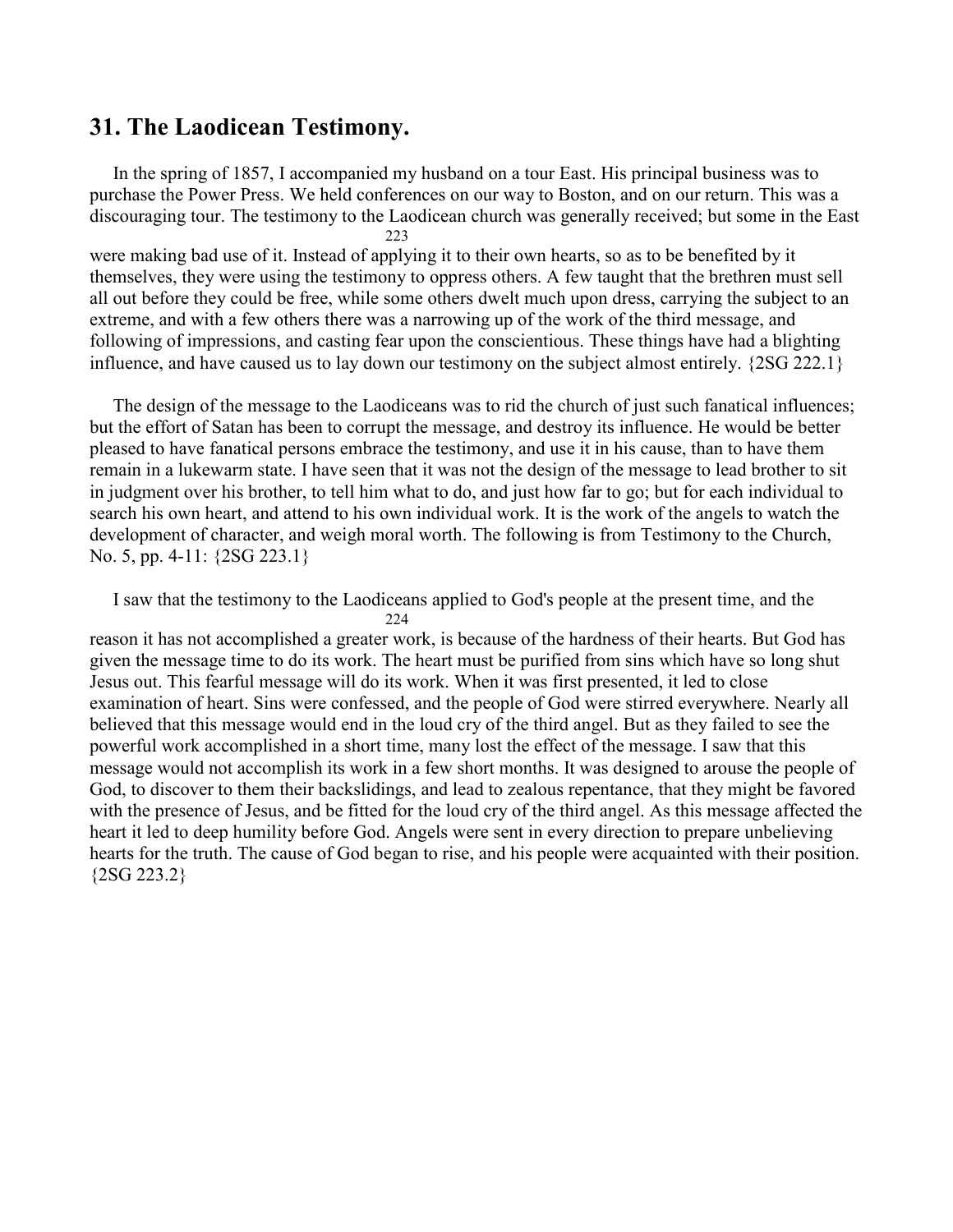## 31. The Laodicean Testimony.

In the spring of 1857, I accompanied my husband on a tour East. His principal business was to purchase the Power Press. We held conferences on our way to Boston, and on our return. This was a discouraging tour. The testimony to the Laodicean church was generally received; but some in the East were making bad use of it. Instead of applying it to their own hearts, so as to be benefited by it themselves, they were using the testimony to oppress others. A few taught that the brethren must sell all out before they could be free, while some others dwelt much upon dress, carrying the subject to an extreme, and with a few others there was a narrowing up of the work of the third message, and following of impressions, and casting fear upon the conscientious. These things have had a blighting influence, and have caused us to lay down our testimony on the subject almost entirely. {2SG 222.1}

The design of the message to the Laodiceans was to rid the church of just such fanatical influences; but the effort of Satan has been to corrupt the message, and destroy its influence. He would be better pleased to have fanatical persons embrace the testimony, and use it in his cause, than to have them remain in a lukewarm state. I have seen that it was not the design of the message to lead brother to sit in judgment over his brother, to tell him what to do, and just how far to go; but for each individual to search his own heart, and attend to his own individual work. It is the work of the angels to watch the development of character, and weigh moral worth. The following is from Testimony to the Church, No. 5, pp. 4-11: {2SG 223.1}

I saw that the testimony to the Laodiceans applied to God's people at the present time, and the reason it has not accomplished a greater work, is because of the hardness of their hearts. But God has given the message time to do its work. The heart must be purified from sins which have so long shut Jesus out. This fearful message will do its work. When it was first presented, it led to close examination of heart. Sins were confessed, and the people of God were stirred everywhere. Nearly all believed that this message would end in the loud cry of the third angel. But as they failed to see the powerful work accomplished in a short time, many lost the effect of the message. I saw that this message would not accomplish its work in a few short months. It was designed to arouse the people of God, to discover to them their backslidings, and lead to zealous repentance, that they might be favored with the presence of Jesus, and be fitted for the loud cry of the third angel. As this message affected the heart it led to deep humility before God. Angels were sent in every direction to prepare unbelieving hearts for the truth. The cause of God began to rise, and his people were acquainted with their position. {2SG 223.2}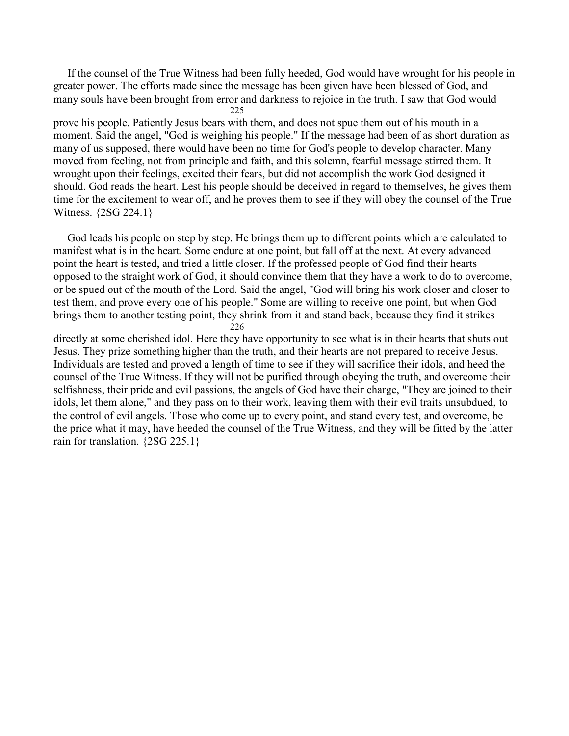If the counsel of the True Witness had been fully heeded, God would have wrought for his people in greater power. The efforts made since the message has been given have been blessed of God, and many souls have been brought from error and darkness to rejoice in the truth. I saw that God would prove his people. Patiently Jesus bears with them, and does not spue them out of his mouth in a moment. Said the angel, "God is weighing his people." If the message had been of as short duration as many of us supposed, there would have been no time for God's people to develop character. Many moved from feeling, not from principle and faith, and this solemn, fearful message stirred them. It wrought upon their feelings, excited their fears, but did not accomplish the work God designed it should. God reads the heart. Lest his people should be deceived in regard to themselves, he gives them time for the excitement to wear off, and he proves them to see if they will obey the counsel of the True Witness. {2SG 224.1}

God leads his people on step by step. He brings them up to different points which are calculated to manifest what is in the heart. Some endure at one point, but fall off at the next. At every advanced point the heart is tested, and tried a little closer. If the professed people of God find their hearts opposed to the straight work of God, it should convince them that they have a work to do to overcome, or be spued out of the mouth of the Lord. Said the angel, "God will bring his work closer and closer to test them, and prove every one of his people." Some are willing to receive one point, but when God brings them to another testing point, they shrink from it and stand back, because they find it strikes directly at some cherished idol. Here they have opportunity to see what is in their hearts that shuts out Jesus. They prize something higher than the truth, and their hearts are not prepared to receive Jesus. Individuals are tested and proved a length of time to see if they will sacrifice their idols, and heed the counsel of the True Witness. If they will not be purified through obeying the truth, and overcome their selfishness, their pride and evil passions, the angels of God have their charge, "They are joined to their idols, let them alone," and they pass on to their work, leaving them with their evil traits unsubdued, to the control of evil angels. Those who come up to every point, and stand every test, and overcome, be the price what it may, have heeded the counsel of the True Witness, and they will be fitted by the latter rain for translation. {2SG 225.1}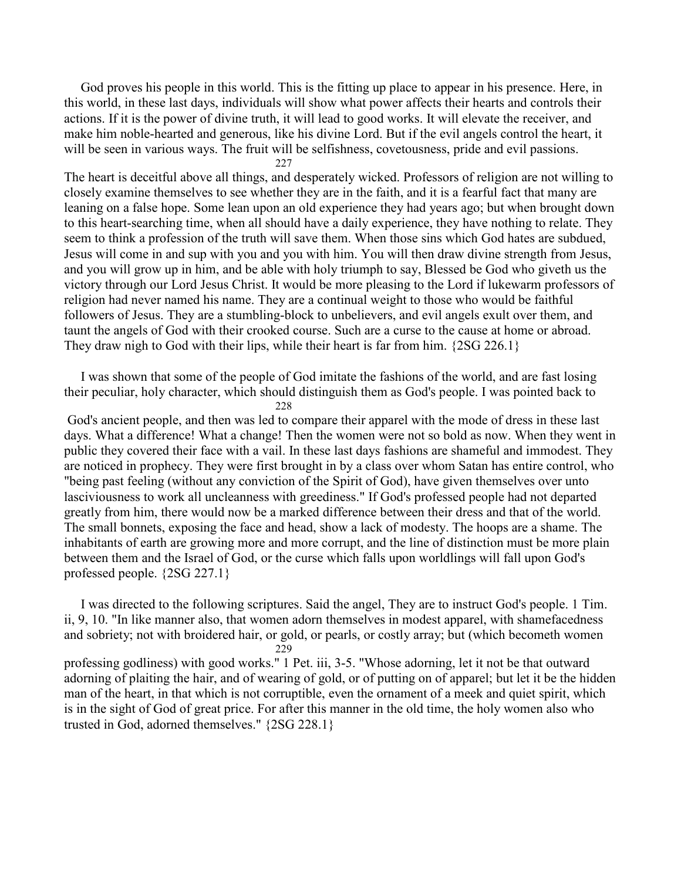God proves his people in this world. This is the fitting up place to appear in his presence. Here, in this world, in these last days, individuals will show what power affects their hearts and controls their actions. If it is the power of divine truth, it will lead to good works. It will elevate the receiver, and make him noble-hearted and generous, like his divine Lord. But if the evil angels control the heart, it will be seen in various ways. The fruit will be selfishness, covetousness, pride and evil passions. The heart is deceitful above all things, and desperately wicked. Professors of religion are not willing to closely examine themselves to see whether they are in the faith, and it is a fearful fact that many are leaning on a false hope. Some lean upon an old experience they had years ago; but when brought down to this heart-searching time, when all should have a daily experience, they have nothing to relate. They seem to think a profession of the truth will save them. When those sins which God hates are subdued, Jesus will come in and sup with you and you with him. You will then draw divine strength from Jesus, and you will grow up in him, and be able with holy triumph to say, Blessed be God who giveth us the victory through our Lord Jesus Christ. It would be more pleasing to the Lord if lukewarm professors of religion had never named his name. They are a continual weight to those who would be faithful followers of Jesus. They are a stumbling-block to unbelievers, and evil angels exult over them, and taunt the angels of God with their crooked course. Such are a curse to the cause at home or abroad. They draw nigh to God with their lips, while their heart is far from him. {2SG 226.1}

I was shown that some of the people of God imitate the fashions of the world, and are fast losing their peculiar, holy character, which should distinguish them as God's people. I was pointed back to God's ancient people, and then was led to compare their apparel with the mode of dress in these last days. What a difference! What a change! Then the women were not so bold as now. When they went in public they covered their face with a vail. In these last days fashions are shameful and immodest. They are noticed in prophecy. They were first brought in by a class over whom Satan has entire control, who "being past feeling (without any conviction of the Spirit of God), have given themselves over unto lasciviousness to work all uncleanness with greediness." If God's professed people had not departed greatly from him, there would now be a marked difference between their dress and that of the world. The small bonnets, exposing the face and head, show a lack of modesty. The hoops are a shame. The inhabitants of earth are growing more and more corrupt, and the line of distinction must be more plain between them and the Israel of God, or the curse which falls upon worldlings will fall upon God's professed people. {2SG 227.1}

I was directed to the following scriptures. Said the angel, They are to instruct God's people. 1 Tim. ii, 9, 10. "In like manner also, that women adorn themselves in modest apparel, with shamefacedness and sobriety; not with broidered hair, or gold, or pearls, or costly array; but (which becometh women professing godliness) with good works." 1 Pet. iii, 3-5. "Whose adorning, let it not be that outward adorning of plaiting the hair, and of wearing of gold, or of putting on of apparel; but let it be the hidden man of the heart, in that which is not corruptible, even the ornament of a meek and quiet spirit, which is in the sight of God of great price. For after this manner in the old time, the holy women also who trusted in God, adorned themselves." {2SG 228.1}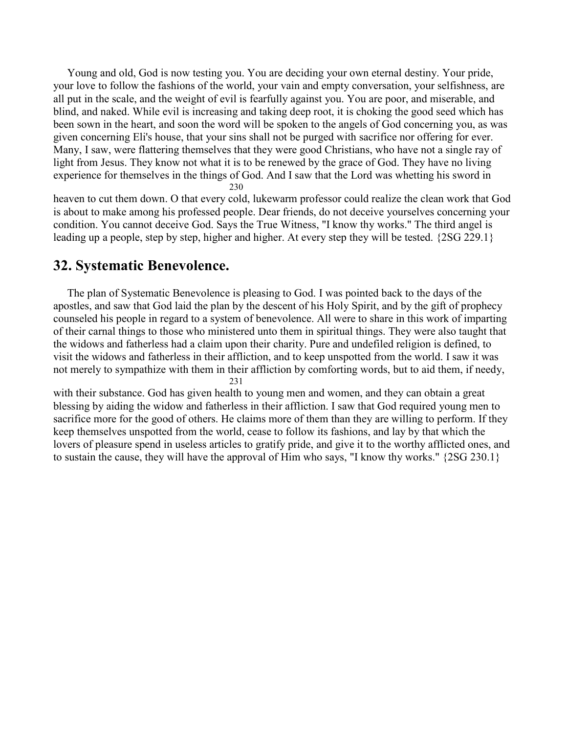Young and old, God is now testing you. You are deciding your own eternal destiny. Your pride, your love to follow the fashions of the world, your vain and empty conversation, your selfishness, are all put in the scale, and the weight of evil is fearfully against you. You are poor, and miserable, and blind, and naked. While evil is increasing and taking deep root, it is choking the good seed which has been sown in the heart, and soon the word will be spoken to the angels of God concerning you, as was given concerning Eli's house, that your sins shall not be purged with sacrifice nor offering for ever. Many, I saw, were flattering themselves that they were good Christians, who have not a single ray of light from Jesus. They know not what it is to be renewed by the grace of God. They have no living experience for themselves in the things of God. And I saw that the Lord was whetting his sword in heaven to cut them down. O that every cold, lukewarm professor could realize the clean work that God is about to make among his professed people. Dear friends, do not deceive yourselves concerning your condition. You cannot deceive God. Says the True Witness, "I know thy works." The third angel is leading up a people, step by step, higher and higher. At every step they will be tested. {2SG 229.1}

## 32. Systematic Benevolence.

The plan of Systematic Benevolence is pleasing to God. I was pointed back to the days of the apostles, and saw that God laid the plan by the descent of his Holy Spirit, and by the gift of prophecy counseled his people in regard to a system of benevolence. All were to share in this work of imparting of their carnal things to those who ministered unto them in spiritual things. They were also taught that the widows and fatherless had a claim upon their charity. Pure and undefiled religion is defined, to visit the widows and fatherless in their affliction, and to keep unspotted from the world. I saw it was not merely to sympathize with them in their affliction by comforting words, but to aid them, if needy, with their substance. God has given health to young men and women, and they can obtain a great blessing by aiding the widow and fatherless in their affliction. I saw that God required young men to sacrifice more for the good of others. He claims more of them than they are willing to perform. If they keep themselves unspotted from the world, cease to follow its fashions, and lay by that which the lovers of pleasure spend in useless articles to gratify pride, and give it to the worthy afflicted ones, and to sustain the cause, they will have the approval of Him who says, "I know thy works." {2SG 230.1}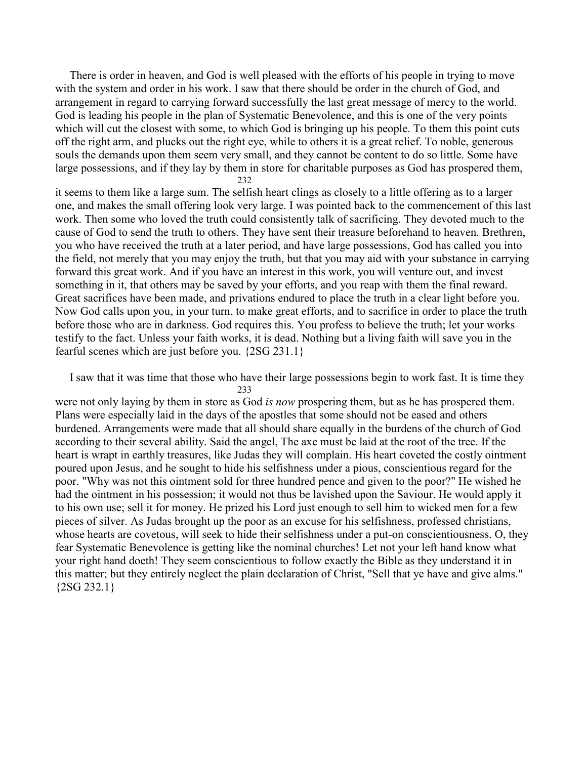There is order in heaven, and God is well pleased with the efforts of his people in trying to move with the system and order in his work. I saw that there should be order in the church of God, and arrangement in regard to carrying forward successfully the last great message of mercy to the world. God is leading his people in the plan of Systematic Benevolence, and this is one of the very points which will cut the closest with some, to which God is bringing up his people. To them this point cuts off the right arm, and plucks out the right eye, while to others it is a great relief. To noble, generous souls the demands upon them seem very small, and they cannot be content to do so little. Some have large possessions, and if they lay by them in store for charitable purposes as God has prospered them, it seems to them like a large sum. The selfish heart clings as closely to a little offering as to a larger one, and makes the small offering look very large. I was pointed back to the commencement of this last work. Then some who loved the truth could consistently talk of sacrificing. They devoted much to the cause of God to send the truth to others. They have sent their treasure beforehand to heaven. Brethren, you who have received the truth at a later period, and have large possessions, God has called you into the field, not merely that you may enjoy the truth, but that you may aid with your substance in carrying forward this great work. And if you have an interest in this work, you will venture out, and invest something in it, that others may be saved by your efforts, and you reap with them the final reward. Great sacrifices have been made, and privations endured to place the truth in a clear light before you. Now God calls upon you, in your turn, to make great efforts, and to sacrifice in order to place the truth before those who are in darkness. God requires this. You profess to believe the truth; let your works testify to the fact. Unless your faith works, it is dead. Nothing but a living faith will save you in the fearful scenes which are just before you. {2SG 231.1}

I saw that it was time that those who have their large possessions begin to work fast. It is time they were not only laying by them in store as God *is now* prospering them, but as he has prospered them. Plans were especially laid in the days of the apostles that some should not be eased and others burdened. Arrangements were made that all should share equally in the burdens of the church of God according to their several ability. Said the angel, The axe must be laid at the root of the tree. If the heart is wrapt in earthly treasures, like Judas they will complain. His heart coveted the costly ointment poured upon Jesus, and he sought to hide his selfishness under a pious, conscientious regard for the poor. "Why was not this ointment sold for three hundred pence and given to the poor?" He wished he had the ointment in his possession; it would not thus be lavished upon the Saviour. He would apply it to his own use; sell it for money. He prized his Lord just enough to sell him to wicked men for a few pieces of silver. As Judas brought up the poor as an excuse for his selfishness, professed christians, whose hearts are covetous, will seek to hide their selfishness under a put-on conscientiousness. O, they fear Systematic Benevolence is getting like the nominal churches! Let not your left hand know what your right hand doeth! They seem conscientious to follow exactly the Bible as they understand it in this matter; but they entirely neglect the plain declaration of Christ, "Sell that ye have and give alms." {2SG 232.1}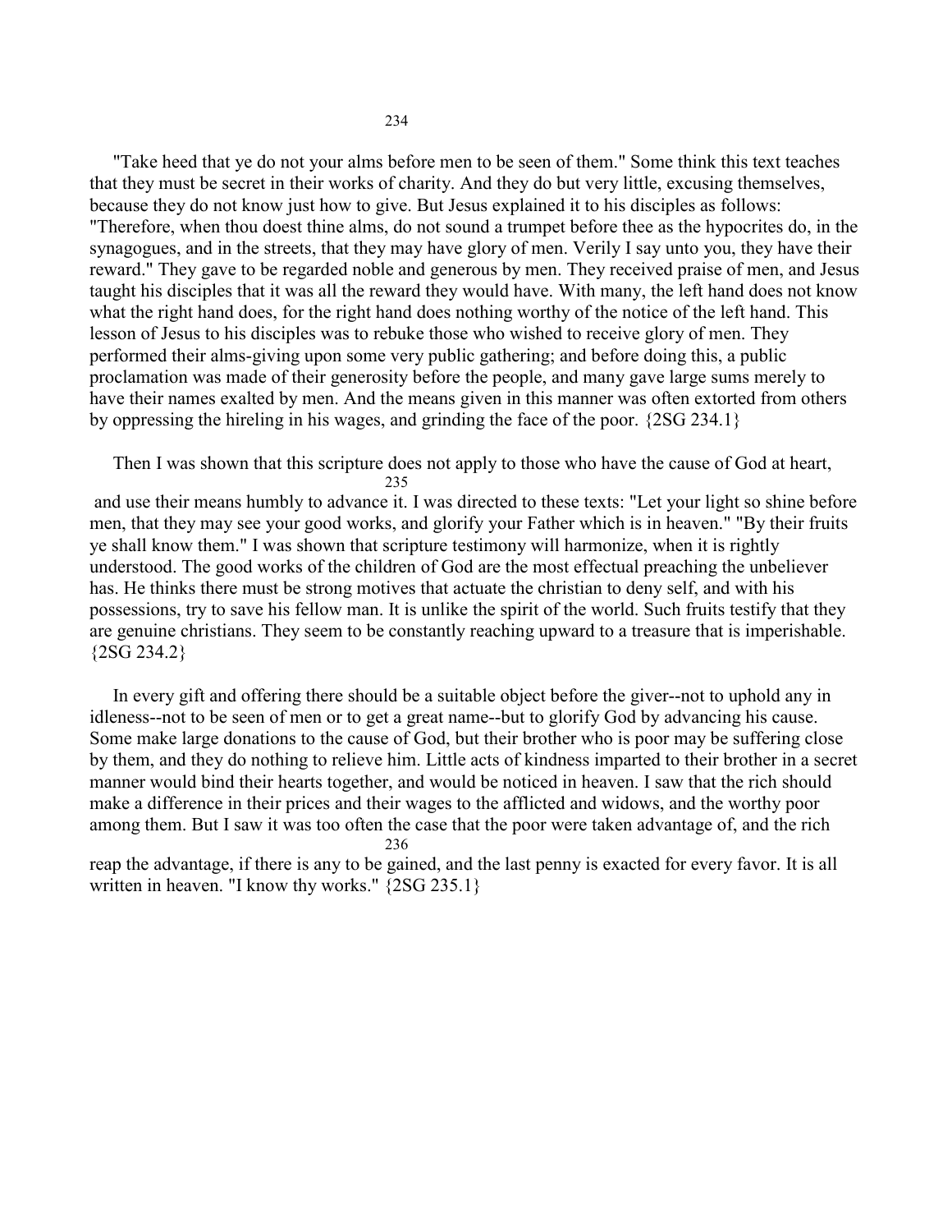"Take heed that ye do not your alms before men to be seen of them." Some think this text teaches that they must be secret in their works of charity. And they do but very little, excusing themselves, because they do not know just how to give. But Jesus explained it to his disciples as follows: "Therefore, when thou doest thine alms, do not sound a trumpet before thee as the hypocrites do, in the synagogues, and in the streets, that they may have glory of men. Verily I say unto you, they have their reward." They gave to be regarded noble and generous by men. They received praise of men, and Jesus taught his disciples that it was all the reward they would have. With many, the left hand does not know what the right hand does, for the right hand does nothing worthy of the notice of the left hand. This lesson of Jesus to his disciples was to rebuke those who wished to receive glory of men. They performed their alms-giving upon some very public gathering; and before doing this, a public proclamation was made of their generosity before the people, and many gave large sums merely to have their names exalted by men. And the means given in this manner was often extorted from others by oppressing the hireling in his wages, and grinding the face of the poor. {2SG 234.1}

Then I was shown that this scripture does not apply to those who have the cause of God at heart, and use their means humbly to advance it. I was directed to these texts: "Let your light so shine before men, that they may see your good works, and glorify your Father which is in heaven." "By their fruits ye shall know them." I was shown that scripture testimony will harmonize, when it is rightly understood. The good works of the children of God are the most effectual preaching the unbeliever has. He thinks there must be strong motives that actuate the christian to deny self, and with his possessions, try to save his fellow man. It is unlike the spirit of the world. Such fruits testify that they are genuine christians. They seem to be constantly reaching upward to a treasure that is imperishable. {2SG 234.2}

In every gift and offering there should be a suitable object before the giver--not to uphold any in idleness--not to be seen of men or to get a great name--but to glorify God by advancing his cause. Some make large donations to the cause of God, but their brother who is poor may be suffering close by them, and they do nothing to relieve him. Little acts of kindness imparted to their brother in a secret manner would bind their hearts together, and would be noticed in heaven. I saw that the rich should make a difference in their prices and their wages to the afflicted and widows, and the worthy poor among them. But I saw it was too often the case that the poor were taken advantage of, and the rich reap the advantage, if there is any to be gained, and the last penny is exacted for every favor. It is all written in heaven. "I know thy works." {2SG 235.1}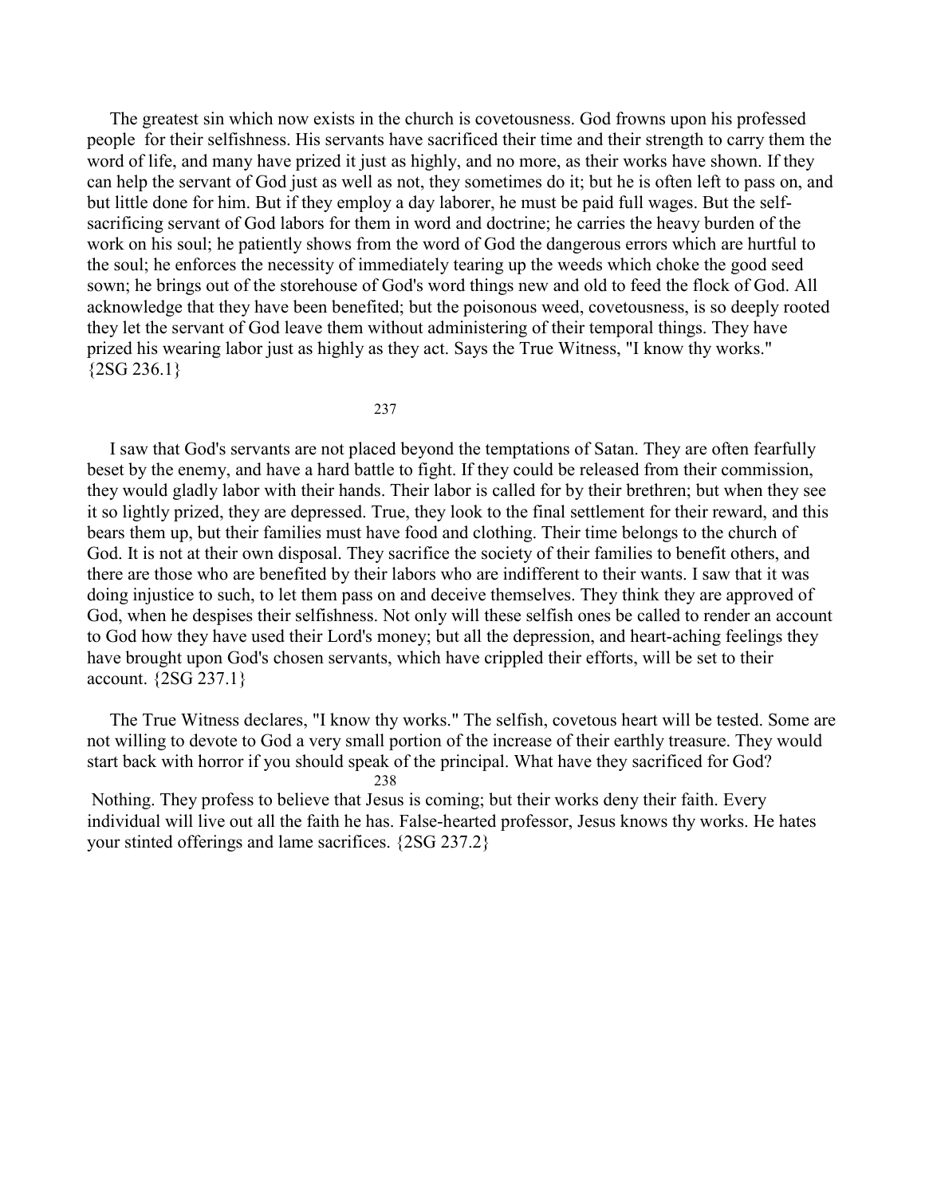The greatest sin which now exists in the church is covetousness. God frowns upon his professed people for their selfishness. His servants have sacrificed their time and their strength to carry them the word of life, and many have prized it just as highly, and no more, as their works have shown. If they can help the servant of God just as well as not, they sometimes do it; but he is often left to pass on, and but little done for him. But if they employ a day laborer, he must be paid full wages. But the self-sacrificing servant of God labors for them in word and doctrine; he carries the heavy burden of the work on his soul; he patiently shows from the word of God the dangerous errors which are hurtful to the soul; he enforces the necessity of immediately tearing up the weeds which choke the good seed sown; he brings out of the storehouse of God's word things new and old to feed the flock of God. All acknowledge that they have been benefited; but the poisonous weed, covetousness, is so deeply rooted they let the servant of God leave them without administering of their temporal things. They have prized his wearing labor just as highly as they act. Says the True Witness, "I know thy works." {2SG 236.1}

I saw that God's servants are not placed beyond the temptations of Satan. They are often fearfully beset by the enemy, and have a hard battle to fight. If they could be released from their commission, they would gladly labor with their hands. Their labor is called for by their brethren; but when they see it so lightly prized, they are depressed. True, they look to the final settlement for their reward, and this bears them up, but their families must have food and clothing. Their time belongs to the church of God. It is not at their own disposal. They sacrifice the society of their families to benefit others, and there are those who are benefited by their labors who are indifferent to their wants. I saw that it was doing injustice to such, to let them pass on and deceive themselves. They think they are approved of God, when he despises their selfishness. Not only will these selfish ones be called to render an account to God how they have used their Lord's money; but all the depression, and heart-aching feelings they have brought upon God's chosen servants, which have crippled their efforts, will be set to their account. {2SG 237.1}

The True Witness declares, "I know thy works." The selfish, covetous heart will be tested. Some are not willing to devote to God a very small portion of the increase of their earthly treasure. They would start back with horror if you should speak of the principal. What have they sacrificed for God? Nothing. They profess to believe that Jesus is coming; but their works deny their faith. Every individual will live out all the faith he has. False-hearted professor, Jesus knows thy works. He hates your stinted offerings and lame sacrifices. {2SG 237.2}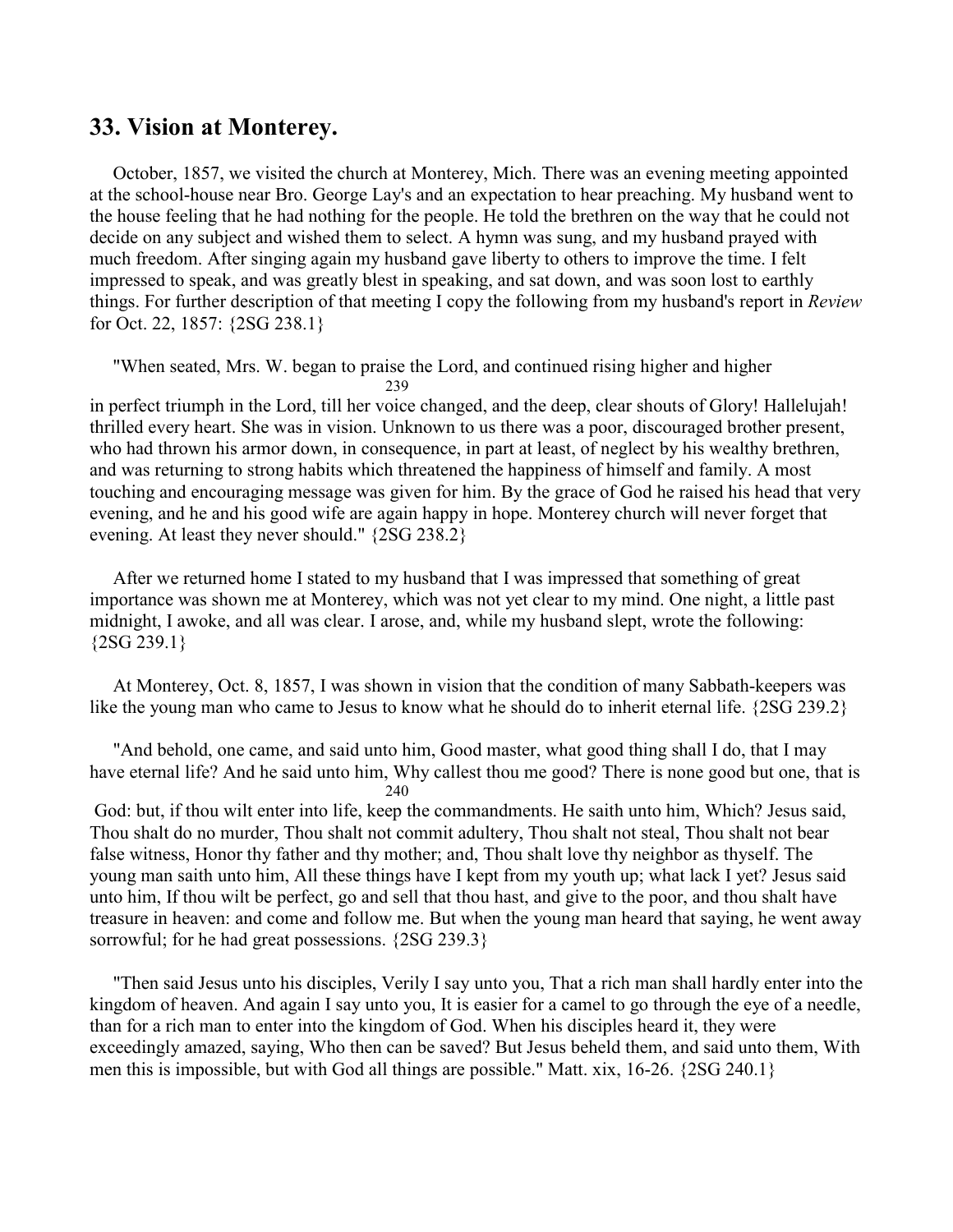## 33. Vision at Monterey.

October, 1857, we visited the church at Monterey, Mich. There was an evening meeting appointed at the school-house near Bro. George Lay's and an expectation to hear preaching. My husband went to the house feeling that he had nothing for the people. He told the brethren on the way that he could not decide on any subject and wished them to select. A hymn was sung, and my husband prayed with much freedom. After singing again my husband gave liberty to others to improve the time. I felt impressed to speak, and was greatly blest in speaking, and sat down, and was soon lost to earthly things. For further description of that meeting I copy the following from my husband's report in *Review* for Oct. 22, 1857: {2SG 238.1}

"When seated, Mrs. W. began to praise the Lord, and continued rising higher and higher in perfect triumph in the Lord, till her voice changed, and the deep, clear shouts of Glory! Hallelujah! thrilled every heart. She was in vision. Unknown to us there was a poor, discouraged brother present, who had thrown his armor down, in consequence, in part at least, of neglect by his wealthy brethren, and was returning to strong habits which threatened the happiness of himself and family. A most touching and encouraging message was given for him. By the grace of God he raised his head that very evening, and he and his good wife are again happy in hope. Monterey church will never forget that evening. At least they never should." {2SG 238.2}

After we returned home I stated to my husband that I was impressed that something of great importance was shown me at Monterey, which was not yet clear to my mind. One night, a little past midnight, I awoke, and all was clear. I arose, and, while my husband slept, wrote the following: {2SG 239.1}

At Monterey, Oct. 8, 1857, I was shown in vision that the condition of many Sabbath-keepers was like the young man who came to Jesus to know what he should do to inherit eternal life. {2SG 239.2}

"And behold, one came, and said unto him, Good master, what good thing shall I do, that I may have eternal life? And he said unto him, Why callest thou me good? There is none good but one, that is God: but, if thou wilt enter into life, keep the commandments. He saith unto him, Which? Jesus said, Thou shalt do no murder, Thou shalt not commit adultery, Thou shalt not steal, Thou shalt not bear false witness, Honor thy father and thy mother; and, Thou shalt love thy neighbor as thyself. The young man saith unto him, All these things have I kept from my youth up; what lack I yet? Jesus said unto him, If thou wilt be perfect, go and sell that thou hast, and give to the poor, and thou shalt have treasure in heaven: and come and follow me. But when the young man heard that saying, he went away sorrowful; for he had great possessions. {2SG 239.3}

"Then said Jesus unto his disciples, Verily I say unto you, That a rich man shall hardly enter into the kingdom of heaven. And again I say unto you, It is easier for a camel to go through the eye of a needle, than for a rich man to enter into the kingdom of God. When his disciples heard it, they were exceedingly amazed, saying, Who then can be saved? But Jesus beheld them, and said unto them, With men this is impossible, but with God all things are possible." Matt. xix, 16-26. {2SG 240.1}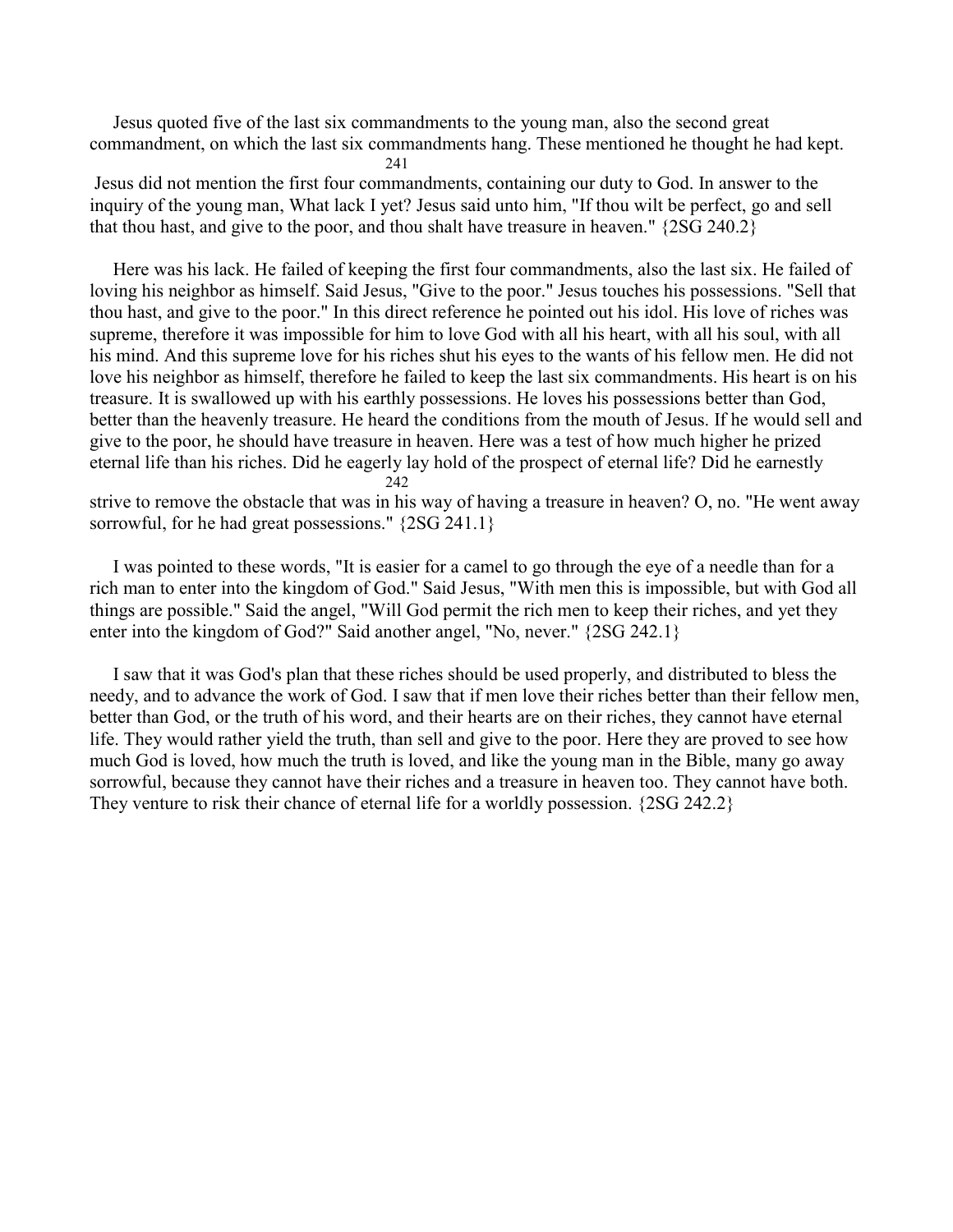Jesus quoted five of the last six commandments to the young man, also the second great commandment, on which the last six commandments hang. These mentioned he thought he had kept. Jesus did not mention the first four commandments, containing our duty to God. In answer to the inquiry of the young man, What lack I yet? Jesus said unto him, "If thou wilt be perfect, go and sell that thou hast, and give to the poor, and thou shalt have treasure in heaven." {2SG 240.2}

Here was his lack. He failed of keeping the first four commandments, also the last six. He failed of loving his neighbor as himself. Said Jesus, "Give to the poor." Jesus touches his possessions. "Sell that thou hast, and give to the poor." In this direct reference he pointed out his idol. His love of riches was supreme, therefore it was impossible for him to love God with all his heart, with all his soul, with all his mind. And this supreme love for his riches shut his eyes to the wants of his fellow men. He did not love his neighbor as himself, therefore he failed to keep the last six commandments. His heart is on his treasure. It is swallowed up with his earthly possessions. He loves his possessions better than God, better than the heavenly treasure. He heard the conditions from the mouth of Jesus. If he would sell and give to the poor, he should have treasure in heaven. Here was a test of how much higher he prized eternal life than his riches. Did he eagerly lay hold of the prospect of eternal life? Did he earnestly strive to remove the obstacle that was in his way of having a treasure in heaven? O, no. "He went away sorrowful, for he had great possessions." {2SG 241.1}

I was pointed to these words, "It is easier for a camel to go through the eye of a needle than for a rich man to enter into the kingdom of God." Said Jesus, "With men this is impossible, but with God all things are possible." Said the angel, "Will God permit the rich men to keep their riches, and yet they enter into the kingdom of God?" Said another angel, "No, never." {2SG 242.1}

I saw that it was God's plan that these riches should be used properly, and distributed to bless the needy, and to advance the work of God. I saw that if men love their riches better than their fellow men, better than God, or the truth of his word, and their hearts are on their riches, they cannot have eternal life. They would rather yield the truth, than sell and give to the poor. Here they are proved to see how much God is loved, how much the truth is loved, and like the young man in the Bible, many go away sorrowful, because they cannot have their riches and a treasure in heaven too. They cannot have both. They venture to risk their chance of eternal life for a worldly possession. {2SG 242.2}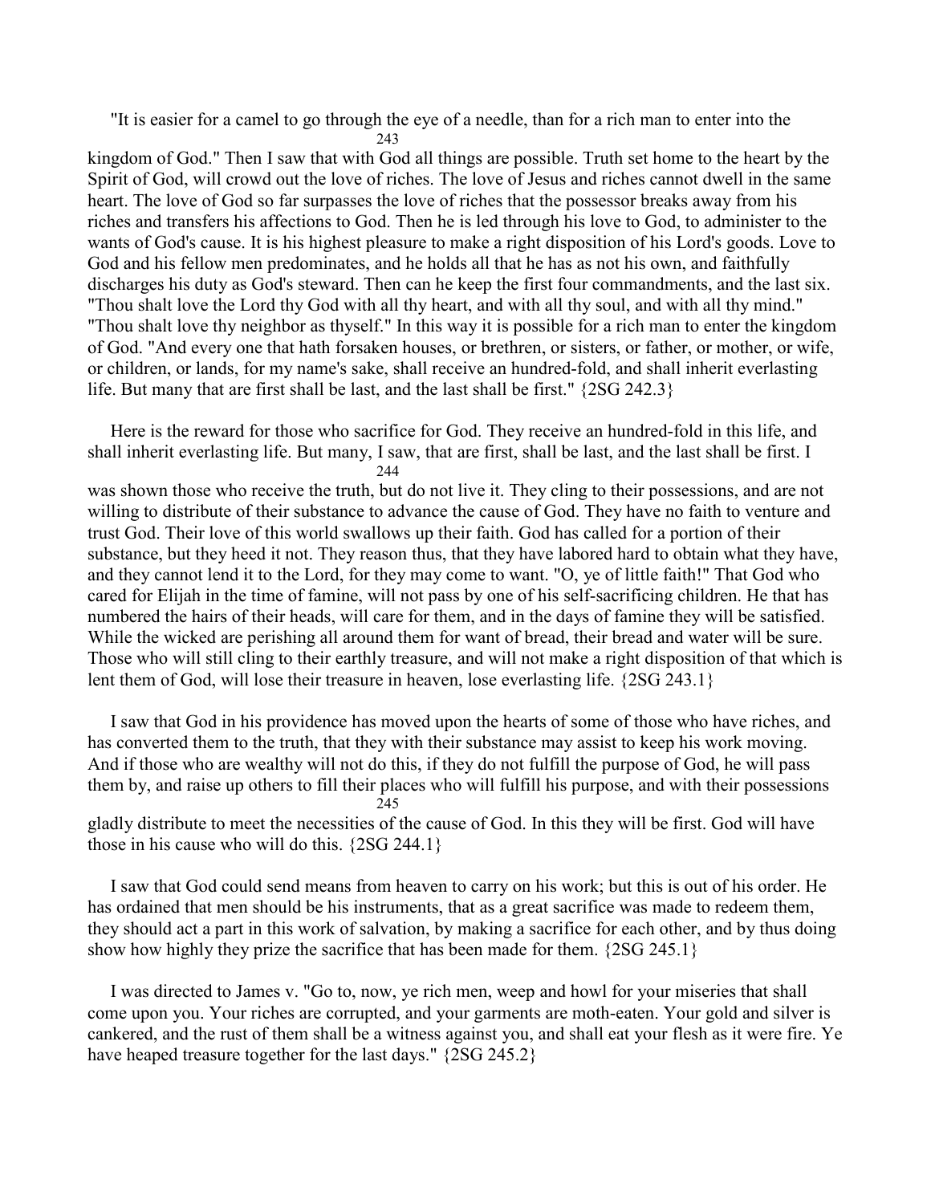"It is easier for a camel to go through the eye of a needle, than for a rich man to enter into the kingdom of God." Then I saw that with God all things are possible. Truth set home to the heart by the Spirit of God, will crowd out the love of riches. The love of Jesus and riches cannot dwell in the same heart. The love of God so far surpasses the love of riches that the possessor breaks away from his riches and transfers his affections to God. Then he is led through his love to God, to administer to the wants of God's cause. It is his highest pleasure to make a right disposition of his Lord's goods. Love to God and his fellow men predominates, and he holds all that he has as not his own, and faithfully discharges his duty as God's steward. Then can he keep the first four commandments, and the last six. "Thou shalt love the Lord thy God with all thy heart, and with all thy soul, and with all thy mind." "Thou shalt love thy neighbor as thyself." In this way it is possible for a rich man to enter the kingdom of God. "And every one that hath forsaken houses, or brethren, or sisters, or father, or mother, or wife, or children, or lands, for my name's sake, shall receive an hundred-fold, and shall inherit everlasting life. But many that are first shall be last, and the last shall be first." {2SG 242.3}

Here is the reward for those who sacrifice for God. They receive an hundred-fold in this life, and shall inherit everlasting life. But many, I saw, that are first, shall be last, and the last shall be first. I was shown those who receive the truth, but do not live it. They cling to their possessions, and are not willing to distribute of their substance to advance the cause of God. They have no faith to venture and trust God. Their love of this world swallows up their faith. God has called for a portion of their substance, but they heed it not. They reason thus, that they have labored hard to obtain what they have, and they cannot lend it to the Lord, for they may come to want. "O, ye of little faith!" That God who cared for Elijah in the time of famine, will not pass by one of his self-sacrificing children. He that has numbered the hairs of their heads, will care for them, and in the days of famine they will be satisfied. While the wicked are perishing all around them for want of bread, their bread and water will be sure. Those who will still cling to their earthly treasure, and will not make a right disposition of that which is lent them of God, will lose their treasure in heaven, lose everlasting life. {2SG 243.1}

I saw that God in his providence has moved upon the hearts of some of those who have riches, and has converted them to the truth, that they with their substance may assist to keep his work moving. And if those who are wealthy will not do this, if they do not fulfill the purpose of God, he will pass them by, and raise up others to fill their places who will fulfill his purpose, and with their possessions gladly distribute to meet the necessities of the cause of God. In this they will be first. God will have those in his cause who will do this. {2SG 244.1}

I saw that God could send means from heaven to carry on his work; but this is out of his order. He has ordained that men should be his instruments, that as a great sacrifice was made to redeem them, they should act a part in this work of salvation, by making a sacrifice for each other, and by thus doing show how highly they prize the sacrifice that has been made for them. {2SG 245.1}

I was directed to James v. "Go to, now, ye rich men, weep and howl for your miseries that shall come upon you. Your riches are corrupted, and your garments are moth-eaten. Your gold and silver is cankered, and the rust of them shall be a witness against you, and shall eat your flesh as it were fire. Ye have heaped treasure together for the last days." {2SG 245.2}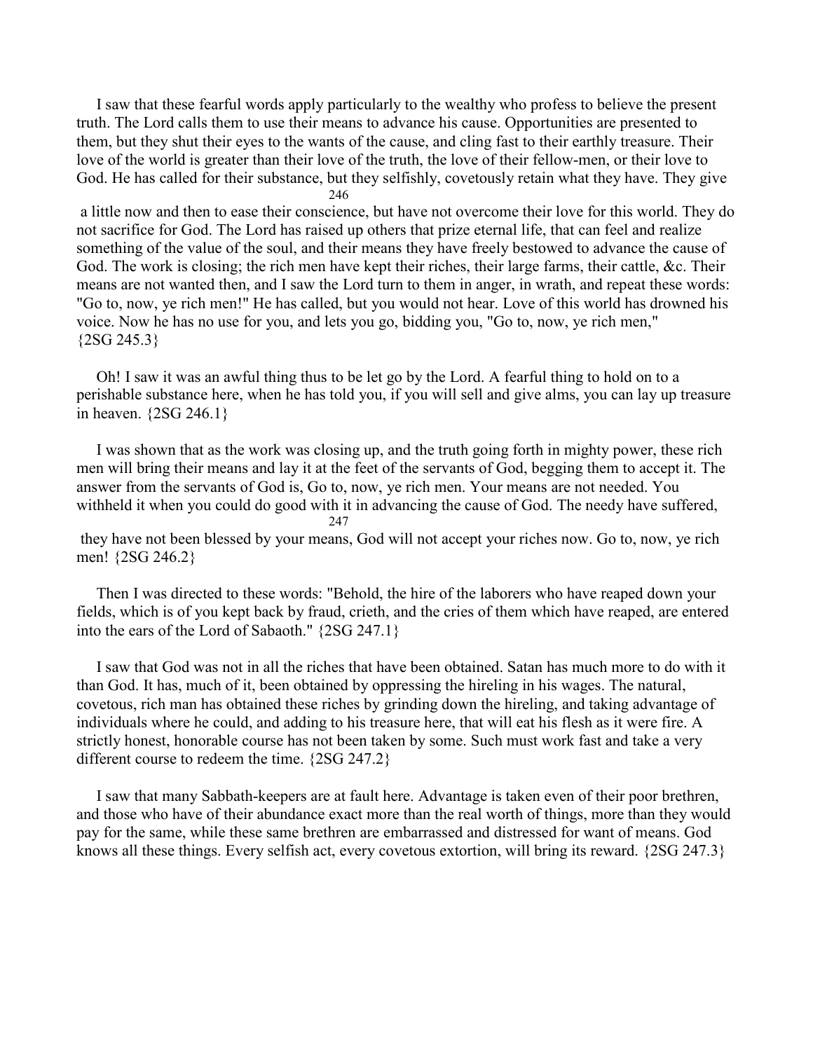I saw that these fearful words apply particularly to the wealthy who profess to believe the present truth. The Lord calls them to use their means to advance his cause. Opportunities are presented to them, but they shut their eyes to the wants of the cause, and cling fast to their earthly treasure. Their love of the world is greater than their love of the truth, the love of their fellow-men, or their love to God. He has called for their substance, but they selfishly, covetously retain what they have. They give a little now and then to ease their conscience, but have not overcome their love for this world. They do not sacrifice for God. The Lord has raised up others that prize eternal life, that can feel and realize something of the value of the soul, and their means they have freely bestowed to advance the cause of God. The work is closing; the rich men have kept their riches, their large farms, their cattle, &c. Their means are not wanted then, and I saw the Lord turn to them in anger, in wrath, and repeat these words: "Go to, now, ye rich men!" He has called, but you would not hear. Love of this world has drowned his voice. Now he has no use for you, and lets you go, bidding you, "Go to, now, ye rich men," {2SG 245.3}

Oh! I saw it was an awful thing thus to be let go by the Lord. A fearful thing to hold on to a perishable substance here, when he has told you, if you will sell and give alms, you can lay up treasure in heaven. {2SG 246.1}

I was shown that as the work was closing up, and the truth going forth in mighty power, these rich men will bring their means and lay it at the feet of the servants of God, begging them to accept it. The answer from the servants of God is, Go to, now, ye rich men. Your means are not needed. You withheld it when you could do good with it in advancing the cause of God. The needy have suffered, they have not been blessed by your means, God will not accept your riches now. Go to, now, ye rich men! {2SG 246.2}

Then I was directed to these words: "Behold, the hire of the laborers who have reaped down your fields, which is of you kept back by fraud, crieth, and the cries of them which have reaped, are entered into the ears of the Lord of Sabaoth." {2SG 247.1}

I saw that God was not in all the riches that have been obtained. Satan has much more to do with it than God. It has, much of it, been obtained by oppressing the hireling in his wages. The natural, covetous, rich man has obtained these riches by grinding down the hireling, and taking advantage of individuals where he could, and adding to his treasure here, that will eat his flesh as it were fire. A strictly honest, honorable course has not been taken by some. Such must work fast and take a very different course to redeem the time. {2SG 247.2}

I saw that many Sabbath-keepers are at fault here. Advantage is taken even of their poor brethren, and those who have of their abundance exact more than the real worth of things, more than they would pay for the same, while these same brethren are embarrassed and distressed for want of means. God knows all these things. Every selfish act, every covetous extortion, will bring its reward. {2SG 247.3}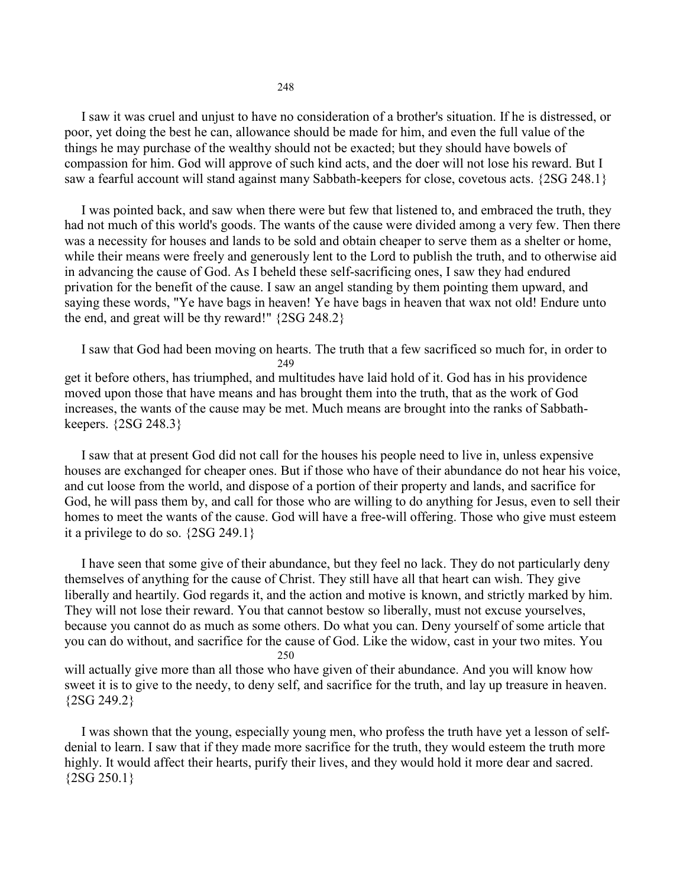I saw it was cruel and unjust to have no consideration of a brother's situation. If he is distressed, or poor, yet doing the best he can, allowance should be made for him, and even the full value of the things he may purchase of the wealthy should not be exacted; but they should have bowels of compassion for him. God will approve of such kind acts, and the doer will not lose his reward. But I saw a fearful account will stand against many Sabbath-keepers for close, covetous acts. {2SG 248.1}

I was pointed back, and saw when there were but few that listened to, and embraced the truth, they had not much of this world's goods. The wants of the cause were divided among a very few. Then there was a necessity for houses and lands to be sold and obtain cheaper to serve them as a shelter or home, while their means were freely and generously lent to the Lord to publish the truth, and to otherwise aid in advancing the cause of God. As I beheld these self-sacrificing ones, I saw they had endured privation for the benefit of the cause. I saw an angel standing by them pointing them upward, and saying these words, "Ye have bags in heaven! Ye have bags in heaven that wax not old! Endure unto the end, and great will be thy reward!" {2SG 248.2}

I saw that God had been moving on hearts. The truth that a few sacrificed so much for, in order to get it before others, has triumphed, and multitudes have laid hold of it. God has in his providence moved upon those that have means and has brought them into the truth, that as the work of God increases, the wants of the cause may be met. Much means are brought into the ranks of Sabbath-keepers. {2SG 248.3}

I saw that at present God did not call for the houses his people need to live in, unless expensive houses are exchanged for cheaper ones. But if those who have of their abundance do not hear his voice, and cut loose from the world, and dispose of a portion of their property and lands, and sacrifice for God, he will pass them by, and call for those who are willing to do anything for Jesus, even to sell their homes to meet the wants of the cause. God will have a free-will offering. Those who give must esteem it a privilege to do so. {2SG 249.1}

I have seen that some give of their abundance, but they feel no lack. They do not particularly deny themselves of anything for the cause of Christ. They still have all that heart can wish. They give liberally and heartily. God regards it, and the action and motive is known, and strictly marked by him. They will not lose their reward. You that cannot bestow so liberally, must not excuse yourselves, because you cannot do as much as some others. Do what you can. Deny yourself of some article that you can do without, and sacrifice for the cause of God. Like the widow, cast in your two mites. You will actually give more than all those who have given of their abundance. And you will know how sweet it is to give to the needy, to deny self, and sacrifice for the truth, and lay up treasure in heaven. {2SG 249.2}

I was shown that the young, especially young men, who profess the truth have yet a lesson of self-denial to learn. I saw that if they made more sacrifice for the truth, they would esteem the truth more highly. It would affect their hearts, purify their lives, and they would hold it more dear and sacred. {2SG 250.1}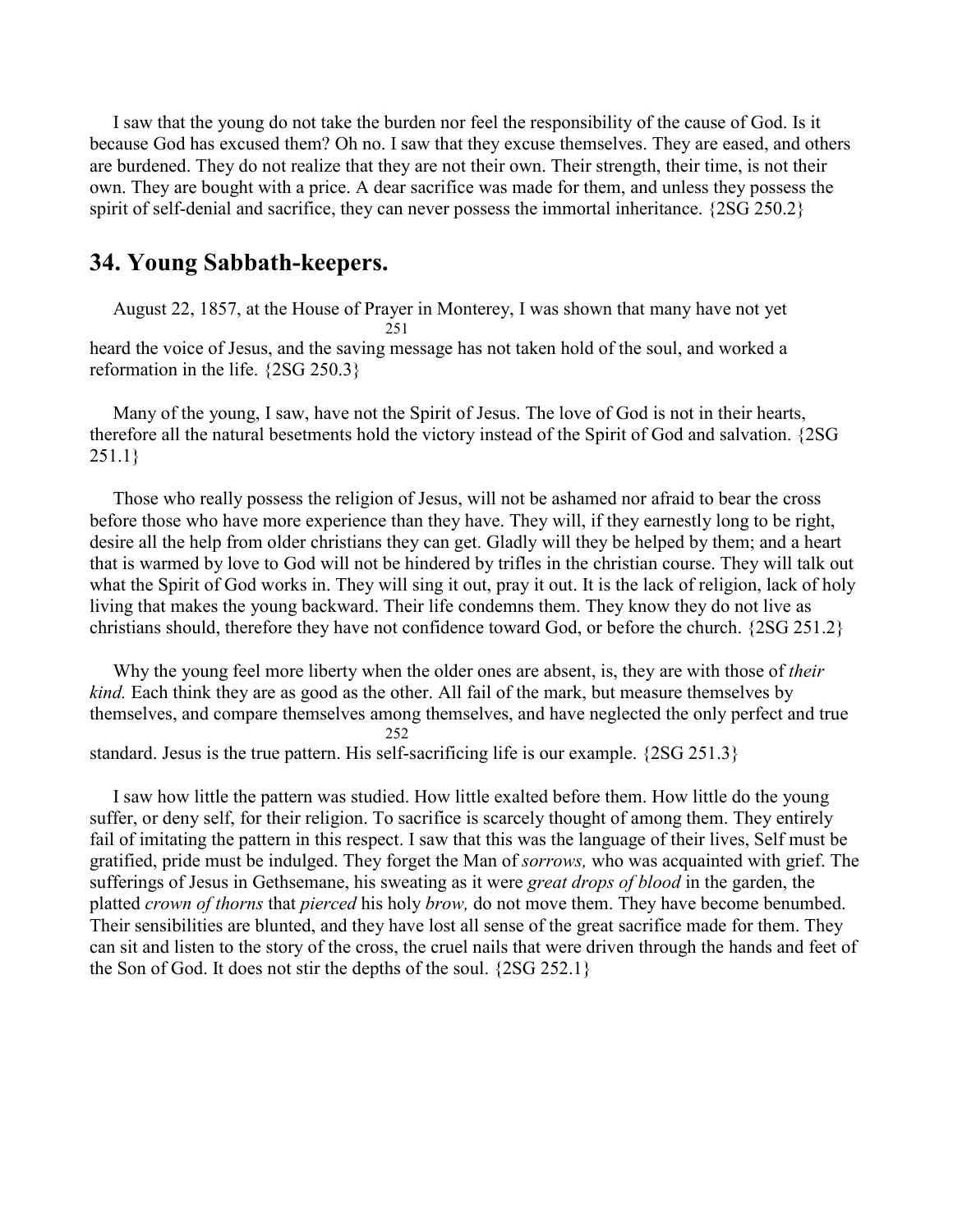I saw that the young do not take the burden nor feel the responsibility of the cause of God. Is it because God has excused them? Oh no. I saw that they excuse themselves. They are eased, and others are burdened. They do not realize that they are not their own. Their strength, their time, is not their own. They are bought with a price. A dear sacrifice was made for them, and unless they possess the spirit of self-denial and sacrifice, they can never possess the immortal inheritance. {2SG 250.2}

## 34. Young Sabbath-keepers.

August 22, 1857, at the House of Prayer in Monterey, I was shown that many have not yet heard the voice of Jesus, and the saving message has not taken hold of the soul, and worked a reformation in the life. {2SG 250.3}

Many of the young, I saw, have not the Spirit of Jesus. The love of God is not in their hearts, therefore all the natural besetments hold the victory instead of the Spirit of God and salvation. {2SG 251.1}

Those who really possess the religion of Jesus, will not be ashamed nor afraid to bear the cross before those who have more experience than they have. They will, if they earnestly long to be right, desire all the help from older christians they can get. Gladly will they be helped by them; and a heart that is warmed by love to God will not be hindered by trifles in the christian course. They will talk out what the Spirit of God works in. They will sing it out, pray it out. It is the lack of religion, lack of holy living that makes the young backward. Their life condemns them. They know they do not live as christians should, therefore they have not confidence toward God, or before the church. {2SG 251.2}

Why the young feel more liberty when the older ones are absent, is, they are with those of *their kind.* Each think they are as good as the other. All fail of the mark, but measure themselves by themselves, and compare themselves among themselves, and have neglected the only perfect and true standard. Jesus is the true pattern. His self-sacrificing life is our example. {2SG 251.3}

I saw how little the pattern was studied. How little exalted before them. How little do the young suffer, or deny self, for their religion. To sacrifice is scarcely thought of among them. They entirely fail of imitating the pattern in this respect. I saw that this was the language of their lives, Self must be gratified, pride must be indulged. They forget the Man of *sorrows,* who was acquainted with grief. The sufferings of Jesus in Gethsemane, his sweating as it were *great drops of blood* in the garden, the platted *crown of thorns* that *pierced* his holy *brow,* do not move them. They have become benumbed. Their sensibilities are blunted, and they have lost all sense of the great sacrifice made for them. They can sit and listen to the story of the cross, the cruel nails that were driven through the hands and feet of the Son of God. It does not stir the depths of the soul. {2SG 252.1}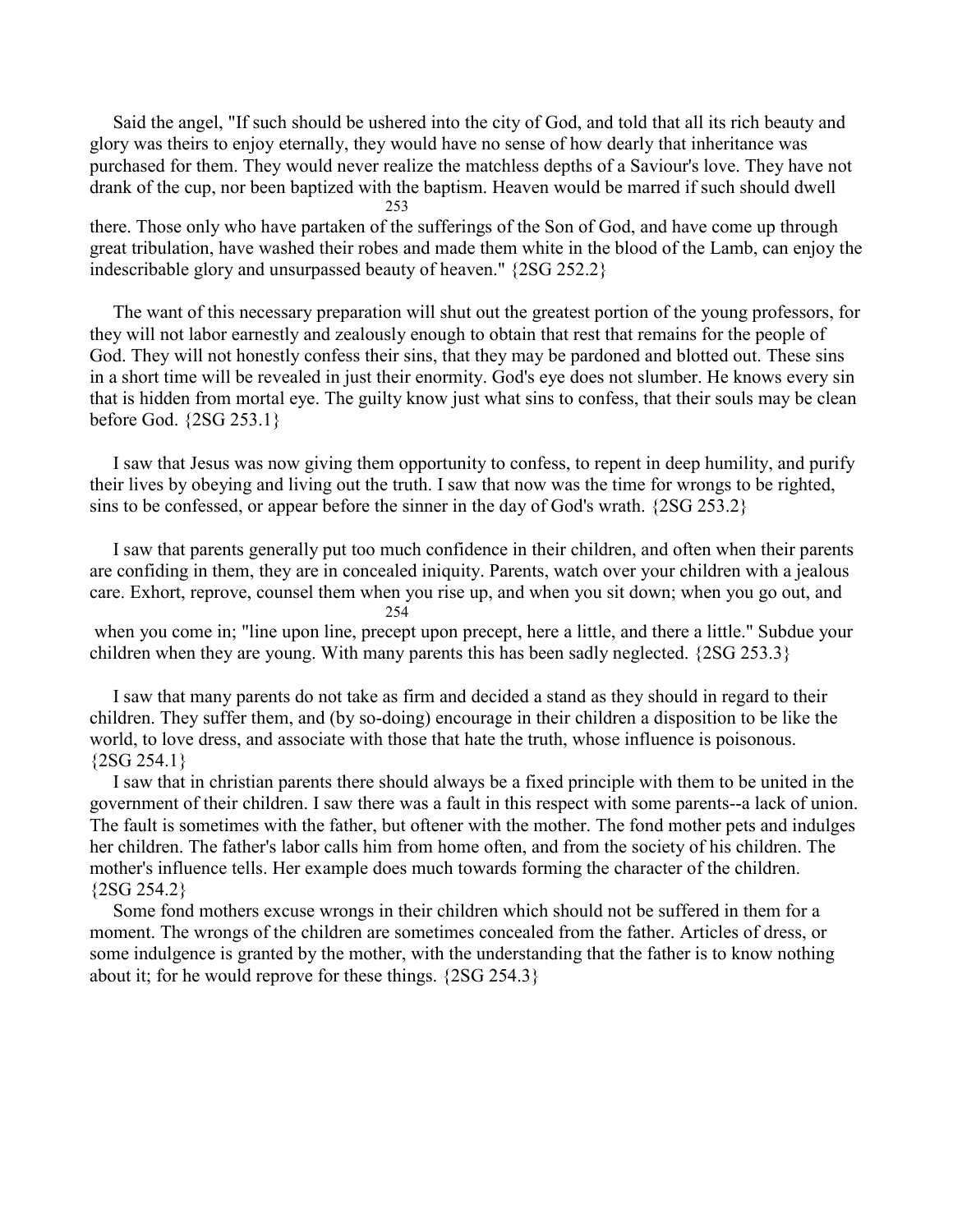Said the angel, "If such should be ushered into the city of God, and told that all its rich beauty and glory was theirs to enjoy eternally, they would have no sense of how dearly that inheritance was purchased for them. They would never realize the matchless depths of a Saviour's love. They have not drank of the cup, nor been baptized with the baptism. Heaven would be marred if such should dwell there. Those only who have partaken of the sufferings of the Son of God, and have come up through great tribulation, have washed their robes and made them white in the blood of the Lamb, can enjoy the indescribable glory and unsurpassed beauty of heaven." {2SG 252.2}

The want of this necessary preparation will shut out the greatest portion of the young professors, for they will not labor earnestly and zealously enough to obtain that rest that remains for the people of God. They will not honestly confess their sins, that they may be pardoned and blotted out. These sins in a short time will be revealed in just their enormity. God's eye does not slumber. He knows every sin that is hidden from mortal eye. The guilty know just what sins to confess, that their souls may be clean before God. {2SG 253.1}

I saw that Jesus was now giving them opportunity to confess, to repent in deep humility, and purify their lives by obeying and living out the truth. I saw that now was the time for wrongs to be righted, sins to be confessed, or appear before the sinner in the day of God's wrath. {2SG 253.2}

I saw that parents generally put too much confidence in their children, and often when their parents are confiding in them, they are in concealed iniquity. Parents, watch over your children with a jealous care. Exhort, reprove, counsel them when you rise up, and when you sit down; when you go out, and when you come in; "line upon line, precept upon precept, here a little, and there a little." Subdue your children when they are young. With many parents this has been sadly neglected. {2SG 253.3}

I saw that many parents do not take as firm and decided a stand as they should in regard to their children. They suffer them, and (by so-doing) encourage in their children a disposition to be like the world, to love dress, and associate with those that hate the truth, whose influence is poisonous. {2SG 254.1}

I saw that in christian parents there should always be a fixed principle with them to be united in the government of their children. I saw there was a fault in this respect with some parents--a lack of union. The fault is sometimes with the father, but oftener with the mother. The fond mother pets and indulges her children. The father's labor calls him from home often, and from the society of his children. The mother's influence tells. Her example does much towards forming the character of the children. {2SG 254.2}

Some fond mothers excuse wrongs in their children which should not be suffered in them for a moment. The wrongs of the children are sometimes concealed from the father. Articles of dress, or some indulgence is granted by the mother, with the understanding that the father is to know nothing about it; for he would reprove for these things. {2SG 254.3}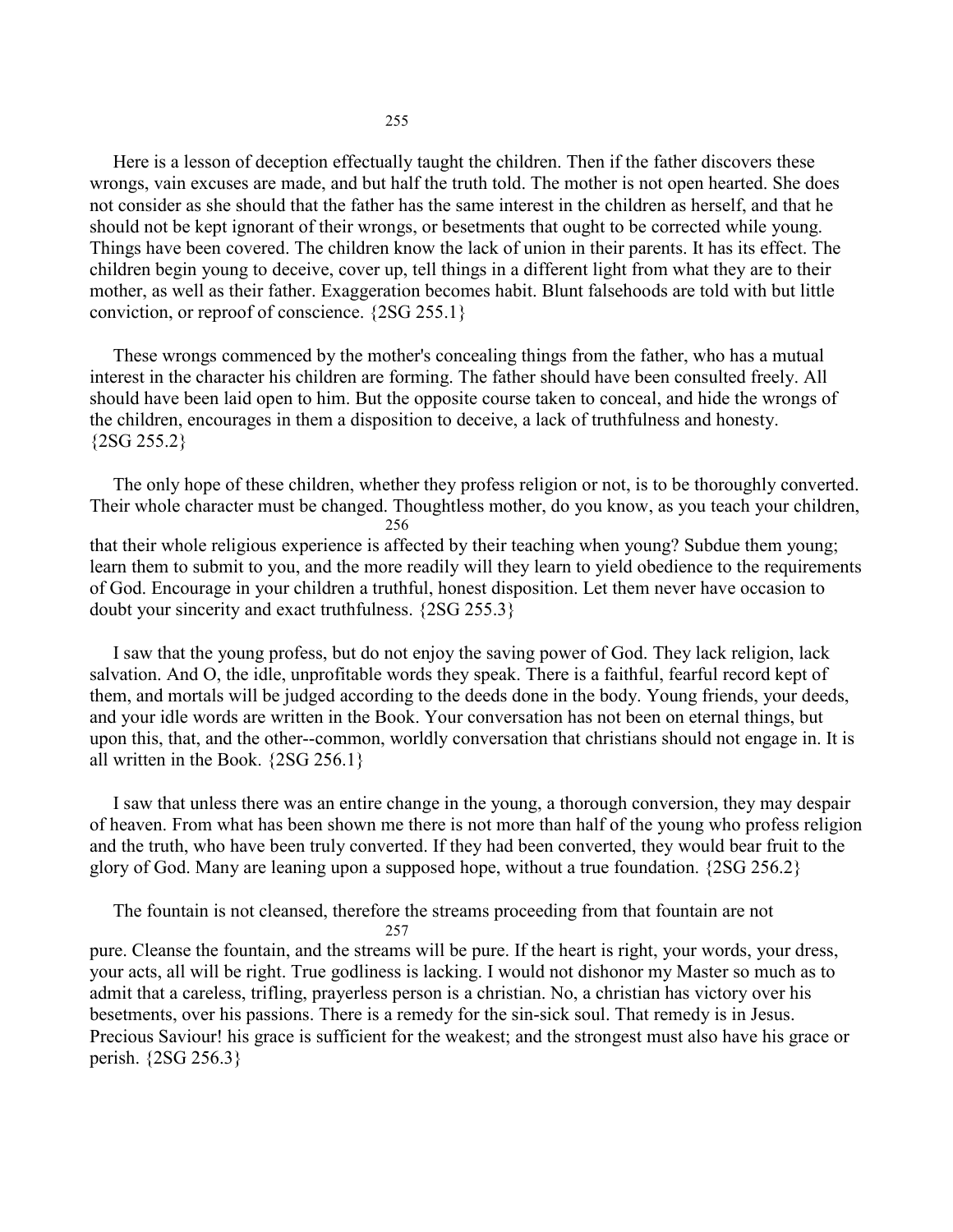Here is a lesson of deception effectually taught the children. Then if the father discovers these wrongs, vain excuses are made, and but half the truth told. The mother is not open hearted. She does not consider as she should that the father has the same interest in the children as herself, and that he should not be kept ignorant of their wrongs, or besetments that ought to be corrected while young. Things have been covered. The children know the lack of union in their parents. It has its effect. The children begin young to deceive, cover up, tell things in a different light from what they are to their mother, as well as their father. Exaggeration becomes habit. Blunt falsehoods are told with but little conviction, or reproof of conscience. {2SG 255.1}

These wrongs commenced by the mother's concealing things from the father, who has a mutual interest in the character his children are forming. The father should have been consulted freely. All should have been laid open to him. But the opposite course taken to conceal, and hide the wrongs of the children, encourages in them a disposition to deceive, a lack of truthfulness and honesty. {2SG 255.2}

The only hope of these children, whether they profess religion or not, is to be thoroughly converted. Their whole character must be changed. Thoughtless mother, do you know, as you teach your children, that their whole religious experience is affected by their teaching when young? Subdue them young; learn them to submit to you, and the more readily will they learn to yield obedience to the requirements of God. Encourage in your children a truthful, honest disposition. Let them never have occasion to doubt your sincerity and exact truthfulness. {2SG 255.3}

I saw that the young profess, but do not enjoy the saving power of God. They lack religion, lack salvation. And O, the idle, unprofitable words they speak. There is a faithful, fearful record kept of them, and mortals will be judged according to the deeds done in the body. Young friends, your deeds, and your idle words are written in the Book. Your conversation has not been on eternal things, but upon this, that, and the other--common, worldly conversation that christians should not engage in. It is all written in the Book. {2SG 256.1}

I saw that unless there was an entire change in the young, a thorough conversion, they may despair of heaven. From what has been shown me there is not more than half of the young who profess religion and the truth, who have been truly converted. If they had been converted, they would bear fruit to the glory of God. Many are leaning upon a supposed hope, without a true foundation. {2SG 256.2}

The fountain is not cleansed, therefore the streams proceeding from that fountain are not pure. Cleanse the fountain, and the streams will be pure. If the heart is right, your words, your dress, your acts, all will be right. True godliness is lacking. I would not dishonor my Master so much as to admit that a careless, trifling, prayerless person is a christian. No, a christian has victory over his besetments, over his passions. There is a remedy for the sin-sick soul. That remedy is in Jesus. Precious Saviour! his grace is sufficient for the weakest; and the strongest must also have his grace or perish. {2SG 256.3}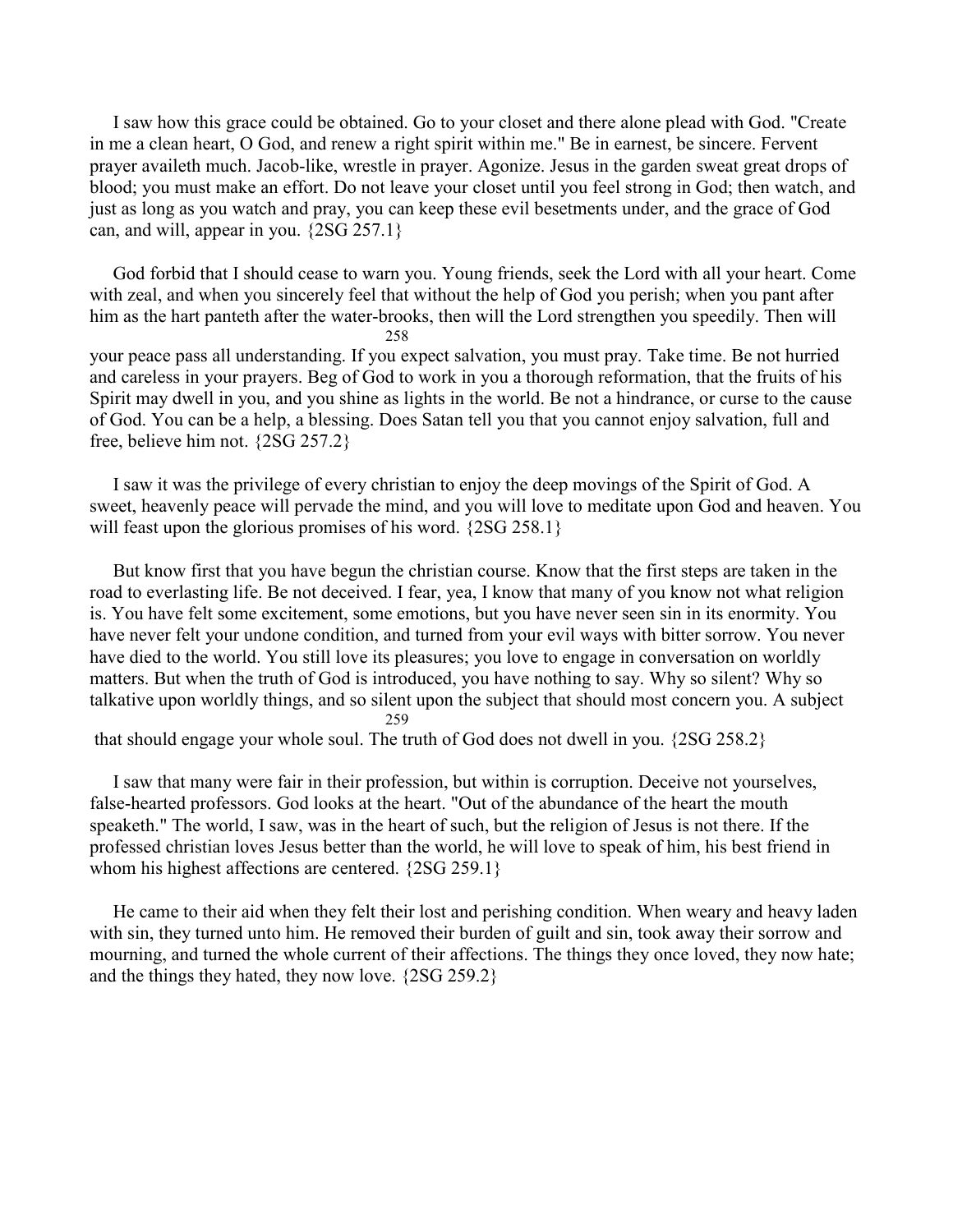I saw how this grace could be obtained. Go to your closet and there alone plead with God. "Create in me a clean heart, O God, and renew a right spirit within me." Be in earnest, be sincere. Fervent prayer availeth much. Jacob-like, wrestle in prayer. Agonize. Jesus in the garden sweat great drops of blood; you must make an effort. Do not leave your closet until you feel strong in God; then watch, and just as long as you watch and pray, you can keep these evil besetments under, and the grace of God can, and will, appear in you. {2SG 257.1}

God forbid that I should cease to warn you. Young friends, seek the Lord with all your heart. Come with zeal, and when you sincerely feel that without the help of God you perish; when you pant after him as the hart panteth after the water-brooks, then will the Lord strengthen you speedily. Then will your peace pass all understanding. If you expect salvation, you must pray. Take time. Be not hurried and careless in your prayers. Beg of God to work in you a thorough reformation, that the fruits of his Spirit may dwell in you, and you shine as lights in the world. Be not a hindrance, or curse to the cause of God. You can be a help, a blessing. Does Satan tell you that you cannot enjoy salvation, full and free, believe him not. {2SG 257.2}

I saw it was the privilege of every christian to enjoy the deep movings of the Spirit of God. A sweet, heavenly peace will pervade the mind, and you will love to meditate upon God and heaven. You will feast upon the glorious promises of his word. {2SG 258.1}

But know first that you have begun the christian course. Know that the first steps are taken in the road to everlasting life. Be not deceived. I fear, yea, I know that many of you know not what religion is. You have felt some excitement, some emotions, but you have never seen sin in its enormity. You have never felt your undone condition, and turned from your evil ways with bitter sorrow. You never have died to the world. You still love its pleasures; you love to engage in conversation on worldly matters. But when the truth of God is introduced, you have nothing to say. Why so silent? Why so talkative upon worldly things, and so silent upon the subject that should most concern you. A subject that should engage your whole soul. The truth of God does not dwell in you. {2SG 258.2}

I saw that many were fair in their profession, but within is corruption. Deceive not yourselves, false-hearted professors. God looks at the heart. "Out of the abundance of the heart the mouth speaketh." The world, I saw, was in the heart of such, but the religion of Jesus is not there. If the professed christian loves Jesus better than the world, he will love to speak of him, his best friend in whom his highest affections are centered. {2SG 259.1}

He came to their aid when they felt their lost and perishing condition. When weary and heavy laden with sin, they turned unto him. He removed their burden of guilt and sin, took away their sorrow and mourning, and turned the whole current of their affections. The things they once loved, they now hate; and the things they hated, they now love. {2SG 259.2}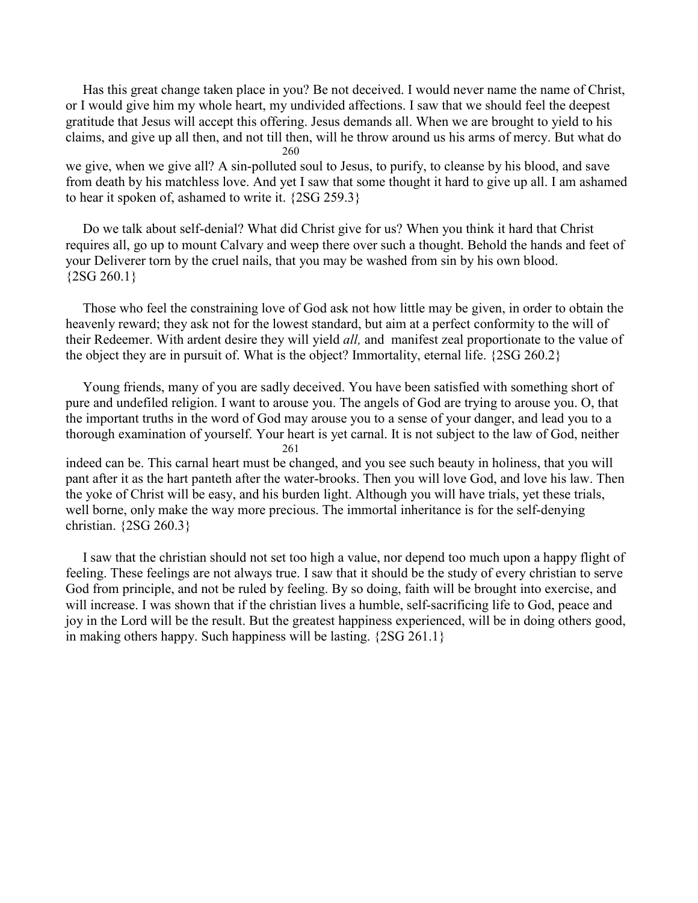Has this great change taken place in you? Be not deceived. I would never name the name of Christ, or I would give him my whole heart, my undivided affections. I saw that we should feel the deepest gratitude that Jesus will accept this offering. Jesus demands all. When we are brought to yield to his claims, and give up all then, and not till then, will he throw around us his arms of mercy. But what do we give, when we give all? A sin-polluted soul to Jesus, to purify, to cleanse by his blood, and save from death by his matchless love. And yet I saw that some thought it hard to give up all. I am ashamed to hear it spoken of, ashamed to write it. {2SG 259.3}

Do we talk about self-denial? What did Christ give for us? When you think it hard that Christ requires all, go up to mount Calvary and weep there over such a thought. Behold the hands and feet of your Deliverer torn by the cruel nails, that you may be washed from sin by his own blood. {2SG 260.1}

Those who feel the constraining love of God ask not how little may be given, in order to obtain the heavenly reward; they ask not for the lowest standard, but aim at a perfect conformity to the will of their Redeemer. With ardent desire they will yield *all,* and manifest zeal proportionate to the value of the object they are in pursuit of. What is the object? Immortality, eternal life. {2SG 260.2}

Young friends, many of you are sadly deceived. You have been satisfied with something short of pure and undefiled religion. I want to arouse you. The angels of God are trying to arouse you. O, that the important truths in the word of God may arouse you to a sense of your danger, and lead you to a thorough examination of yourself. Your heart is yet carnal. It is not subject to the law of God, neither indeed can be. This carnal heart must be changed, and you see such beauty in holiness, that you will pant after it as the hart panteth after the water-brooks. Then you will love God, and love his law. Then the yoke of Christ will be easy, and his burden light. Although you will have trials, yet these trials, well borne, only make the way more precious. The immortal inheritance is for the self-denying christian. {2SG 260.3}

I saw that the christian should not set too high a value, nor depend too much upon a happy flight of feeling. These feelings are not always true. I saw that it should be the study of every christian to serve God from principle, and not be ruled by feeling. By so doing, faith will be brought into exercise, and will increase. I was shown that if the christian lives a humble, self-sacrificing life to God, peace and joy in the Lord will be the result. But the greatest happiness experienced, will be in doing others good, in making others happy. Such happiness will be lasting. {2SG 261.1}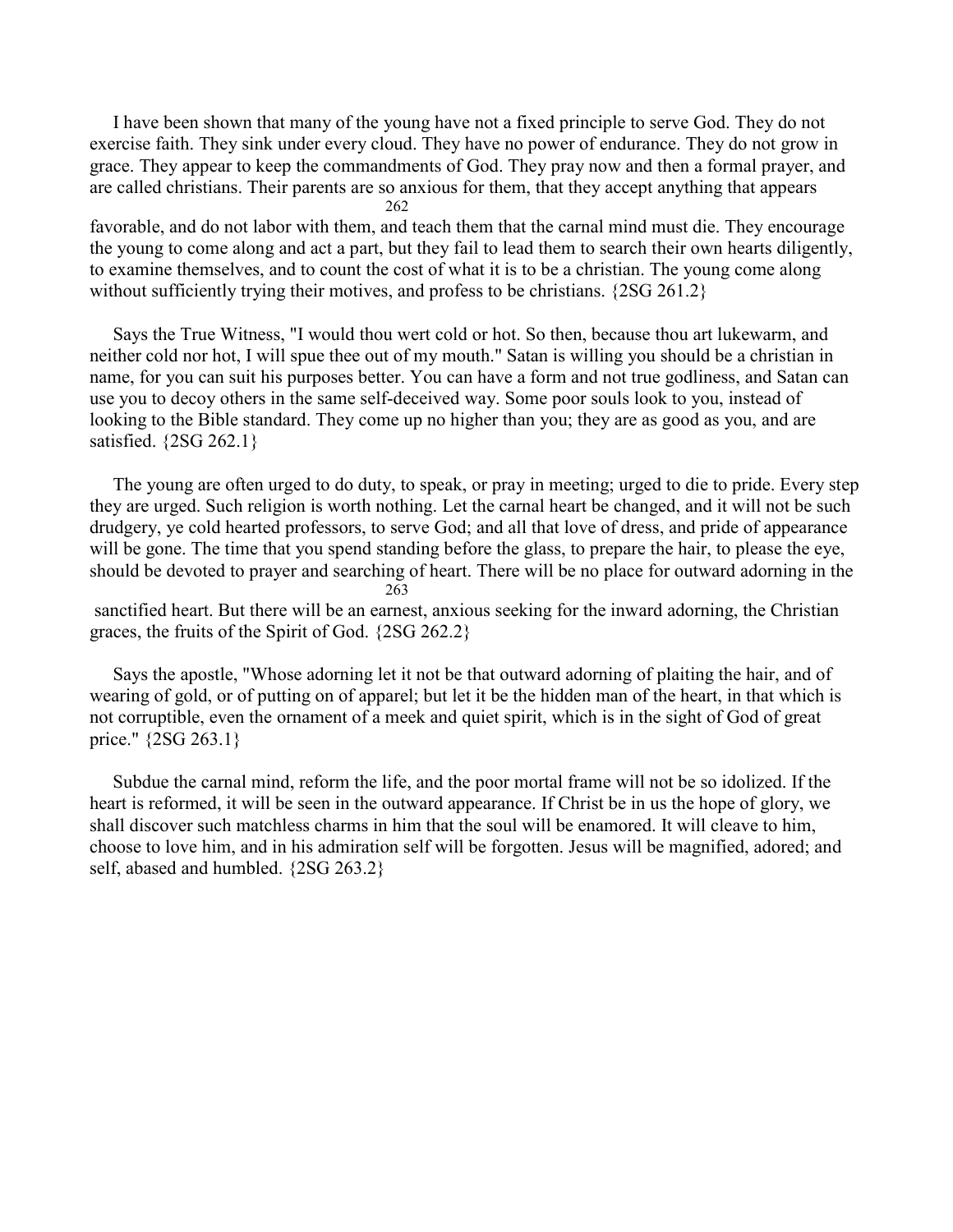I have been shown that many of the young have not a fixed principle to serve God. They do not exercise faith. They sink under every cloud. They have no power of endurance. They do not grow in grace. They appear to keep the commandments of God. They pray now and then a formal prayer, and are called christians. Their parents are so anxious for them, that they accept anything that appears favorable, and do not labor with them, and teach them that the carnal mind must die. They encourage the young to come along and act a part, but they fail to lead them to search their own hearts diligently, to examine themselves, and to count the cost of what it is to be a christian. The young come along without sufficiently trying their motives, and profess to be christians. {2SG 261.2}

Says the True Witness, "I would thou wert cold or hot. So then, because thou art lukewarm, and neither cold nor hot, I will spue thee out of my mouth." Satan is willing you should be a christian in name, for you can suit his purposes better. You can have a form and not true godliness, and Satan can use you to decoy others in the same self-deceived way. Some poor souls look to you, instead of looking to the Bible standard. They come up no higher than you; they are as good as you, and are satisfied. {2SG 262.1}

The young are often urged to do duty, to speak, or pray in meeting; urged to die to pride. Every step they are urged. Such religion is worth nothing. Let the carnal heart be changed, and it will not be such drudgery, ye cold hearted professors, to serve God; and all that love of dress, and pride of appearance will be gone. The time that you spend standing before the glass, to prepare the hair, to please the eye, should be devoted to prayer and searching of heart. There will be no place for outward adorning in the sanctified heart. But there will be an earnest, anxious seeking for the inward adorning, the Christian graces, the fruits of the Spirit of God. {2SG 262.2}

Says the apostle, "Whose adorning let it not be that outward adorning of plaiting the hair, and of wearing of gold, or of putting on of apparel; but let it be the hidden man of the heart, in that which is not corruptible, even the ornament of a meek and quiet spirit, which is in the sight of God of great price." {2SG 263.1}

Subdue the carnal mind, reform the life, and the poor mortal frame will not be so idolized. If the heart is reformed, it will be seen in the outward appearance. If Christ be in us the hope of glory, we shall discover such matchless charms in him that the soul will be enamored. It will cleave to him, choose to love him, and in his admiration self will be forgotten. Jesus will be magnified, adored; and self, abased and humbled. {2SG 263.2}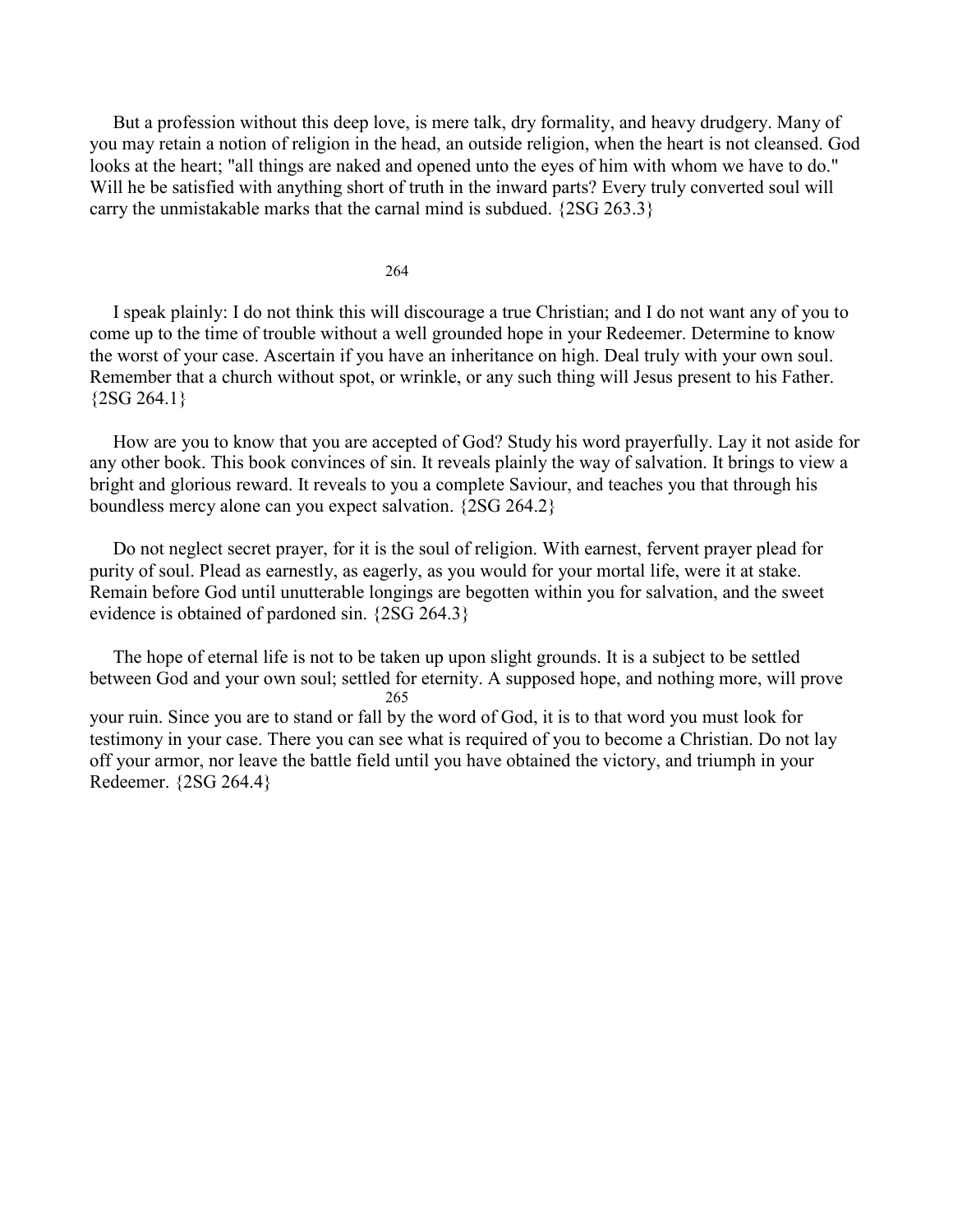But a profession without this deep love, is mere talk, dry formality, and heavy drudgery. Many of you may retain a notion of religion in the head, an outside religion, when the heart is not cleansed. God looks at the heart; "all things are naked and opened unto the eyes of him with whom we have to do." Will he be satisfied with anything short of truth in the inward parts? Every truly converted soul will carry the unmistakable marks that the carnal mind is subdued. {2SG 263.3}

I speak plainly: I do not think this will discourage a true Christian; and I do not want any of you to come up to the time of trouble without a well grounded hope in your Redeemer. Determine to know the worst of your case. Ascertain if you have an inheritance on high. Deal truly with your own soul. Remember that a church without spot, or wrinkle, or any such thing will Jesus present to his Father. {2SG 264.1}

How are you to know that you are accepted of God? Study his word prayerfully. Lay it not aside for any other book. This book convinces of sin. It reveals plainly the way of salvation. It brings to view a bright and glorious reward. It reveals to you a complete Saviour, and teaches you that through his boundless mercy alone can you expect salvation. {2SG 264.2}

Do not neglect secret prayer, for it is the soul of religion. With earnest, fervent prayer plead for purity of soul. Plead as earnestly, as eagerly, as you would for your mortal life, were it at stake. Remain before God until unutterable longings are begotten within you for salvation, and the sweet evidence is obtained of pardoned sin. {2SG 264.3}

The hope of eternal life is not to be taken up upon slight grounds. It is a subject to be settled between God and your own soul; settled for eternity. A supposed hope, and nothing more, will prove your ruin. Since you are to stand or fall by the word of God, it is to that word you must look for testimony in your case. There you can see what is required of you to become a Christian. Do not lay off your armor, nor leave the battle field until you have obtained the victory, and triumph in your Redeemer. {2SG 264.4}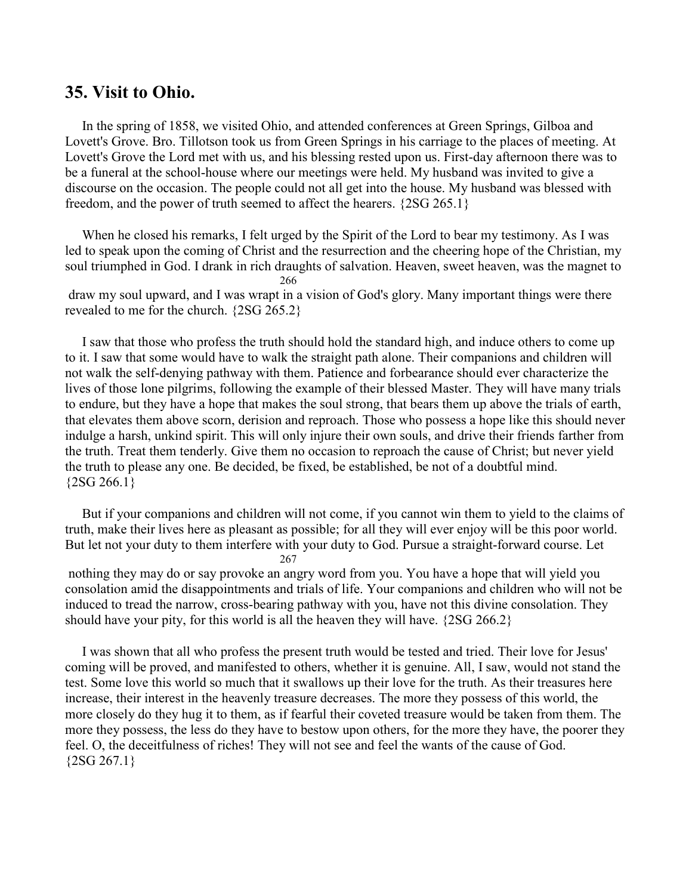## 35. Visit to Ohio.

In the spring of 1858, we visited Ohio, and attended conferences at Green Springs, Gilboa and Lovett's Grove. Bro. Tillotson took us from Green Springs in his carriage to the places of meeting. At Lovett's Grove the Lord met with us, and his blessing rested upon us. First-day afternoon there was to be a funeral at the school-house where our meetings were held. My husband was invited to give a discourse on the occasion. The people could not all get into the house. My husband was blessed with freedom, and the power of truth seemed to affect the hearers. {2SG 265.1}

When he closed his remarks, I felt urged by the Spirit of the Lord to bear my testimony. As I was led to speak upon the coming of Christ and the resurrection and the cheering hope of the Christian, my soul triumphed in God. I drank in rich draughts of salvation. Heaven, sweet heaven, was the magnet to draw my soul upward, and I was wrapt in a vision of God's glory. Many important things were there revealed to me for the church. {2SG 265.2}

I saw that those who profess the truth should hold the standard high, and induce others to come up to it. I saw that some would have to walk the straight path alone. Their companions and children will not walk the self-denying pathway with them. Patience and forbearance should ever characterize the lives of those lone pilgrims, following the example of their blessed Master. They will have many trials to endure, but they have a hope that makes the soul strong, that bears them up above the trials of earth, that elevates them above scorn, derision and reproach. Those who possess a hope like this should never indulge a harsh, unkind spirit. This will only injure their own souls, and drive their friends farther from the truth. Treat them tenderly. Give them no occasion to reproach the cause of Christ; but never yield the truth to please any one. Be decided, be fixed, be established, be not of a doubtful mind. {2SG 266.1}

But if your companions and children will not come, if you cannot win them to yield to the claims of truth, make their lives here as pleasant as possible; for all they will ever enjoy will be this poor world. But let not your duty to them interfere with your duty to God. Pursue a straight-forward course. Let nothing they may do or say provoke an angry word from you. You have a hope that will yield you consolation amid the disappointments and trials of life. Your companions and children who will not be induced to tread the narrow, cross-bearing pathway with you, have not this divine consolation. They should have your pity, for this world is all the heaven they will have. {2SG 266.2}

I was shown that all who profess the present truth would be tested and tried. Their love for Jesus' coming will be proved, and manifested to others, whether it is genuine. All, I saw, would not stand the test. Some love this world so much that it swallows up their love for the truth. As their treasures here increase, their interest in the heavenly treasure decreases. The more they possess of this world, the more closely do they hug it to them, as if fearful their coveted treasure would be taken from them. The more they possess, the less do they have to bestow upon others, for the more they have, the poorer they feel. O, the deceitfulness of riches! They will not see and feel the wants of the cause of God. {2SG 267.1}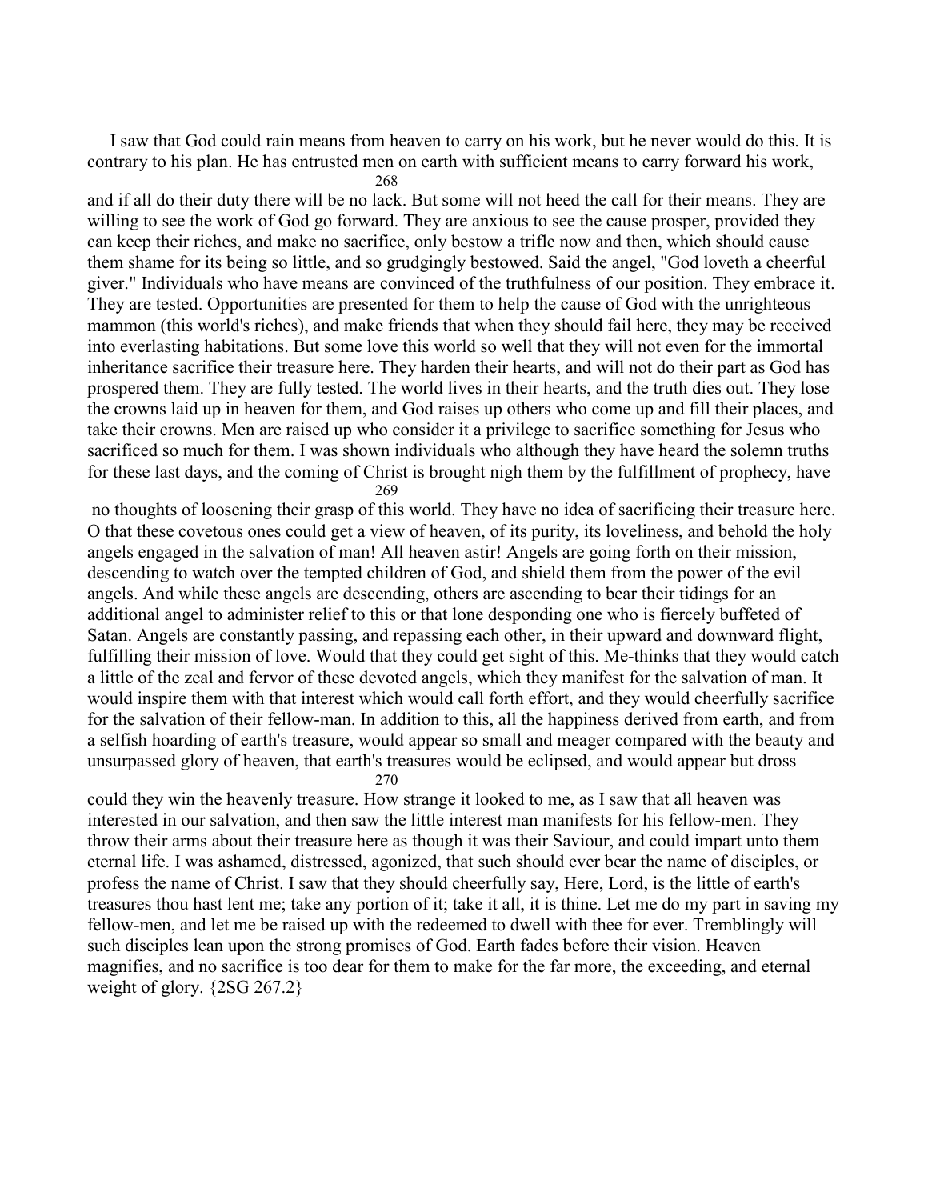I saw that God could rain means from heaven to carry on his work, but he never would do this. It is contrary to his plan. He has entrusted men on earth with sufficient means to carry forward his work, and if all do their duty there will be no lack. But some will not heed the call for their means. They are willing to see the work of God go forward. They are anxious to see the cause prosper, provided they can keep their riches, and make no sacrifice, only bestow a trifle now and then, which should cause them shame for its being so little, and so grudgingly bestowed. Said the angel, "God loveth a cheerful giver." Individuals who have means are convinced of the truthfulness of our position. They embrace it. They are tested. Opportunities are presented for them to help the cause of God with the unrighteous mammon (this world's riches), and make friends that when they should fail here, they may be received into everlasting habitations. But some love this world so well that they will not even for the immortal inheritance sacrifice their treasure here. They harden their hearts, and will not do their part as God has prospered them. They are fully tested. The world lives in their hearts, and the truth dies out. They lose the crowns laid up in heaven for them, and God raises up others who come up and fill their places, and take their crowns. Men are raised up who consider it a privilege to sacrifice something for Jesus who sacrificed so much for them. I was shown individuals who although they have heard the solemn truths for these last days, and the coming of Christ is brought nigh them by the fulfillment of prophecy, have no thoughts of loosening their grasp of this world. They have no idea of sacrificing their treasure here. O that these covetous ones could get a view of heaven, of its purity, its loveliness, and behold the holy angels engaged in the salvation of man! All heaven astir! Angels are going forth on their mission, descending to watch over the tempted children of God, and shield them from the power of the evil angels. And while these angels are descending, others are ascending to bear their tidings for an additional angel to administer relief to this or that lone desponding one who is fiercely buffeted of Satan. Angels are constantly passing, and repassing each other, in their upward and downward flight, fulfilling their mission of love. Would that they could get sight of this. Me-thinks that they would catch a little of the zeal and fervor of these devoted angels, which they manifest for the salvation of man. It would inspire them with that interest which would call forth effort, and they would cheerfully sacrifice for the salvation of their fellow-man. In addition to this, all the happiness derived from earth, and from a selfish hoarding of earth's treasure, would appear so small and meager compared with the beauty and unsurpassed glory of heaven, that earth's treasures would be eclipsed, and would appear but dross could they win the heavenly treasure. How strange it looked to me, as I saw that all heaven was interested in our salvation, and then saw the little interest man manifests for his fellow-men. They throw their arms about their treasure here as though it was their Saviour, and could impart unto them eternal life. I was ashamed, distressed, agonized, that such should ever bear the name of disciples, or profess the name of Christ. I saw that they should cheerfully say, Here, Lord, is the little of earth's treasures thou hast lent me; take any portion of it; take it all, it is thine. Let me do my part in saving my fellow-men, and let me be raised up with the redeemed to dwell with thee for ever. Tremblingly will such disciples lean upon the strong promises of God. Earth fades before their vision. Heaven magnifies, and no sacrifice is too dear for them to make for the far more, the exceeding, and eternal weight of glory. {2SG 267.2}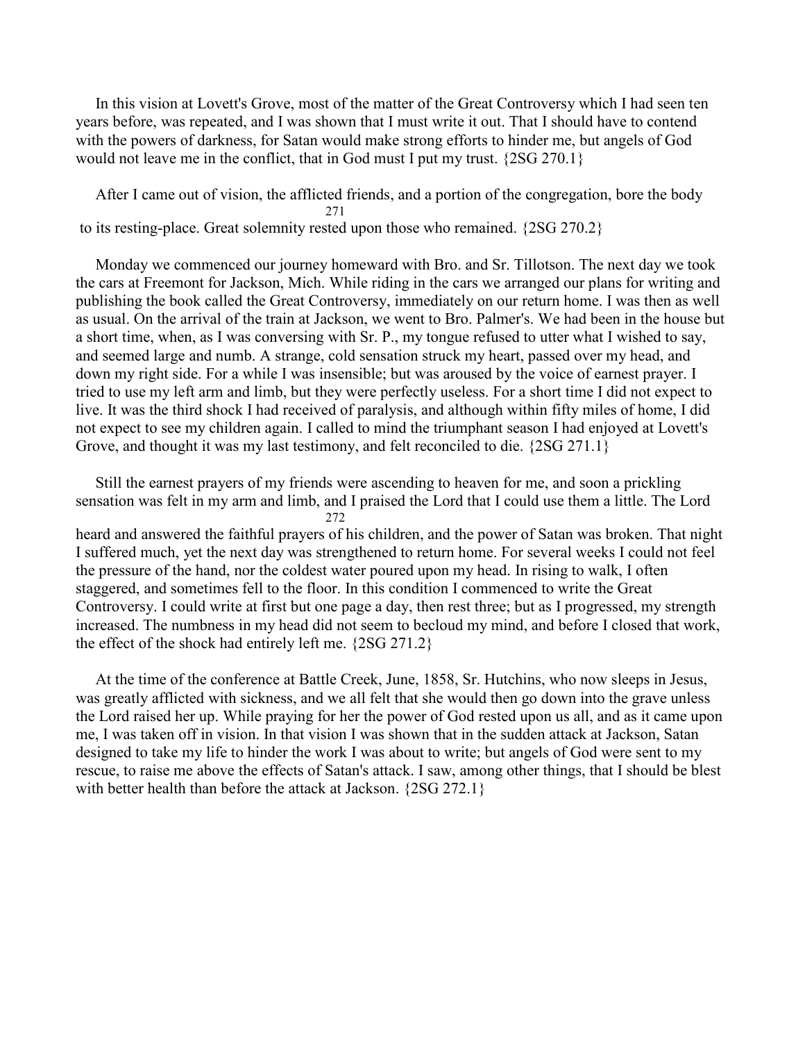In this vision at Lovett's Grove, most of the matter of the Great Controversy which I had seen ten years before, was repeated, and I was shown that I must write it out. That I should have to contend with the powers of darkness, for Satan would make strong efforts to hinder me, but angels of God would not leave me in the conflict, that in God must I put my trust. {2SG 270.1}

After I came out of vision, the afflicted friends, and a portion of the congregation, bore the body to its resting-place. Great solemnity rested upon those who remained. {2SG 270.2}

Monday we commenced our journey homeward with Bro. and Sr. Tillotson. The next day we took the cars at Freemont for Jackson, Mich. While riding in the cars we arranged our plans for writing and publishing the book called the Great Controversy, immediately on our return home. I was then as well as usual. On the arrival of the train at Jackson, we went to Bro. Palmer's. We had been in the house but a short time, when, as I was conversing with Sr. P., my tongue refused to utter what I wished to say, and seemed large and numb. A strange, cold sensation struck my heart, passed over my head, and down my right side. For a while I was insensible; but was aroused by the voice of earnest prayer. I tried to use my left arm and limb, but they were perfectly useless. For a short time I did not expect to live. It was the third shock I had received of paralysis, and although within fifty miles of home, I did not expect to see my children again. I called to mind the triumphant season I had enjoyed at Lovett's Grove, and thought it was my last testimony, and felt reconciled to die. {2SG 271.1}

Still the earnest prayers of my friends were ascending to heaven for me, and soon a prickling sensation was felt in my arm and limb, and I praised the Lord that I could use them a little. The Lord heard and answered the faithful prayers of his children, and the power of Satan was broken. That night I suffered much, yet the next day was strengthened to return home. For several weeks I could not feel the pressure of the hand, nor the coldest water poured upon my head. In rising to walk, I often staggered, and sometimes fell to the floor. In this condition I commenced to write the Great Controversy. I could write at first but one page a day, then rest three; but as I progressed, my strength increased. The numbness in my head did not seem to becloud my mind, and before I closed that work, the effect of the shock had entirely left me. {2SG 271.2}

At the time of the conference at Battle Creek, June, 1858, Sr. Hutchins, who now sleeps in Jesus, was greatly afflicted with sickness, and we all felt that she would then go down into the grave unless the Lord raised her up. While praying for her the power of God rested upon us all, and as it came upon me, I was taken off in vision. In that vision I was shown that in the sudden attack at Jackson, Satan designed to take my life to hinder the work I was about to write; but angels of God were sent to my rescue, to raise me above the effects of Satan's attack. I saw, among other things, that I should be blest with better health than before the attack at Jackson. {2SG 272.1}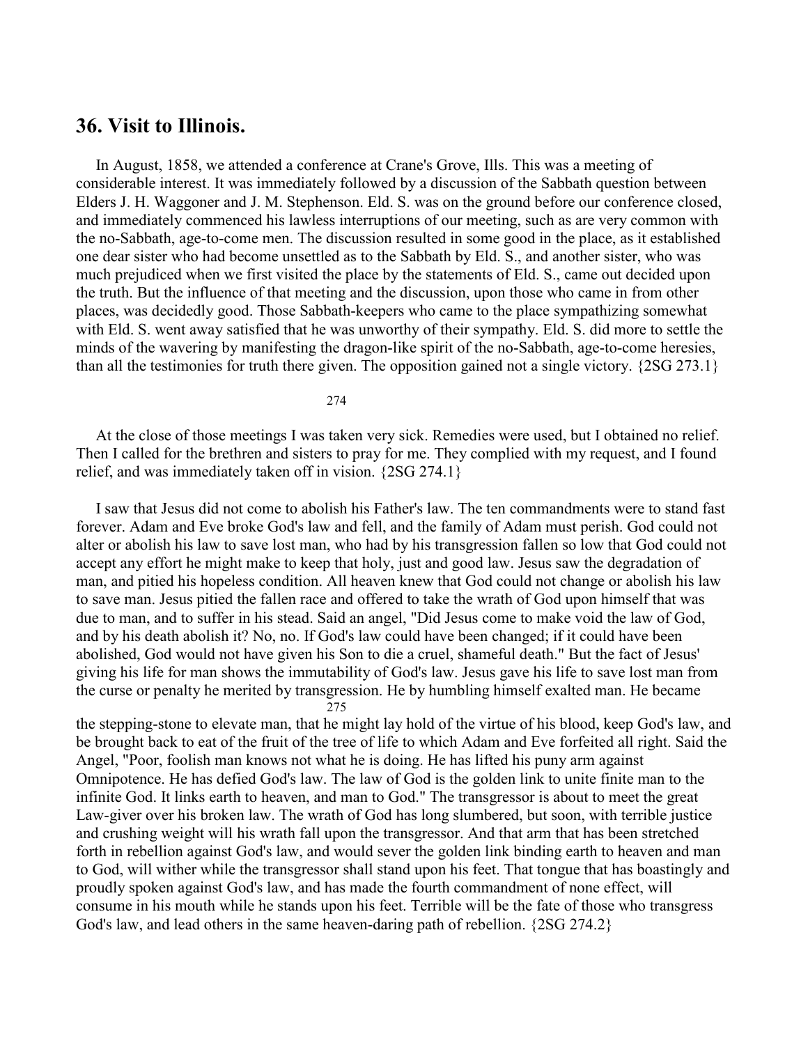## 36. Visit to Illinois.

In August, 1858, we attended a conference at Crane's Grove, Ills. This was a meeting of considerable interest. It was immediately followed by a discussion of the Sabbath question between Elders J. H. Waggoner and J. M. Stephenson. Eld. S. was on the ground before our conference closed, and immediately commenced his lawless interruptions of our meeting, such as are very common with the no-Sabbath, age-to-come men. The discussion resulted in some good in the place, as it established one dear sister who had become unsettled as to the Sabbath by Eld. S., and another sister, who was much prejudiced when we first visited the place by the statements of Eld. S., came out decided upon the truth. But the influence of that meeting and the discussion, upon those who came in from other places, was decidedly good. Those Sabbath-keepers who came to the place sympathizing somewhat with Eld. S. went away satisfied that he was unworthy of their sympathy. Eld. S. did more to settle the minds of the wavering by manifesting the dragon-like spirit of the no-Sabbath, age-to-come heresies, than all the testimonies for truth there given. The opposition gained not a single victory. {2SG 273.1}

At the close of those meetings I was taken very sick. Remedies were used, but I obtained no relief. Then I called for the brethren and sisters to pray for me. They complied with my request, and I found relief, and was immediately taken off in vision. {2SG 274.1}

I saw that Jesus did not come to abolish his Father's law. The ten commandments were to stand fast forever. Adam and Eve broke God's law and fell, and the family of Adam must perish. God could not alter or abolish his law to save lost man, who had by his transgression fallen so low that God could not accept any effort he might make to keep that holy, just and good law. Jesus saw the degradation of man, and pitied his hopeless condition. All heaven knew that God could not change or abolish his law to save man. Jesus pitied the fallen race and offered to take the wrath of God upon himself that was due to man, and to suffer in his stead. Said an angel, "Did Jesus come to make void the law of God, and by his death abolish it? No, no. If God's law could have been changed; if it could have been abolished, God would not have given his Son to die a cruel, shameful death." But the fact of Jesus' giving his life for man shows the immutability of God's law. Jesus gave his life to save lost man from the curse or penalty he merited by transgression. He by humbling himself exalted man. He became the stepping-stone to elevate man, that he might lay hold of the virtue of his blood, keep God's law, and be brought back to eat of the fruit of the tree of life to which Adam and Eve forfeited all right. Said the Angel, "Poor, foolish man knows not what he is doing. He has lifted his puny arm against Omnipotence. He has defied God's law. The law of God is the golden link to unite finite man to the infinite God. It links earth to heaven, and man to God." The transgressor is about to meet the great Law-giver over his broken law. The wrath of God has long slumbered, but soon, with terrible justice and crushing weight will his wrath fall upon the transgressor. And that arm that has been stretched forth in rebellion against God's law, and would sever the golden link binding earth to heaven and man to God, will wither while the transgressor shall stand upon his feet. That tongue that has boastingly and proudly spoken against God's law, and has made the fourth commandment of none effect, will consume in his mouth while he stands upon his feet. Terrible will be the fate of those who transgress God's law, and lead others in the same heaven-daring path of rebellion. {2SG 274.2}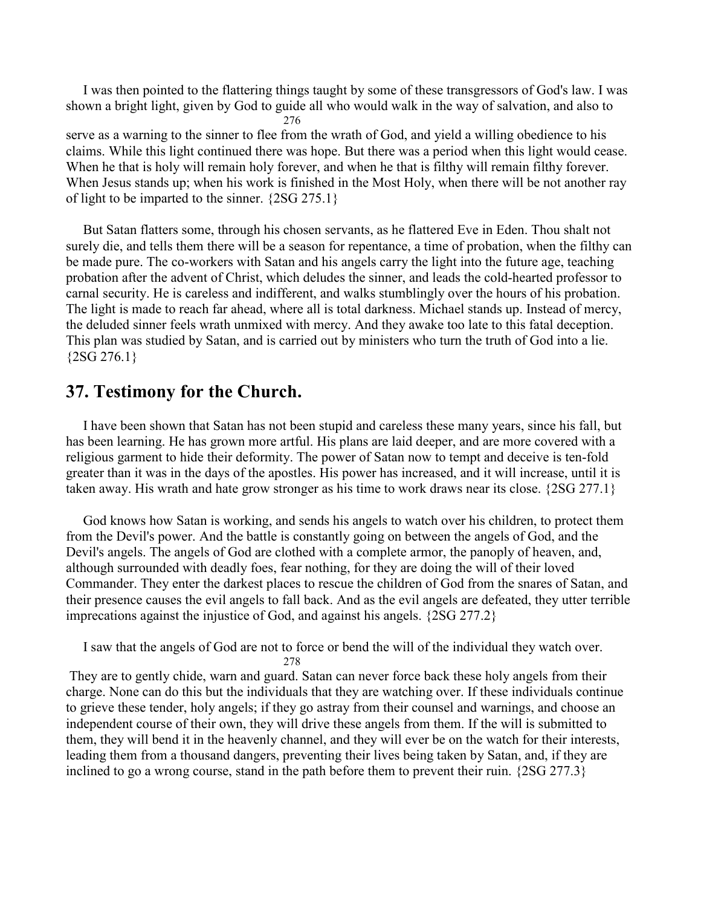I was then pointed to the flattering things taught by some of these transgressors of God's law. I was shown a bright light, given by God to guide all who would walk in the way of salvation, and also to serve as a warning to the sinner to flee from the wrath of God, and yield a willing obedience to his claims. While this light continued there was hope. But there was a period when this light would cease. When he that is holy will remain holy forever, and when he that is filthy will remain filthy forever. When Jesus stands up; when his work is finished in the Most Holy, when there will be not another ray of light to be imparted to the sinner. {2SG 275.1}

But Satan flatters some, through his chosen servants, as he flattered Eve in Eden. Thou shalt not surely die, and tells them there will be a season for repentance, a time of probation, when the filthy can be made pure. The co-workers with Satan and his angels carry the light into the future age, teaching probation after the advent of Christ, which deludes the sinner, and leads the cold-hearted professor to carnal security. He is careless and indifferent, and walks stumblingly over the hours of his probation. The light is made to reach far ahead, where all is total darkness. Michael stands up. Instead of mercy, the deluded sinner feels wrath unmixed with mercy. And they awake too late to this fatal deception. This plan was studied by Satan, and is carried out by ministers who turn the truth of God into a lie. {2SG 276.1}

## 37. Testimony for the Church.

I have been shown that Satan has not been stupid and careless these many years, since his fall, but has been learning. He has grown more artful. His plans are laid deeper, and are more covered with a religious garment to hide their deformity. The power of Satan now to tempt and deceive is ten-fold greater than it was in the days of the apostles. His power has increased, and it will increase, until it is taken away. His wrath and hate grow stronger as his time to work draws near its close. {2SG 277.1}

God knows how Satan is working, and sends his angels to watch over his children, to protect them from the Devil's power. And the battle is constantly going on between the angels of God, and the Devil's angels. The angels of God are clothed with a complete armor, the panoply of heaven, and, although surrounded with deadly foes, fear nothing, for they are doing the will of their loved Commander. They enter the darkest places to rescue the children of God from the snares of Satan, and their presence causes the evil angels to fall back. And as the evil angels are defeated, they utter terrible imprecations against the injustice of God, and against his angels. {2SG 277.2}

I saw that the angels of God are not to force or bend the will of the individual they watch over. They are to gently chide, warn and guard. Satan can never force back these holy angels from their charge. None can do this but the individuals that they are watching over. If these individuals continue to grieve these tender, holy angels; if they go astray from their counsel and warnings, and choose an independent course of their own, they will drive these angels from them. If the will is submitted to them, they will bend it in the heavenly channel, and they will ever be on the watch for their interests, leading them from a thousand dangers, preventing their lives being taken by Satan, and, if they are inclined to go a wrong course, stand in the path before them to prevent their ruin. {2SG 277.3}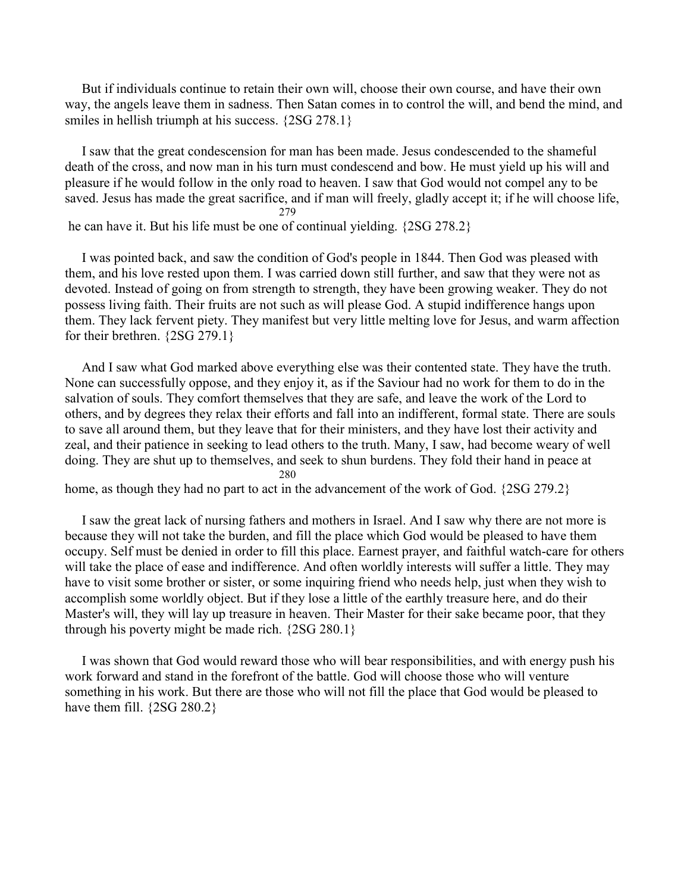But if individuals continue to retain their own will, choose their own course, and have their own way, the angels leave them in sadness. Then Satan comes in to control the will, and bend the mind, and smiles in hellish triumph at his success. {2SG 278.1}

I saw that the great condescension for man has been made. Jesus condescended to the shameful death of the cross, and now man in his turn must condescend and bow. He must yield up his will and pleasure if he would follow in the only road to heaven. I saw that God would not compel any to be saved. Jesus has made the great sacrifice, and if man will freely, gladly accept it; if he will choose life, he can have it. But his life must be one of continual yielding. {2SG 278.2}

I was pointed back, and saw the condition of God's people in 1844. Then God was pleased with them, and his love rested upon them. I was carried down still further, and saw that they were not as devoted. Instead of going on from strength to strength, they have been growing weaker. They do not possess living faith. Their fruits are not such as will please God. A stupid indifference hangs upon them. They lack fervent piety. They manifest but very little melting love for Jesus, and warm affection for their brethren. {2SG 279.1}

And I saw what God marked above everything else was their contented state. They have the truth. None can successfully oppose, and they enjoy it, as if the Saviour had no work for them to do in the salvation of souls. They comfort themselves that they are safe, and leave the work of the Lord to others, and by degrees they relax their efforts and fall into an indifferent, formal state. There are souls to save all around them, but they leave that for their ministers, and they have lost their activity and zeal, and their patience in seeking to lead others to the truth. Many, I saw, had become weary of well doing. They are shut up to themselves, and seek to shun burdens. They fold their hand in peace at home, as though they had no part to act in the advancement of the work of God. {2SG 279.2}

I saw the great lack of nursing fathers and mothers in Israel. And I saw why there are not more is because they will not take the burden, and fill the place which God would be pleased to have them occupy. Self must be denied in order to fill this place. Earnest prayer, and faithful watch-care for others will take the place of ease and indifference. And often worldly interests will suffer a little. They may have to visit some brother or sister, or some inquiring friend who needs help, just when they wish to accomplish some worldly object. But if they lose a little of the earthly treasure here, and do their Master's will, they will lay up treasure in heaven. Their Master for their sake became poor, that they through his poverty might be made rich. {2SG 280.1}

I was shown that God would reward those who will bear responsibilities, and with energy push his work forward and stand in the forefront of the battle. God will choose those who will venture something in his work. But there are those who will not fill the place that God would be pleased to have them fill. {2SG 280.2}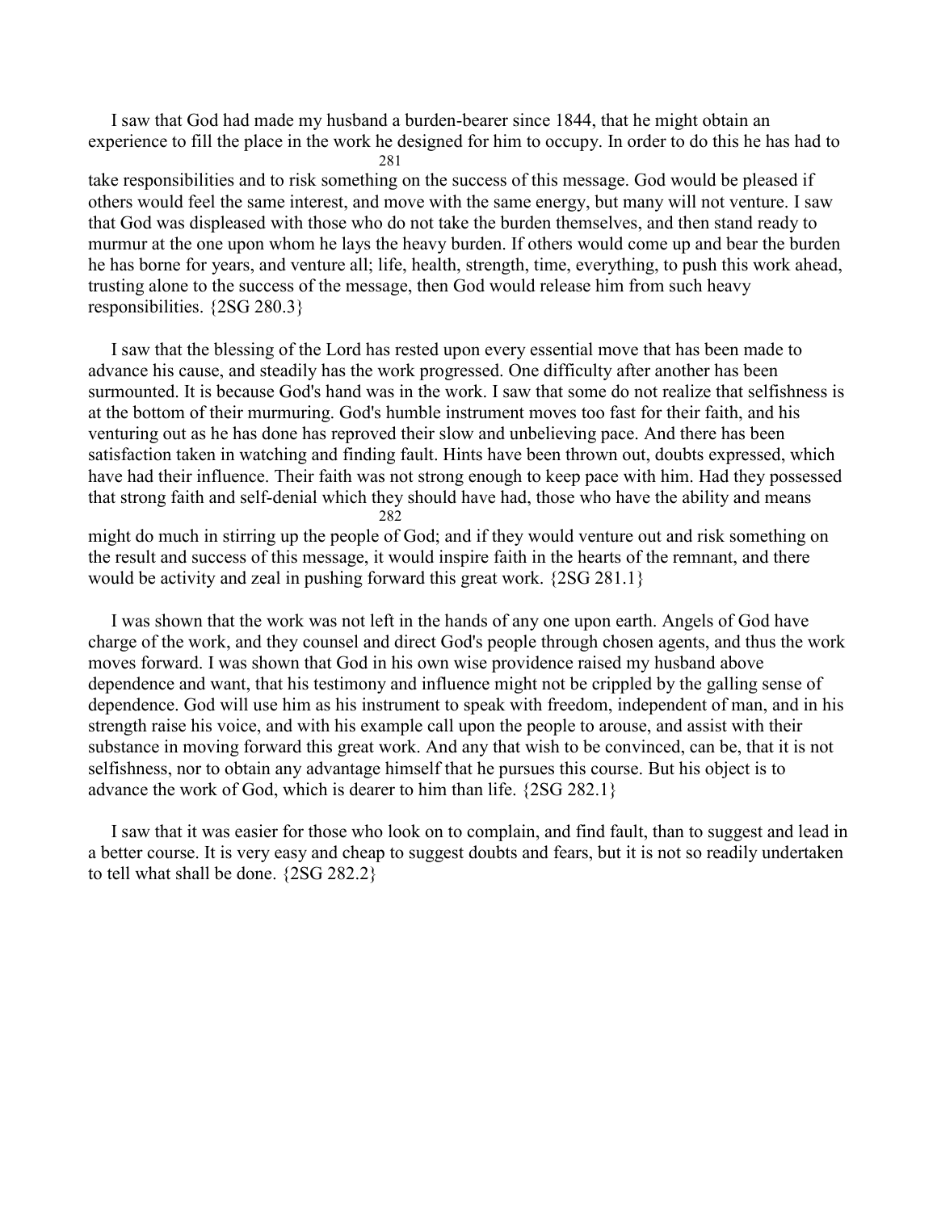I saw that God had made my husband a burden-bearer since 1844, that he might obtain an experience to fill the place in the work he designed for him to occupy. In order to do this he has had to take responsibilities and to risk something on the success of this message. God would be pleased if others would feel the same interest, and move with the same energy, but many will not venture. I saw that God was displeased with those who do not take the burden themselves, and then stand ready to murmur at the one upon whom he lays the heavy burden. If others would come up and bear the burden he has borne for years, and venture all; life, health, strength, time, everything, to push this work ahead, trusting alone to the success of the message, then God would release him from such heavy responsibilities. {2SG 280.3}

I saw that the blessing of the Lord has rested upon every essential move that has been made to advance his cause, and steadily has the work progressed. One difficulty after another has been surmounted. It is because God's hand was in the work. I saw that some do not realize that selfishness is at the bottom of their murmuring. God's humble instrument moves too fast for their faith, and his venturing out as he has done has reproved their slow and unbelieving pace. And there has been satisfaction taken in watching and finding fault. Hints have been thrown out, doubts expressed, which have had their influence. Their faith was not strong enough to keep pace with him. Had they possessed that strong faith and self-denial which they should have had, those who have the ability and means might do much in stirring up the people of God; and if they would venture out and risk something on the result and success of this message, it would inspire faith in the hearts of the remnant, and there would be activity and zeal in pushing forward this great work. {2SG 281.1}

I was shown that the work was not left in the hands of any one upon earth. Angels of God have charge of the work, and they counsel and direct God's people through chosen agents, and thus the work moves forward. I was shown that God in his own wise providence raised my husband above dependence and want, that his testimony and influence might not be crippled by the galling sense of dependence. God will use him as his instrument to speak with freedom, independent of man, and in his strength raise his voice, and with his example call upon the people to arouse, and assist with their substance in moving forward this great work. And any that wish to be convinced, can be, that it is not selfishness, nor to obtain any advantage himself that he pursues this course. But his object is to advance the work of God, which is dearer to him than life. {2SG 282.1}

I saw that it was easier for those who look on to complain, and find fault, than to suggest and lead in a better course. It is very easy and cheap to suggest doubts and fears, but it is not so readily undertaken to tell what shall be done. {2SG 282.2}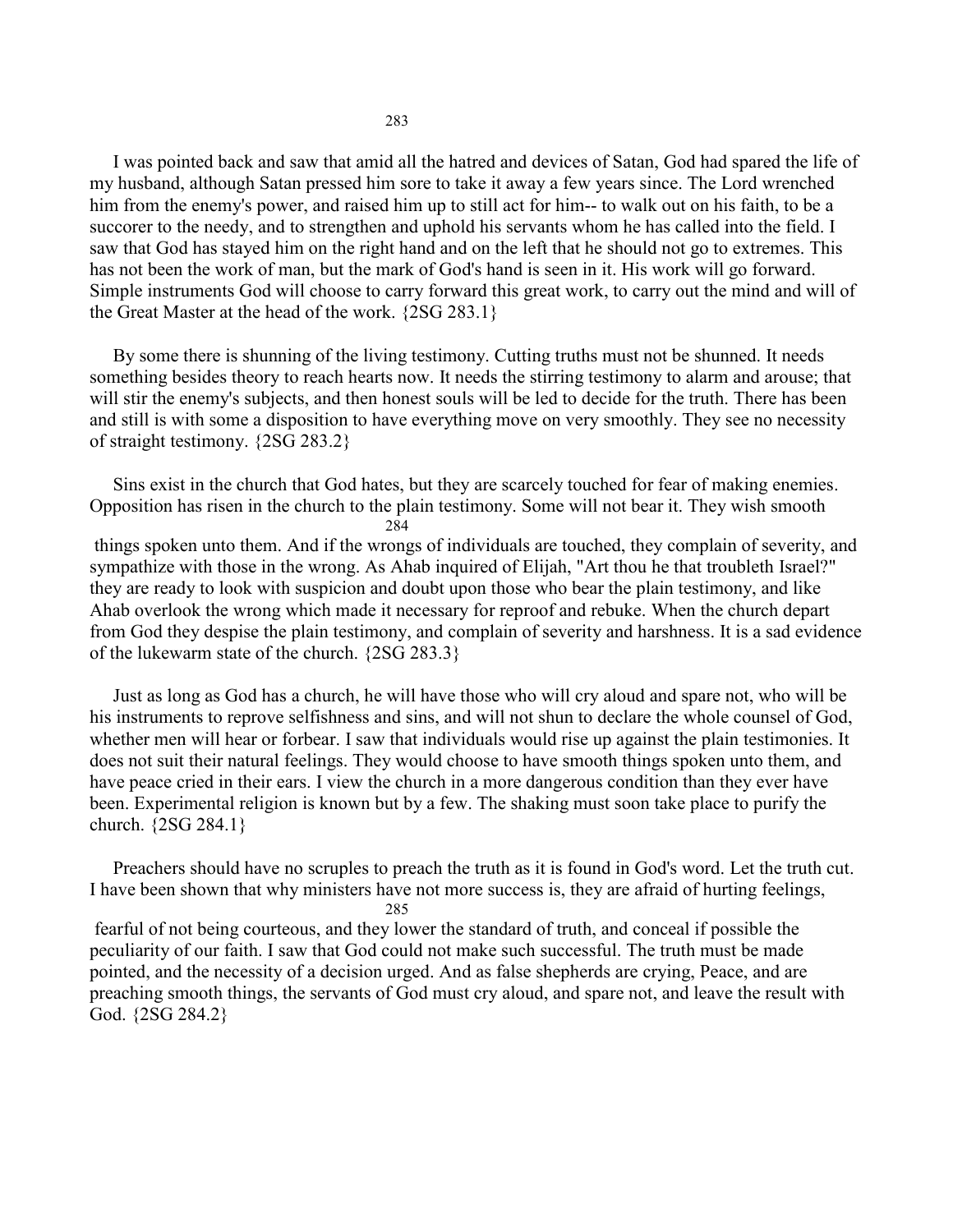I was pointed back and saw that amid all the hatred and devices of Satan, God had spared the life of my husband, although Satan pressed him sore to take it away a few years since. The Lord wrenched him from the enemy's power, and raised him up to still act for him-- to walk out on his faith, to be a succorer to the needy, and to strengthen and uphold his servants whom he has called into the field. I saw that God has stayed him on the right hand and on the left that he should not go to extremes. This has not been the work of man, but the mark of God's hand is seen in it. His work will go forward. Simple instruments God will choose to carry forward this great work, to carry out the mind and will of the Great Master at the head of the work. {2SG 283.1}

By some there is shunning of the living testimony. Cutting truths must not be shunned. It needs something besides theory to reach hearts now. It needs the stirring testimony to alarm and arouse; that will stir the enemy's subjects, and then honest souls will be led to decide for the truth. There has been and still is with some a disposition to have everything move on very smoothly. They see no necessity of straight testimony. {2SG 283.2}

Sins exist in the church that God hates, but they are scarcely touched for fear of making enemies. Opposition has risen in the church to the plain testimony. Some will not bear it. They wish smooth things spoken unto them. And if the wrongs of individuals are touched, they complain of severity, and sympathize with those in the wrong. As Ahab inquired of Elijah, "Art thou he that troubleth Israel?" they are ready to look with suspicion and doubt upon those who bear the plain testimony, and like Ahab overlook the wrong which made it necessary for reproof and rebuke. When the church depart from God they despise the plain testimony, and complain of severity and harshness. It is a sad evidence of the lukewarm state of the church. {2SG 283.3}

Just as long as God has a church, he will have those who will cry aloud and spare not, who will be his instruments to reprove selfishness and sins, and will not shun to declare the whole counsel of God, whether men will hear or forbear. I saw that individuals would rise up against the plain testimonies. It does not suit their natural feelings. They would choose to have smooth things spoken unto them, and have peace cried in their ears. I view the church in a more dangerous condition than they ever have been. Experimental religion is known but by a few. The shaking must soon take place to purify the church. {2SG 284.1}

Preachers should have no scruples to preach the truth as it is found in God's word. Let the truth cut. I have been shown that why ministers have not more success is, they are afraid of hurting feelings, fearful of not being courteous, and they lower the standard of truth, and conceal if possible the peculiarity of our faith. I saw that God could not make such successful. The truth must be made pointed, and the necessity of a decision urged. And as false shepherds are crying, Peace, and are preaching smooth things, the servants of God must cry aloud, and spare not, and leave the result with God. {2SG 284.2}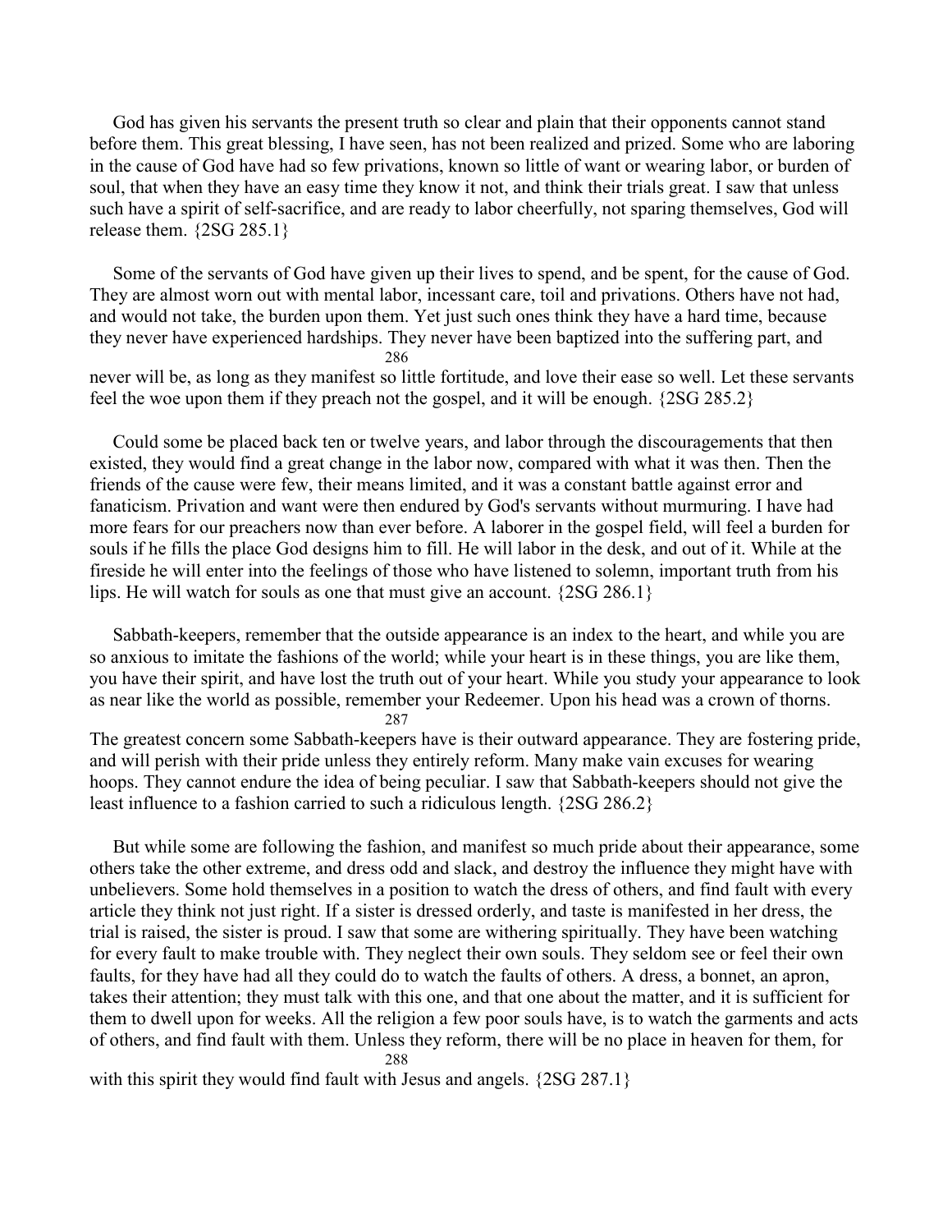God has given his servants the present truth so clear and plain that their opponents cannot stand before them. This great blessing, I have seen, has not been realized and prized. Some who are laboring in the cause of God have had so few privations, known so little of want or wearing labor, or burden of soul, that when they have an easy time they know it not, and think their trials great. I saw that unless such have a spirit of self-sacrifice, and are ready to labor cheerfully, not sparing themselves, God will release them. {2SG 285.1}

Some of the servants of God have given up their lives to spend, and be spent, for the cause of God. They are almost worn out with mental labor, incessant care, toil and privations. Others have not had, and would not take, the burden upon them. Yet just such ones think they have a hard time, because they never have experienced hardships. They never have been baptized into the suffering part, and never will be, as long as they manifest so little fortitude, and love their ease so well. Let these servants feel the woe upon them if they preach not the gospel, and it will be enough. {2SG 285.2}

Could some be placed back ten or twelve years, and labor through the discouragements that then existed, they would find a great change in the labor now, compared with what it was then. Then the friends of the cause were few, their means limited, and it was a constant battle against error and fanaticism. Privation and want were then endured by God's servants without murmuring. I have had more fears for our preachers now than ever before. A laborer in the gospel field, will feel a burden for souls if he fills the place God designs him to fill. He will labor in the desk, and out of it. While at the fireside he will enter into the feelings of those who have listened to solemn, important truth from his lips. He will watch for souls as one that must give an account. {2SG 286.1}

Sabbath-keepers, remember that the outside appearance is an index to the heart, and while you are so anxious to imitate the fashions of the world; while your heart is in these things, you are like them, you have their spirit, and have lost the truth out of your heart. While you study your appearance to look as near like the world as possible, remember your Redeemer. Upon his head was a crown of thorns. The greatest concern some Sabbath-keepers have is their outward appearance. They are fostering pride, and will perish with their pride unless they entirely reform. Many make vain excuses for wearing hoops. They cannot endure the idea of being peculiar. I saw that Sabbath-keepers should not give the least influence to a fashion carried to such a ridiculous length. {2SG 286.2}

But while some are following the fashion, and manifest so much pride about their appearance, some others take the other extreme, and dress odd and slack, and destroy the influence they might have with unbelievers. Some hold themselves in a position to watch the dress of others, and find fault with every article they think not just right. If a sister is dressed orderly, and taste is manifested in her dress, the trial is raised, the sister is proud. I saw that some are withering spiritually. They have been watching for every fault to make trouble with. They neglect their own souls. They seldom see or feel their own faults, for they have had all they could do to watch the faults of others. A dress, a bonnet, an apron, takes their attention; they must talk with this one, and that one about the matter, and it is sufficient for them to dwell upon for weeks. All the religion a few poor souls have, is to watch the garments and acts of others, and find fault with them. Unless they reform, there will be no place in heaven for them, for with this spirit they would find fault with Jesus and angels. {2SG 287.1}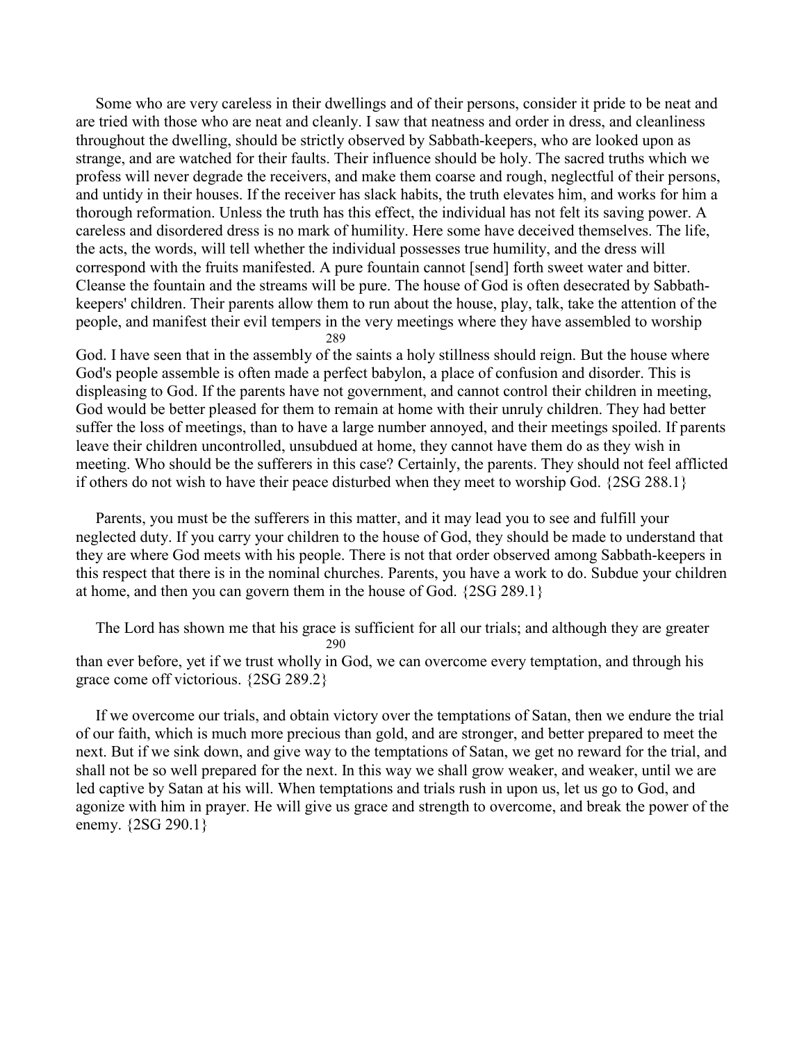Some who are very careless in their dwellings and of their persons, consider it pride to be neat and are tried with those who are neat and cleanly. I saw that neatness and order in dress, and cleanliness throughout the dwelling, should be strictly observed by Sabbath-keepers, who are looked upon as strange, and are watched for their faults. Their influence should be holy. The sacred truths which we profess will never degrade the receivers, and make them coarse and rough, neglectful of their persons, and untidy in their houses. If the receiver has slack habits, the truth elevates him, and works for him a thorough reformation. Unless the truth has this effect, the individual has not felt its saving power. A careless and disordered dress is no mark of humility. Here some have deceived themselves. The life, the acts, the words, will tell whether the individual possesses true humility, and the dress will correspond with the fruits manifested. A pure fountain cannot [send] forth sweet water and bitter. Cleanse the fountain and the streams will be pure. The house of God is often desecrated by Sabbath-keepers' children. Their parents allow them to run about the house, play, talk, take the attention of the people, and manifest their evil tempers in the very meetings where they have assembled to worship God. I have seen that in the assembly of the saints a holy stillness should reign. But the house where God's people assemble is often made a perfect babylon, a place of confusion and disorder. This is displeasing to God. If the parents have not government, and cannot control their children in meeting, God would be better pleased for them to remain at home with their unruly children. They had better suffer the loss of meetings, than to have a large number annoyed, and their meetings spoiled. If parents leave their children uncontrolled, unsubdued at home, they cannot have them do as they wish in meeting. Who should be the sufferers in this case? Certainly, the parents. They should not feel afflicted if others do not wish to have their peace disturbed when they meet to worship God. {2SG 288.1}

Parents, you must be the sufferers in this matter, and it may lead you to see and fulfill your neglected duty. If you carry your children to the house of God, they should be made to understand that they are where God meets with his people. There is not that order observed among Sabbath-keepers in this respect that there is in the nominal churches. Parents, you have a work to do. Subdue your children at home, and then you can govern them in the house of God. {2SG 289.1}

The Lord has shown me that his grace is sufficient for all our trials; and although they are greater than ever before, yet if we trust wholly in God, we can overcome every temptation, and through his grace come off victorious. {2SG 289.2}

If we overcome our trials, and obtain victory over the temptations of Satan, then we endure the trial of our faith, which is much more precious than gold, and are stronger, and better prepared to meet the next. But if we sink down, and give way to the temptations of Satan, we get no reward for the trial, and shall not be so well prepared for the next. In this way we shall grow weaker, and weaker, until we are led captive by Satan at his will. When temptations and trials rush in upon us, let us go to God, and agonize with him in prayer. He will give us grace and strength to overcome, and break the power of the enemy. {2SG 290.1}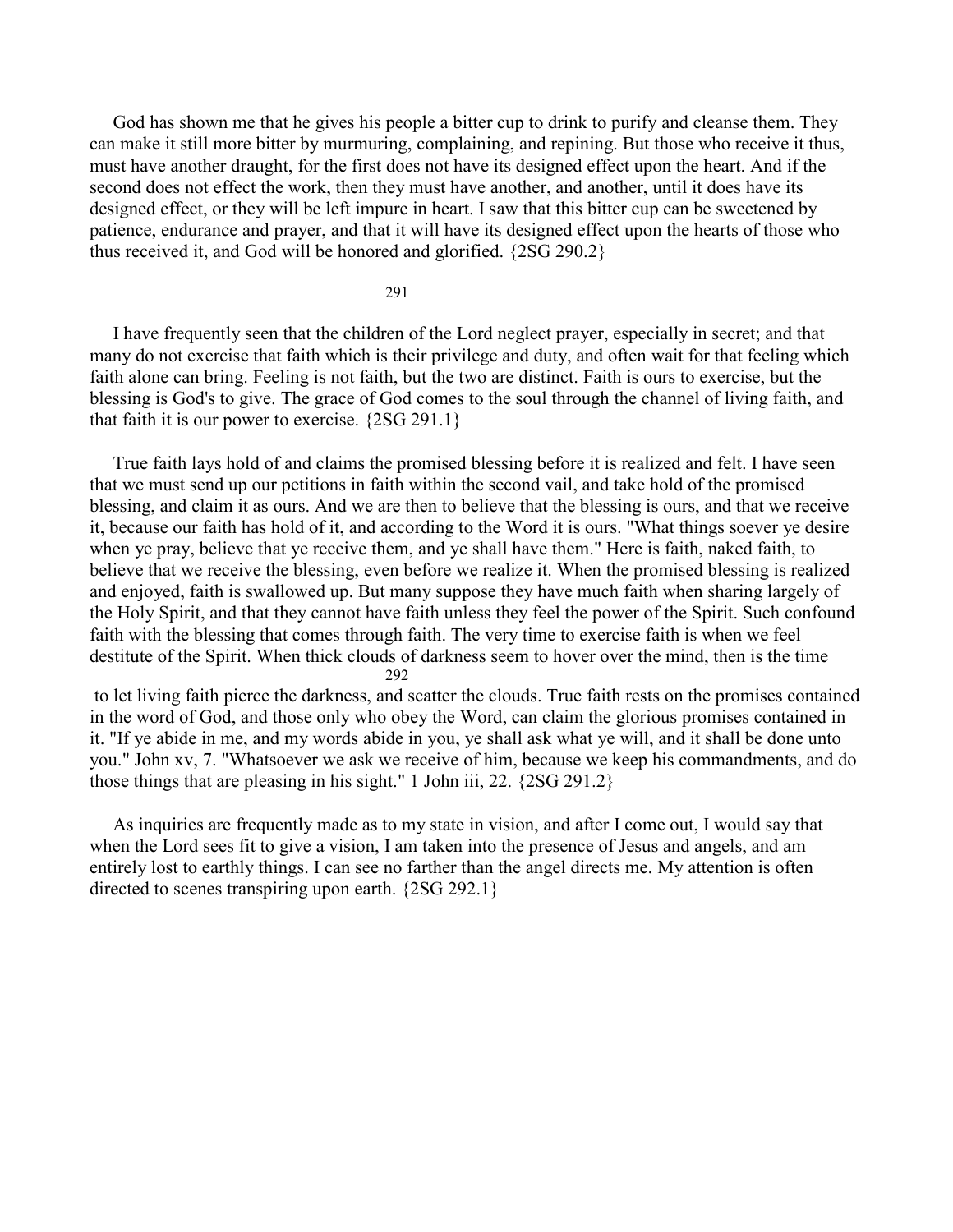God has shown me that he gives his people a bitter cup to drink to purify and cleanse them. They can make it still more bitter by murmuring, complaining, and repining. But those who receive it thus, must have another draught, for the first does not have its designed effect upon the heart. And if the second does not effect the work, then they must have another, and another, until it does have its designed effect, or they will be left impure in heart. I saw that this bitter cup can be sweetened by patience, endurance and prayer, and that it will have its designed effect upon the hearts of those who thus received it, and God will be honored and glorified. {2SG 290.2}

I have frequently seen that the children of the Lord neglect prayer, especially in secret; and that many do not exercise that faith which is their privilege and duty, and often wait for that feeling which faith alone can bring. Feeling is not faith, but the two are distinct. Faith is ours to exercise, but the blessing is God's to give. The grace of God comes to the soul through the channel of living faith, and that faith it is our power to exercise. {2SG 291.1}

True faith lays hold of and claims the promised blessing before it is realized and felt. I have seen that we must send up our petitions in faith within the second vail, and take hold of the promised blessing, and claim it as ours. And we are then to believe that the blessing is ours, and that we receive it, because our faith has hold of it, and according to the Word it is ours. "What things soever ye desire when ye pray, believe that ye receive them, and ye shall have them." Here is faith, naked faith, to believe that we receive the blessing, even before we realize it. When the promised blessing is realized and enjoyed, faith is swallowed up. But many suppose they have much faith when sharing largely of the Holy Spirit, and that they cannot have faith unless they feel the power of the Spirit. Such confound faith with the blessing that comes through faith. The very time to exercise faith is when we feel destitute of the Spirit. When thick clouds of darkness seem to hover over the mind, then is the time to let living faith pierce the darkness, and scatter the clouds. True faith rests on the promises contained in the word of God, and those only who obey the Word, can claim the glorious promises contained in it. "If ye abide in me, and my words abide in you, ye shall ask what ye will, and it shall be done unto you." John xv, 7. "Whatsoever we ask we receive of him, because we keep his commandments, and do those things that are pleasing in his sight." 1 John iii, 22. {2SG 291.2}

As inquiries are frequently made as to my state in vision, and after I come out, I would say that when the Lord sees fit to give a vision, I am taken into the presence of Jesus and angels, and am entirely lost to earthly things. I can see no farther than the angel directs me. My attention is often directed to scenes transpiring upon earth. {2SG 292.1}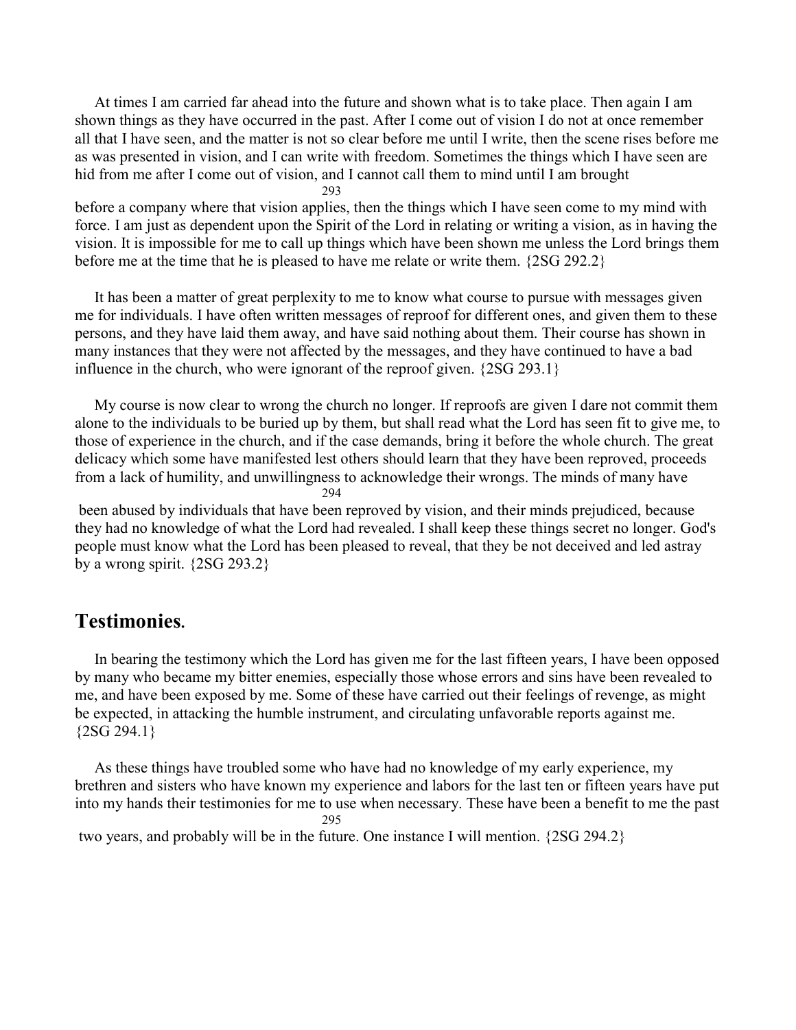At times I am carried far ahead into the future and shown what is to take place. Then again I am shown things as they have occurred in the past. After I come out of vision I do not at once remember all that I have seen, and the matter is not so clear before me until I write, then the scene rises before me as was presented in vision, and I can write with freedom. Sometimes the things which I have seen are hid from me after I come out of vision, and I cannot call them to mind until I am brought before a company where that vision applies, then the things which I have seen come to my mind with force. I am just as dependent upon the Spirit of the Lord in relating or writing a vision, as in having the vision. It is impossible for me to call up things which have been shown me unless the Lord brings them before me at the time that he is pleased to have me relate or write them. {2SG 292.2}

It has been a matter of great perplexity to me to know what course to pursue with messages given me for individuals. I have often written messages of reproof for different ones, and given them to these persons, and they have laid them away, and have said nothing about them. Their course has shown in many instances that they were not affected by the messages, and they have continued to have a bad influence in the church, who were ignorant of the reproof given. {2SG 293.1}

My course is now clear to wrong the church no longer. If reproofs are given I dare not commit them alone to the individuals to be buried up by them, but shall read what the Lord has seen fit to give me, to those of experience in the church, and if the case demands, bring it before the whole church. The great delicacy which some have manifested lest others should learn that they have been reproved, proceeds from a lack of humility, and unwillingness to acknowledge their wrongs. The minds of many have been abused by individuals that have been reproved by vision, and their minds prejudiced, because they had no knowledge of what the Lord had revealed. I shall keep these things secret no longer. God's people must know what the Lord has been pleased to reveal, that they be not deceived and led astray by a wrong spirit. {2SG 293.2}

## Testimonies.

In bearing the testimony which the Lord has given me for the last fifteen years, I have been opposed by many who became my bitter enemies, especially those whose errors and sins have been revealed to me, and have been exposed by me. Some of these have carried out their feelings of revenge, as might be expected, in attacking the humble instrument, and circulating unfavorable reports against me. {2SG 294.1}

As these things have troubled some who have had no knowledge of my early experience, my brethren and sisters who have known my experience and labors for the last ten or fifteen years have put into my hands their testimonies for me to use when necessary. These have been a benefit to me the past two years, and probably will be in the future. One instance I will mention. {2SG 294.2}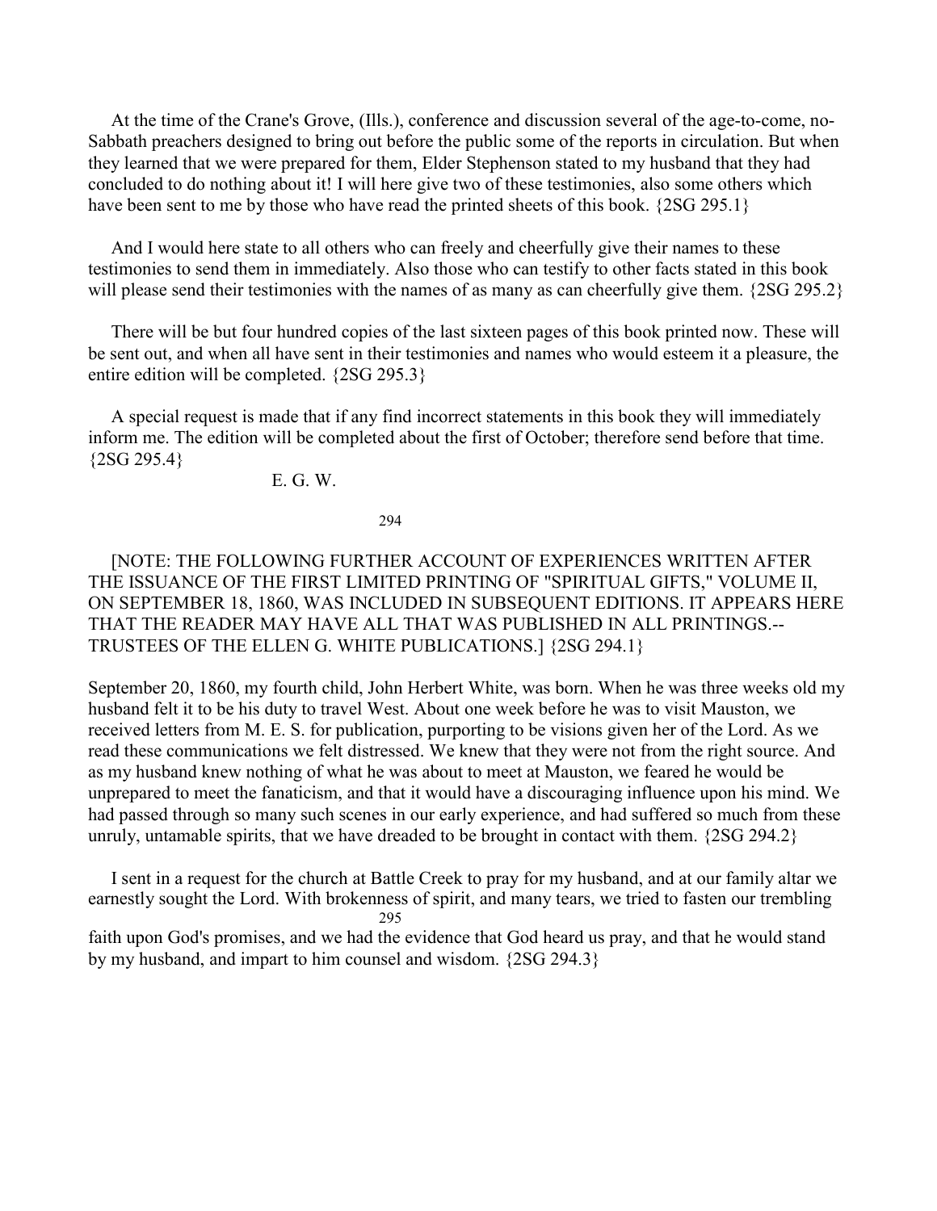At the time of the Crane's Grove, (Ills.), conference and discussion several of the age-to-come, no-Sabbath preachers designed to bring out before the public some of the reports in circulation. But when they learned that we were prepared for them, Elder Stephenson stated to my husband that they had concluded to do nothing about it! I will here give two of these testimonies, also some others which have been sent to me by those who have read the printed sheets of this book. {2SG 295.1}

And I would here state to all others who can freely and cheerfully give their names to these testimonies to send them in immediately. Also those who can testify to other facts stated in this book will please send their testimonies with the names of as many as can cheerfully give them. {2SG 295.2}

There will be but four hundred copies of the last sixteen pages of this book printed now. These will be sent out, and when all have sent in their testimonies and names who would esteem it a pleasure, the entire edition will be completed. {2SG 295.3}

A special request is made that if any find incorrect statements in this book they will immediately inform me. The edition will be completed about the first of October; therefore send before that time. {2SG 295.4}

E. G. W.

[NOTE: THE FOLLOWING FURTHER ACCOUNT OF EXPERIENCES WRITTEN AFTER THE ISSUANCE OF THE FIRST LIMITED PRINTING OF "SPIRITUAL GIFTS," VOLUME II, ON SEPTEMBER 18, 1860, WAS INCLUDED IN SUBSEQUENT EDITIONS. IT APPEARS HERE THAT THE READER MAY HAVE ALL THAT WAS PUBLISHED IN ALL PRINTINGS.--TRUSTEES OF THE ELLEN G. WHITE PUBLICATIONS.] {2SG 294.1}

September 20, 1860, my fourth child, John Herbert White, was born. When he was three weeks old my husband felt it to be his duty to travel West. About one week before he was to visit Mauston, we received letters from M. E. S. for publication, purporting to be visions given her of the Lord. As we read these communications we felt distressed. We knew that they were not from the right source. And as my husband knew nothing of what he was about to meet at Mauston, we feared he would be unprepared to meet the fanaticism, and that it would have a discouraging influence upon his mind. We had passed through so many such scenes in our early experience, and had suffered so much from these unruly, untamable spirits, that we have dreaded to be brought in contact with them. {2SG 294.2}

I sent in a request for the church at Battle Creek to pray for my husband, and at our family altar we earnestly sought the Lord. With brokenness of spirit, and many tears, we tried to fasten our trembling faith upon God's promises, and we had the evidence that God heard us pray, and that he would stand by my husband, and impart to him counsel and wisdom. {2SG 294.3}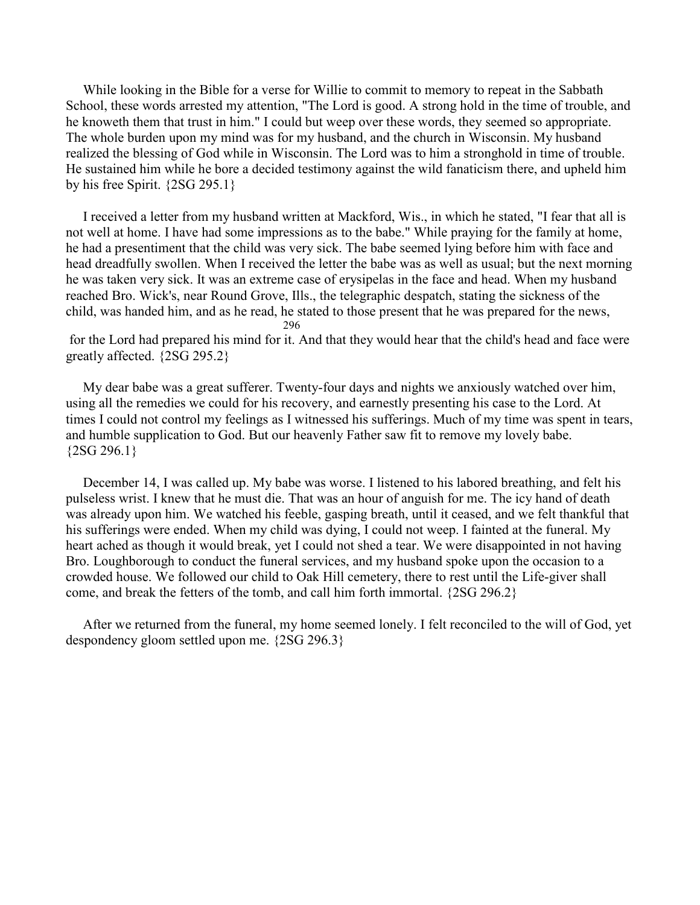While looking in the Bible for a verse for Willie to commit to memory to repeat in the Sabbath School, these words arrested my attention, "The Lord is good. A strong hold in the time of trouble, and he knoweth them that trust in him." I could but weep over these words, they seemed so appropriate. The whole burden upon my mind was for my husband, and the church in Wisconsin. My husband realized the blessing of God while in Wisconsin. The Lord was to him a stronghold in time of trouble. He sustained him while he bore a decided testimony against the wild fanaticism there, and upheld him by his free Spirit. {2SG 295.1}

I received a letter from my husband written at Mackford, Wis., in which he stated, "I fear that all is not well at home. I have had some impressions as to the babe." While praying for the family at home, he had a presentiment that the child was very sick. The babe seemed lying before him with face and head dreadfully swollen. When I received the letter the babe was as well as usual; but the next morning he was taken very sick. It was an extreme case of erysipelas in the face and head. When my husband reached Bro. Wick's, near Round Grove, Ills., the telegraphic despatch, stating the sickness of the child, was handed him, and as he read, he stated to those present that he was prepared for the news, for the Lord had prepared his mind for it. And that they would hear that the child's head and face were greatly affected. {2SG 295.2}

My dear babe was a great sufferer. Twenty-four days and nights we anxiously watched over him, using all the remedies we could for his recovery, and earnestly presenting his case to the Lord. At times I could not control my feelings as I witnessed his sufferings. Much of my time was spent in tears, and humble supplication to God. But our heavenly Father saw fit to remove my lovely babe. {2SG 296.1}

December 14, I was called up. My babe was worse. I listened to his labored breathing, and felt his pulseless wrist. I knew that he must die. That was an hour of anguish for me. The icy hand of death was already upon him. We watched his feeble, gasping breath, until it ceased, and we felt thankful that his sufferings were ended. When my child was dying, I could not weep. I fainted at the funeral. My heart ached as though it would break, yet I could not shed a tear. We were disappointed in not having Bro. Loughborough to conduct the funeral services, and my husband spoke upon the occasion to a crowded house. We followed our child to Oak Hill cemetery, there to rest until the Life-giver shall come, and break the fetters of the tomb, and call him forth immortal. {2SG 296.2}

After we returned from the funeral, my home seemed lonely. I felt reconciled to the will of God, yet despondency gloom settled upon me. {2SG 296.3}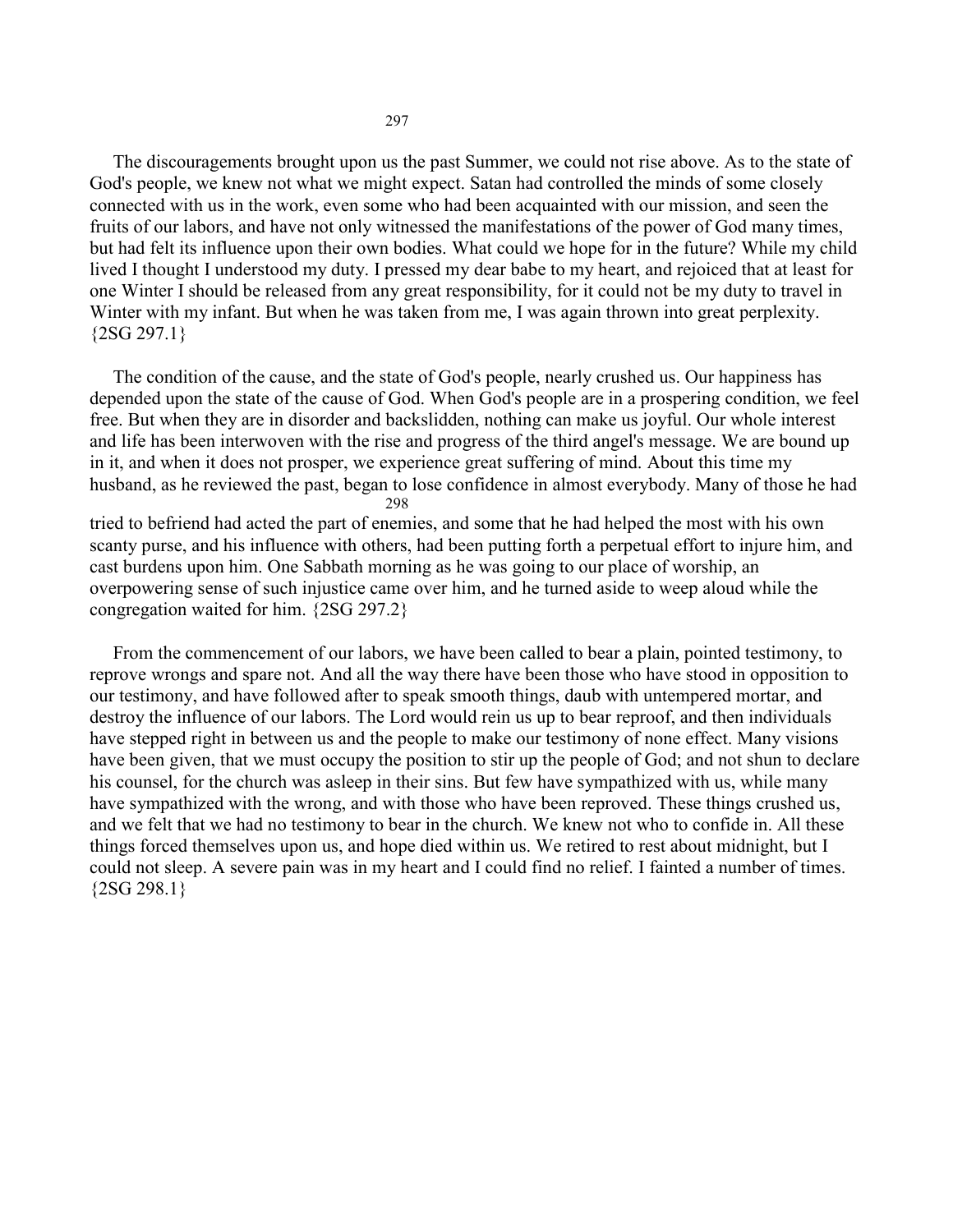The discouragements brought upon us the past Summer, we could not rise above. As to the state of God's people, we knew not what we might expect. Satan had controlled the minds of some closely connected with us in the work, even some who had been acquainted with our mission, and seen the fruits of our labors, and have not only witnessed the manifestations of the power of God many times, but had felt its influence upon their own bodies. What could we hope for in the future? While my child lived I thought I understood my duty. I pressed my dear babe to my heart, and rejoiced that at least for one Winter I should be released from any great responsibility, for it could not be my duty to travel in Winter with my infant. But when he was taken from me, I was again thrown into great perplexity. {2SG 297.1}

The condition of the cause, and the state of God's people, nearly crushed us. Our happiness has depended upon the state of the cause of God. When God's people are in a prospering condition, we feel free. But when they are in disorder and backslidden, nothing can make us joyful. Our whole interest and life has been interwoven with the rise and progress of the third angel's message. We are bound up in it, and when it does not prosper, we experience great suffering of mind. About this time my husband, as he reviewed the past, began to lose confidence in almost everybody. Many of those he had tried to befriend had acted the part of enemies, and some that he had helped the most with his own scanty purse, and his influence with others, had been putting forth a perpetual effort to injure him, and cast burdens upon him. One Sabbath morning as he was going to our place of worship, an overpowering sense of such injustice came over him, and he turned aside to weep aloud while the congregation waited for him. {2SG 297.2}

From the commencement of our labors, we have been called to bear a plain, pointed testimony, to reprove wrongs and spare not. And all the way there have been those who have stood in opposition to our testimony, and have followed after to speak smooth things, daub with untempered mortar, and destroy the influence of our labors. The Lord would rein us up to bear reproof, and then individuals have stepped right in between us and the people to make our testimony of none effect. Many visions have been given, that we must occupy the position to stir up the people of God; and not shun to declare his counsel, for the church was asleep in their sins. But few have sympathized with us, while many have sympathized with the wrong, and with those who have been reproved. These things crushed us, and we felt that we had no testimony to bear in the church. We knew not who to confide in. All these things forced themselves upon us, and hope died within us. We retired to rest about midnight, but I could not sleep. A severe pain was in my heart and I could find no relief. I fainted a number of times. {2SG 298.1}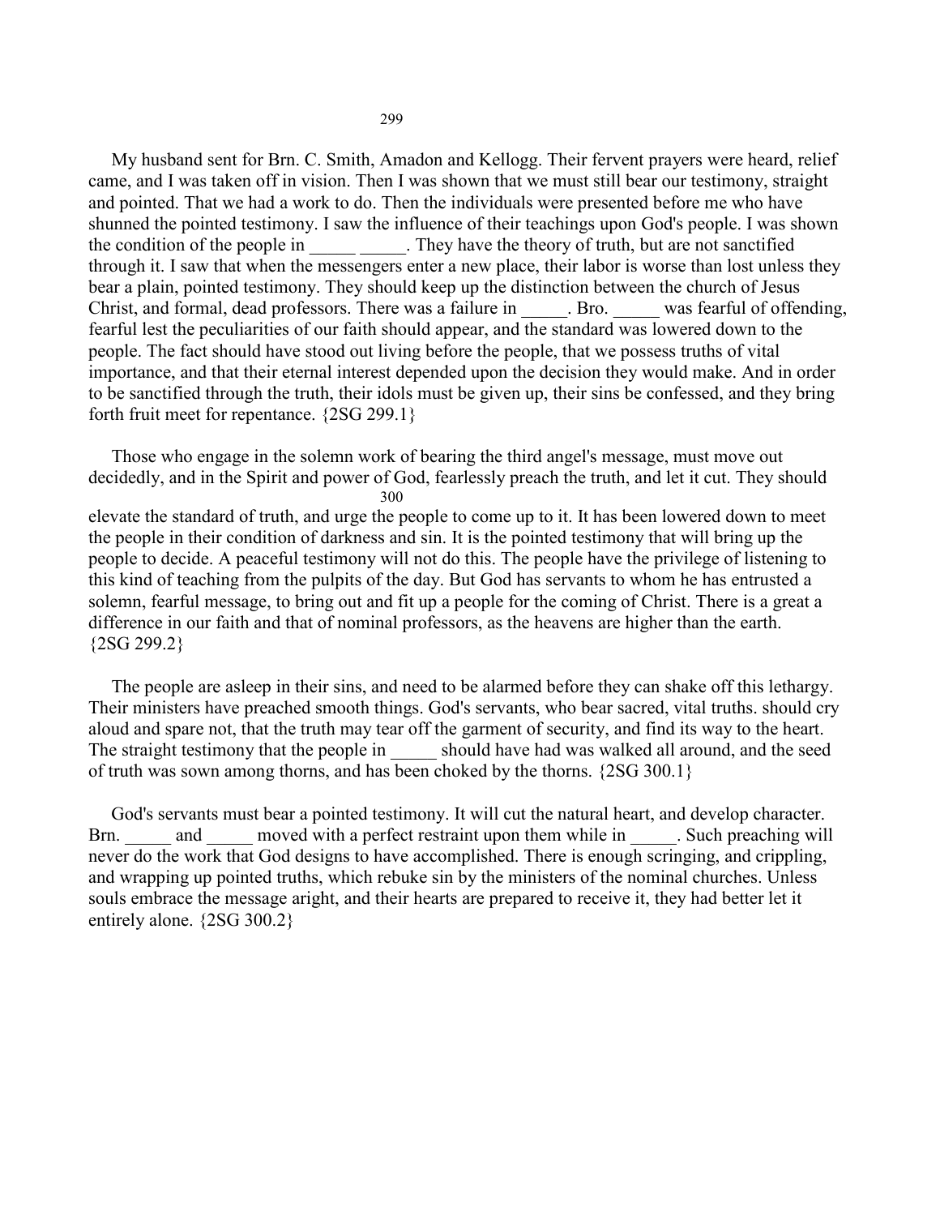My husband sent for Brn. C. Smith, Amadon and Kellogg. Their fervent prayers were heard, relief came, and I was taken off in vision. Then I was shown that we must still bear our testimony, straight and pointed. That we had a work to do. Then the individuals were presented before me who have shunned the pointed testimony. I saw the influence of their teachings upon God's people. I was shown the condition of the people in _____ _____. They have the theory of truth, but are not sanctified through it. I saw that when the messengers enter a new place, their labor is worse than lost unless they bear a plain, pointed testimony. They should keep up the distinction between the church of Jesus Christ, and formal, dead professors. There was a failure in _____. Bro. _____ was fearful of offending, fearful lest the peculiarities of our faith should appear, and the standard was lowered down to the people. The fact should have stood out living before the people, that we possess truths of vital importance, and that their eternal interest depended upon the decision they would make. And in order to be sanctified through the truth, their idols must be given up, their sins be confessed, and they bring forth fruit meet for repentance. {2SG 299.1}

Those who engage in the solemn work of bearing the third angel's message, must move out decidedly, and in the Spirit and power of God, fearlessly preach the truth, and let it cut. They should elevate the standard of truth, and urge the people to come up to it. It has been lowered down to meet the people in their condition of darkness and sin. It is the pointed testimony that will bring up the people to decide. A peaceful testimony will not do this. The people have the privilege of listening to this kind of teaching from the pulpits of the day. But God has servants to whom he has entrusted a solemn, fearful message, to bring out and fit up a people for the coming of Christ. There is a great a difference in our faith and that of nominal professors, as the heavens are higher than the earth. {2SG 299.2}

The people are asleep in their sins, and need to be alarmed before they can shake off this lethargy. Their ministers have preached smooth things. God's servants, who bear sacred, vital truths. should cry aloud and spare not, that the truth may tear off the garment of security, and find its way to the heart. The straight testimony that the people in _____ should have had was walked all around, and the seed of truth was sown among thorns, and has been choked by the thorns. {2SG 300.1}

God's servants must bear a pointed testimony. It will cut the natural heart, and develop character. Brn. _____ and _____ moved with a perfect restraint upon them while in _____. Such preaching will never do the work that God designs to have accomplished. There is enough scringing, and crippling, and wrapping up pointed truths, which rebuke sin by the ministers of the nominal churches. Unless souls embrace the message aright, and their hearts are prepared to receive it, they had better let it entirely alone. {2SG 300.2}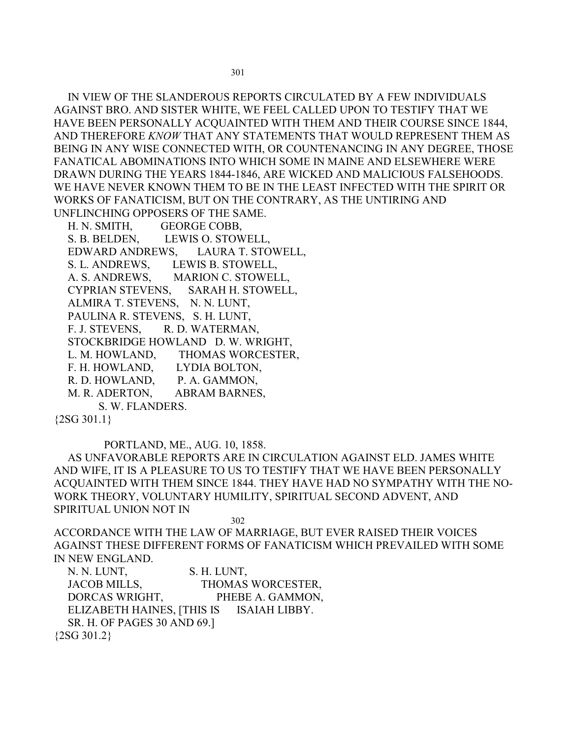IN VIEW OF THE SLANDEROUS REPORTS CIRCULATED BY A FEW INDIVIDUALS AGAINST BRO. AND SISTER WHITE, WE FEEL CALLED UPON TO TESTIFY THAT WE HAVE BEEN PERSONALLY ACQUAINTED WITH THEM AND THEIR COURSE SINCE 1844, AND THEREFORE *KNOW* THAT ANY STATEMENTS THAT WOULD REPRESENT THEM AS BEING IN ANY WISE CONNECTED WITH, OR COUNTENANCING IN ANY DEGREE, THOSE FANATICAL ABOMINATIONS INTO WHICH SOME IN MAINE AND ELSEWHERE WERE DRAWN DURING THE YEARS 1844-1846, ARE WICKED AND MALICIOUS FALSEHOODS. WE HAVE NEVER KNOWN THEM TO BE IN THE LEAST INFECTED WITH THE SPIRIT OR WORKS OF FANATICISM, BUT ON THE CONTRARY, AS THE UNTIRING AND UNFLINCHING OPPOSERS OF THE SAME.

H. N. SMITH, GEORGE COBB,
S. B. BELDEN, LEWIS O. STOWELL,
EDWARD ANDREWS, LAURA T. STOWELL,
S. L. ANDREWS, LEWIS B. STOWELL,
A. S. ANDREWS, MARION C. STOWELL,
CYPRIAN STEVENS, SARAH H. STOWELL,
ALMIRA T. STEVENS, N. N. LUNT,
PAULINA R. STEVENS, S. H. LUNT,
F. J. STEVENS, R. D. WATERMAN,
STOCKBRIDGE HOWLAND D. W. WRIGHT,
L. M. HOWLAND, THOMAS WORCESTER,
F. H. HOWLAND, LYDIA BOLTON,
R. D. HOWLAND, P. A. GAMMON,
M. R. ADERTON, ABRAM BARNES,
S. W. FLANDERS.

{2SG 301.1}

PORTLAND, ME., AUG. 10, 1858.

AS UNFAVORABLE REPORTS ARE IN CIRCULATION AGAINST ELD. JAMES WHITE AND WIFE, IT IS A PLEASURE TO US TO TESTIFY THAT WE HAVE BEEN PERSONALLY ACQUAINTED WITH THEM SINCE 1844. THEY HAVE HAD NO SYMPATHY WITH THE NO-WORK THEORY, VOLUNTARY HUMILITY, SPIRITUAL SECOND ADVENT, AND SPIRITUAL UNION NOT IN ACCORDANCE WITH THE LAW OF MARRIAGE, BUT EVER RAISED THEIR VOICES AGAINST THESE DIFFERENT FORMS OF FANATICISM WHICH PREVAILED WITH SOME IN NEW ENGLAND.

N. N. LUNT, S. H. LUNT,
JACOB MILLS, THOMAS WORCESTER,
DORCAS WRIGHT, PHEBE A. GAMMON,
ELIZABETH HAINES, [THIS IS SR. H. OF PAGES 30 AND 69.] ISAIAH LIBBY.

{2SG 301.2}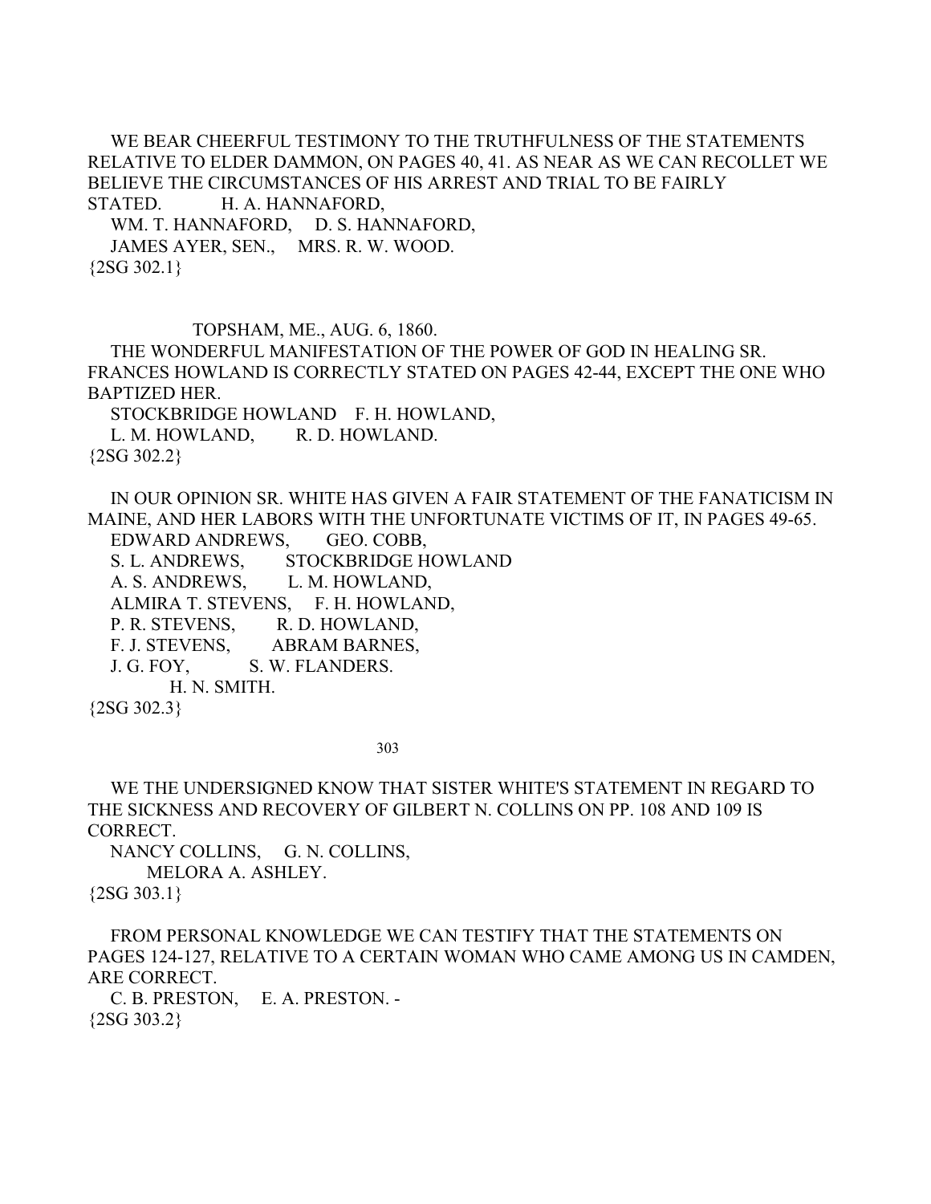WE BEAR CHEERFUL TESTIMONY TO THE TRUTHFULNESS OF THE STATEMENTS RELATIVE TO ELDER DAMMON, ON PAGES 40, 41. AS NEAR AS WE CAN RECOLLET WE BELIEVE THE CIRCUMSTANCES OF HIS ARREST AND TRIAL TO BE FAIRLY STATED. H. A. HANNAFORD,
WM. T. HANNAFORD, D. S. HANNAFORD,
JAMES AYER, SEN., MRS. R. W. WOOD.
{2SG 302.1}

TOPSHAM, ME., AUG. 6, 1860.
THE WONDERFUL MANIFESTATION OF THE POWER OF GOD IN HEALING SR. FRANCES HOWLAND IS CORRECTLY STATED ON PAGES 42-44, EXCEPT THE ONE WHO BAPTIZED HER.
STOCKBRIDGE HOWLAND F. H. HOWLAND,
L. M. HOWLAND, R. D. HOWLAND.
{2SG 302.2}

IN OUR OPINION SR. WHITE HAS GIVEN A FAIR STATEMENT OF THE FANATICISM IN MAINE, AND HER LABORS WITH THE UNFORTUNATE VICTIMS OF IT, IN PAGES 49-65.
EDWARD ANDREWS, GEO. COBB,
S. L. ANDREWS, STOCKBRIDGE HOWLAND
A. S. ANDREWS, L. M. HOWLAND,
ALMIRA T. STEVENS, F. H. HOWLAND,
P. R. STEVENS, R. D. HOWLAND,
F. J. STEVENS, ABRAM BARNES,
J. G. FOY, S. W. FLANDERS.
H. N. SMITH.
{2SG 302.3}

WE THE UNDERSIGNED KNOW THAT SISTER WHITE'S STATEMENT IN REGARD TO THE SICKNESS AND RECOVERY OF GILBERT N. COLLINS ON PP. 108 AND 109 IS CORRECT.
NANCY COLLINS, G. N. COLLINS,
MELORA A. ASHLEY.
{2SG 303.1}

FROM PERSONAL KNOWLEDGE WE CAN TESTIFY THAT THE STATEMENTS ON PAGES 124-127, RELATIVE TO A CERTAIN WOMAN WHO CAME AMONG US IN CAMDEN, ARE CORRECT.
C. B. PRESTON, E. A. PRESTON. -
{2SG 303.2}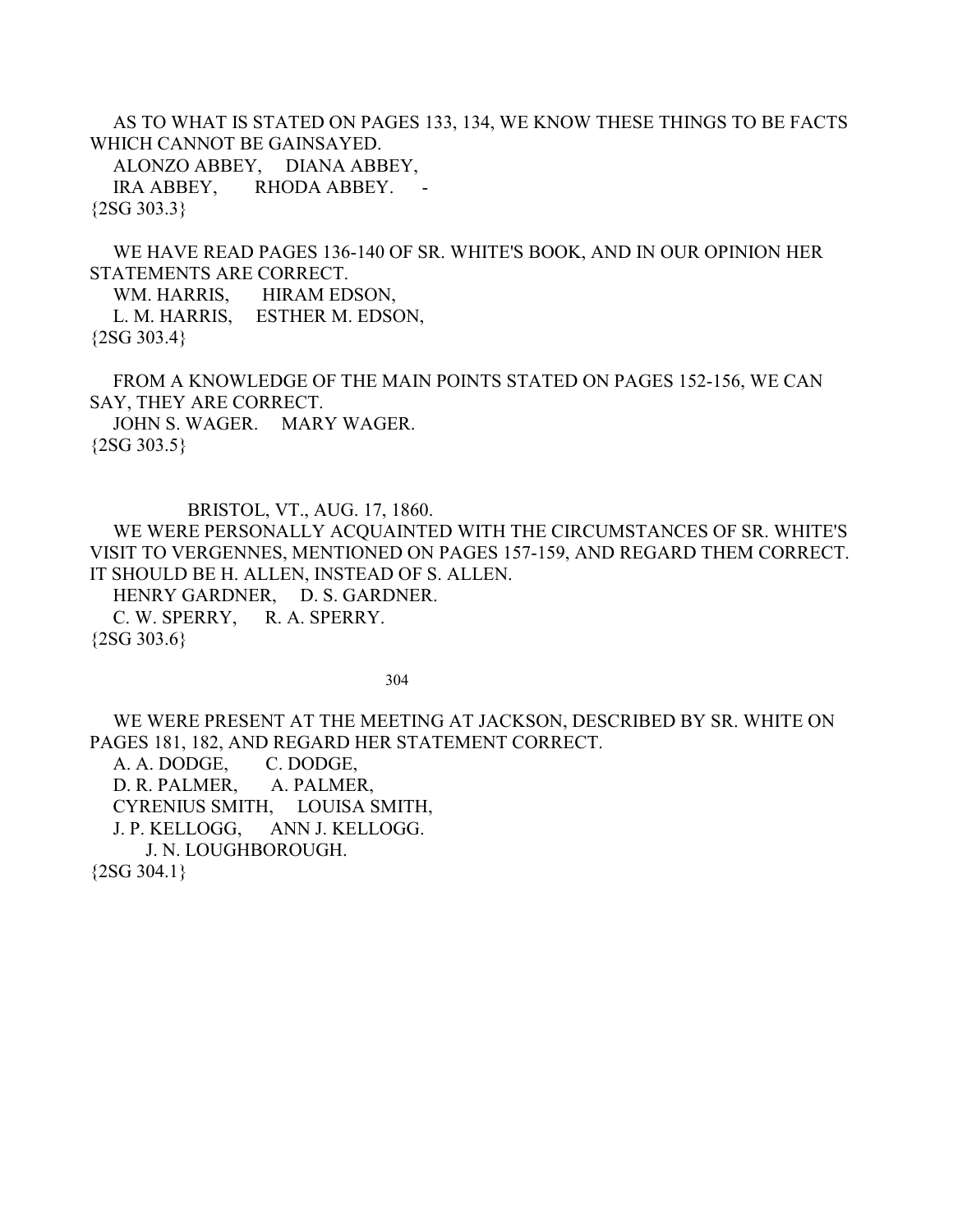AS TO WHAT IS STATED ON PAGES 133, 134, WE KNOW THESE THINGS TO BE FACTS WHICH CANNOT BE GAINSAYED.

ALONZO ABBEY, DIANA ABBEY,
IRA ABBEY, RHODA ABBEY. -
{2SG 303.3}

WE HAVE READ PAGES 136-140 OF SR. WHITE'S BOOK, AND IN OUR OPINION HER STATEMENTS ARE CORRECT.

WM. HARRIS, HIRAM EDSON,
L. M. HARRIS, ESTHER M. EDSON,
{2SG 303.4}

FROM A KNOWLEDGE OF THE MAIN POINTS STATED ON PAGES 152-156, WE CAN SAY, THEY ARE CORRECT.

JOHN S. WAGER. MARY WAGER.
{2SG 303.5}

BRISTOL, VT., AUG. 17, 1860.

WE WERE PERSONALLY ACQUAINTED WITH THE CIRCUMSTANCES OF SR. WHITE'S VISIT TO VERGENNES, MENTIONED ON PAGES 157-159, AND REGARD THEM CORRECT. IT SHOULD BE H. ALLEN, INSTEAD OF S. ALLEN.

HENRY GARDNER, D. S. GARDNER.
C. W. SPERRY, R. A. SPERRY.
{2SG 303.6}

WE WERE PRESENT AT THE MEETING AT JACKSON, DESCRIBED BY SR. WHITE ON PAGES 181, 182, AND REGARD HER STATEMENT CORRECT.

A. A. DODGE, C. DODGE,
D. R. PALMER, A. PALMER,
CYRENIUS SMITH, LOUISA SMITH,
J. P. KELLOGG, ANN J. KELLOGG.
J. N. LOUGHBOROUGH.
{2SG 304.1}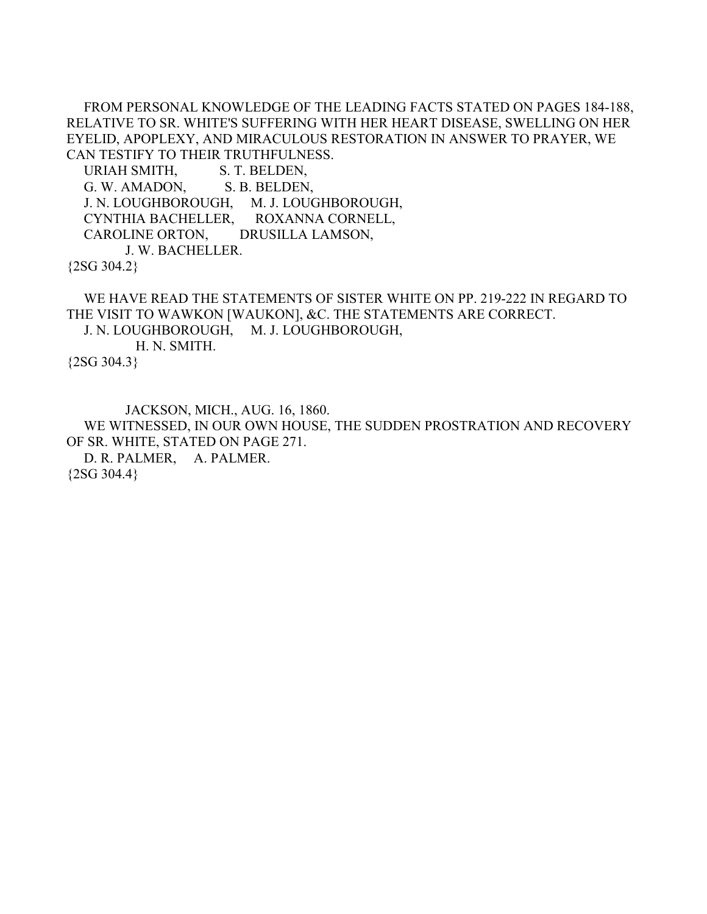FROM PERSONAL KNOWLEDGE OF THE LEADING FACTS STATED ON PAGES 184-188, RELATIVE TO SR. WHITE'S SUFFERING WITH HER HEART DISEASE, SWELLING ON HER EYELID, APOPLEXY, AND MIRACULOUS RESTORATION IN ANSWER TO PRAYER, WE CAN TESTIFY TO THEIR TRUTHFULNESS.

URIAH SMITH, S. T. BELDEN,
G. W. AMADON, S. B. BELDEN,
J. N. LOUGHBOROUGH, M. J. LOUGHBOROUGH,
CYNTHIA BACHELLER, ROXANNA CORNELL,
CAROLINE ORTON, DRUSILLA LAMSON,
J. W. BACHELLER.

{2SG 304.2}

WE HAVE READ THE STATEMENTS OF SISTER WHITE ON PP. 219-222 IN REGARD TO THE VISIT TO WAWKON [WAUKON], &C. THE STATEMENTS ARE CORRECT.

J. N. LOUGHBOROUGH, M. J. LOUGHBOROUGH,
H. N. SMITH.

{2SG 304.3}

JACKSON, MICH., AUG. 16, 1860.

WE WITNESSED, IN OUR OWN HOUSE, THE SUDDEN PROSTRATION AND RECOVERY OF SR. WHITE, STATED ON PAGE 271.

D. R. PALMER, A. PALMER.

{2SG 304.4}